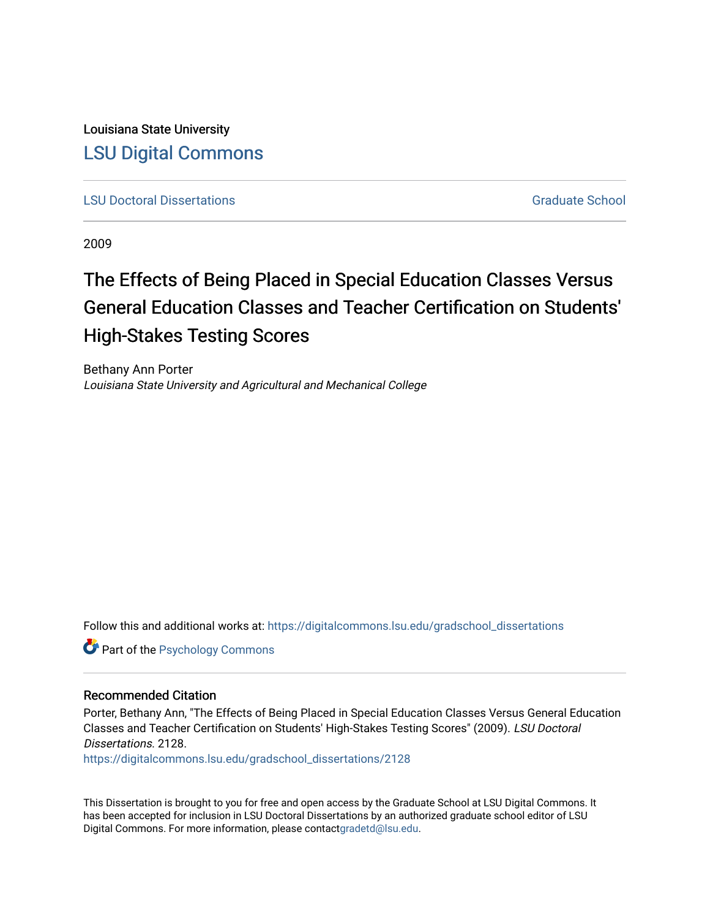Louisiana State University

# LSU Digital Commons

LSU Doctoral Dissertations | Graduate School

2009

## The Effects of Being Placed in Special Education Classes Versus General Education Classes and Teacher Certification on Students' High-Stakes Testing Scores

Bethany Ann Porter

*Louisiana State University and Agricultural and Mechanical College*

Follow this and additional works at: https://digitalcommons.lsu.edu/gradschool_dissertations

Part of the Psychology Commons

### Recommended Citation

Porter, Bethany Ann, "The Effects of Being Placed in Special Education Classes Versus General Education Classes and Teacher Certification on Students' High-Stakes Testing Scores" (2009). *LSU Doctoral Dissertations*. 2128.
https://digitalcommons.lsu.edu/gradschool_dissertations/2128

This Dissertation is brought to you for free and open access by the Graduate School at LSU Digital Commons. It has been accepted for inclusion in LSU Doctoral Dissertations by an authorized graduate school editor of LSU Digital Commons. For more information, please contactgradetd@lsu.edu.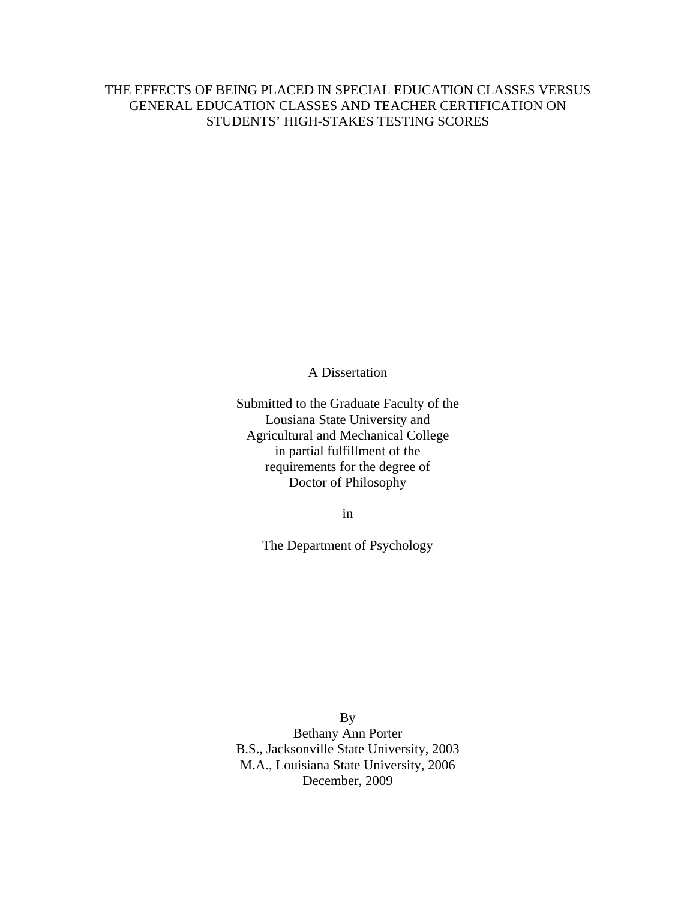# THE EFFECTS OF BEING PLACED IN SPECIAL EDUCATION CLASSES VERSUS GENERAL EDUCATION CLASSES AND TEACHER CERTIFICATION ON STUDENTS' HIGH-STAKES TESTING SCORES

A Dissertation

Submitted to the Graduate Faculty of the
Lousiana State University and
Agricultural and Mechanical College
in partial fulfillment of the
requirements for the degree of
Doctor of Philosophy

in

The Department of Psychology

By
Bethany Ann Porter
B.S., Jacksonville State University, 2003
M.A., Louisiana State University, 2006
December, 2009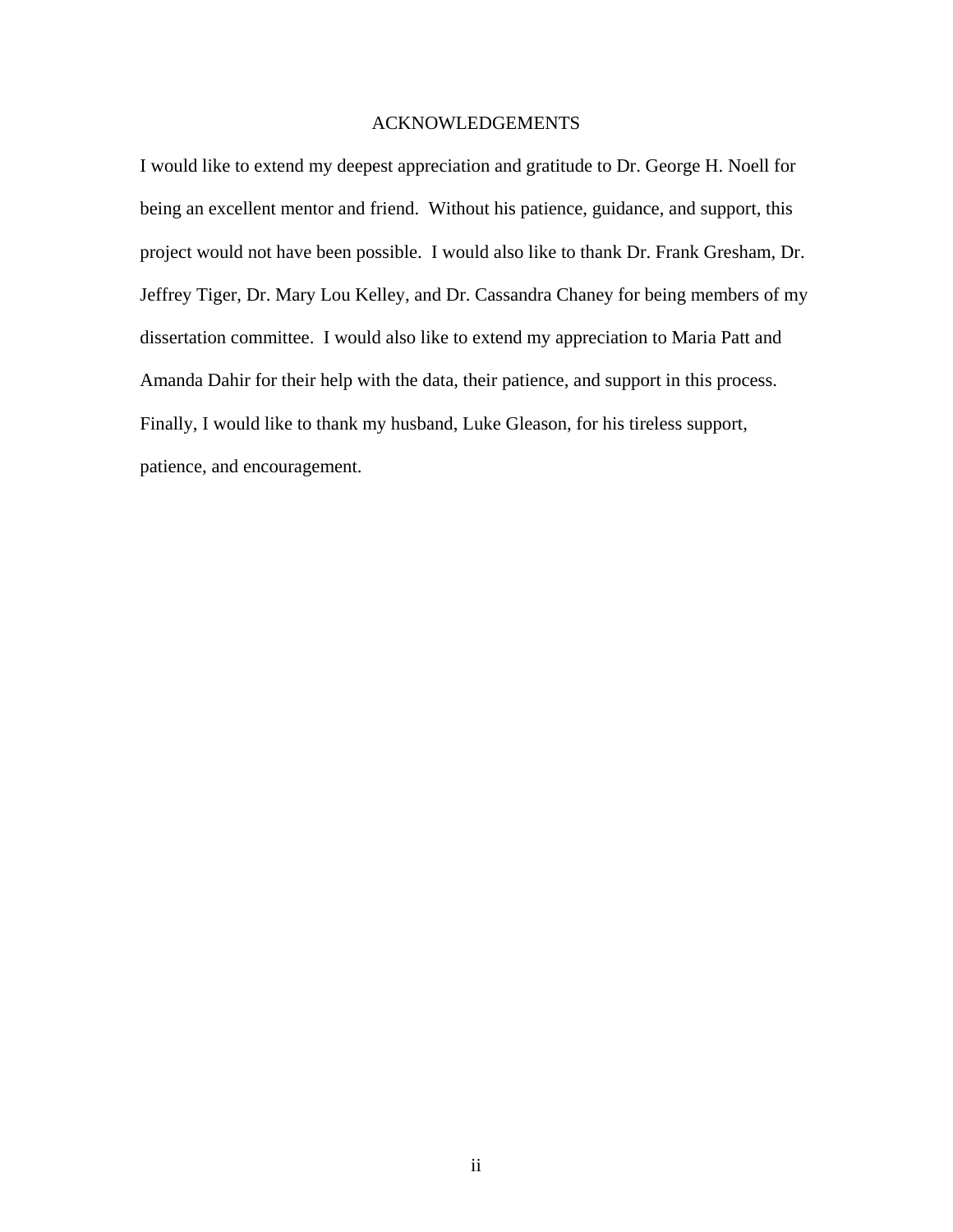# ACKNOWLEDGEMENTS

I would like to extend my deepest appreciation and gratitude to Dr. George H. Noell for being an excellent mentor and friend. Without his patience, guidance, and support, this project would not have been possible. I would also like to thank Dr. Frank Gresham, Dr. Jeffrey Tiger, Dr. Mary Lou Kelley, and Dr. Cassandra Chaney for being members of my dissertation committee. I would also like to extend my appreciation to Maria Patt and Amanda Dahir for their help with the data, their patience, and support in this process. Finally, I would like to thank my husband, Luke Gleason, for his tireless support, patience, and encouragement.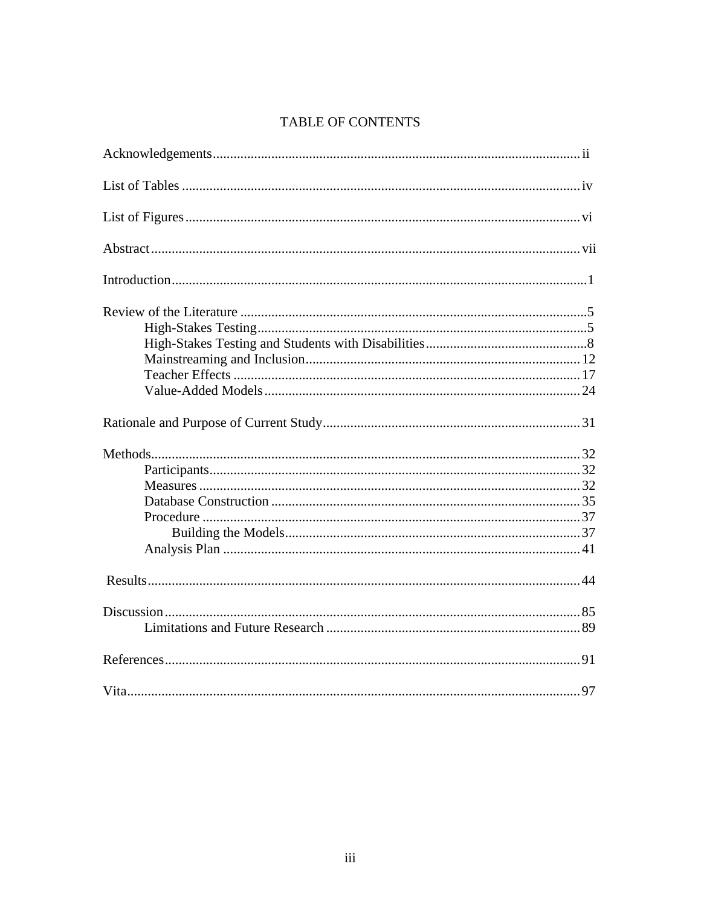# TABLE OF CONTENTS

Acknowledgements .......................................................................................................... ii

List of Tables ................................................................................................................... iv

List of Figures .................................................................................................................. vi

Abstract ........................................................................................................................... vii

Introduction ....................................................................................................................... 1

Review of the Literature .................................................................................................... 5
- High-Stakes Testing ................................................................................................ 5
- High-Stakes Testing and Students with Disabilities ................................................. 8
- Mainstreaming and Inclusion .................................................................................. 12
- Teacher Effects ....................................................................................................... 17
- Value-Added Models ............................................................................................... 24

Rationale and Purpose of Current Study .......................................................................... 31

Methods ............................................................................................................................ 32
- Participants ............................................................................................................. 32
- Measures ................................................................................................................. 32
- Database Construction ............................................................................................ 35
- Procedure ............................................................................................................... 37
    - Building the Models ............................................................................................ 37
- Analysis Plan .......................................................................................................... 41

Results .............................................................................................................................. 44

Discussion ......................................................................................................................... 85
- Limitations and Future Research ............................................................................ 89

References ......................................................................................................................... 91

Vita .................................................................................................................................... 97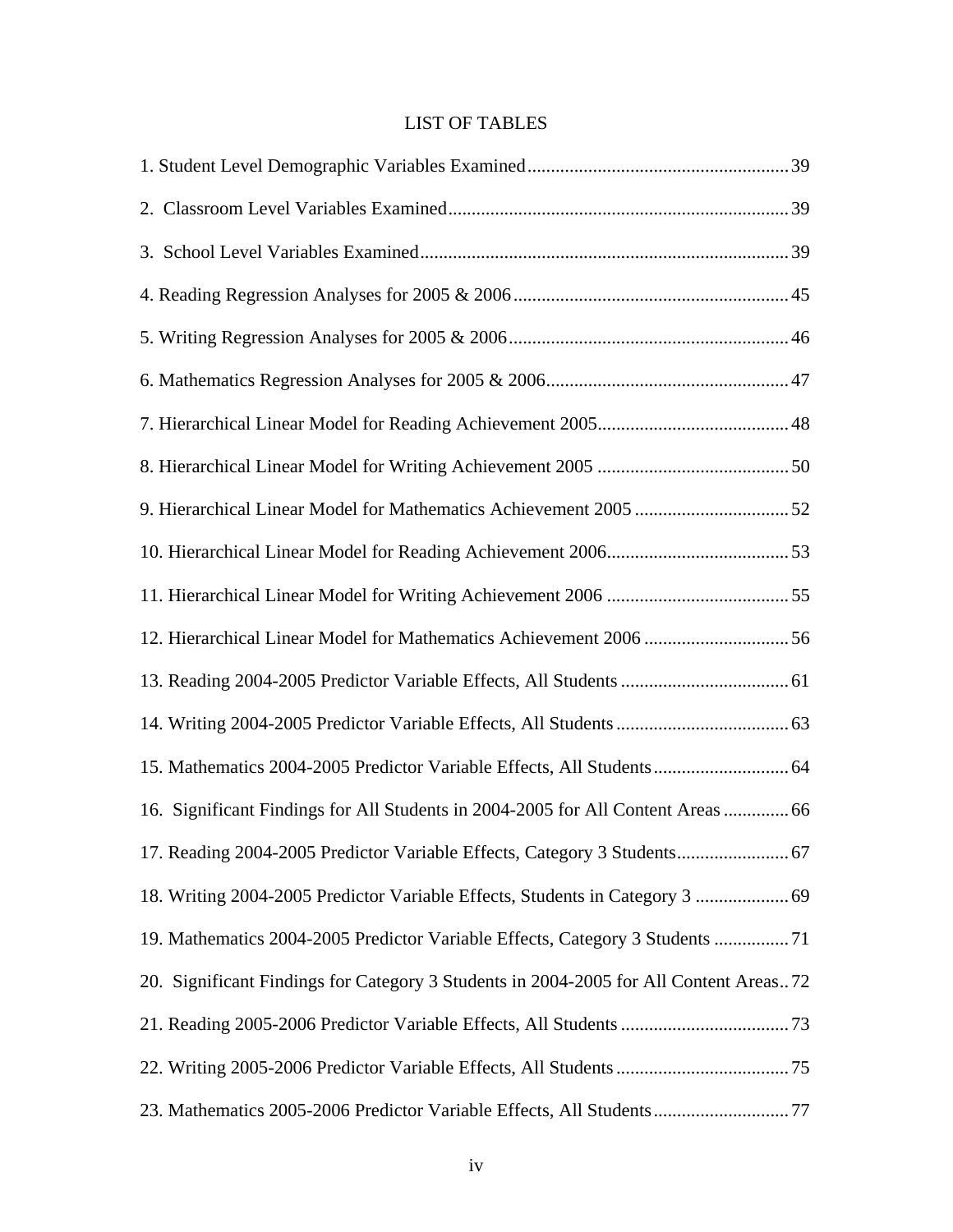# LIST OF TABLES

1. Student Level Demographic Variables Examined ........................................................ 39

2. Classroom Level Variables Examined ........................................................................ 39

3. School Level Variables Examined .............................................................................. 39

4. Reading Regression Analyses for 2005 & 2006 ........................................................... 45

5. Writing Regression Analyses for 2005 & 2006 ............................................................ 46

6. Mathematics Regression Analyses for 2005 & 2006 .................................................... 47

7. Hierarchical Linear Model for Reading Achievement 2005 .......................................... 48

8. Hierarchical Linear Model for Writing Achievement 2005 .......................................... 50

9. Hierarchical Linear Model for Mathematics Achievement 2005 ................................. 52

10. Hierarchical Linear Model for Reading Achievement 2006 ....................................... 53

11. Hierarchical Linear Model for Writing Achievement 2006 ....................................... 55

12. Hierarchical Linear Model for Mathematics Achievement 2006 ............................... 56

13. Reading 2004-2005 Predictor Variable Effects, All Students .................................... 61

14. Writing 2004-2005 Predictor Variable Effects, All Students ..................................... 63

15. Mathematics 2004-2005 Predictor Variable Effects, All Students ............................. 64

16. Significant Findings for All Students in 2004-2005 for All Content Areas .............. 66

17. Reading 2004-2005 Predictor Variable Effects, Category 3 Students ........................ 67

18. Writing 2004-2005 Predictor Variable Effects, Students in Category 3 .................... 69

19. Mathematics 2004-2005 Predictor Variable Effects, Category 3 Students ................ 71

20. Significant Findings for Category 3 Students in 2004-2005 for All Content Areas .. 72

21. Reading 2005-2006 Predictor Variable Effects, All Students .................................... 73

22. Writing 2005-2006 Predictor Variable Effects, All Students ..................................... 75

23. Mathematics 2005-2006 Predictor Variable Effects, All Students ............................. 77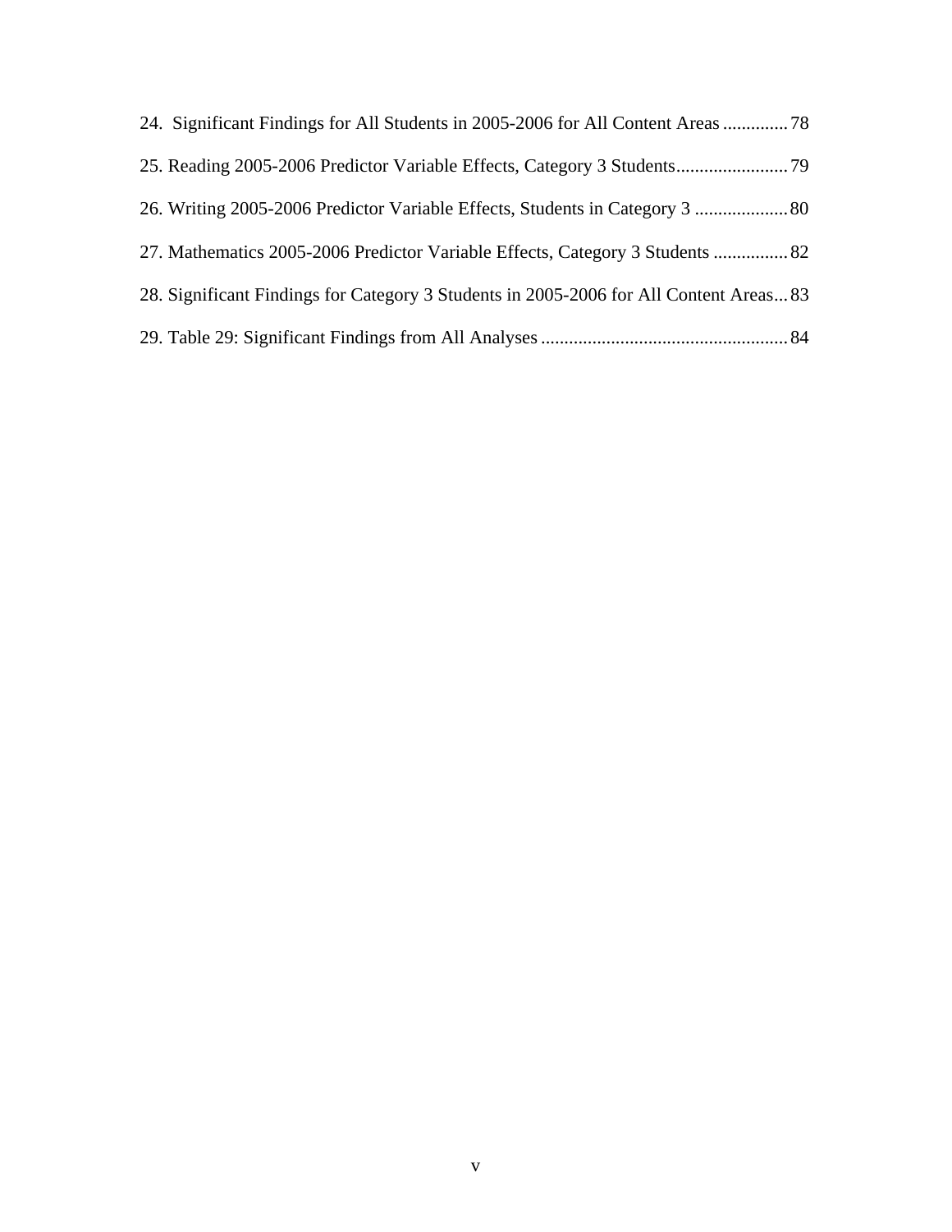24. Significant Findings for All Students in 2005-2006 for All Content Areas .............. 78

25. Reading 2005-2006 Predictor Variable Effects, Category 3 Students........................ 79

26. Writing 2005-2006 Predictor Variable Effects, Students in Category 3 .................... 80

27. Mathematics 2005-2006 Predictor Variable Effects, Category 3 Students ................ 82

28. Significant Findings for Category 3 Students in 2005-2006 for All Content Areas... 83

29. Table 29: Significant Findings from All Analyses ..................................................... 84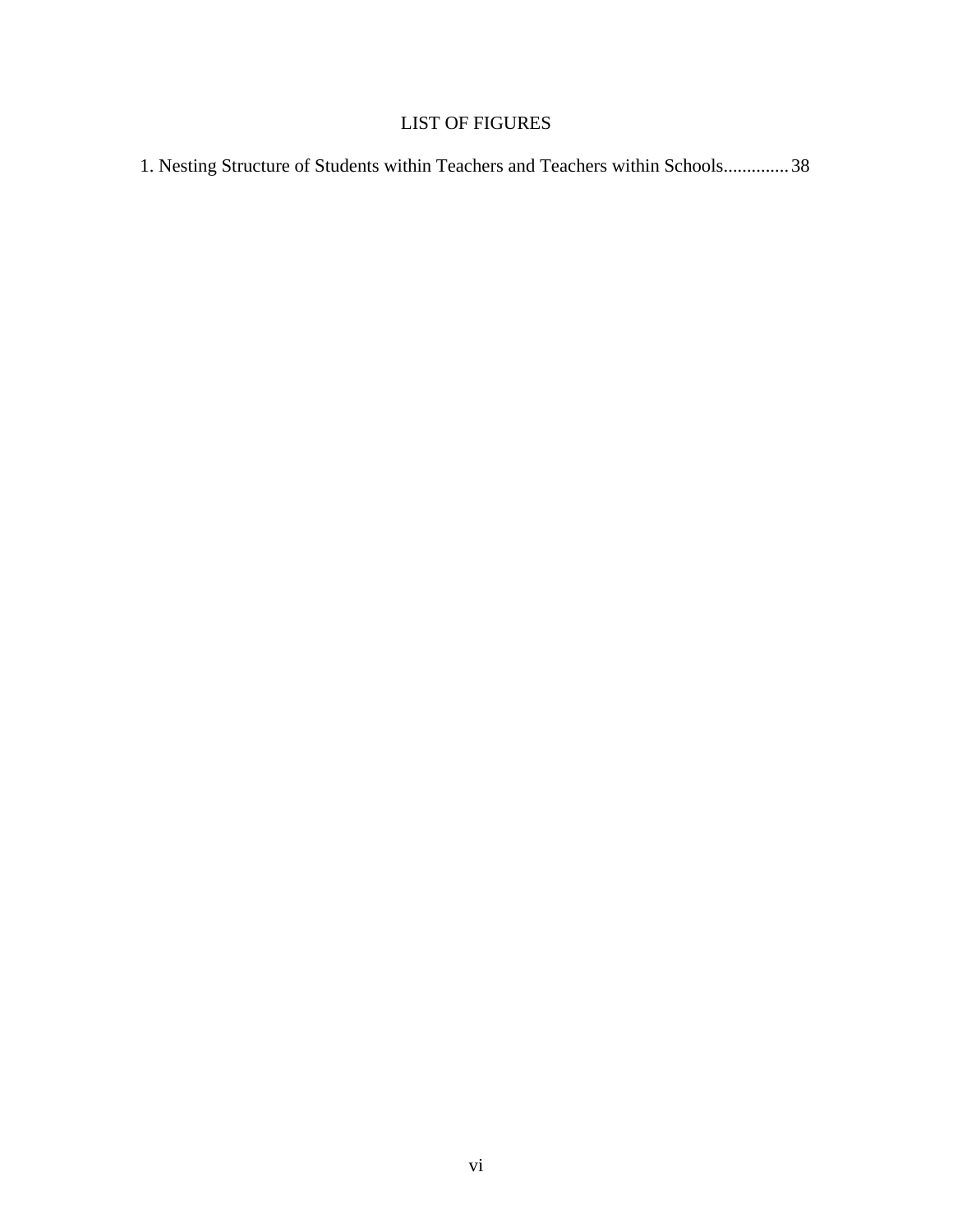# LIST OF FIGURES

1. Nesting Structure of Students within Teachers and Teachers within Schools............. 38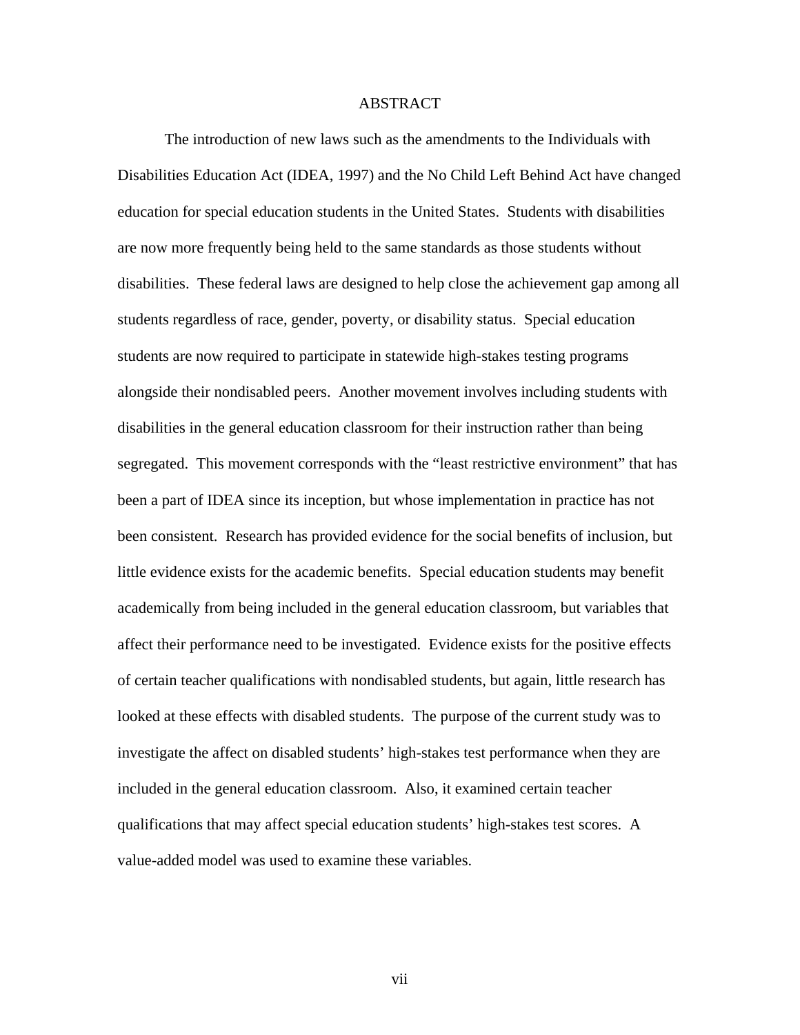# ABSTRACT

The introduction of new laws such as the amendments to the Individuals with Disabilities Education Act (IDEA, 1997) and the No Child Left Behind Act have changed education for special education students in the United States. Students with disabilities are now more frequently being held to the same standards as those students without disabilities. These federal laws are designed to help close the achievement gap among all students regardless of race, gender, poverty, or disability status. Special education students are now required to participate in statewide high-stakes testing programs alongside their nondisabled peers. Another movement involves including students with disabilities in the general education classroom for their instruction rather than being segregated. This movement corresponds with the "least restrictive environment" that has been a part of IDEA since its inception, but whose implementation in practice has not been consistent. Research has provided evidence for the social benefits of inclusion, but little evidence exists for the academic benefits. Special education students may benefit academically from being included in the general education classroom, but variables that affect their performance need to be investigated. Evidence exists for the positive effects of certain teacher qualifications with nondisabled students, but again, little research has looked at these effects with disabled students. The purpose of the current study was to investigate the affect on disabled students' high-stakes test performance when they are included in the general education classroom. Also, it examined certain teacher qualifications that may affect special education students' high-stakes test scores. A value-added model was used to examine these variables.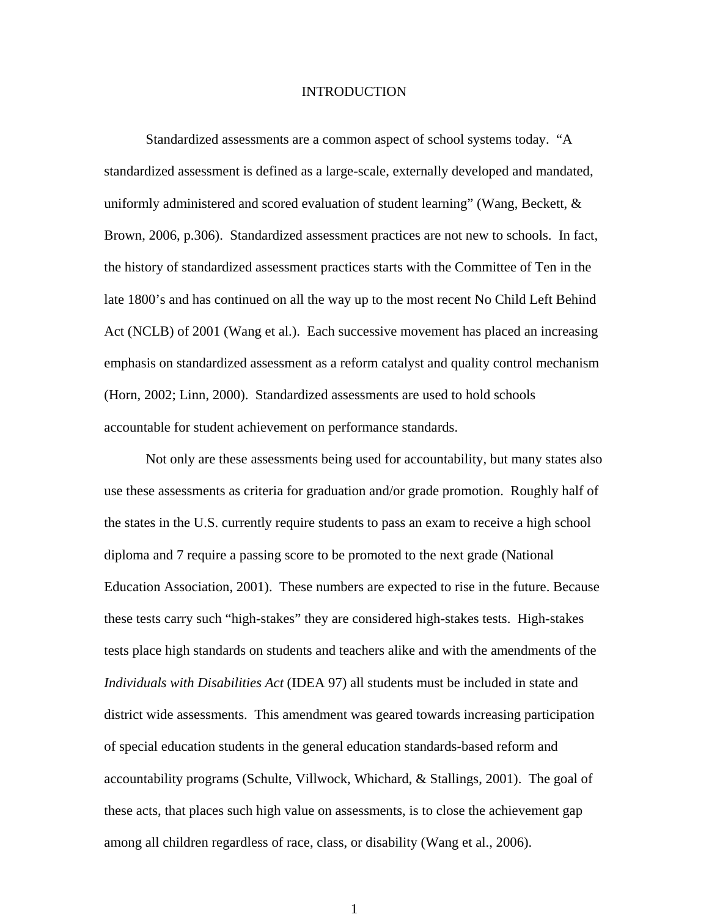# INTRODUCTION

Standardized assessments are a common aspect of school systems today. "A standardized assessment is defined as a large-scale, externally developed and mandated, uniformly administered and scored evaluation of student learning" (Wang, Beckett, & Brown, 2006, p.306). Standardized assessment practices are not new to schools. In fact, the history of standardized assessment practices starts with the Committee of Ten in the late 1800's and has continued on all the way up to the most recent No Child Left Behind Act (NCLB) of 2001 (Wang et al.). Each successive movement has placed an increasing emphasis on standardized assessment as a reform catalyst and quality control mechanism (Horn, 2002; Linn, 2000). Standardized assessments are used to hold schools accountable for student achievement on performance standards.

Not only are these assessments being used for accountability, but many states also use these assessments as criteria for graduation and/or grade promotion. Roughly half of the states in the U.S. currently require students to pass an exam to receive a high school diploma and 7 require a passing score to be promoted to the next grade (National Education Association, 2001). These numbers are expected to rise in the future. Because these tests carry such "high-stakes" they are considered high-stakes tests. High-stakes tests place high standards on students and teachers alike and with the amendments of the *Individuals with Disabilities Act* (IDEA 97) all students must be included in state and district wide assessments. This amendment was geared towards increasing participation of special education students in the general education standards-based reform and accountability programs (Schulte, Villwock, Whichard, & Stallings, 2001). The goal of these acts, that places such high value on assessments, is to close the achievement gap among all children regardless of race, class, or disability (Wang et al., 2006).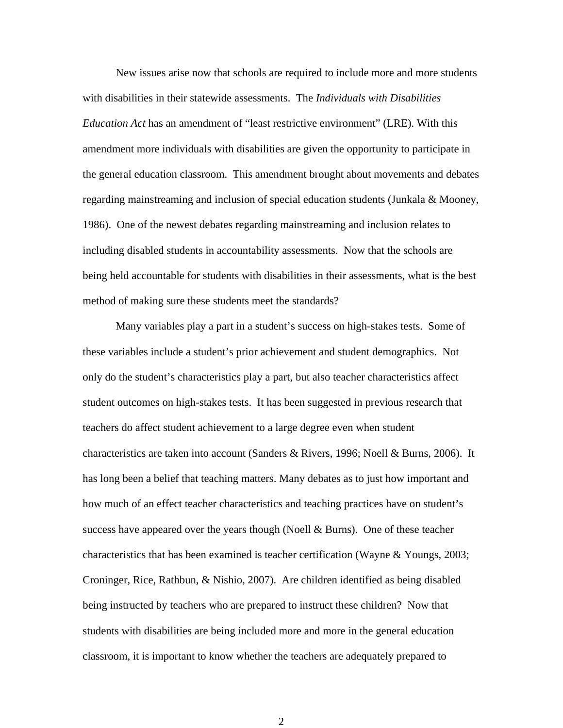New issues arise now that schools are required to include more and more students with disabilities in their statewide assessments. The *Individuals with Disabilities Education Act* has an amendment of "least restrictive environment" (LRE). With this amendment more individuals with disabilities are given the opportunity to participate in the general education classroom. This amendment brought about movements and debates regarding mainstreaming and inclusion of special education students (Junkala & Mooney, 1986). One of the newest debates regarding mainstreaming and inclusion relates to including disabled students in accountability assessments. Now that the schools are being held accountable for students with disabilities in their assessments, what is the best method of making sure these students meet the standards?

Many variables play a part in a student's success on high-stakes tests. Some of these variables include a student's prior achievement and student demographics. Not only do the student's characteristics play a part, but also teacher characteristics affect student outcomes on high-stakes tests. It has been suggested in previous research that teachers do affect student achievement to a large degree even when student characteristics are taken into account (Sanders & Rivers, 1996; Noell & Burns, 2006). It has long been a belief that teaching matters. Many debates as to just how important and how much of an effect teacher characteristics and teaching practices have on student's success have appeared over the years though (Noell & Burns). One of these teacher characteristics that has been examined is teacher certification (Wayne & Youngs, 2003; Croninger, Rice, Rathbun, & Nishio, 2007). Are children identified as being disabled being instructed by teachers who are prepared to instruct these children? Now that students with disabilities are being included more and more in the general education classroom, it is important to know whether the teachers are adequately prepared to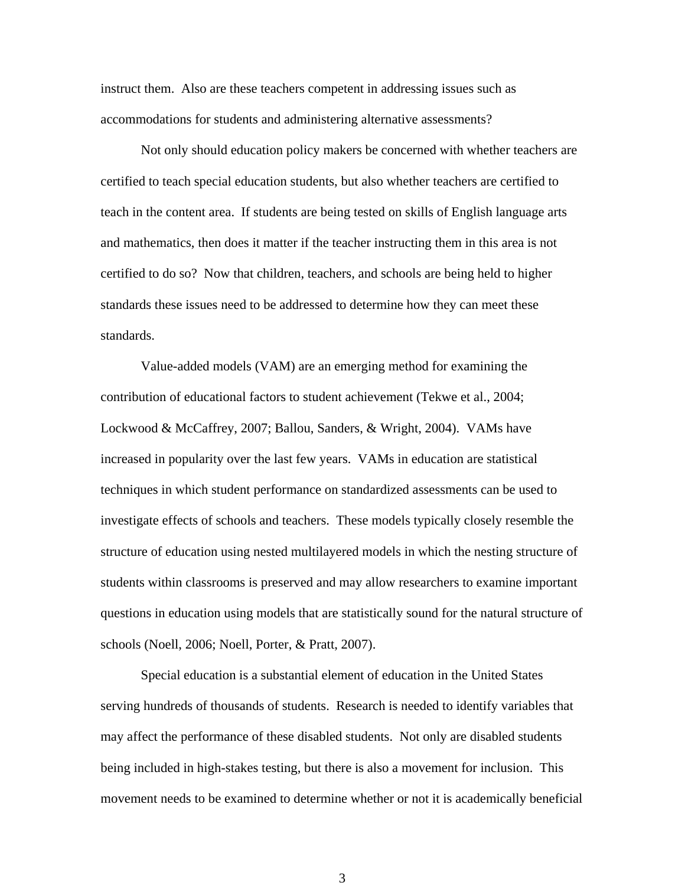instruct them. Also are these teachers competent in addressing issues such as accommodations for students and administering alternative assessments?

Not only should education policy makers be concerned with whether teachers are certified to teach special education students, but also whether teachers are certified to teach in the content area. If students are being tested on skills of English language arts and mathematics, then does it matter if the teacher instructing them in this area is not certified to do so? Now that children, teachers, and schools are being held to higher standards these issues need to be addressed to determine how they can meet these standards.

Value-added models (VAM) are an emerging method for examining the contribution of educational factors to student achievement (Tekwe et al., 2004; Lockwood & McCaffrey, 2007; Ballou, Sanders, & Wright, 2004). VAMs have increased in popularity over the last few years. VAMs in education are statistical techniques in which student performance on standardized assessments can be used to investigate effects of schools and teachers. These models typically closely resemble the structure of education using nested multilayered models in which the nesting structure of students within classrooms is preserved and may allow researchers to examine important questions in education using models that are statistically sound for the natural structure of schools (Noell, 2006; Noell, Porter, & Pratt, 2007).

Special education is a substantial element of education in the United States serving hundreds of thousands of students. Research is needed to identify variables that may affect the performance of these disabled students. Not only are disabled students being included in high-stakes testing, but there is also a movement for inclusion. This movement needs to be examined to determine whether or not it is academically beneficial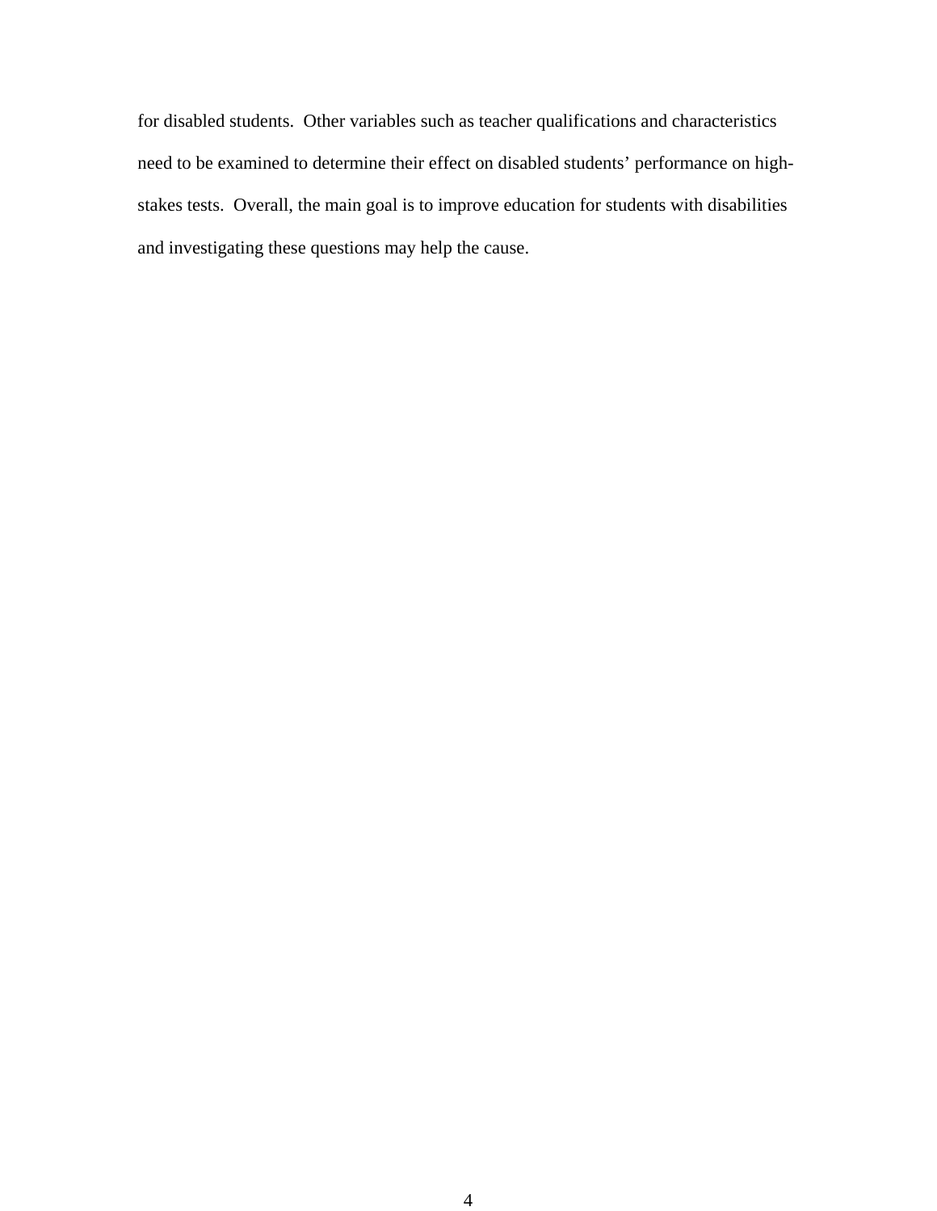for disabled students.  Other variables such as teacher qualifications and characteristics need to be examined to determine their effect on disabled students' performance on high-stakes tests.  Overall, the main goal is to improve education for students with disabilities and investigating these questions may help the cause.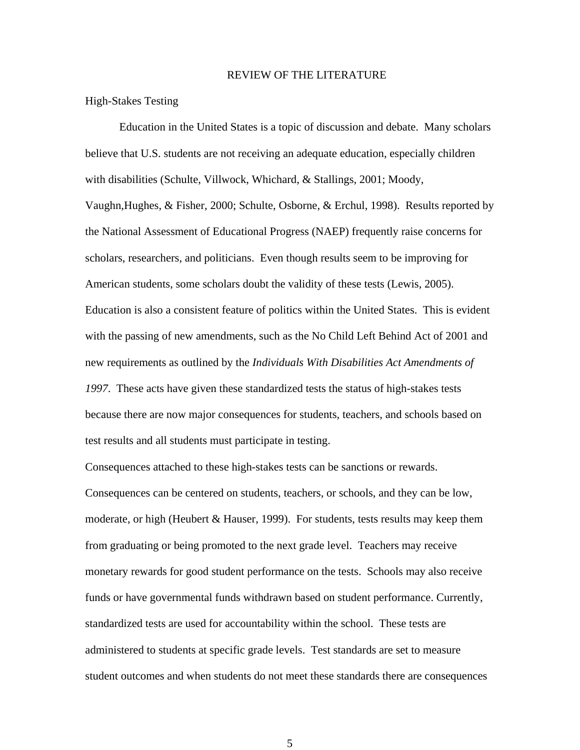# REVIEW OF THE LITERATURE

## High-Stakes Testing

Education in the United States is a topic of discussion and debate. Many scholars believe that U.S. students are not receiving an adequate education, especially children with disabilities (Schulte, Villwock, Whichard, & Stallings, 2001; Moody, Vaughn,Hughes, & Fisher, 2000; Schulte, Osborne, & Erchul, 1998). Results reported by the National Assessment of Educational Progress (NAEP) frequently raise concerns for scholars, researchers, and politicians. Even though results seem to be improving for American students, some scholars doubt the validity of these tests (Lewis, 2005). Education is also a consistent feature of politics within the United States. This is evident with the passing of new amendments, such as the No Child Left Behind Act of 2001 and new requirements as outlined by the *Individuals With Disabilities Act Amendments of 1997*. These acts have given these standardized tests the status of high-stakes tests because there are now major consequences for students, teachers, and schools based on test results and all students must participate in testing.

Consequences attached to these high-stakes tests can be sanctions or rewards. Consequences can be centered on students, teachers, or schools, and they can be low, moderate, or high (Heubert & Hauser, 1999). For students, tests results may keep them from graduating or being promoted to the next grade level. Teachers may receive monetary rewards for good student performance on the tests. Schools may also receive funds or have governmental funds withdrawn based on student performance. Currently, standardized tests are used for accountability within the school. These tests are administered to students at specific grade levels. Test standards are set to measure student outcomes and when students do not meet these standards there are consequences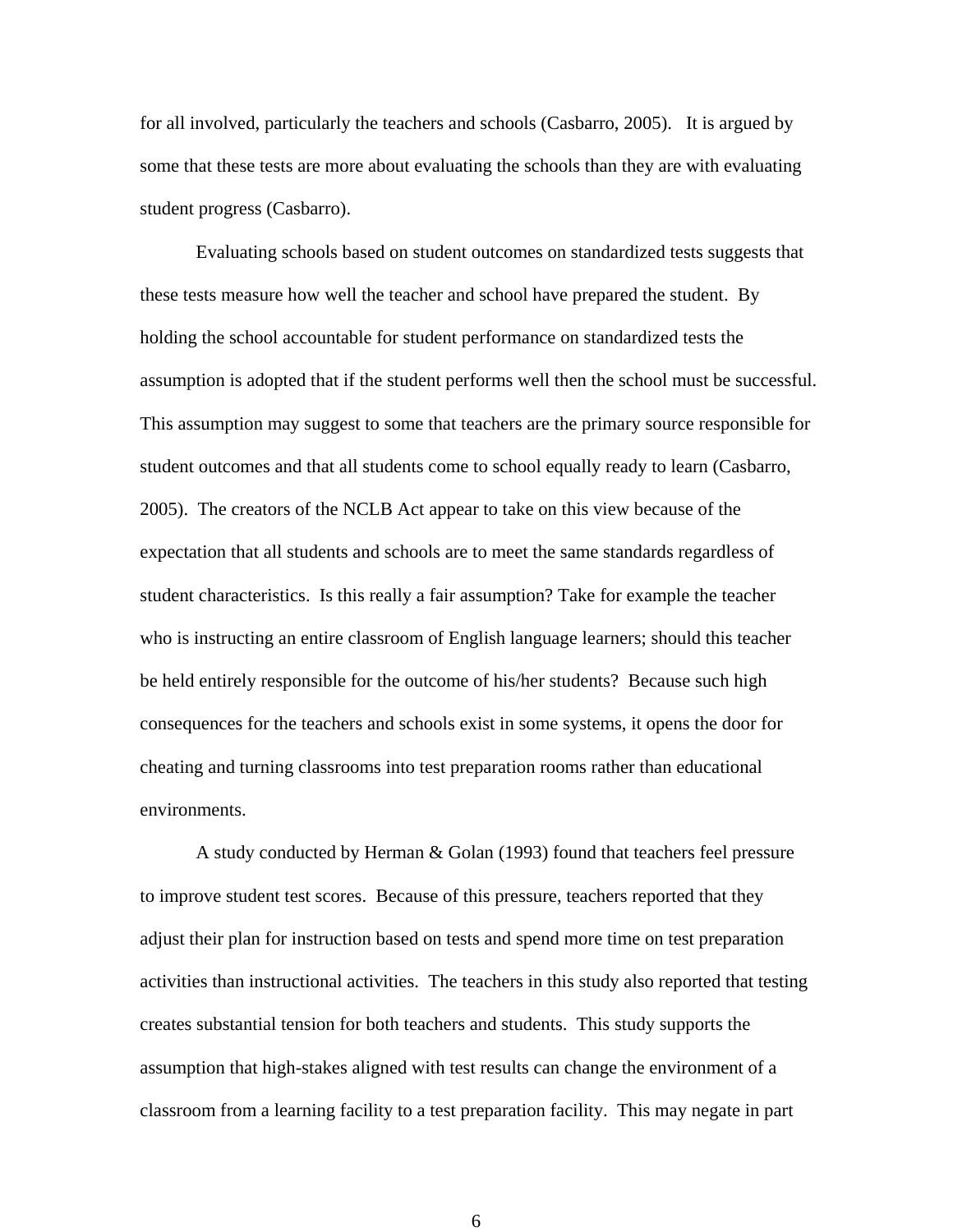for all involved, particularly the teachers and schools (Casbarro, 2005). It is argued by some that these tests are more about evaluating the schools than they are with evaluating student progress (Casbarro).

Evaluating schools based on student outcomes on standardized tests suggests that these tests measure how well the teacher and school have prepared the student. By holding the school accountable for student performance on standardized tests the assumption is adopted that if the student performs well then the school must be successful. This assumption may suggest to some that teachers are the primary source responsible for student outcomes and that all students come to school equally ready to learn (Casbarro, 2005). The creators of the NCLB Act appear to take on this view because of the expectation that all students and schools are to meet the same standards regardless of student characteristics. Is this really a fair assumption? Take for example the teacher who is instructing an entire classroom of English language learners; should this teacher be held entirely responsible for the outcome of his/her students? Because such high consequences for the teachers and schools exist in some systems, it opens the door for cheating and turning classrooms into test preparation rooms rather than educational environments.

A study conducted by Herman & Golan (1993) found that teachers feel pressure to improve student test scores. Because of this pressure, teachers reported that they adjust their plan for instruction based on tests and spend more time on test preparation activities than instructional activities. The teachers in this study also reported that testing creates substantial tension for both teachers and students. This study supports the assumption that high-stakes aligned with test results can change the environment of a classroom from a learning facility to a test preparation facility. This may negate in part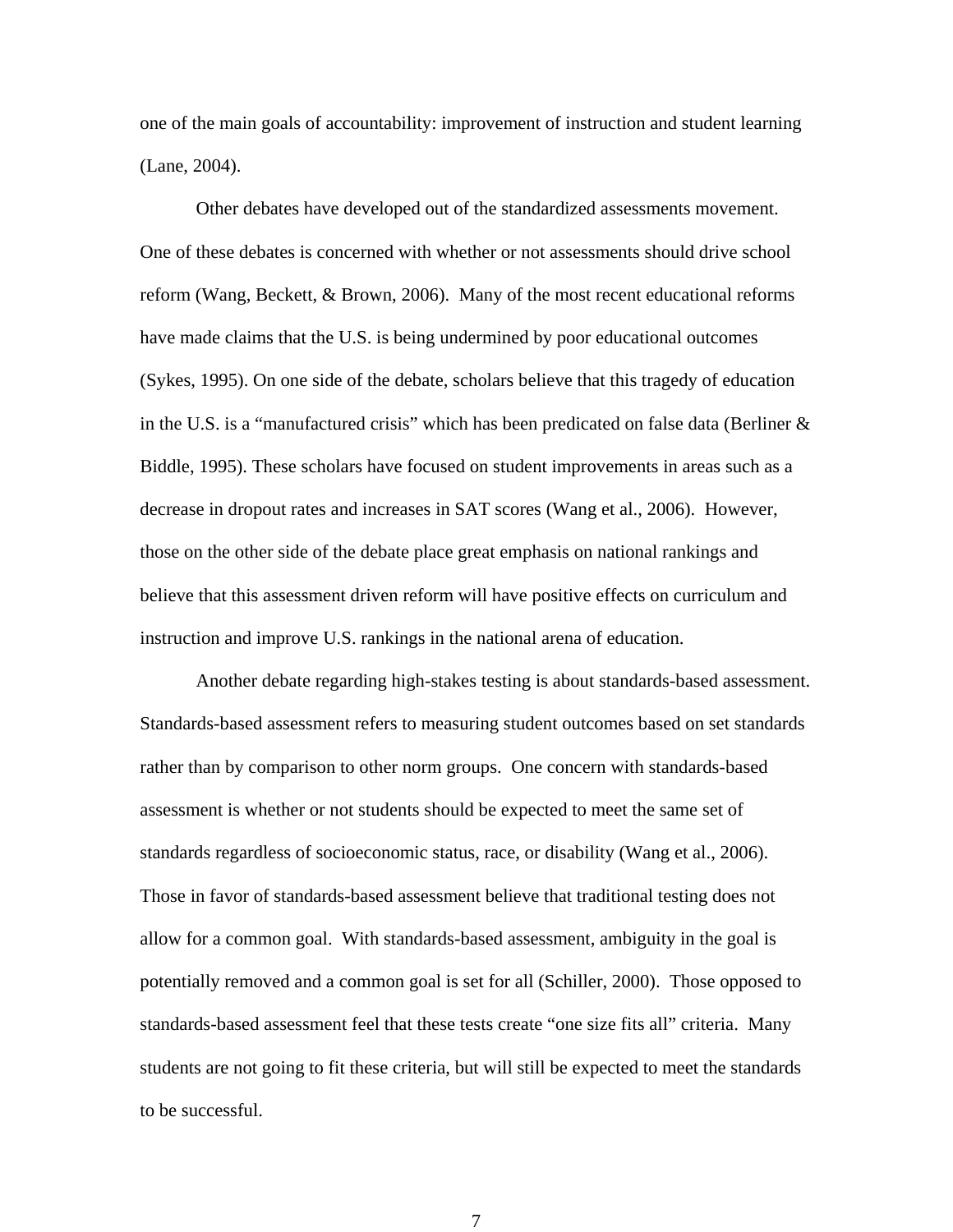one of the main goals of accountability: improvement of instruction and student learning (Lane, 2004).

Other debates have developed out of the standardized assessments movement. One of these debates is concerned with whether or not assessments should drive school reform (Wang, Beckett, & Brown, 2006). Many of the most recent educational reforms have made claims that the U.S. is being undermined by poor educational outcomes (Sykes, 1995). On one side of the debate, scholars believe that this tragedy of education in the U.S. is a "manufactured crisis" which has been predicated on false data (Berliner & Biddle, 1995). These scholars have focused on student improvements in areas such as a decrease in dropout rates and increases in SAT scores (Wang et al., 2006). However, those on the other side of the debate place great emphasis on national rankings and believe that this assessment driven reform will have positive effects on curriculum and instruction and improve U.S. rankings in the national arena of education.

Another debate regarding high-stakes testing is about standards-based assessment. Standards-based assessment refers to measuring student outcomes based on set standards rather than by comparison to other norm groups. One concern with standards-based assessment is whether or not students should be expected to meet the same set of standards regardless of socioeconomic status, race, or disability (Wang et al., 2006). Those in favor of standards-based assessment believe that traditional testing does not allow for a common goal. With standards-based assessment, ambiguity in the goal is potentially removed and a common goal is set for all (Schiller, 2000). Those opposed to standards-based assessment feel that these tests create "one size fits all" criteria. Many students are not going to fit these criteria, but will still be expected to meet the standards to be successful.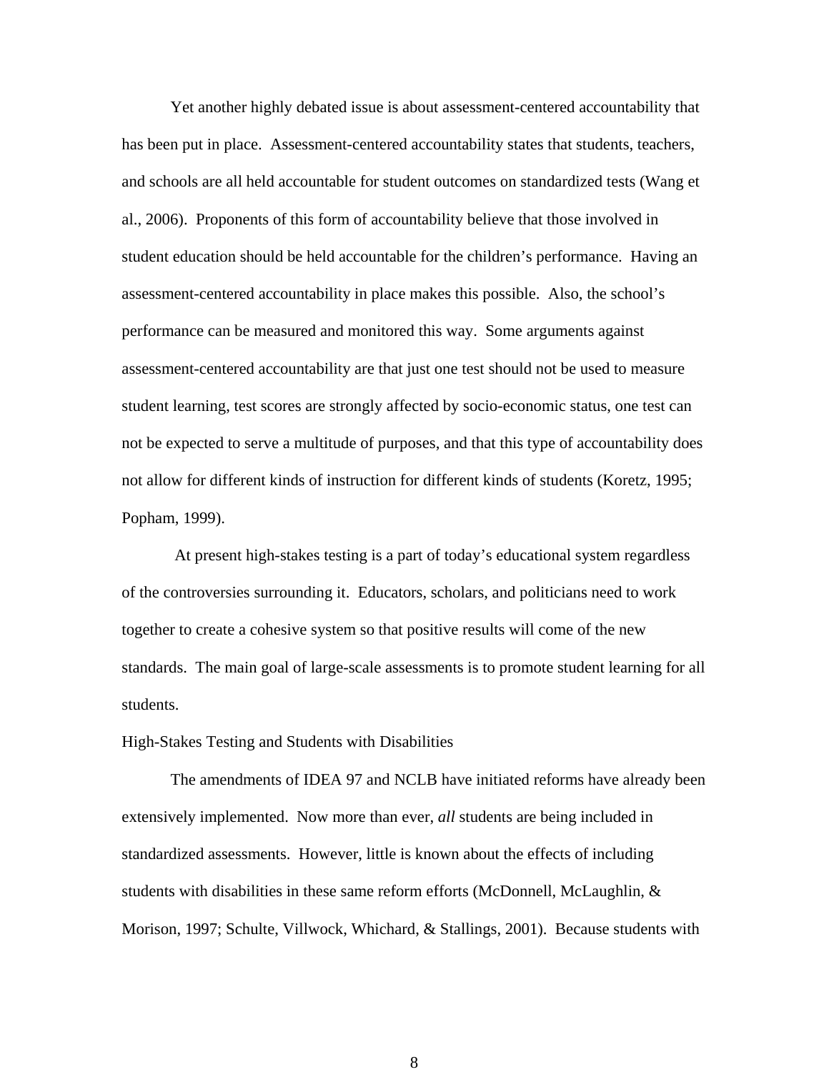Yet another highly debated issue is about assessment-centered accountability that has been put in place. Assessment-centered accountability states that students, teachers, and schools are all held accountable for student outcomes on standardized tests (Wang et al., 2006). Proponents of this form of accountability believe that those involved in student education should be held accountable for the children's performance. Having an assessment-centered accountability in place makes this possible. Also, the school's performance can be measured and monitored this way. Some arguments against assessment-centered accountability are that just one test should not be used to measure student learning, test scores are strongly affected by socio-economic status, one test can not be expected to serve a multitude of purposes, and that this type of accountability does not allow for different kinds of instruction for different kinds of students (Koretz, 1995; Popham, 1999).

At present high-stakes testing is a part of today's educational system regardless of the controversies surrounding it. Educators, scholars, and politicians need to work together to create a cohesive system so that positive results will come of the new standards. The main goal of large-scale assessments is to promote student learning for all students.

High-Stakes Testing and Students with Disabilities

The amendments of IDEA 97 and NCLB have initiated reforms have already been extensively implemented. Now more than ever, *all* students are being included in standardized assessments. However, little is known about the effects of including students with disabilities in these same reform efforts (McDonnell, McLaughlin, & Morison, 1997; Schulte, Villwock, Whichard, & Stallings, 2001). Because students with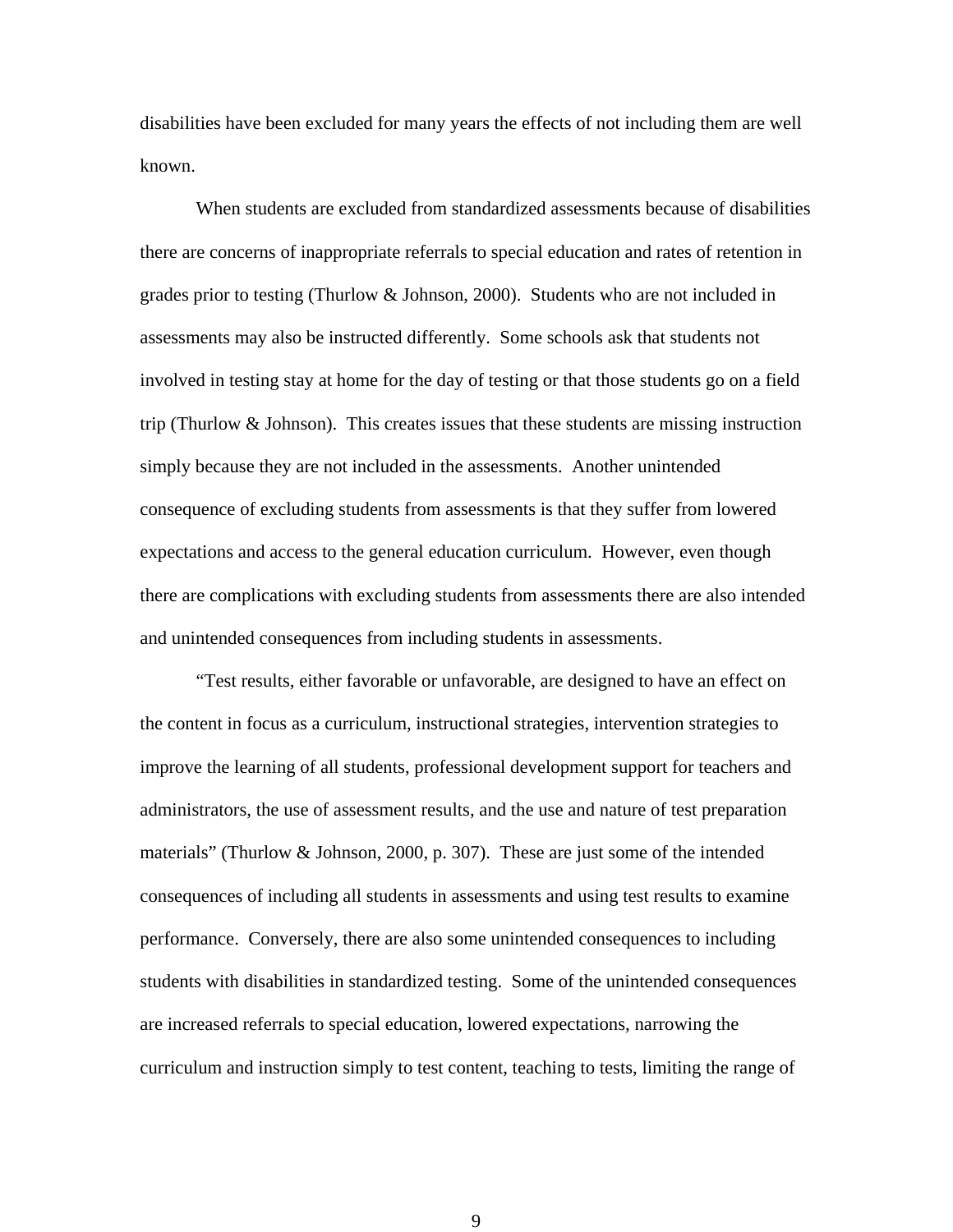disabilities have been excluded for many years the effects of not including them are well known.

When students are excluded from standardized assessments because of disabilities there are concerns of inappropriate referrals to special education and rates of retention in grades prior to testing (Thurlow & Johnson, 2000). Students who are not included in assessments may also be instructed differently. Some schools ask that students not involved in testing stay at home for the day of testing or that those students go on a field trip (Thurlow & Johnson). This creates issues that these students are missing instruction simply because they are not included in the assessments. Another unintended consequence of excluding students from assessments is that they suffer from lowered expectations and access to the general education curriculum. However, even though there are complications with excluding students from assessments there are also intended and unintended consequences from including students in assessments.

"Test results, either favorable or unfavorable, are designed to have an effect on the content in focus as a curriculum, instructional strategies, intervention strategies to improve the learning of all students, professional development support for teachers and administrators, the use of assessment results, and the use and nature of test preparation materials" (Thurlow & Johnson, 2000, p. 307). These are just some of the intended consequences of including all students in assessments and using test results to examine performance. Conversely, there are also some unintended consequences to including students with disabilities in standardized testing. Some of the unintended consequences are increased referrals to special education, lowered expectations, narrowing the curriculum and instruction simply to test content, teaching to tests, limiting the range of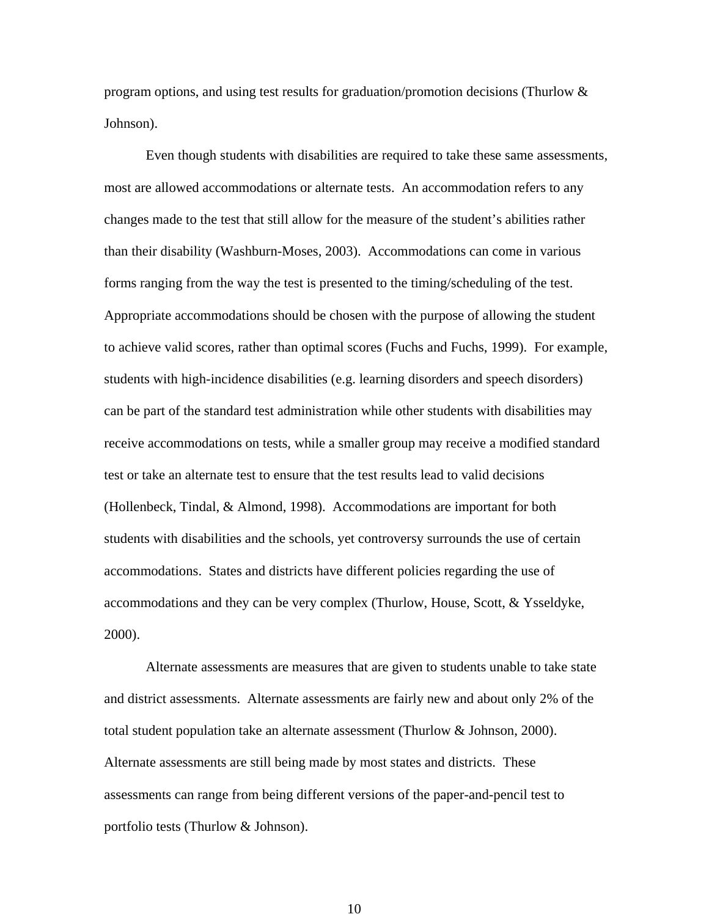program options, and using test results for graduation/promotion decisions (Thurlow & Johnson).

Even though students with disabilities are required to take these same assessments, most are allowed accommodations or alternate tests. An accommodation refers to any changes made to the test that still allow for the measure of the student's abilities rather than their disability (Washburn-Moses, 2003). Accommodations can come in various forms ranging from the way the test is presented to the timing/scheduling of the test. Appropriate accommodations should be chosen with the purpose of allowing the student to achieve valid scores, rather than optimal scores (Fuchs and Fuchs, 1999). For example, students with high-incidence disabilities (e.g. learning disorders and speech disorders) can be part of the standard test administration while other students with disabilities may receive accommodations on tests, while a smaller group may receive a modified standard test or take an alternate test to ensure that the test results lead to valid decisions (Hollenbeck, Tindal, & Almond, 1998). Accommodations are important for both students with disabilities and the schools, yet controversy surrounds the use of certain accommodations. States and districts have different policies regarding the use of accommodations and they can be very complex (Thurlow, House, Scott, & Ysseldyke, 2000).

Alternate assessments are measures that are given to students unable to take state and district assessments. Alternate assessments are fairly new and about only 2% of the total student population take an alternate assessment (Thurlow & Johnson, 2000). Alternate assessments are still being made by most states and districts. These assessments can range from being different versions of the paper-and-pencil test to portfolio tests (Thurlow & Johnson).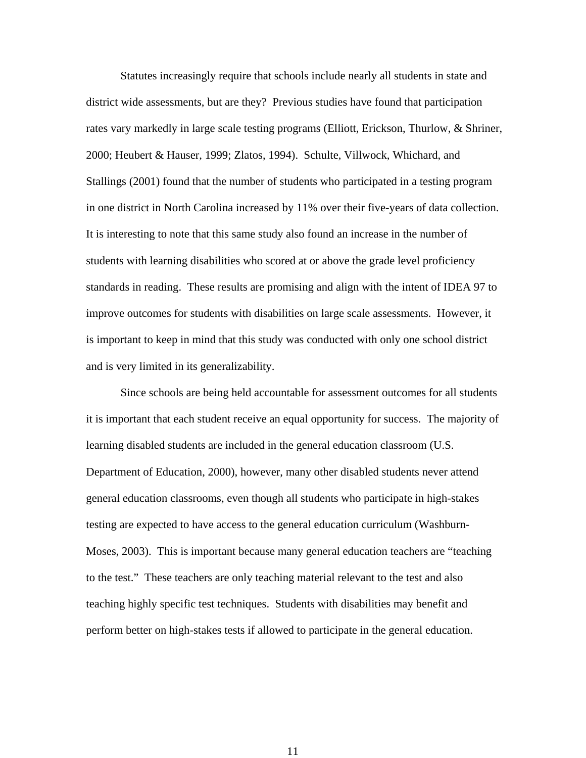Statutes increasingly require that schools include nearly all students in state and district wide assessments, but are they? Previous studies have found that participation rates vary markedly in large scale testing programs (Elliott, Erickson, Thurlow, & Shriner, 2000; Heubert & Hauser, 1999; Zlatos, 1994). Schulte, Villwock, Whichard, and Stallings (2001) found that the number of students who participated in a testing program in one district in North Carolina increased by 11% over their five-years of data collection. It is interesting to note that this same study also found an increase in the number of students with learning disabilities who scored at or above the grade level proficiency standards in reading. These results are promising and align with the intent of IDEA 97 to improve outcomes for students with disabilities on large scale assessments. However, it is important to keep in mind that this study was conducted with only one school district and is very limited in its generalizability.

Since schools are being held accountable for assessment outcomes for all students it is important that each student receive an equal opportunity for success. The majority of learning disabled students are included in the general education classroom (U.S. Department of Education, 2000), however, many other disabled students never attend general education classrooms, even though all students who participate in high-stakes testing are expected to have access to the general education curriculum (Washburn-Moses, 2003). This is important because many general education teachers are "teaching to the test." These teachers are only teaching material relevant to the test and also teaching highly specific test techniques. Students with disabilities may benefit and perform better on high-stakes tests if allowed to participate in the general education.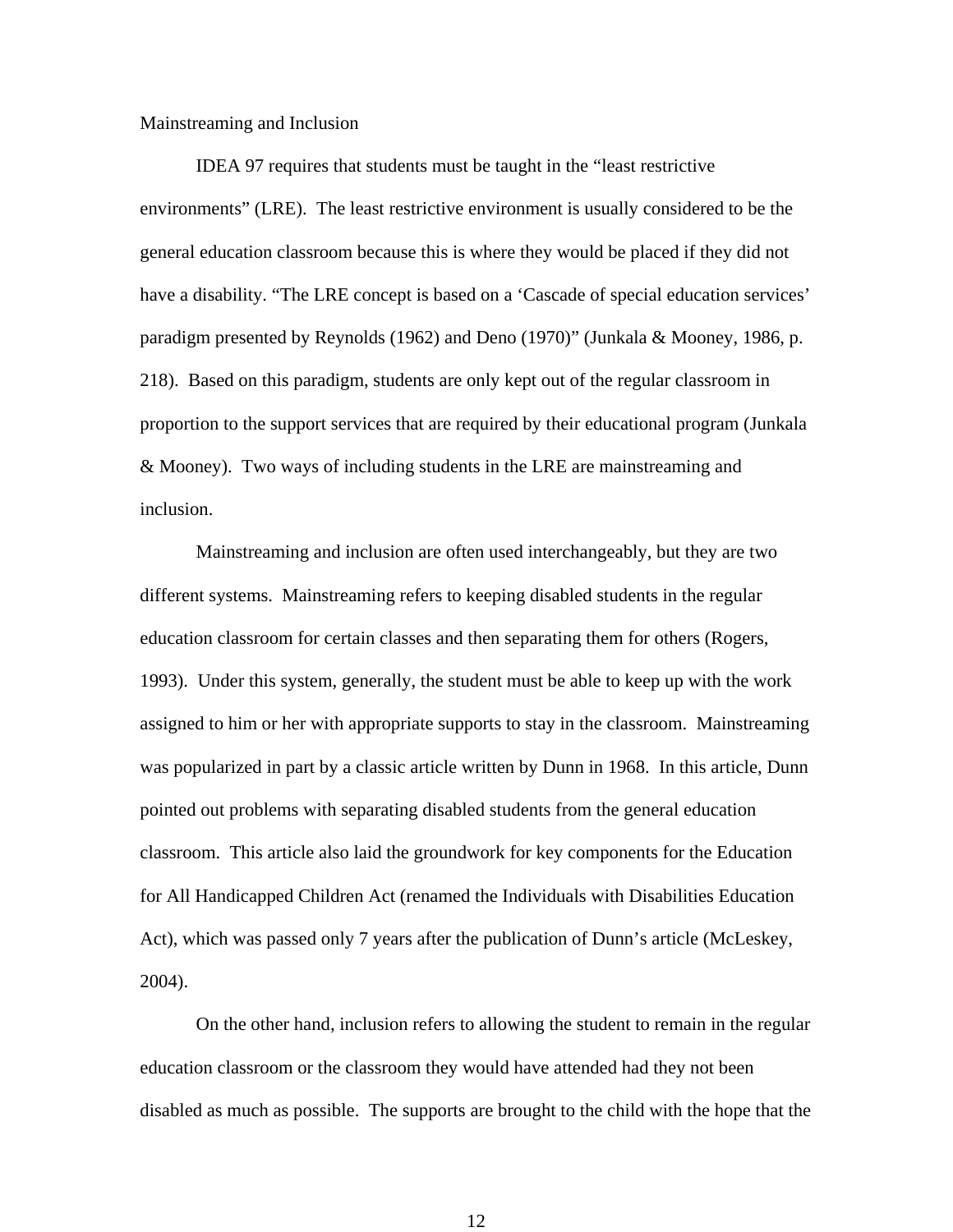## Mainstreaming and Inclusion

IDEA 97 requires that students must be taught in the "least restrictive environments" (LRE). The least restrictive environment is usually considered to be the general education classroom because this is where they would be placed if they did not have a disability. "The LRE concept is based on a 'Cascade of special education services' paradigm presented by Reynolds (1962) and Deno (1970)" (Junkala & Mooney, 1986, p. 218). Based on this paradigm, students are only kept out of the regular classroom in proportion to the support services that are required by their educational program (Junkala & Mooney). Two ways of including students in the LRE are mainstreaming and inclusion.

Mainstreaming and inclusion are often used interchangeably, but they are two different systems. Mainstreaming refers to keeping disabled students in the regular education classroom for certain classes and then separating them for others (Rogers, 1993). Under this system, generally, the student must be able to keep up with the work assigned to him or her with appropriate supports to stay in the classroom. Mainstreaming was popularized in part by a classic article written by Dunn in 1968. In this article, Dunn pointed out problems with separating disabled students from the general education classroom. This article also laid the groundwork for key components for the Education for All Handicapped Children Act (renamed the Individuals with Disabilities Education Act), which was passed only 7 years after the publication of Dunn's article (McLeskey, 2004).

On the other hand, inclusion refers to allowing the student to remain in the regular education classroom or the classroom they would have attended had they not been disabled as much as possible. The supports are brought to the child with the hope that the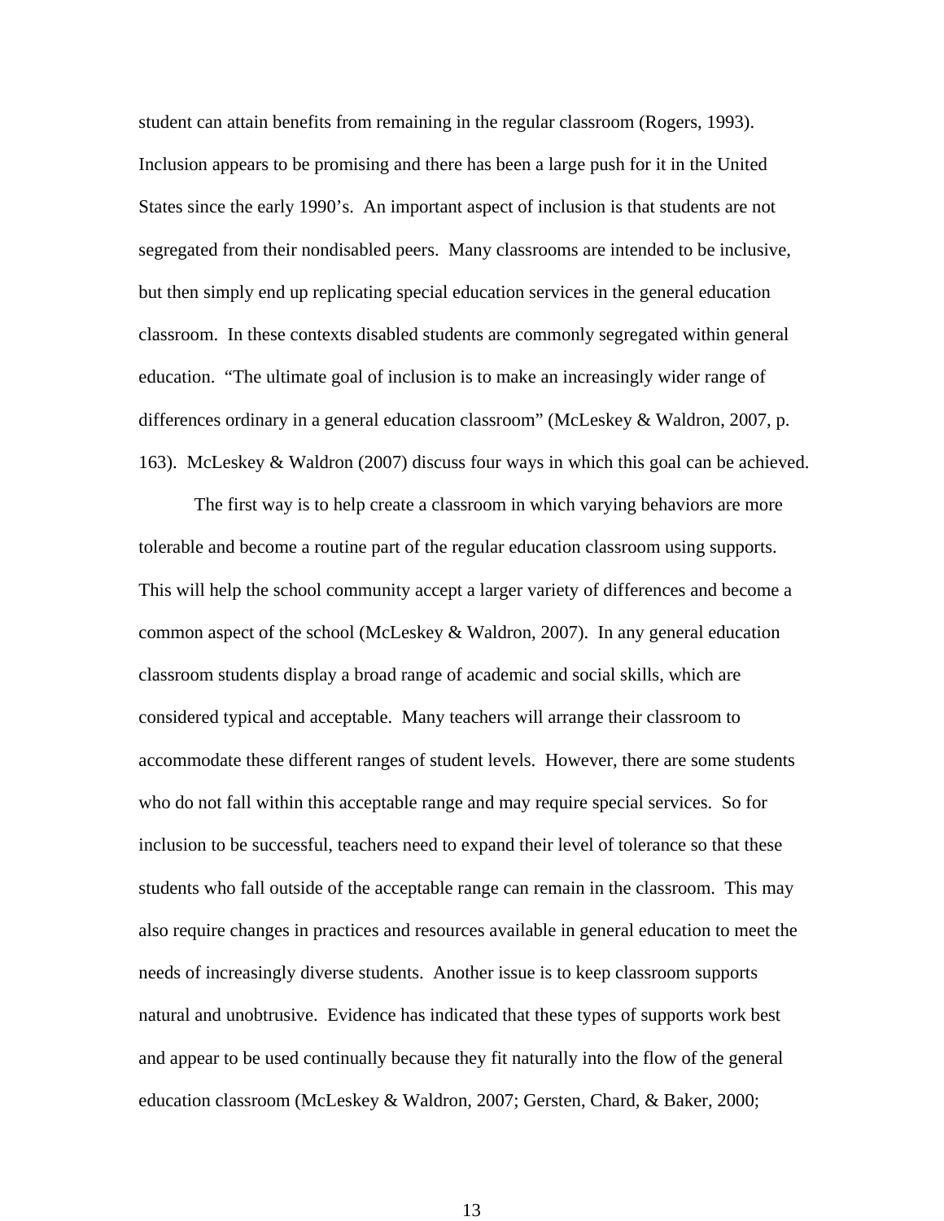student can attain benefits from remaining in the regular classroom (Rogers, 1993). Inclusion appears to be promising and there has been a large push for it in the United States since the early 1990's. An important aspect of inclusion is that students are not segregated from their nondisabled peers. Many classrooms are intended to be inclusive, but then simply end up replicating special education services in the general education classroom. In these contexts disabled students are commonly segregated within general education. "The ultimate goal of inclusion is to make an increasingly wider range of differences ordinary in a general education classroom" (McLeskey & Waldron, 2007, p. 163). McLeskey & Waldron (2007) discuss four ways in which this goal can be achieved.

The first way is to help create a classroom in which varying behaviors are more tolerable and become a routine part of the regular education classroom using supports. This will help the school community accept a larger variety of differences and become a common aspect of the school (McLeskey & Waldron, 2007). In any general education classroom students display a broad range of academic and social skills, which are considered typical and acceptable. Many teachers will arrange their classroom to accommodate these different ranges of student levels. However, there are some students who do not fall within this acceptable range and may require special services. So for inclusion to be successful, teachers need to expand their level of tolerance so that these students who fall outside of the acceptable range can remain in the classroom. This may also require changes in practices and resources available in general education to meet the needs of increasingly diverse students. Another issue is to keep classroom supports natural and unobtrusive. Evidence has indicated that these types of supports work best and appear to be used continually because they fit naturally into the flow of the general education classroom (McLeskey & Waldron, 2007; Gersten, Chard, & Baker, 2000;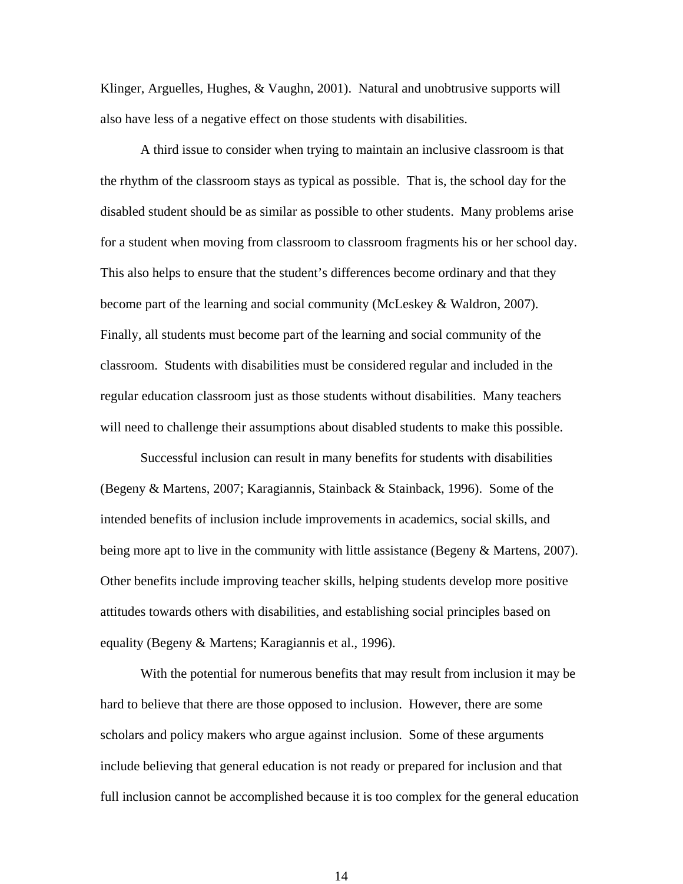Klinger, Arguelles, Hughes, & Vaughn, 2001). Natural and unobtrusive supports will also have less of a negative effect on those students with disabilities.

A third issue to consider when trying to maintain an inclusive classroom is that the rhythm of the classroom stays as typical as possible. That is, the school day for the disabled student should be as similar as possible to other students. Many problems arise for a student when moving from classroom to classroom fragments his or her school day. This also helps to ensure that the student's differences become ordinary and that they become part of the learning and social community (McLeskey & Waldron, 2007). Finally, all students must become part of the learning and social community of the classroom. Students with disabilities must be considered regular and included in the regular education classroom just as those students without disabilities. Many teachers will need to challenge their assumptions about disabled students to make this possible.

Successful inclusion can result in many benefits for students with disabilities (Begeny & Martens, 2007; Karagiannis, Stainback & Stainback, 1996). Some of the intended benefits of inclusion include improvements in academics, social skills, and being more apt to live in the community with little assistance (Begeny & Martens, 2007). Other benefits include improving teacher skills, helping students develop more positive attitudes towards others with disabilities, and establishing social principles based on equality (Begeny & Martens; Karagiannis et al., 1996).

With the potential for numerous benefits that may result from inclusion it may be hard to believe that there are those opposed to inclusion. However, there are some scholars and policy makers who argue against inclusion. Some of these arguments include believing that general education is not ready or prepared for inclusion and that full inclusion cannot be accomplished because it is too complex for the general education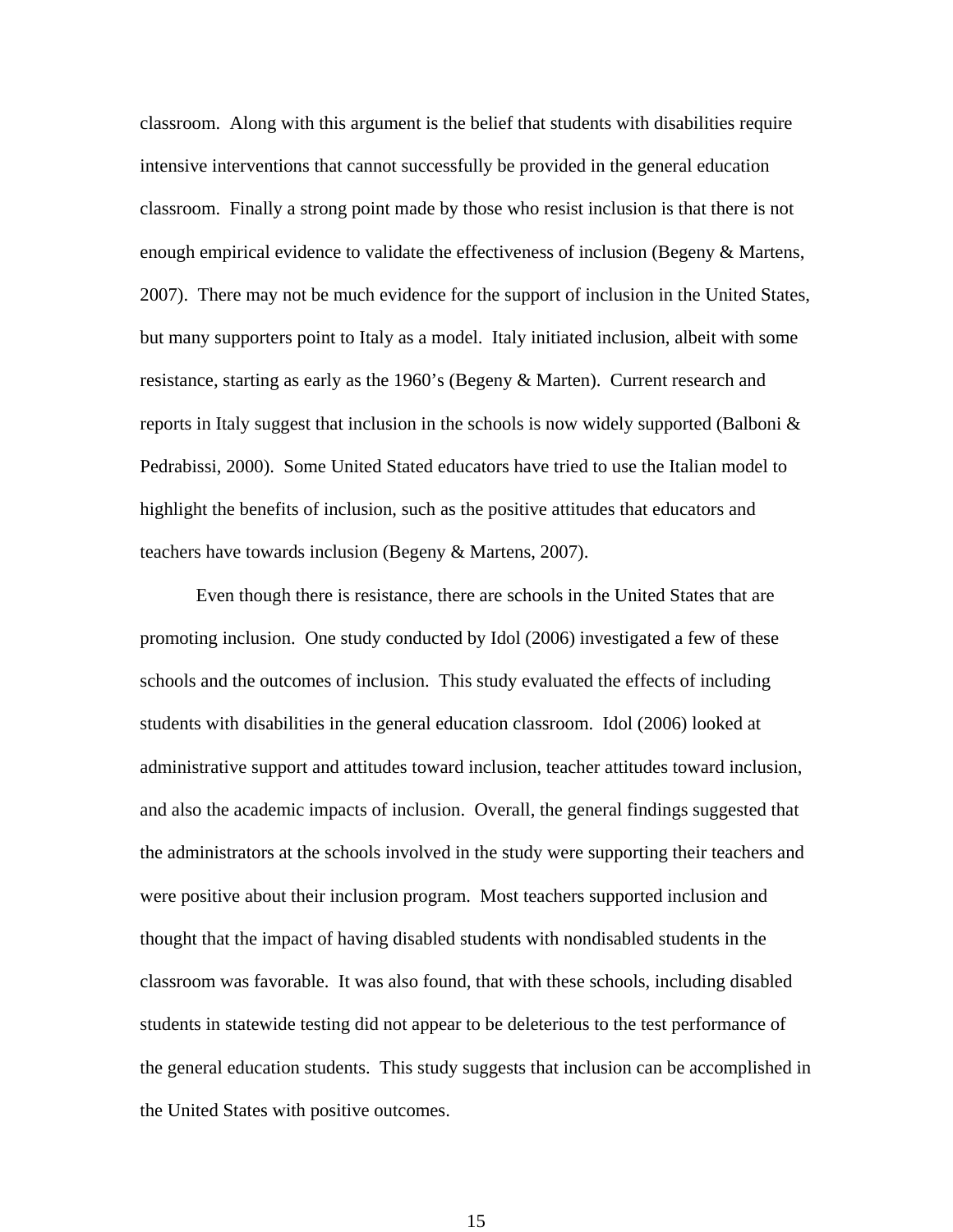classroom. Along with this argument is the belief that students with disabilities require intensive interventions that cannot successfully be provided in the general education classroom. Finally a strong point made by those who resist inclusion is that there is not enough empirical evidence to validate the effectiveness of inclusion (Begeny & Martens, 2007). There may not be much evidence for the support of inclusion in the United States, but many supporters point to Italy as a model. Italy initiated inclusion, albeit with some resistance, starting as early as the 1960's (Begeny & Marten). Current research and reports in Italy suggest that inclusion in the schools is now widely supported (Balboni & Pedrabissi, 2000). Some United Stated educators have tried to use the Italian model to highlight the benefits of inclusion, such as the positive attitudes that educators and teachers have towards inclusion (Begeny & Martens, 2007).

Even though there is resistance, there are schools in the United States that are promoting inclusion. One study conducted by Idol (2006) investigated a few of these schools and the outcomes of inclusion. This study evaluated the effects of including students with disabilities in the general education classroom. Idol (2006) looked at administrative support and attitudes toward inclusion, teacher attitudes toward inclusion, and also the academic impacts of inclusion. Overall, the general findings suggested that the administrators at the schools involved in the study were supporting their teachers and were positive about their inclusion program. Most teachers supported inclusion and thought that the impact of having disabled students with nondisabled students in the classroom was favorable. It was also found, that with these schools, including disabled students in statewide testing did not appear to be deleterious to the test performance of the general education students. This study suggests that inclusion can be accomplished in the United States with positive outcomes.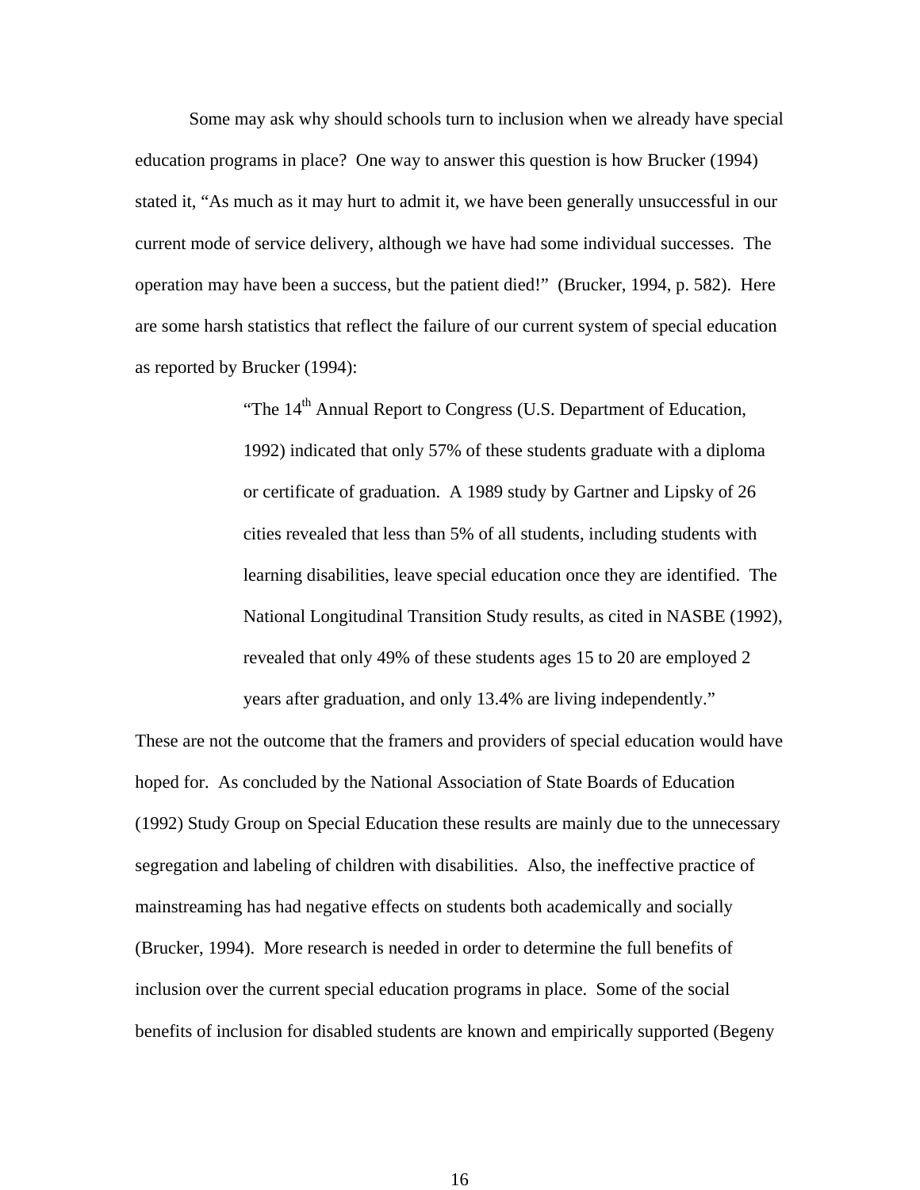Some may ask why should schools turn to inclusion when we already have special education programs in place? One way to answer this question is how Brucker (1994) stated it, “As much as it may hurt to admit it, we have been generally unsuccessful in our current mode of service delivery, although we have had some individual successes. The operation may have been a success, but the patient died!” (Brucker, 1994, p. 582). Here are some harsh statistics that reflect the failure of our current system of special education as reported by Brucker (1994):

> “The 14th Annual Report to Congress (U.S. Department of Education, 1992) indicated that only 57% of these students graduate with a diploma or certificate of graduation. A 1989 study by Gartner and Lipsky of 26 cities revealed that less than 5% of all students, including students with learning disabilities, leave special education once they are identified. The National Longitudinal Transition Study results, as cited in NASBE (1992), revealed that only 49% of these students ages 15 to 20 are employed 2 years after graduation, and only 13.4% are living independently.”

These are not the outcome that the framers and providers of special education would have hoped for. As concluded by the National Association of State Boards of Education (1992) Study Group on Special Education these results are mainly due to the unnecessary segregation and labeling of children with disabilities. Also, the ineffective practice of mainstreaming has had negative effects on students both academically and socially (Brucker, 1994). More research is needed in order to determine the full benefits of inclusion over the current special education programs in place. Some of the social benefits of inclusion for disabled students are known and empirically supported (Begeny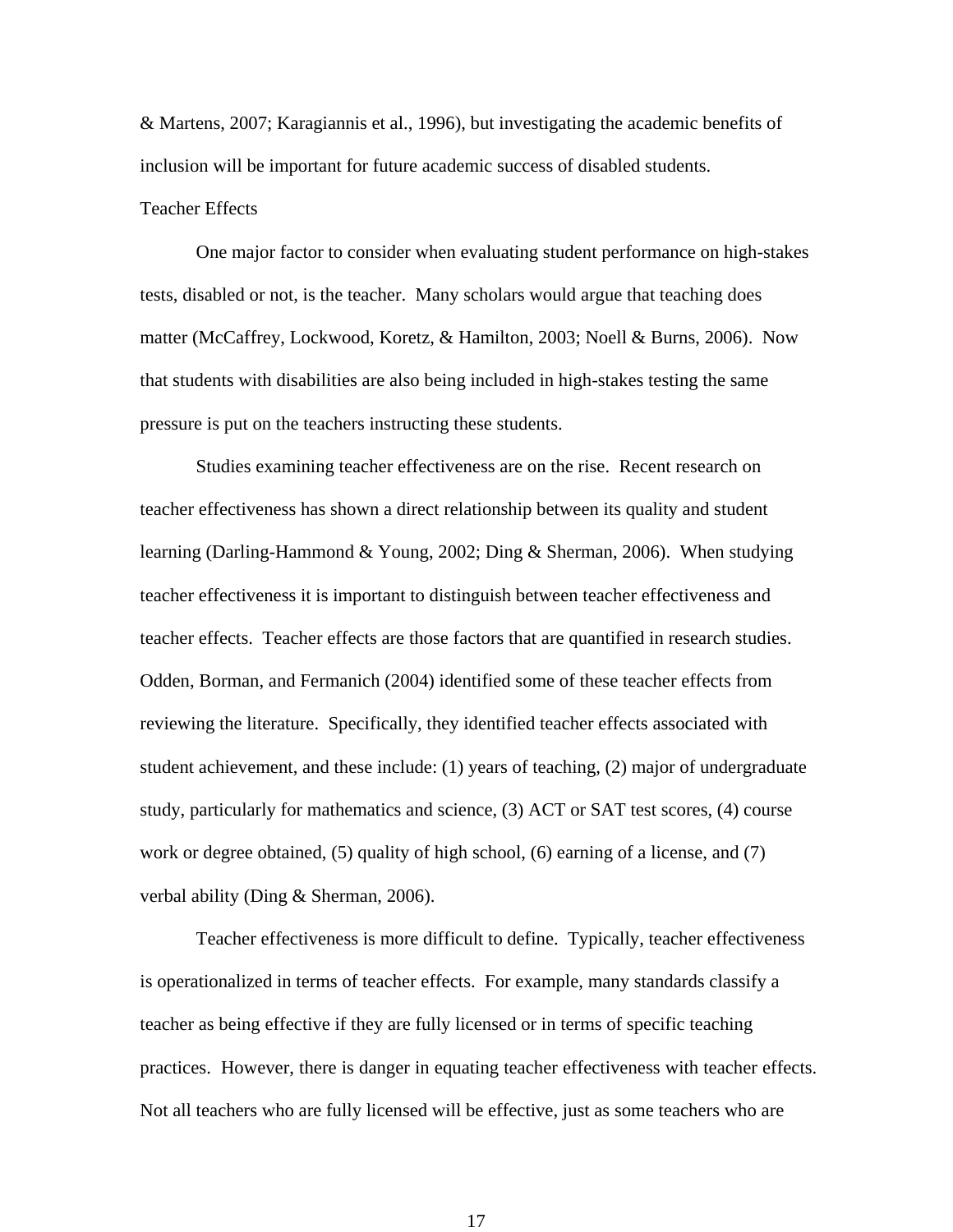& Martens, 2007; Karagiannis et al., 1996), but investigating the academic benefits of inclusion will be important for future academic success of disabled students.

## Teacher Effects

One major factor to consider when evaluating student performance on high-stakes tests, disabled or not, is the teacher. Many scholars would argue that teaching does matter (McCaffrey, Lockwood, Koretz, & Hamilton, 2003; Noell & Burns, 2006). Now that students with disabilities are also being included in high-stakes testing the same pressure is put on the teachers instructing these students.

Studies examining teacher effectiveness are on the rise. Recent research on teacher effectiveness has shown a direct relationship between its quality and student learning (Darling-Hammond & Young, 2002; Ding & Sherman, 2006). When studying teacher effectiveness it is important to distinguish between teacher effectiveness and teacher effects. Teacher effects are those factors that are quantified in research studies. Odden, Borman, and Fermanich (2004) identified some of these teacher effects from reviewing the literature. Specifically, they identified teacher effects associated with student achievement, and these include: (1) years of teaching, (2) major of undergraduate study, particularly for mathematics and science, (3) ACT or SAT test scores, (4) course work or degree obtained, (5) quality of high school, (6) earning of a license, and (7) verbal ability (Ding & Sherman, 2006).

Teacher effectiveness is more difficult to define. Typically, teacher effectiveness is operationalized in terms of teacher effects. For example, many standards classify a teacher as being effective if they are fully licensed or in terms of specific teaching practices. However, there is danger in equating teacher effectiveness with teacher effects. Not all teachers who are fully licensed will be effective, just as some teachers who are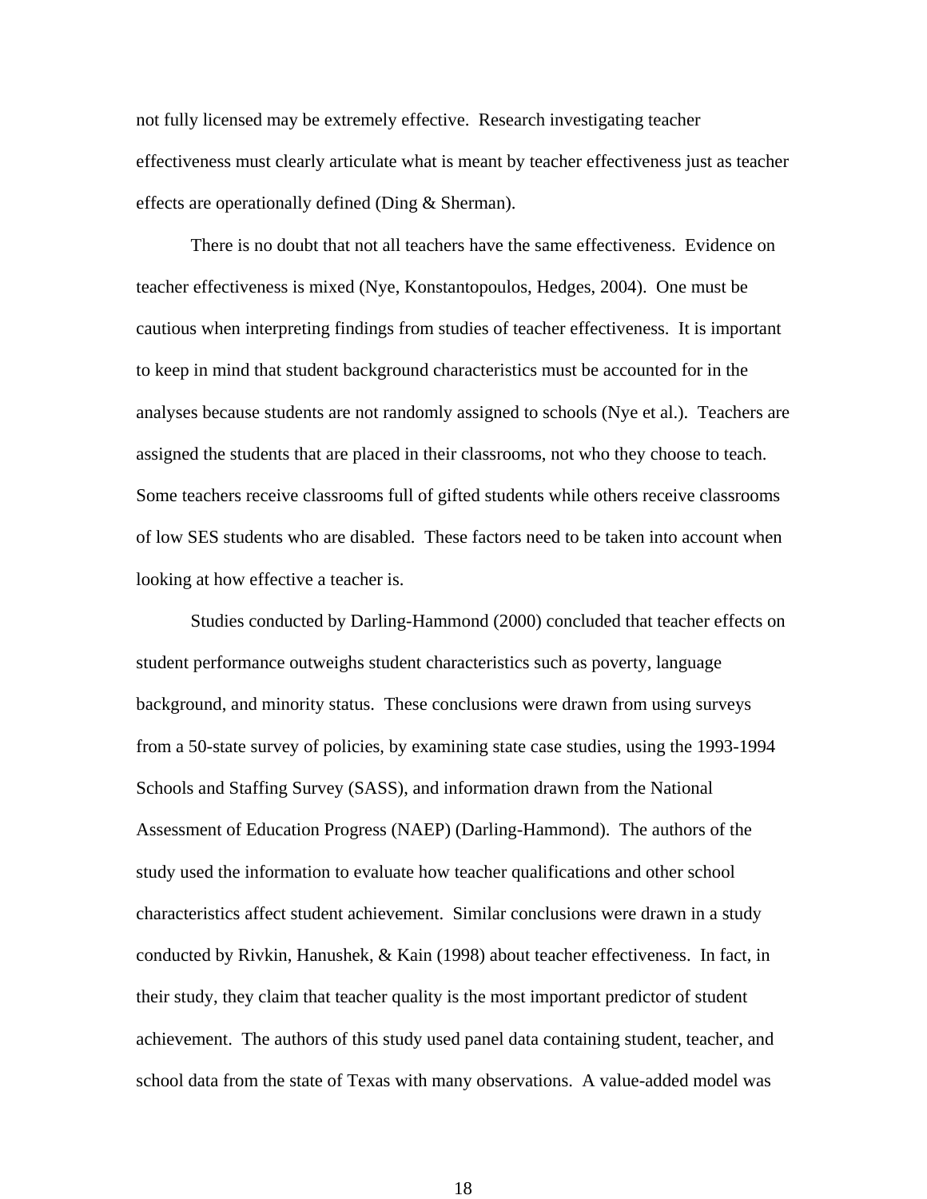not fully licensed may be extremely effective. Research investigating teacher effectiveness must clearly articulate what is meant by teacher effectiveness just as teacher effects are operationally defined (Ding & Sherman).

There is no doubt that not all teachers have the same effectiveness. Evidence on teacher effectiveness is mixed (Nye, Konstantopoulos, Hedges, 2004). One must be cautious when interpreting findings from studies of teacher effectiveness. It is important to keep in mind that student background characteristics must be accounted for in the analyses because students are not randomly assigned to schools (Nye et al.). Teachers are assigned the students that are placed in their classrooms, not who they choose to teach. Some teachers receive classrooms full of gifted students while others receive classrooms of low SES students who are disabled. These factors need to be taken into account when looking at how effective a teacher is.

Studies conducted by Darling-Hammond (2000) concluded that teacher effects on student performance outweighs student characteristics such as poverty, language background, and minority status. These conclusions were drawn from using surveys from a 50-state survey of policies, by examining state case studies, using the 1993-1994 Schools and Staffing Survey (SASS), and information drawn from the National Assessment of Education Progress (NAEP) (Darling-Hammond). The authors of the study used the information to evaluate how teacher qualifications and other school characteristics affect student achievement. Similar conclusions were drawn in a study conducted by Rivkin, Hanushek, & Kain (1998) about teacher effectiveness. In fact, in their study, they claim that teacher quality is the most important predictor of student achievement. The authors of this study used panel data containing student, teacher, and school data from the state of Texas with many observations. A value-added model was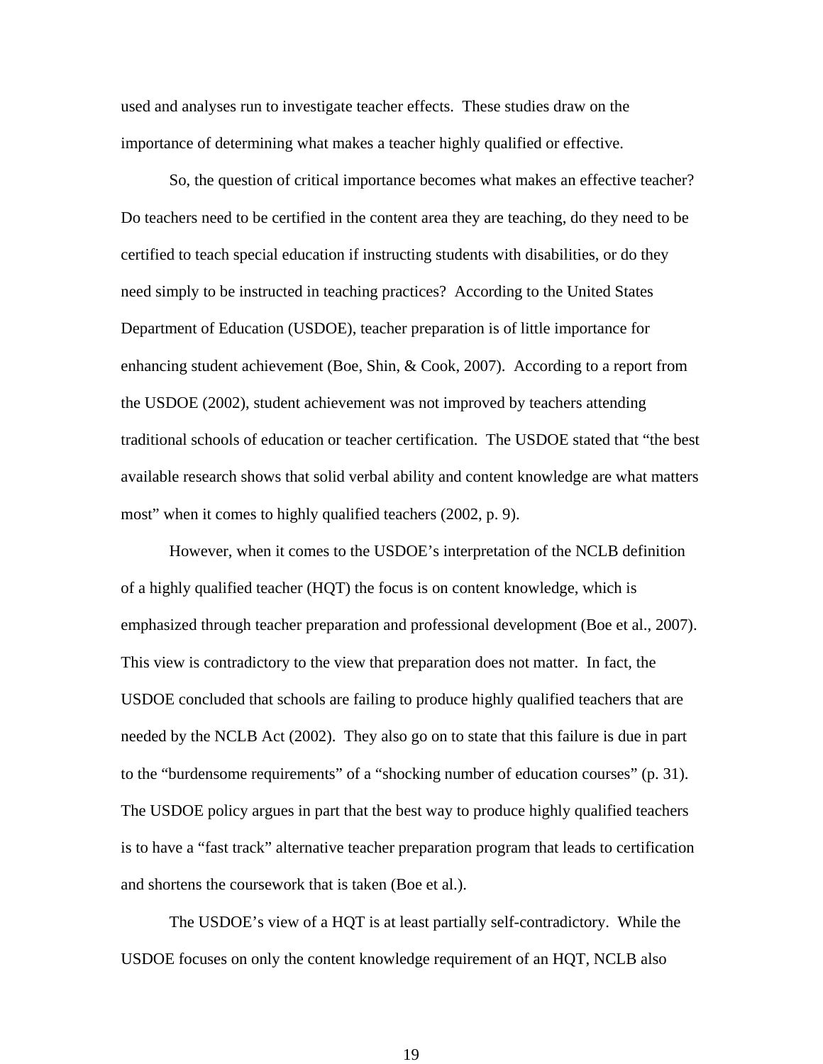used and analyses run to investigate teacher effects. These studies draw on the importance of determining what makes a teacher highly qualified or effective.

So, the question of critical importance becomes what makes an effective teacher? Do teachers need to be certified in the content area they are teaching, do they need to be certified to teach special education if instructing students with disabilities, or do they need simply to be instructed in teaching practices? According to the United States Department of Education (USDOE), teacher preparation is of little importance for enhancing student achievement (Boe, Shin, & Cook, 2007). According to a report from the USDOE (2002), student achievement was not improved by teachers attending traditional schools of education or teacher certification. The USDOE stated that "the best available research shows that solid verbal ability and content knowledge are what matters most" when it comes to highly qualified teachers (2002, p. 9).

However, when it comes to the USDOE's interpretation of the NCLB definition of a highly qualified teacher (HQT) the focus is on content knowledge, which is emphasized through teacher preparation and professional development (Boe et al., 2007). This view is contradictory to the view that preparation does not matter. In fact, the USDOE concluded that schools are failing to produce highly qualified teachers that are needed by the NCLB Act (2002). They also go on to state that this failure is due in part to the "burdensome requirements" of a "shocking number of education courses" (p. 31). The USDOE policy argues in part that the best way to produce highly qualified teachers is to have a "fast track" alternative teacher preparation program that leads to certification and shortens the coursework that is taken (Boe et al.).

The USDOE's view of a HQT is at least partially self-contradictory. While the USDOE focuses on only the content knowledge requirement of an HQT, NCLB also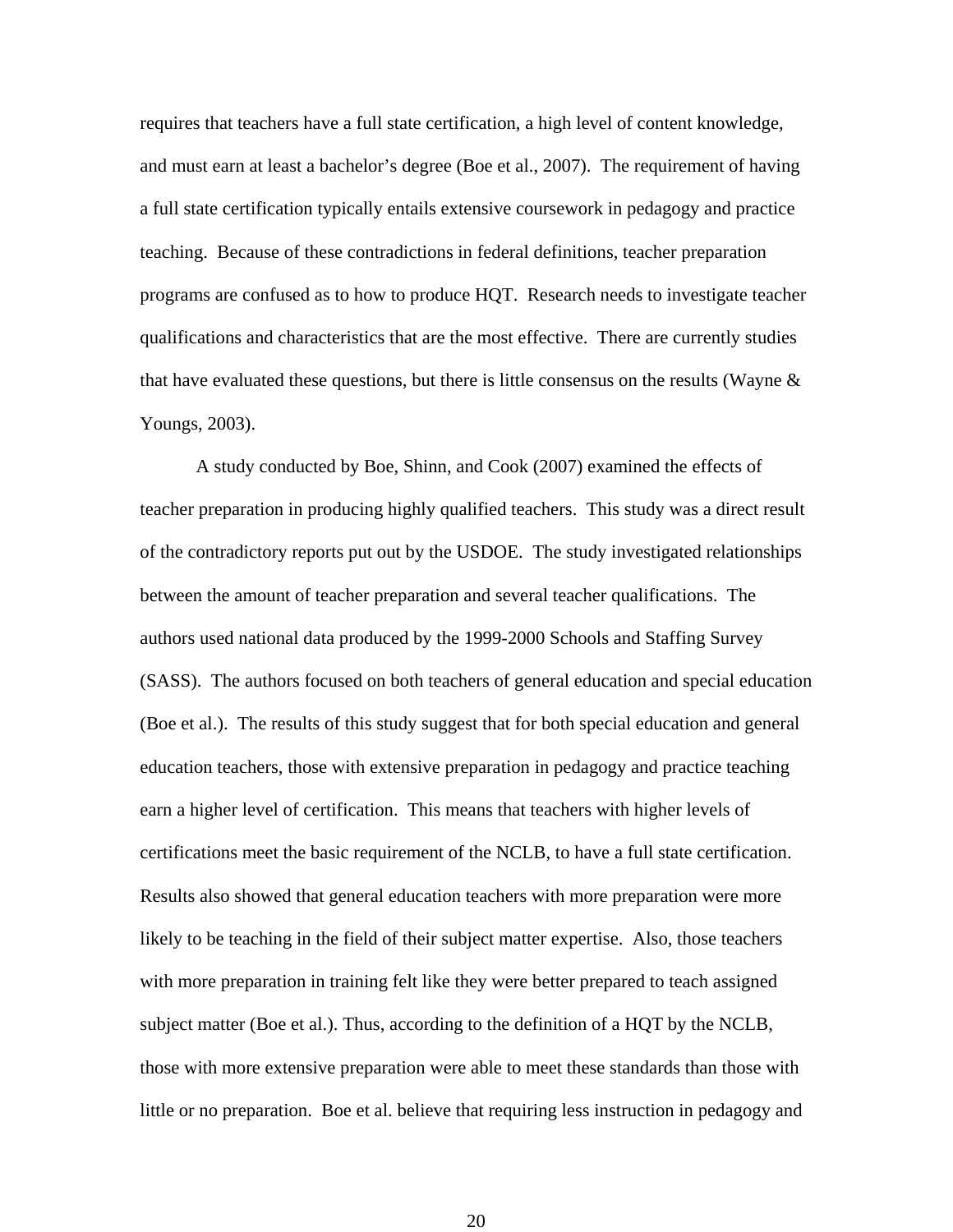requires that teachers have a full state certification, a high level of content knowledge, and must earn at least a bachelor's degree (Boe et al., 2007). The requirement of having a full state certification typically entails extensive coursework in pedagogy and practice teaching. Because of these contradictions in federal definitions, teacher preparation programs are confused as to how to produce HQT. Research needs to investigate teacher qualifications and characteristics that are the most effective. There are currently studies that have evaluated these questions, but there is little consensus on the results (Wayne & Youngs, 2003).

A study conducted by Boe, Shinn, and Cook (2007) examined the effects of teacher preparation in producing highly qualified teachers. This study was a direct result of the contradictory reports put out by the USDOE. The study investigated relationships between the amount of teacher preparation and several teacher qualifications. The authors used national data produced by the 1999-2000 Schools and Staffing Survey (SASS). The authors focused on both teachers of general education and special education (Boe et al.). The results of this study suggest that for both special education and general education teachers, those with extensive preparation in pedagogy and practice teaching earn a higher level of certification. This means that teachers with higher levels of certifications meet the basic requirement of the NCLB, to have a full state certification. Results also showed that general education teachers with more preparation were more likely to be teaching in the field of their subject matter expertise. Also, those teachers with more preparation in training felt like they were better prepared to teach assigned subject matter (Boe et al.). Thus, according to the definition of a HQT by the NCLB, those with more extensive preparation were able to meet these standards than those with little or no preparation. Boe et al. believe that requiring less instruction in pedagogy and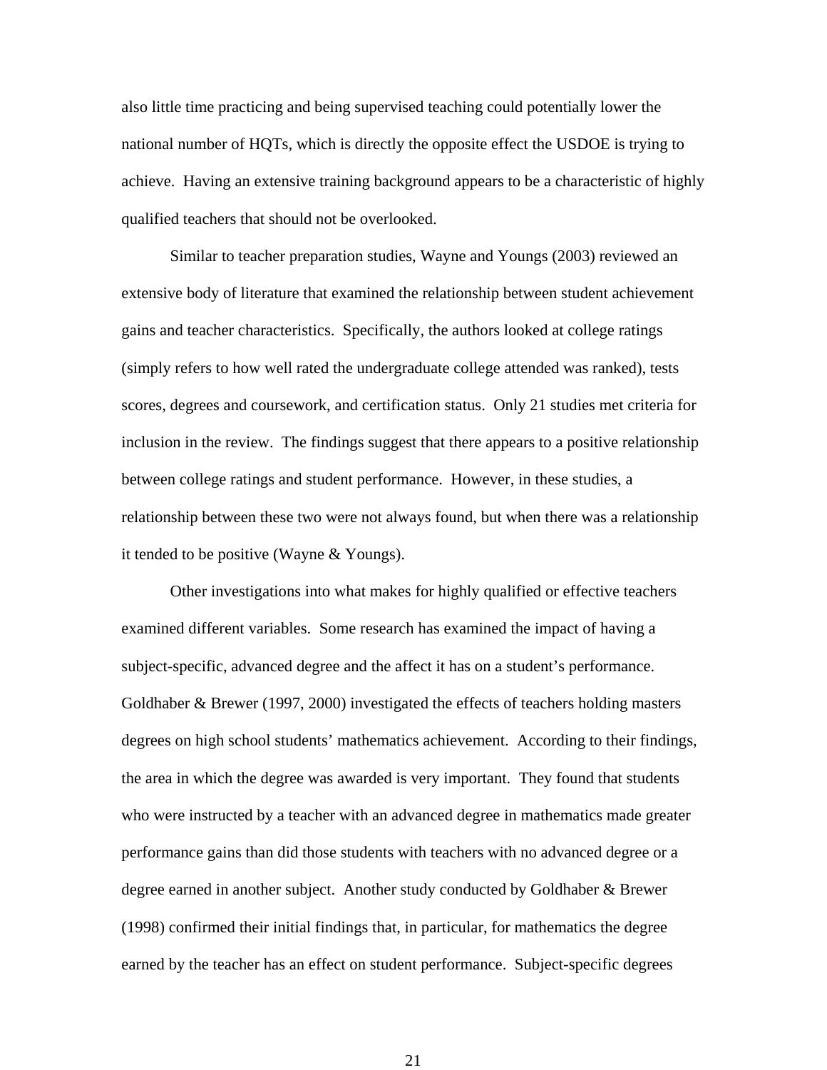also little time practicing and being supervised teaching could potentially lower the national number of HQTs, which is directly the opposite effect the USDOE is trying to achieve. Having an extensive training background appears to be a characteristic of highly qualified teachers that should not be overlooked.

Similar to teacher preparation studies, Wayne and Youngs (2003) reviewed an extensive body of literature that examined the relationship between student achievement gains and teacher characteristics. Specifically, the authors looked at college ratings (simply refers to how well rated the undergraduate college attended was ranked), tests scores, degrees and coursework, and certification status. Only 21 studies met criteria for inclusion in the review. The findings suggest that there appears to a positive relationship between college ratings and student performance. However, in these studies, a relationship between these two were not always found, but when there was a relationship it tended to be positive (Wayne & Youngs).

Other investigations into what makes for highly qualified or effective teachers examined different variables. Some research has examined the impact of having a subject-specific, advanced degree and the affect it has on a student's performance. Goldhaber & Brewer (1997, 2000) investigated the effects of teachers holding masters degrees on high school students' mathematics achievement. According to their findings, the area in which the degree was awarded is very important. They found that students who were instructed by a teacher with an advanced degree in mathematics made greater performance gains than did those students with teachers with no advanced degree or a degree earned in another subject. Another study conducted by Goldhaber & Brewer (1998) confirmed their initial findings that, in particular, for mathematics the degree earned by the teacher has an effect on student performance. Subject-specific degrees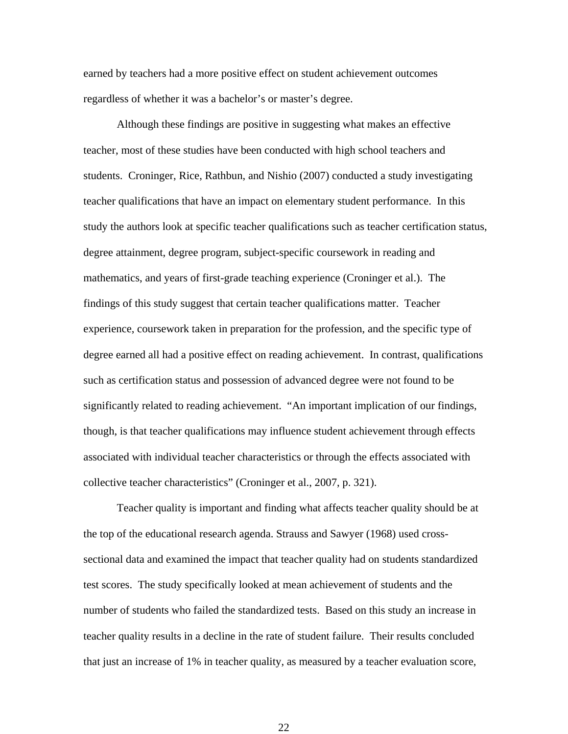earned by teachers had a more positive effect on student achievement outcomes regardless of whether it was a bachelor's or master's degree.

Although these findings are positive in suggesting what makes an effective teacher, most of these studies have been conducted with high school teachers and students. Croninger, Rice, Rathbun, and Nishio (2007) conducted a study investigating teacher qualifications that have an impact on elementary student performance. In this study the authors look at specific teacher qualifications such as teacher certification status, degree attainment, degree program, subject-specific coursework in reading and mathematics, and years of first-grade teaching experience (Croninger et al.). The findings of this study suggest that certain teacher qualifications matter. Teacher experience, coursework taken in preparation for the profession, and the specific type of degree earned all had a positive effect on reading achievement. In contrast, qualifications such as certification status and possession of advanced degree were not found to be significantly related to reading achievement. "An important implication of our findings, though, is that teacher qualifications may influence student achievement through effects associated with individual teacher characteristics or through the effects associated with collective teacher characteristics" (Croninger et al., 2007, p. 321).

Teacher quality is important and finding what affects teacher quality should be at the top of the educational research agenda. Strauss and Sawyer (1968) used cross-sectional data and examined the impact that teacher quality had on students standardized test scores. The study specifically looked at mean achievement of students and the number of students who failed the standardized tests. Based on this study an increase in teacher quality results in a decline in the rate of student failure. Their results concluded that just an increase of 1% in teacher quality, as measured by a teacher evaluation score,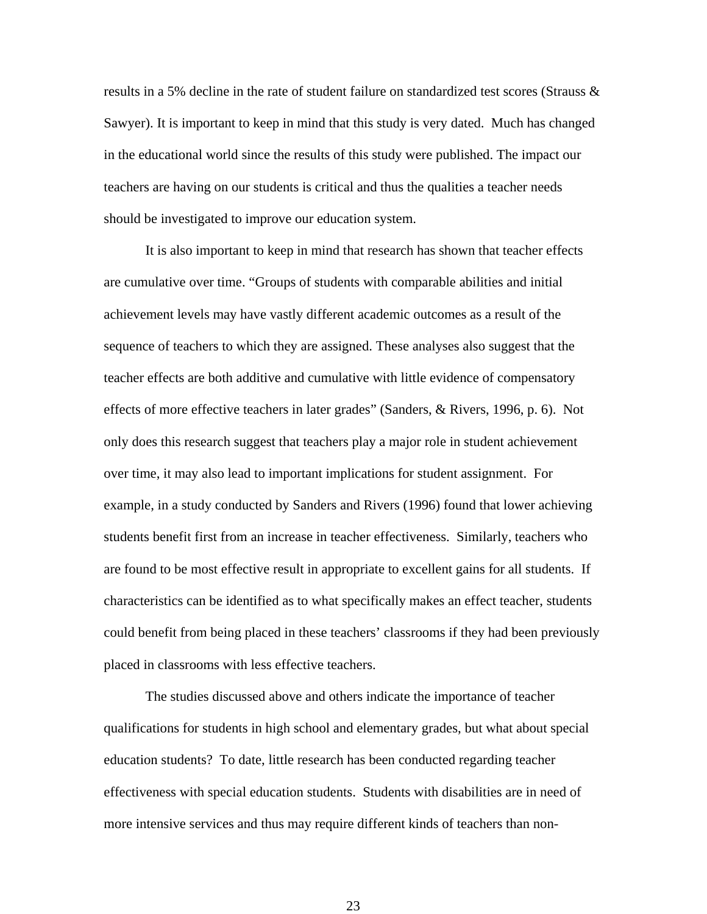results in a 5% decline in the rate of student failure on standardized test scores (Strauss & Sawyer). It is important to keep in mind that this study is very dated. Much has changed in the educational world since the results of this study were published. The impact our teachers are having on our students is critical and thus the qualities a teacher needs should be investigated to improve our education system.

It is also important to keep in mind that research has shown that teacher effects are cumulative over time. "Groups of students with comparable abilities and initial achievement levels may have vastly different academic outcomes as a result of the sequence of teachers to which they are assigned. These analyses also suggest that the teacher effects are both additive and cumulative with little evidence of compensatory effects of more effective teachers in later grades" (Sanders, & Rivers, 1996, p. 6). Not only does this research suggest that teachers play a major role in student achievement over time, it may also lead to important implications for student assignment. For example, in a study conducted by Sanders and Rivers (1996) found that lower achieving students benefit first from an increase in teacher effectiveness. Similarly, teachers who are found to be most effective result in appropriate to excellent gains for all students. If characteristics can be identified as to what specifically makes an effect teacher, students could benefit from being placed in these teachers' classrooms if they had been previously placed in classrooms with less effective teachers.

The studies discussed above and others indicate the importance of teacher qualifications for students in high school and elementary grades, but what about special education students? To date, little research has been conducted regarding teacher effectiveness with special education students. Students with disabilities are in need of more intensive services and thus may require different kinds of teachers than non-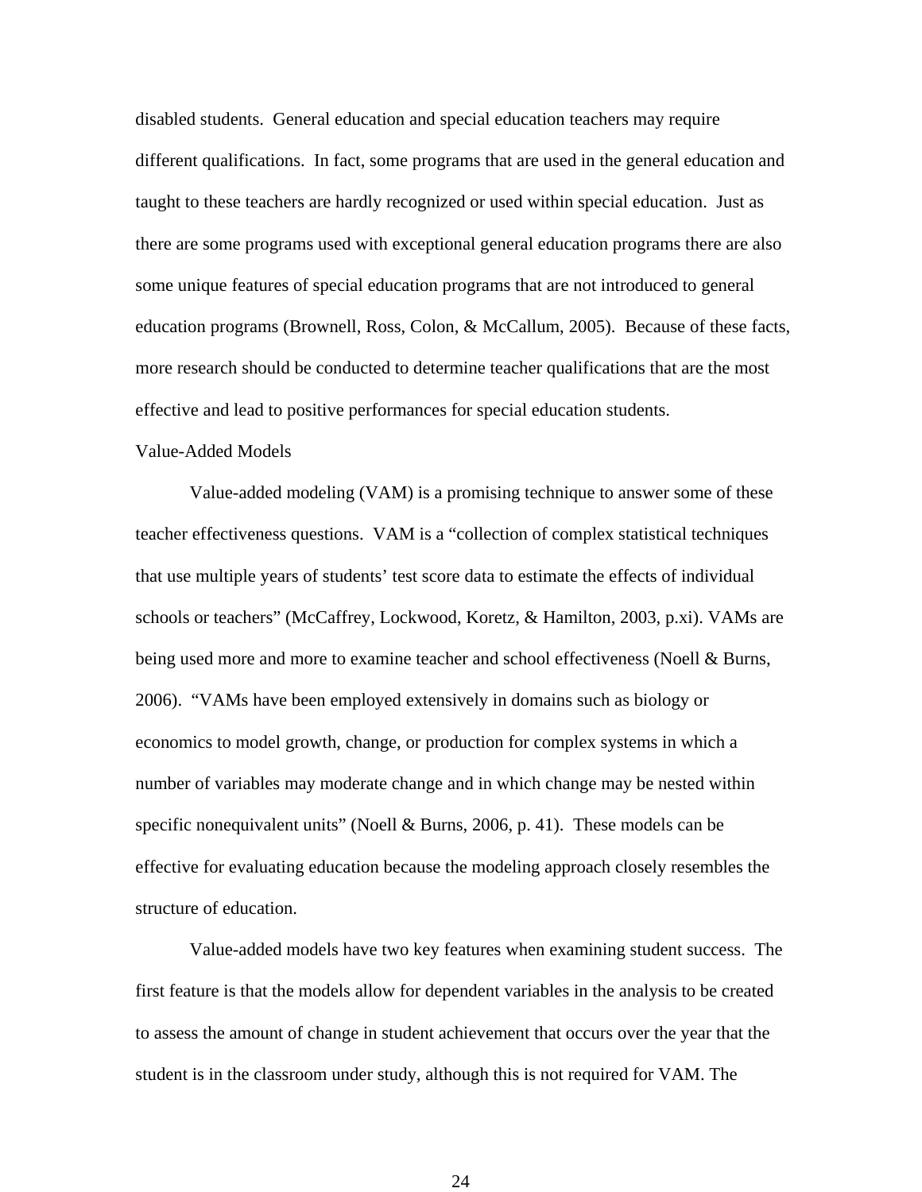disabled students. General education and special education teachers may require different qualifications. In fact, some programs that are used in the general education and taught to these teachers are hardly recognized or used within special education. Just as there are some programs used with exceptional general education programs there are also some unique features of special education programs that are not introduced to general education programs (Brownell, Ross, Colon, & McCallum, 2005). Because of these facts, more research should be conducted to determine teacher qualifications that are the most effective and lead to positive performances for special education students.

## Value-Added Models

Value-added modeling (VAM) is a promising technique to answer some of these teacher effectiveness questions. VAM is a "collection of complex statistical techniques that use multiple years of students' test score data to estimate the effects of individual schools or teachers" (McCaffrey, Lockwood, Koretz, & Hamilton, 2003, p.xi). VAMs are being used more and more to examine teacher and school effectiveness (Noell & Burns, 2006). "VAMs have been employed extensively in domains such as biology or economics to model growth, change, or production for complex systems in which a number of variables may moderate change and in which change may be nested within specific nonequivalent units" (Noell & Burns, 2006, p. 41). These models can be effective for evaluating education because the modeling approach closely resembles the structure of education.

Value-added models have two key features when examining student success. The first feature is that the models allow for dependent variables in the analysis to be created to assess the amount of change in student achievement that occurs over the year that the student is in the classroom under study, although this is not required for VAM. The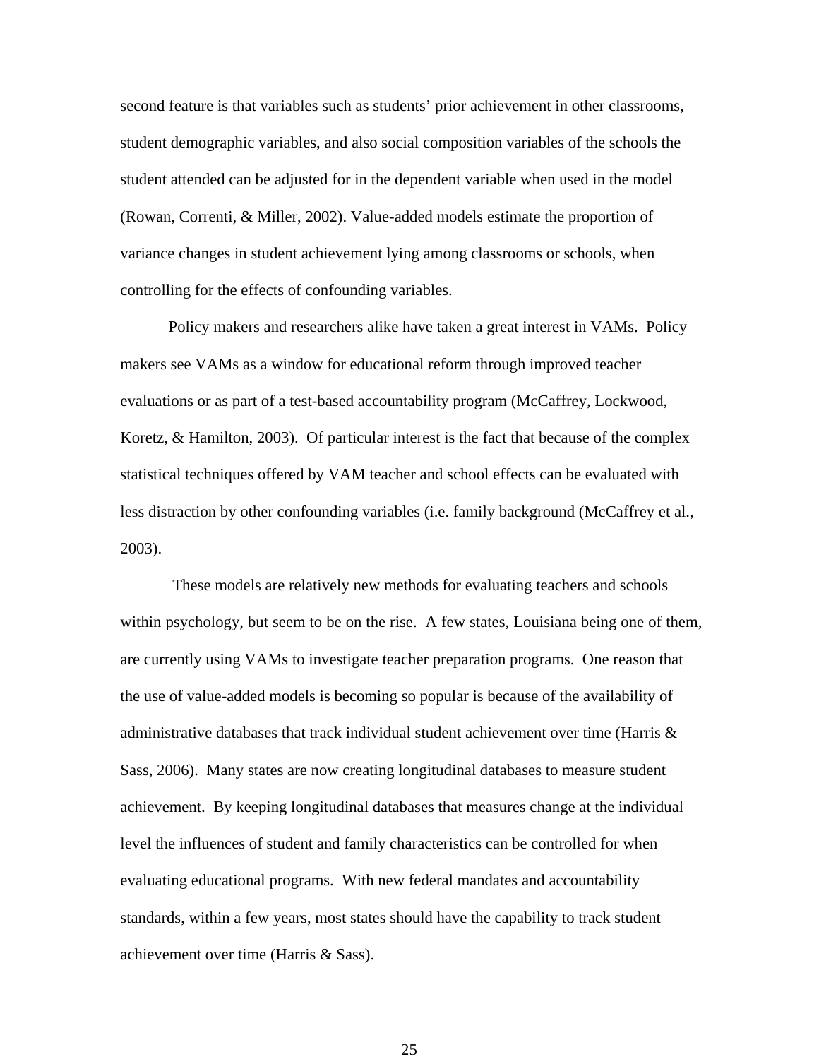second feature is that variables such as students' prior achievement in other classrooms, student demographic variables, and also social composition variables of the schools the student attended can be adjusted for in the dependent variable when used in the model (Rowan, Correnti, & Miller, 2002). Value-added models estimate the proportion of variance changes in student achievement lying among classrooms or schools, when controlling for the effects of confounding variables.

Policy makers and researchers alike have taken a great interest in VAMs. Policy makers see VAMs as a window for educational reform through improved teacher evaluations or as part of a test-based accountability program (McCaffrey, Lockwood, Koretz, & Hamilton, 2003). Of particular interest is the fact that because of the complex statistical techniques offered by VAM teacher and school effects can be evaluated with less distraction by other confounding variables (i.e. family background (McCaffrey et al., 2003).

These models are relatively new methods for evaluating teachers and schools within psychology, but seem to be on the rise. A few states, Louisiana being one of them, are currently using VAMs to investigate teacher preparation programs. One reason that the use of value-added models is becoming so popular is because of the availability of administrative databases that track individual student achievement over time (Harris & Sass, 2006). Many states are now creating longitudinal databases to measure student achievement. By keeping longitudinal databases that measures change at the individual level the influences of student and family characteristics can be controlled for when evaluating educational programs. With new federal mandates and accountability standards, within a few years, most states should have the capability to track student achievement over time (Harris & Sass).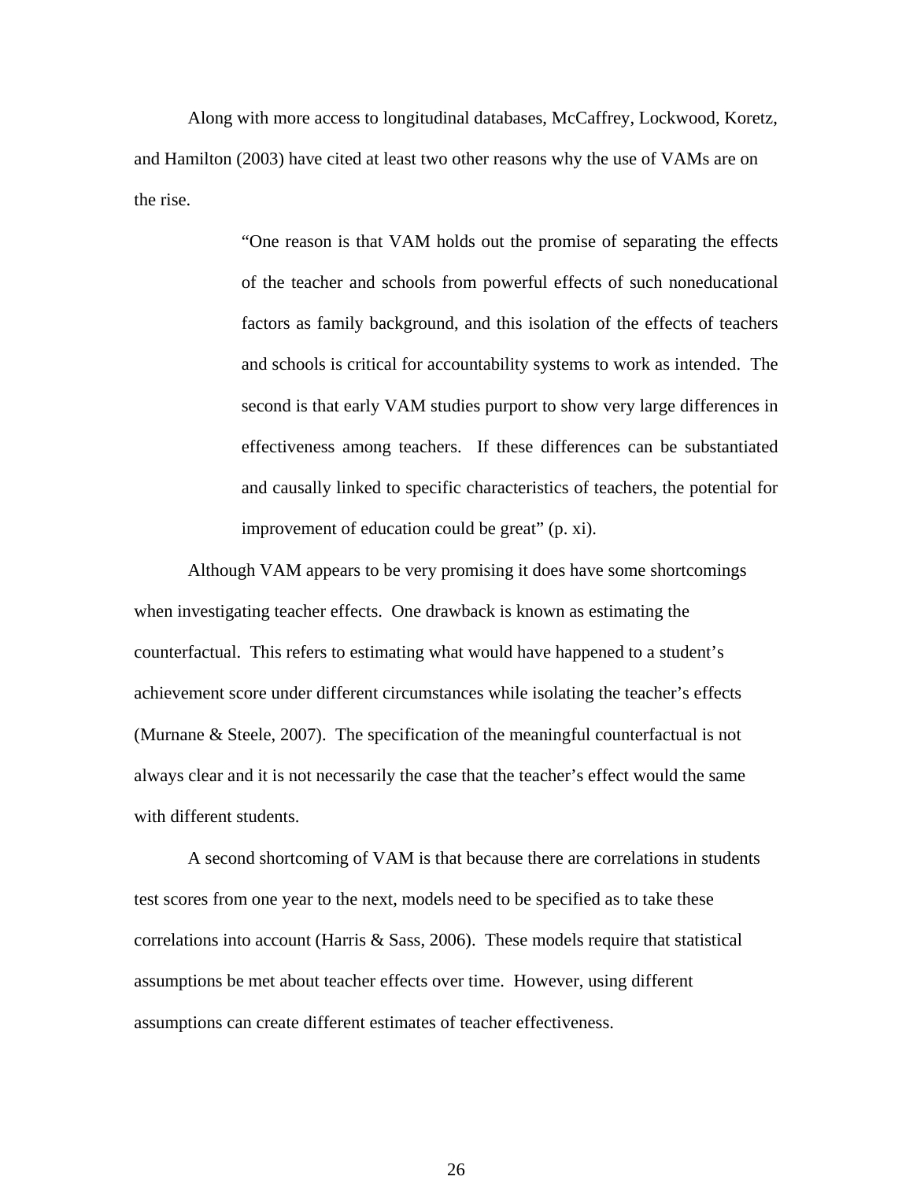Along with more access to longitudinal databases, McCaffrey, Lockwood, Koretz, and Hamilton (2003) have cited at least two other reasons why the use of VAMs are on the rise.

> "One reason is that VAM holds out the promise of separating the effects of the teacher and schools from powerful effects of such noneducational factors as family background, and this isolation of the effects of teachers and schools is critical for accountability systems to work as intended. The second is that early VAM studies purport to show very large differences in effectiveness among teachers. If these differences can be substantiated and causally linked to specific characteristics of teachers, the potential for improvement of education could be great" (p. xi).

Although VAM appears to be very promising it does have some shortcomings when investigating teacher effects. One drawback is known as estimating the counterfactual. This refers to estimating what would have happened to a student's achievement score under different circumstances while isolating the teacher's effects (Murnane & Steele, 2007). The specification of the meaningful counterfactual is not always clear and it is not necessarily the case that the teacher's effect would the same with different students.

A second shortcoming of VAM is that because there are correlations in students test scores from one year to the next, models need to be specified as to take these correlations into account (Harris & Sass, 2006). These models require that statistical assumptions be met about teacher effects over time. However, using different assumptions can create different estimates of teacher effectiveness.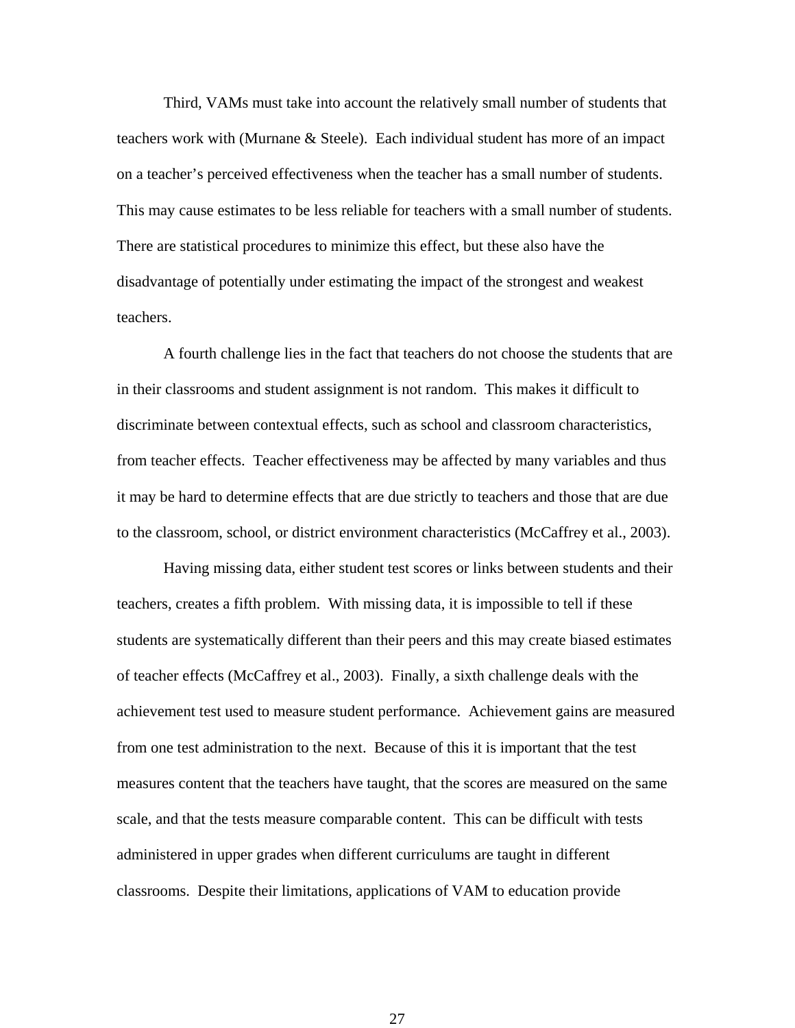Third, VAMs must take into account the relatively small number of students that teachers work with (Murnane & Steele). Each individual student has more of an impact on a teacher's perceived effectiveness when the teacher has a small number of students. This may cause estimates to be less reliable for teachers with a small number of students. There are statistical procedures to minimize this effect, but these also have the disadvantage of potentially under estimating the impact of the strongest and weakest teachers.

A fourth challenge lies in the fact that teachers do not choose the students that are in their classrooms and student assignment is not random. This makes it difficult to discriminate between contextual effects, such as school and classroom characteristics, from teacher effects. Teacher effectiveness may be affected by many variables and thus it may be hard to determine effects that are due strictly to teachers and those that are due to the classroom, school, or district environment characteristics (McCaffrey et al., 2003).

Having missing data, either student test scores or links between students and their teachers, creates a fifth problem. With missing data, it is impossible to tell if these students are systematically different than their peers and this may create biased estimates of teacher effects (McCaffrey et al., 2003). Finally, a sixth challenge deals with the achievement test used to measure student performance. Achievement gains are measured from one test administration to the next. Because of this it is important that the test measures content that the teachers have taught, that the scores are measured on the same scale, and that the tests measure comparable content. This can be difficult with tests administered in upper grades when different curriculums are taught in different classrooms. Despite their limitations, applications of VAM to education provide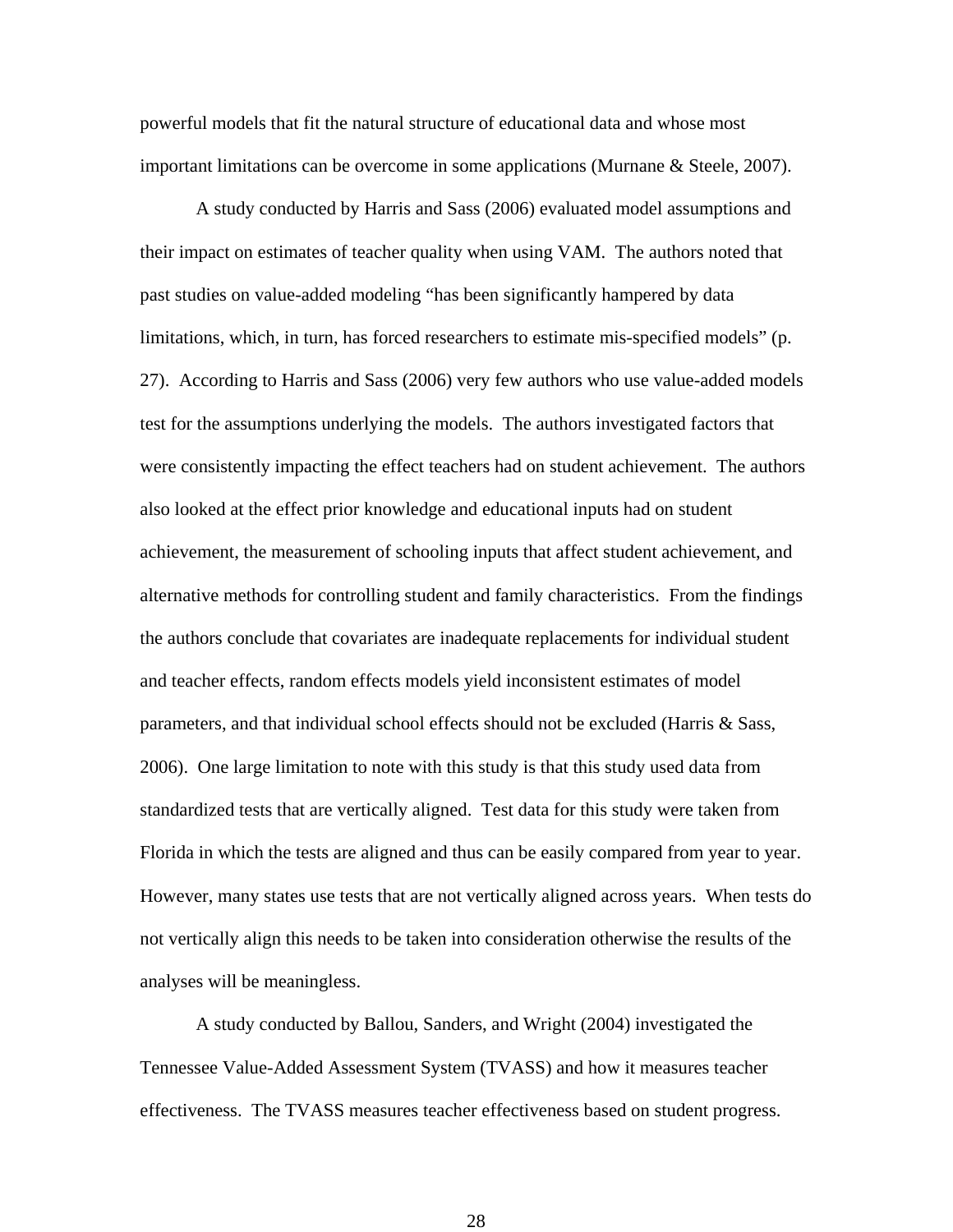powerful models that fit the natural structure of educational data and whose most important limitations can be overcome in some applications (Murnane & Steele, 2007).

A study conducted by Harris and Sass (2006) evaluated model assumptions and their impact on estimates of teacher quality when using VAM. The authors noted that past studies on value-added modeling "has been significantly hampered by data limitations, which, in turn, has forced researchers to estimate mis-specified models" (p. 27). According to Harris and Sass (2006) very few authors who use value-added models test for the assumptions underlying the models. The authors investigated factors that were consistently impacting the effect teachers had on student achievement. The authors also looked at the effect prior knowledge and educational inputs had on student achievement, the measurement of schooling inputs that affect student achievement, and alternative methods for controlling student and family characteristics. From the findings the authors conclude that covariates are inadequate replacements for individual student and teacher effects, random effects models yield inconsistent estimates of model parameters, and that individual school effects should not be excluded (Harris & Sass, 2006). One large limitation to note with this study is that this study used data from standardized tests that are vertically aligned. Test data for this study were taken from Florida in which the tests are aligned and thus can be easily compared from year to year. However, many states use tests that are not vertically aligned across years. When tests do not vertically align this needs to be taken into consideration otherwise the results of the analyses will be meaningless.

A study conducted by Ballou, Sanders, and Wright (2004) investigated the Tennessee Value-Added Assessment System (TVASS) and how it measures teacher effectiveness. The TVASS measures teacher effectiveness based on student progress.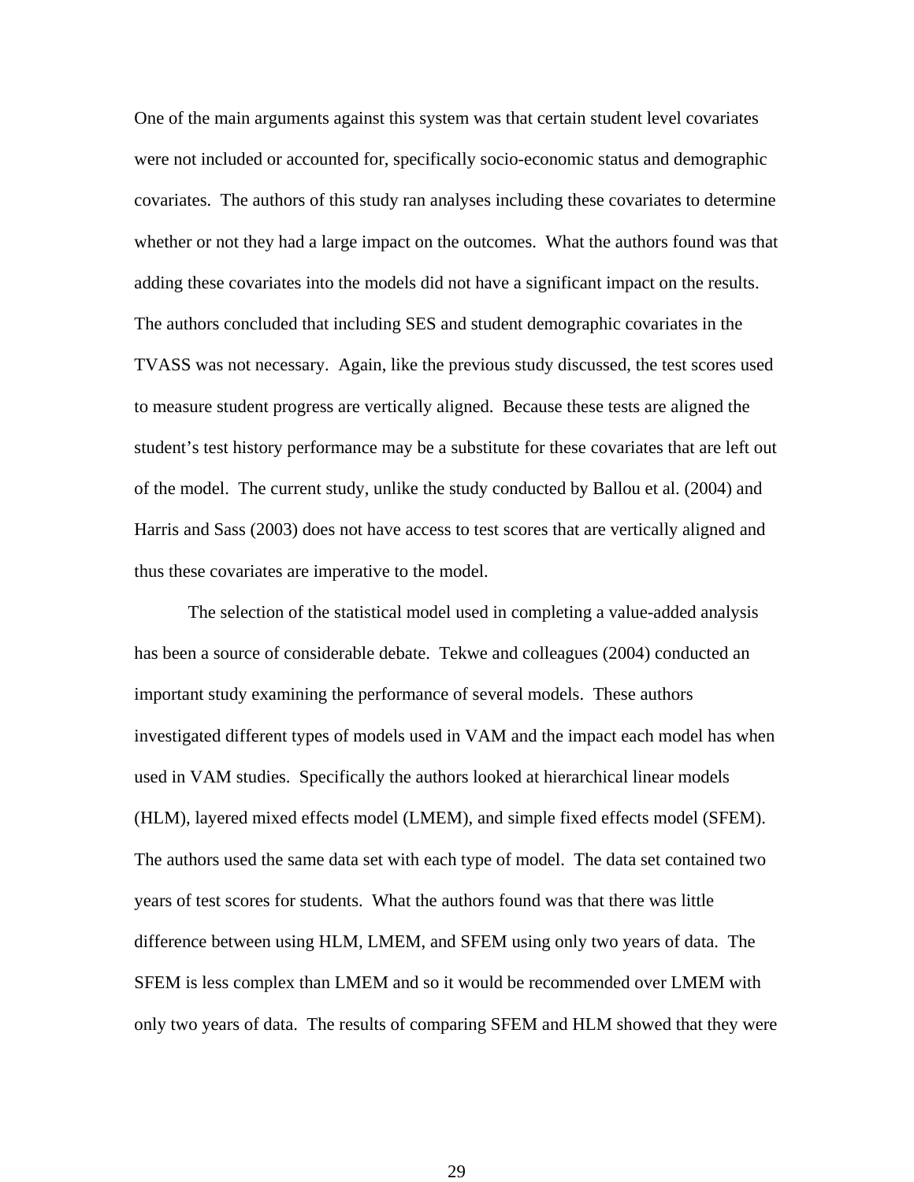One of the main arguments against this system was that certain student level covariates were not included or accounted for, specifically socio-economic status and demographic covariates. The authors of this study ran analyses including these covariates to determine whether or not they had a large impact on the outcomes. What the authors found was that adding these covariates into the models did not have a significant impact on the results. The authors concluded that including SES and student demographic covariates in the TVASS was not necessary. Again, like the previous study discussed, the test scores used to measure student progress are vertically aligned. Because these tests are aligned the student's test history performance may be a substitute for these covariates that are left out of the model. The current study, unlike the study conducted by Ballou et al. (2004) and Harris and Sass (2003) does not have access to test scores that are vertically aligned and thus these covariates are imperative to the model.

The selection of the statistical model used in completing a value-added analysis has been a source of considerable debate. Tekwe and colleagues (2004) conducted an important study examining the performance of several models. These authors investigated different types of models used in VAM and the impact each model has when used in VAM studies. Specifically the authors looked at hierarchical linear models (HLM), layered mixed effects model (LMEM), and simple fixed effects model (SFEM). The authors used the same data set with each type of model. The data set contained two years of test scores for students. What the authors found was that there was little difference between using HLM, LMEM, and SFEM using only two years of data. The SFEM is less complex than LMEM and so it would be recommended over LMEM with only two years of data. The results of comparing SFEM and HLM showed that they were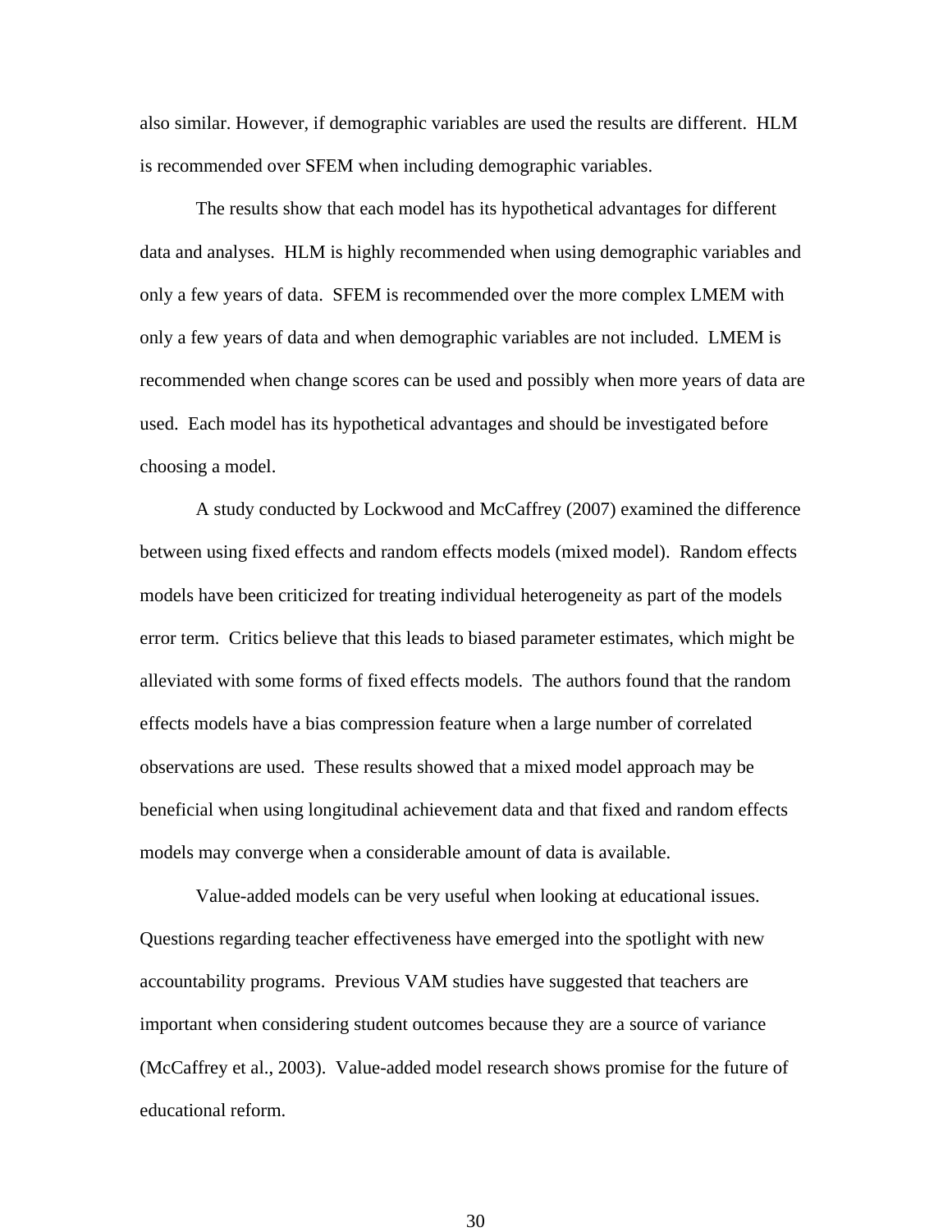also similar. However, if demographic variables are used the results are different. HLM is recommended over SFEM when including demographic variables.

The results show that each model has its hypothetical advantages for different data and analyses. HLM is highly recommended when using demographic variables and only a few years of data. SFEM is recommended over the more complex LMEM with only a few years of data and when demographic variables are not included. LMEM is recommended when change scores can be used and possibly when more years of data are used. Each model has its hypothetical advantages and should be investigated before choosing a model.

A study conducted by Lockwood and McCaffrey (2007) examined the difference between using fixed effects and random effects models (mixed model). Random effects models have been criticized for treating individual heterogeneity as part of the models error term. Critics believe that this leads to biased parameter estimates, which might be alleviated with some forms of fixed effects models. The authors found that the random effects models have a bias compression feature when a large number of correlated observations are used. These results showed that a mixed model approach may be beneficial when using longitudinal achievement data and that fixed and random effects models may converge when a considerable amount of data is available.

Value-added models can be very useful when looking at educational issues. Questions regarding teacher effectiveness have emerged into the spotlight with new accountability programs. Previous VAM studies have suggested that teachers are important when considering student outcomes because they are a source of variance (McCaffrey et al., 2003). Value-added model research shows promise for the future of educational reform.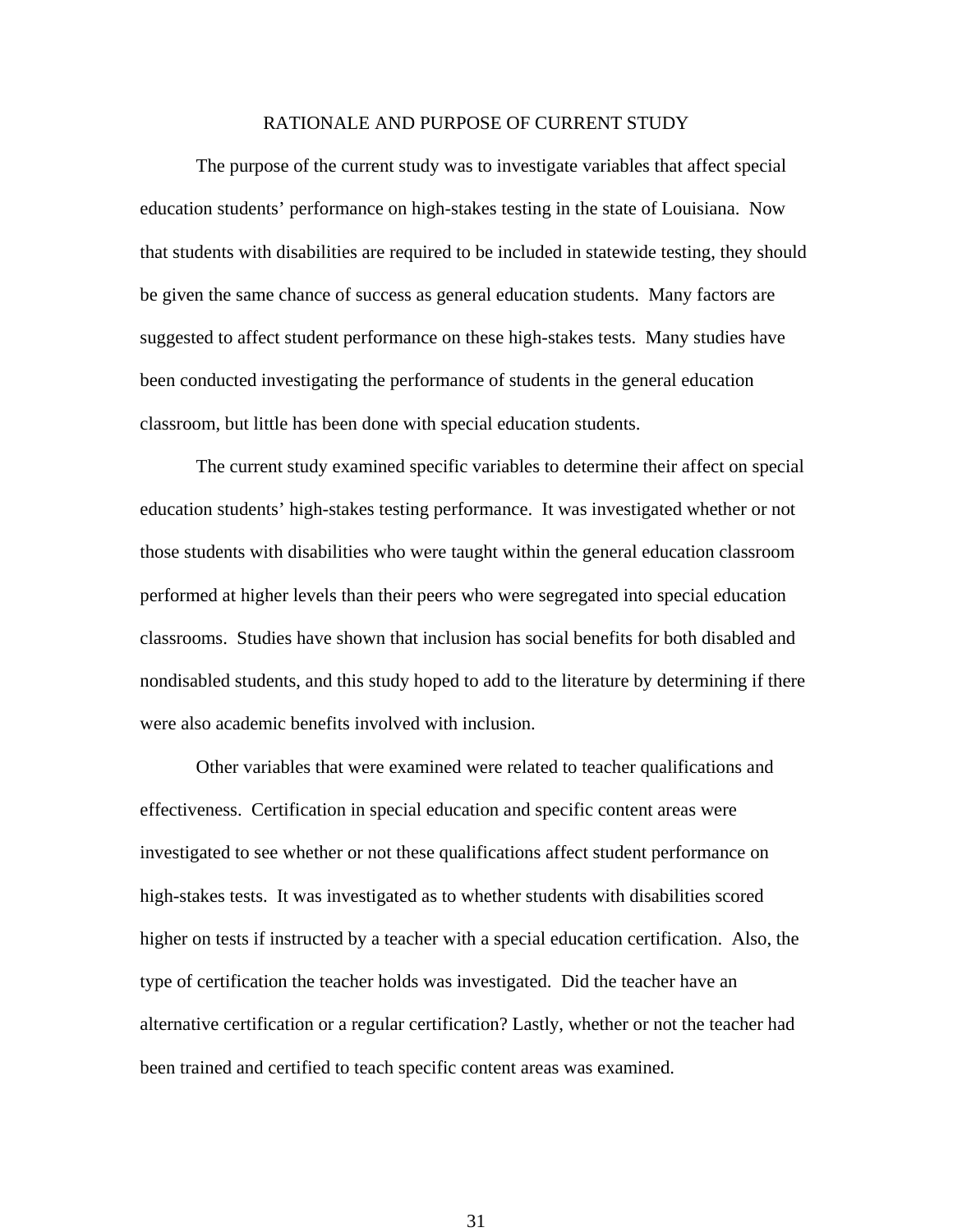## RATIONALE AND PURPOSE OF CURRENT STUDY

The purpose of the current study was to investigate variables that affect special education students' performance on high-stakes testing in the state of Louisiana. Now that students with disabilities are required to be included in statewide testing, they should be given the same chance of success as general education students. Many factors are suggested to affect student performance on these high-stakes tests. Many studies have been conducted investigating the performance of students in the general education classroom, but little has been done with special education students.

The current study examined specific variables to determine their affect on special education students' high-stakes testing performance. It was investigated whether or not those students with disabilities who were taught within the general education classroom performed at higher levels than their peers who were segregated into special education classrooms. Studies have shown that inclusion has social benefits for both disabled and nondisabled students, and this study hoped to add to the literature by determining if there were also academic benefits involved with inclusion.

Other variables that were examined were related to teacher qualifications and effectiveness. Certification in special education and specific content areas were investigated to see whether or not these qualifications affect student performance on high-stakes tests. It was investigated as to whether students with disabilities scored higher on tests if instructed by a teacher with a special education certification. Also, the type of certification the teacher holds was investigated. Did the teacher have an alternative certification or a regular certification? Lastly, whether or not the teacher had been trained and certified to teach specific content areas was examined.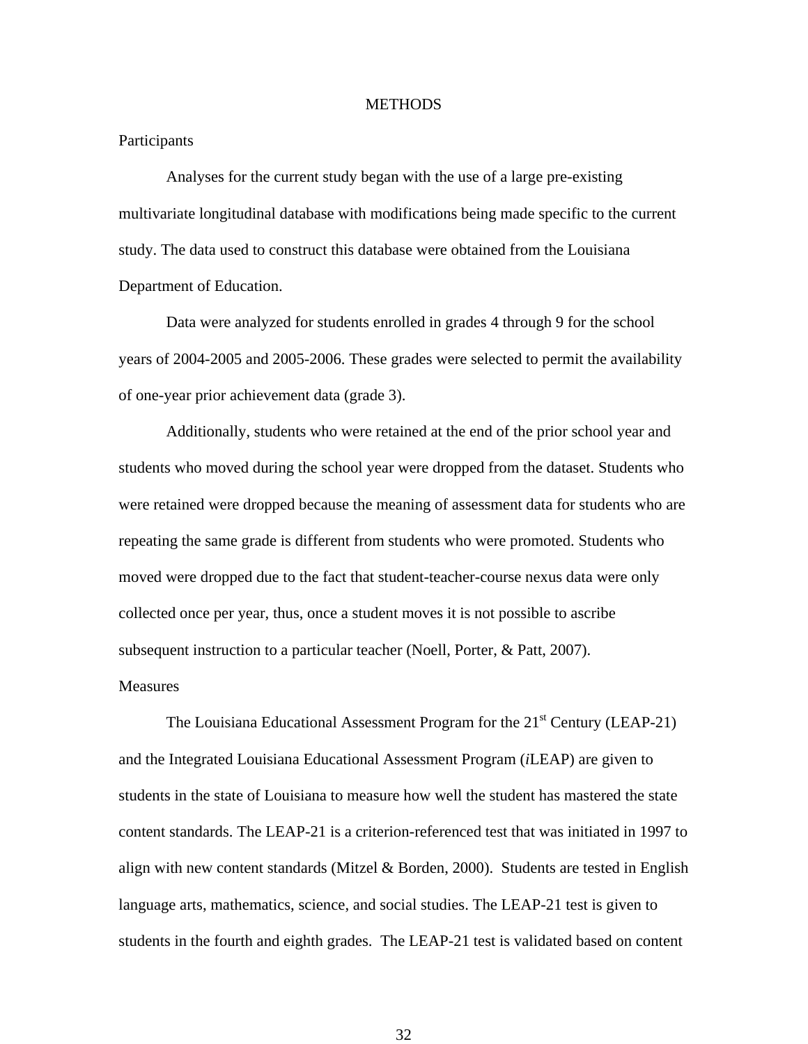# METHODS

## Participants

Analyses for the current study began with the use of a large pre-existing multivariate longitudinal database with modifications being made specific to the current study. The data used to construct this database were obtained from the Louisiana Department of Education.

Data were analyzed for students enrolled in grades 4 through 9 for the school years of 2004-2005 and 2005-2006. These grades were selected to permit the availability of one-year prior achievement data (grade 3).

Additionally, students who were retained at the end of the prior school year and students who moved during the school year were dropped from the dataset. Students who were retained were dropped because the meaning of assessment data for students who are repeating the same grade is different from students who were promoted. Students who moved were dropped due to the fact that student-teacher-course nexus data were only collected once per year, thus, once a student moves it is not possible to ascribe subsequent instruction to a particular teacher (Noell, Porter, & Patt, 2007).

## Measures

The Louisiana Educational Assessment Program for the 21st Century (LEAP-21) and the Integrated Louisiana Educational Assessment Program (*i*LEAP) are given to students in the state of Louisiana to measure how well the student has mastered the state content standards. The LEAP-21 is a criterion-referenced test that was initiated in 1997 to align with new content standards (Mitzel & Borden, 2000). Students are tested in English language arts, mathematics, science, and social studies. The LEAP-21 test is given to students in the fourth and eighth grades. The LEAP-21 test is validated based on content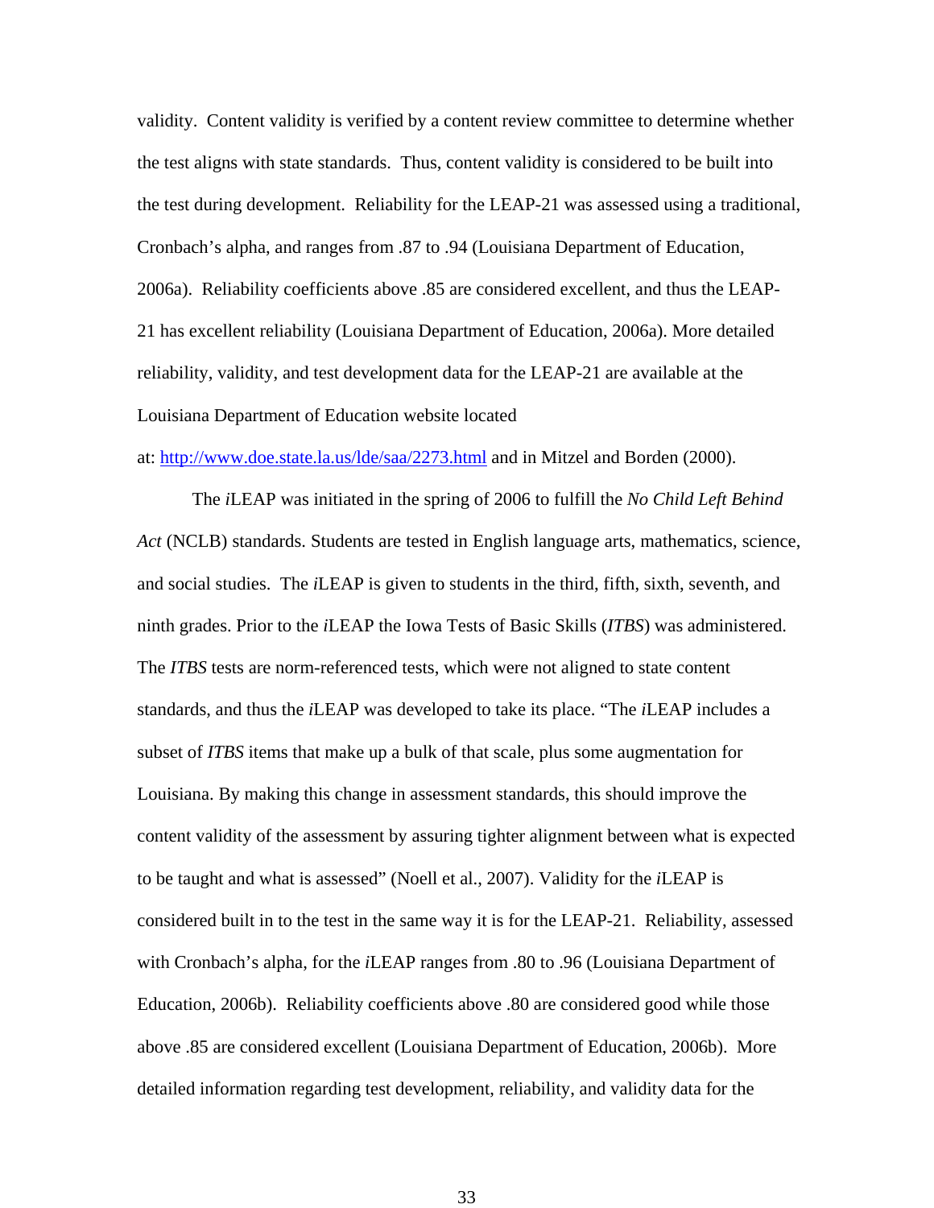validity. Content validity is verified by a content review committee to determine whether the test aligns with state standards. Thus, content validity is considered to be built into the test during development. Reliability for the LEAP-21 was assessed using a traditional, Cronbach's alpha, and ranges from .87 to .94 (Louisiana Department of Education, 2006a). Reliability coefficients above .85 are considered excellent, and thus the LEAP-21 has excellent reliability (Louisiana Department of Education, 2006a). More detailed reliability, validity, and test development data for the LEAP-21 are available at the Louisiana Department of Education website located at: http://www.doe.state.la.us/lde/saa/2273.html and in Mitzel and Borden (2000).

The *i*LEAP was initiated in the spring of 2006 to fulfill the *No Child Left Behind Act* (NCLB) standards. Students are tested in English language arts, mathematics, science, and social studies. The *i*LEAP is given to students in the third, fifth, sixth, seventh, and ninth grades. Prior to the *i*LEAP the Iowa Tests of Basic Skills (*ITBS*) was administered. The *ITBS* tests are norm-referenced tests, which were not aligned to state content standards, and thus the *i*LEAP was developed to take its place. "The *i*LEAP includes a subset of *ITBS* items that make up a bulk of that scale, plus some augmentation for Louisiana. By making this change in assessment standards, this should improve the content validity of the assessment by assuring tighter alignment between what is expected to be taught and what is assessed" (Noell et al., 2007). Validity for the *i*LEAP is considered built in to the test in the same way it is for the LEAP-21. Reliability, assessed with Cronbach's alpha, for the *i*LEAP ranges from .80 to .96 (Louisiana Department of Education, 2006b). Reliability coefficients above .80 are considered good while those above .85 are considered excellent (Louisiana Department of Education, 2006b). More detailed information regarding test development, reliability, and validity data for the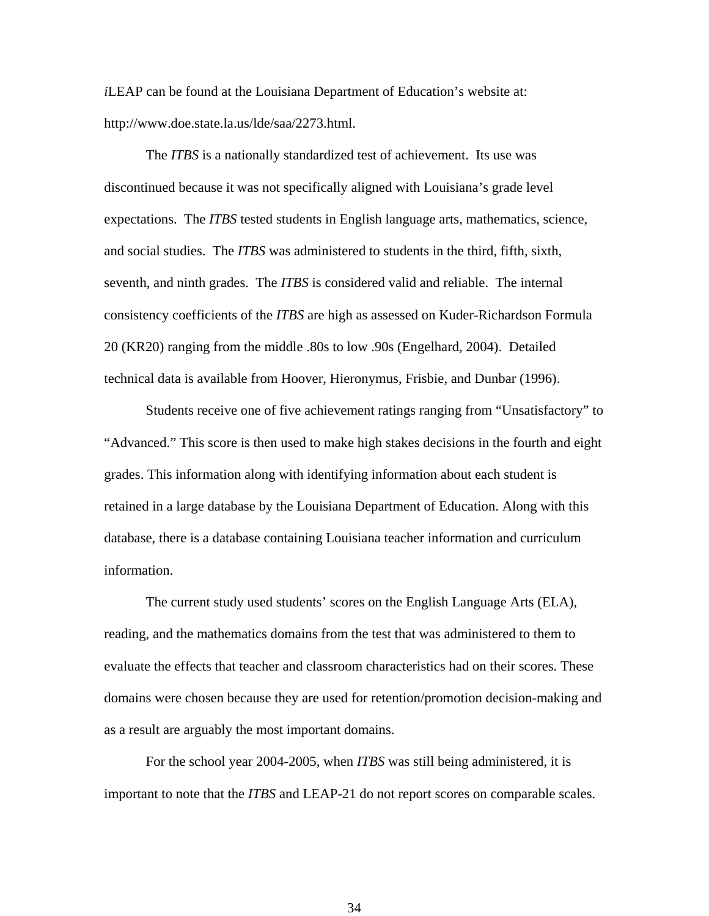*i*LEAP can be found at the Louisiana Department of Education's website at: http://www.doe.state.la.us/lde/saa/2273.html.

The *ITBS* is a nationally standardized test of achievement. Its use was discontinued because it was not specifically aligned with Louisiana's grade level expectations. The *ITBS* tested students in English language arts, mathematics, science, and social studies. The *ITBS* was administered to students in the third, fifth, sixth, seventh, and ninth grades. The *ITBS* is considered valid and reliable. The internal consistency coefficients of the *ITBS* are high as assessed on Kuder-Richardson Formula 20 (KR20) ranging from the middle .80s to low .90s (Engelhard, 2004). Detailed technical data is available from Hoover, Hieronymus, Frisbie, and Dunbar (1996).

Students receive one of five achievement ratings ranging from "Unsatisfactory" to "Advanced." This score is then used to make high stakes decisions in the fourth and eight grades. This information along with identifying information about each student is retained in a large database by the Louisiana Department of Education. Along with this database, there is a database containing Louisiana teacher information and curriculum information.

The current study used students' scores on the English Language Arts (ELA), reading, and the mathematics domains from the test that was administered to them to evaluate the effects that teacher and classroom characteristics had on their scores. These domains were chosen because they are used for retention/promotion decision-making and as a result are arguably the most important domains.

For the school year 2004-2005, when *ITBS* was still being administered, it is important to note that the *ITBS* and LEAP-21 do not report scores on comparable scales.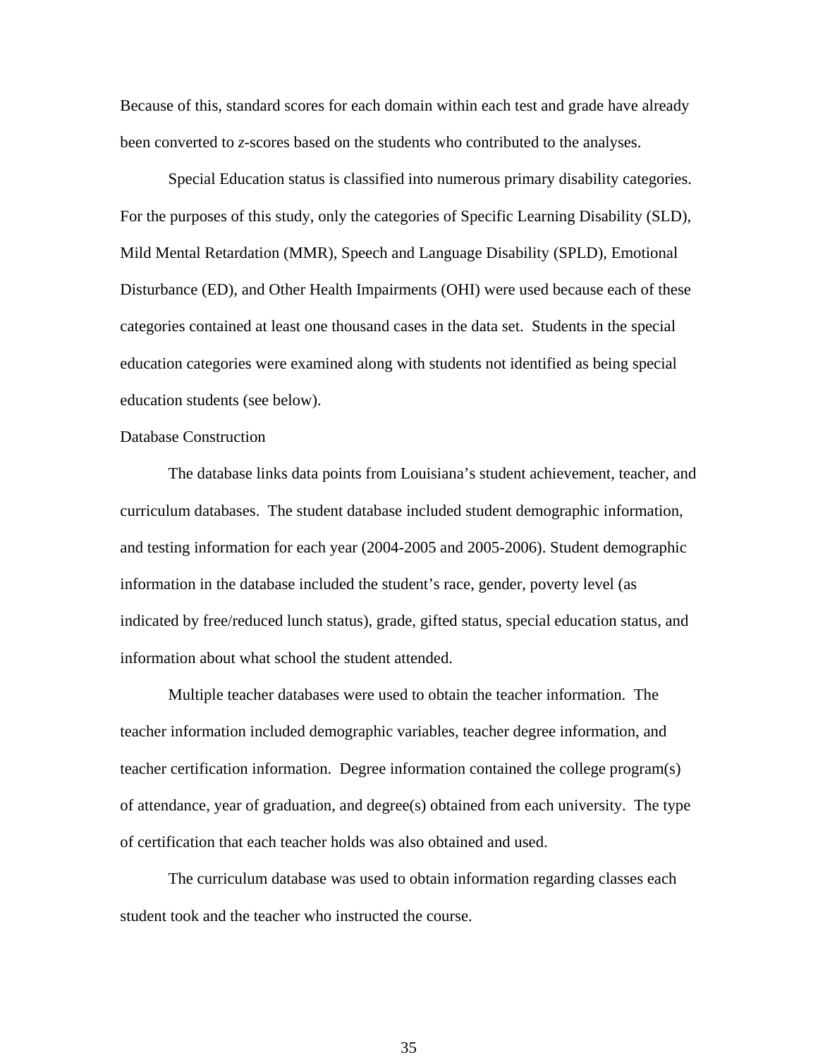Because of this, standard scores for each domain within each test and grade have already been converted to *z*-scores based on the students who contributed to the analyses.

Special Education status is classified into numerous primary disability categories. For the purposes of this study, only the categories of Specific Learning Disability (SLD), Mild Mental Retardation (MMR), Speech and Language Disability (SPLD), Emotional Disturbance (ED), and Other Health Impairments (OHI) were used because each of these categories contained at least one thousand cases in the data set. Students in the special education categories were examined along with students not identified as being special education students (see below).

### Database Construction

The database links data points from Louisiana's student achievement, teacher, and curriculum databases. The student database included student demographic information, and testing information for each year (2004-2005 and 2005-2006). Student demographic information in the database included the student's race, gender, poverty level (as indicated by free/reduced lunch status), grade, gifted status, special education status, and information about what school the student attended.

Multiple teacher databases were used to obtain the teacher information. The teacher information included demographic variables, teacher degree information, and teacher certification information. Degree information contained the college program(s) of attendance, year of graduation, and degree(s) obtained from each university. The type of certification that each teacher holds was also obtained and used.

The curriculum database was used to obtain information regarding classes each student took and the teacher who instructed the course.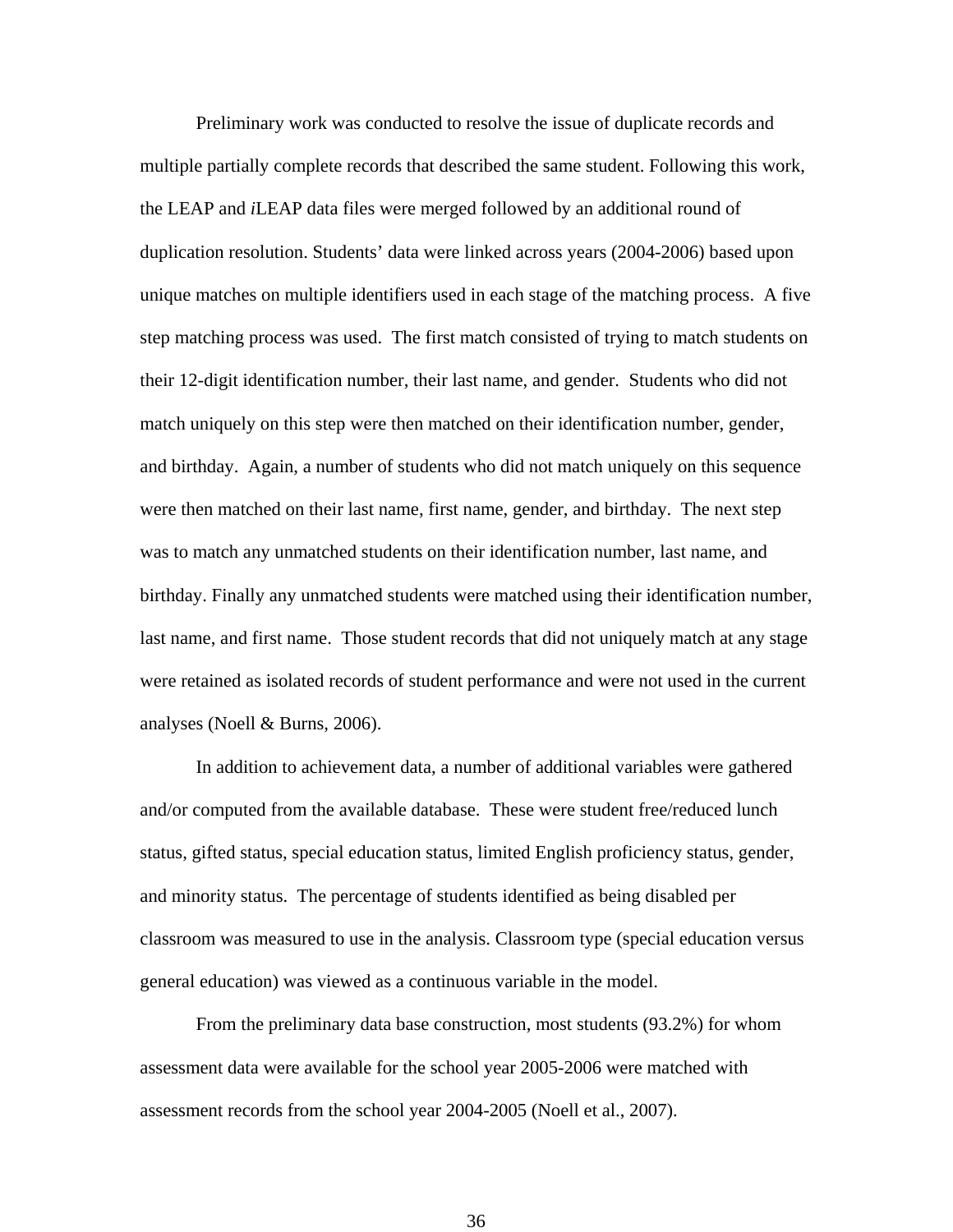Preliminary work was conducted to resolve the issue of duplicate records and multiple partially complete records that described the same student. Following this work, the LEAP and *i*LEAP data files were merged followed by an additional round of duplication resolution. Students' data were linked across years (2004-2006) based upon unique matches on multiple identifiers used in each stage of the matching process. A five step matching process was used. The first match consisted of trying to match students on their 12-digit identification number, their last name, and gender. Students who did not match uniquely on this step were then matched on their identification number, gender, and birthday. Again, a number of students who did not match uniquely on this sequence were then matched on their last name, first name, gender, and birthday. The next step was to match any unmatched students on their identification number, last name, and birthday. Finally any unmatched students were matched using their identification number, last name, and first name. Those student records that did not uniquely match at any stage were retained as isolated records of student performance and were not used in the current analyses (Noell & Burns, 2006).

In addition to achievement data, a number of additional variables were gathered and/or computed from the available database. These were student free/reduced lunch status, gifted status, special education status, limited English proficiency status, gender, and minority status. The percentage of students identified as being disabled per classroom was measured to use in the analysis. Classroom type (special education versus general education) was viewed as a continuous variable in the model.

From the preliminary data base construction, most students (93.2%) for whom assessment data were available for the school year 2005-2006 were matched with assessment records from the school year 2004-2005 (Noell et al., 2007).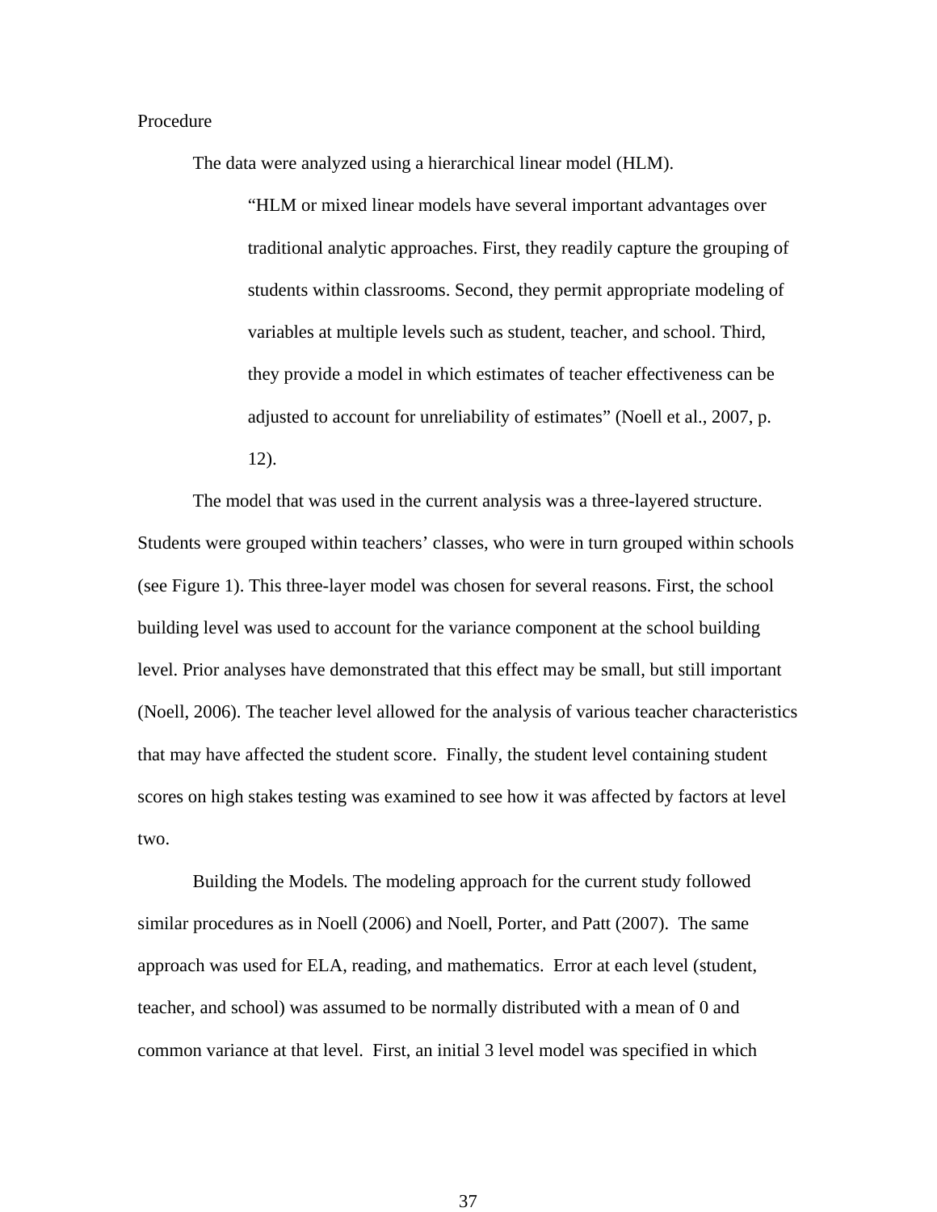## Procedure

The data were analyzed using a hierarchical linear model (HLM).

> "HLM or mixed linear models have several important advantages over traditional analytic approaches. First, they readily capture the grouping of students within classrooms. Second, they permit appropriate modeling of variables at multiple levels such as student, teacher, and school. Third, they provide a model in which estimates of teacher effectiveness can be adjusted to account for unreliability of estimates" (Noell et al., 2007, p. 12).

The model that was used in the current analysis was a three-layered structure. Students were grouped within teachers' classes, who were in turn grouped within schools (see Figure 1). This three-layer model was chosen for several reasons. First, the school building level was used to account for the variance component at the school building level. Prior analyses have demonstrated that this effect may be small, but still important (Noell, 2006). The teacher level allowed for the analysis of various teacher characteristics that may have affected the student score. Finally, the student level containing student scores on high stakes testing was examined to see how it was affected by factors at level two.

*Building the Models.* The modeling approach for the current study followed similar procedures as in Noell (2006) and Noell, Porter, and Patt (2007). The same approach was used for ELA, reading, and mathematics. Error at each level (student, teacher, and school) was assumed to be normally distributed with a mean of 0 and common variance at that level. First, an initial 3 level model was specified in which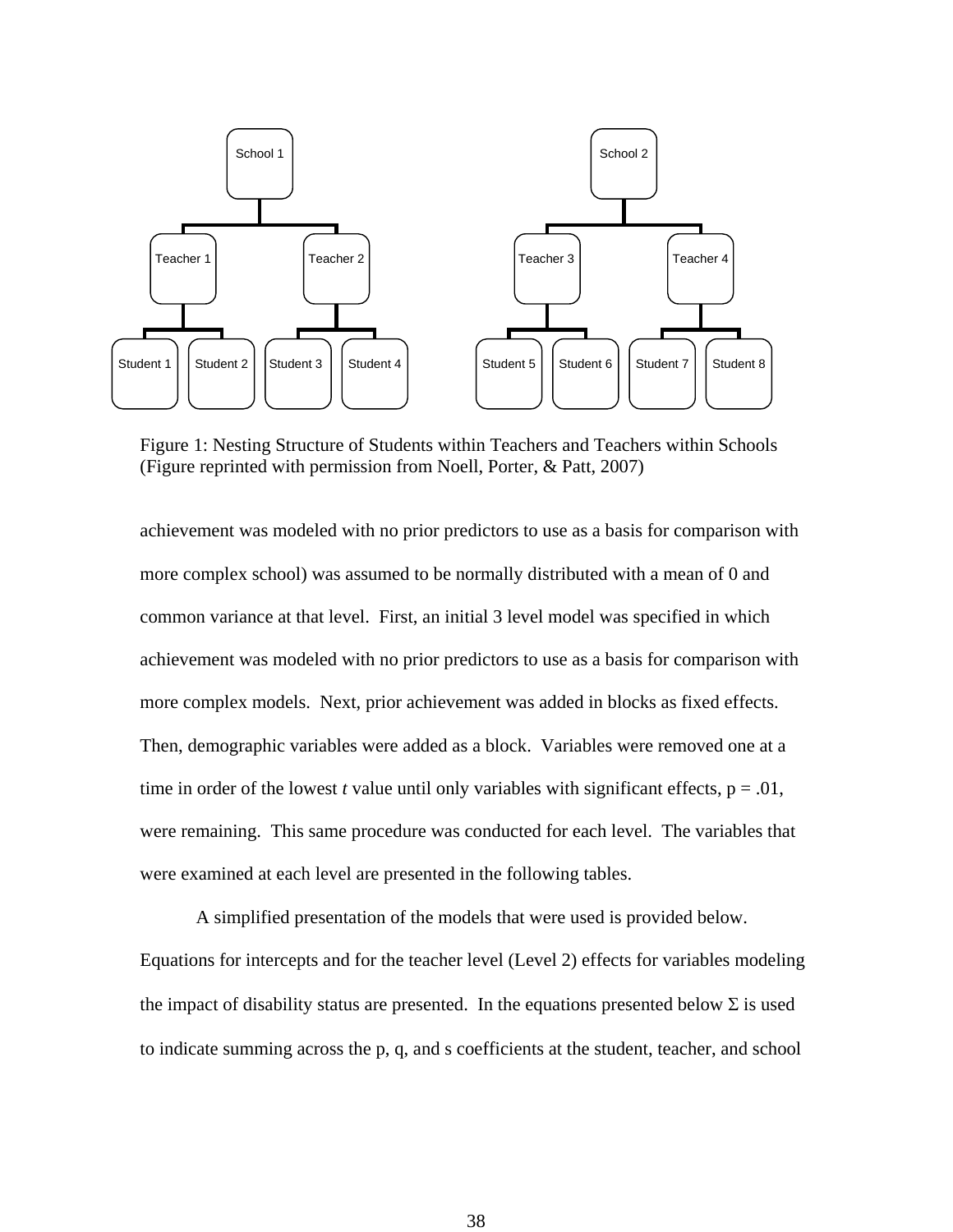School 1
Teacher 1
Teacher 2
Student 1
Student 2
Student 3
Student 4

School 2
Teacher 3
Teacher 4
Student 5
Student 6
Student 7
Student 8

Figure 1: Nesting Structure of Students within Teachers and Teachers within Schools (Figure reprinted with permission from Noell, Porter, & Patt, 2007)

achievement was modeled with no prior predictors to use as a basis for comparison with more complex school) was assumed to be normally distributed with a mean of 0 and common variance at that level. First, an initial 3 level model was specified in which achievement was modeled with no prior predictors to use as a basis for comparison with more complex models. Next, prior achievement was added in blocks as fixed effects. Then, demographic variables were added as a block. Variables were removed one at a time in order of the lowest *t* value until only variables with significant effects, p = .01, were remaining. This same procedure was conducted for each level. The variables that were examined at each level are presented in the following tables.

A simplified presentation of the models that were used is provided below. Equations for intercepts and for the teacher level (Level 2) effects for variables modeling the impact of disability status are presented. In the equations presented below $\Sigma$ is used to indicate summing across the p, q, and s coefficients at the student, teacher, and school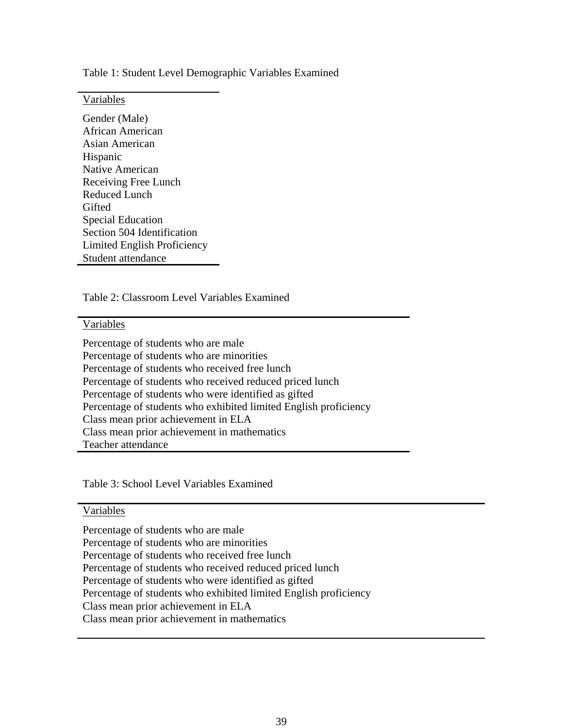Table 1: Student Level Demographic Variables Examined

| Variables |
|---|
| Gender (Male) |
| African American |
| Asian American |
| Hispanic |
| Native American |
| Receiving Free Lunch |
| Reduced Lunch |
| Gifted |
| Special Education |
| Section 504 Identification |
| Limited English Proficiency |
| Student attendance |

Table 2: Classroom Level Variables Examined

| Variables |
|---|
| Percentage of students who are male |
| Percentage of students who are minorities |
| Percentage of students who received free lunch |
| Percentage of students who received reduced priced lunch |
| Percentage of students who were identified as gifted |
| Percentage of students who exhibited limited English proficiency |
| Class mean prior achievement in ELA |
| Class mean prior achievement in mathematics |
| Teacher attendance |

Table 3: School Level Variables Examined

| Variables |
|---|
| Percentage of students who are male |
| Percentage of students who are minorities |
| Percentage of students who received free lunch |
| Percentage of students who received reduced priced lunch |
| Percentage of students who were identified as gifted |
| Percentage of students who exhibited limited English proficiency |
| Class mean prior achievement in ELA |
| Class mean prior achievement in mathematics |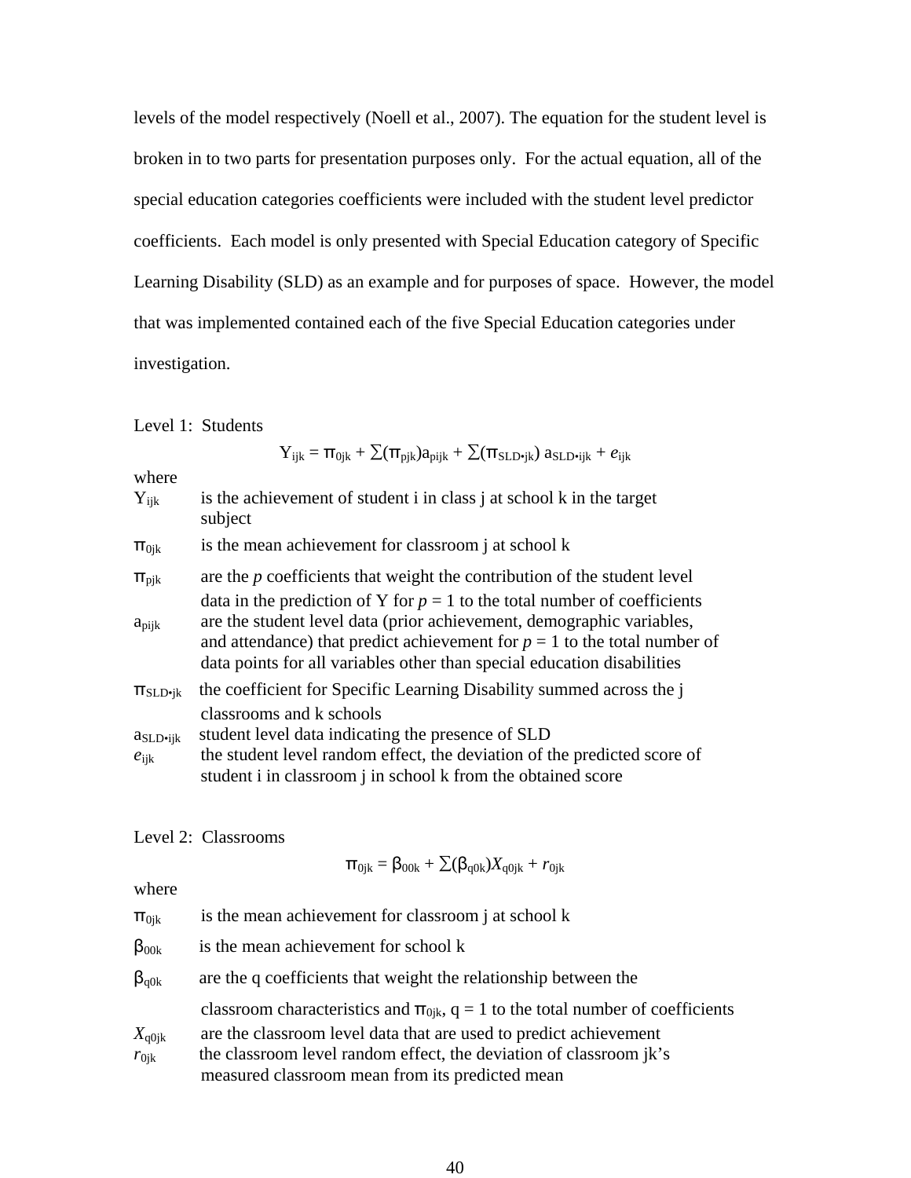levels of the model respectively (Noell et al., 2007). The equation for the student level is broken in to two parts for presentation purposes only. For the actual equation, all of the special education categories coefficients were included with the student level predictor coefficients. Each model is only presented with Special Education category of Specific Learning Disability (SLD) as an example and for purposes of space. However, the model that was implemented contained each of the five Special Education categories under investigation.

Level 1: Students

$$Y_{ijk} = \pi_{0jk} + \sum(\pi_{pjk})a_{pijk} + \sum(\pi_{SLD\bullet jk})\, a_{SLD\bullet ijk} + e_{ijk}$$

where

$Y_{ijk}$ is the achievement of student i in class j at school k in the target subject

$\pi_{0jk}$ is the mean achievement for classroom j at school k

$\pi_{pjk}$ are the *p* coefficients that weight the contribution of the student level data in the prediction of Y for *p* = 1 to the total number of coefficients

$a_{pijk}$ are the student level data (prior achievement, demographic variables, and attendance) that predict achievement for *p* = 1 to the total number of data points for all variables other than special education disabilities

$\pi_{SLD\bullet jk}$ the coefficient for Specific Learning Disability summed across the j classrooms and k schools

$a_{SLD\bullet ijk}$ student level data indicating the presence of SLD

$e_{ijk}$ the student level random effect, the deviation of the predicted score of student i in classroom j in school k from the obtained score

Level 2: Classrooms

$$\pi_{0jk} = \beta_{00k} + \sum(\beta_{q0k})X_{q0jk} + r_{0jk}$$

where

$\pi_{0jk}$ is the mean achievement for classroom j at school k

$\beta_{00k}$ is the mean achievement for school k

$\beta_{q0k}$ are the q coefficients that weight the relationship between the classroom characteristics and $\pi_{0jk}$, q = 1 to the total number of coefficients

$X_{q0jk}$ are the classroom level data that are used to predict achievement

$r_{0jk}$ the classroom level random effect, the deviation of classroom jk's measured classroom mean from its predicted mean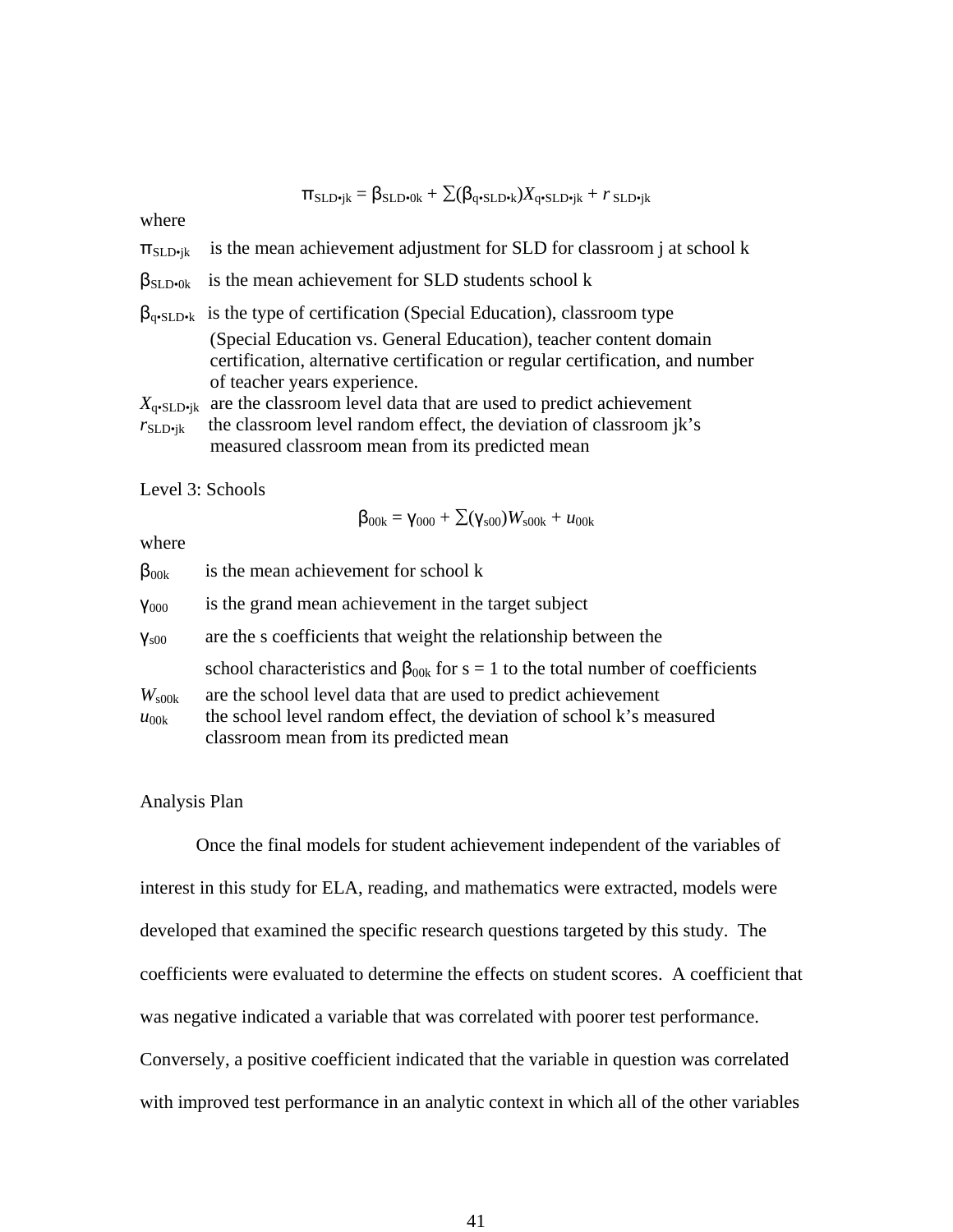$$\pi_{SLD\bullet jk} = \beta_{SLD\bullet 0k} + \sum(\beta_{q\bullet SLD\bullet k})X_{q\bullet SLD\bullet jk} + r_{SLD\bullet jk}$$

where

$\pi_{SLD\bullet jk}$ is the mean achievement adjustment for SLD for classroom j at school k

$\beta_{SLD\bullet 0k}$ is the mean achievement for SLD students school k

$\beta_{q\bullet SLD\bullet k}$ is the type of certification (Special Education), classroom type (Special Education vs. General Education), teacher content domain certification, alternative certification or regular certification, and number of teacher years experience.

$X_{q\bullet SLD\bullet jk}$ are the classroom level data that are used to predict achievement

$r_{SLD\bullet jk}$ the classroom level random effect, the deviation of classroom jk's measured classroom mean from its predicted mean

Level 3: Schools

$$\beta_{00k} = \gamma_{000} + \sum(\gamma_{s00})W_{s00k} + u_{00k}$$

where

$\beta_{00k}$ is the mean achievement for school k

$\gamma_{000}$ is the grand mean achievement in the target subject

$\gamma_{s00}$ are the s coefficients that weight the relationship between the school characteristics and $\beta_{00k}$ for s = 1 to the total number of coefficients

$W_{s00k}$ are the school level data that are used to predict achievement

$u_{00k}$ the school level random effect, the deviation of school k's measured classroom mean from its predicted mean

Analysis Plan

Once the final models for student achievement independent of the variables of interest in this study for ELA, reading, and mathematics were extracted, models were developed that examined the specific research questions targeted by this study. The coefficients were evaluated to determine the effects on student scores. A coefficient that was negative indicated a variable that was correlated with poorer test performance. Conversely, a positive coefficient indicated that the variable in question was correlated with improved test performance in an analytic context in which all of the other variables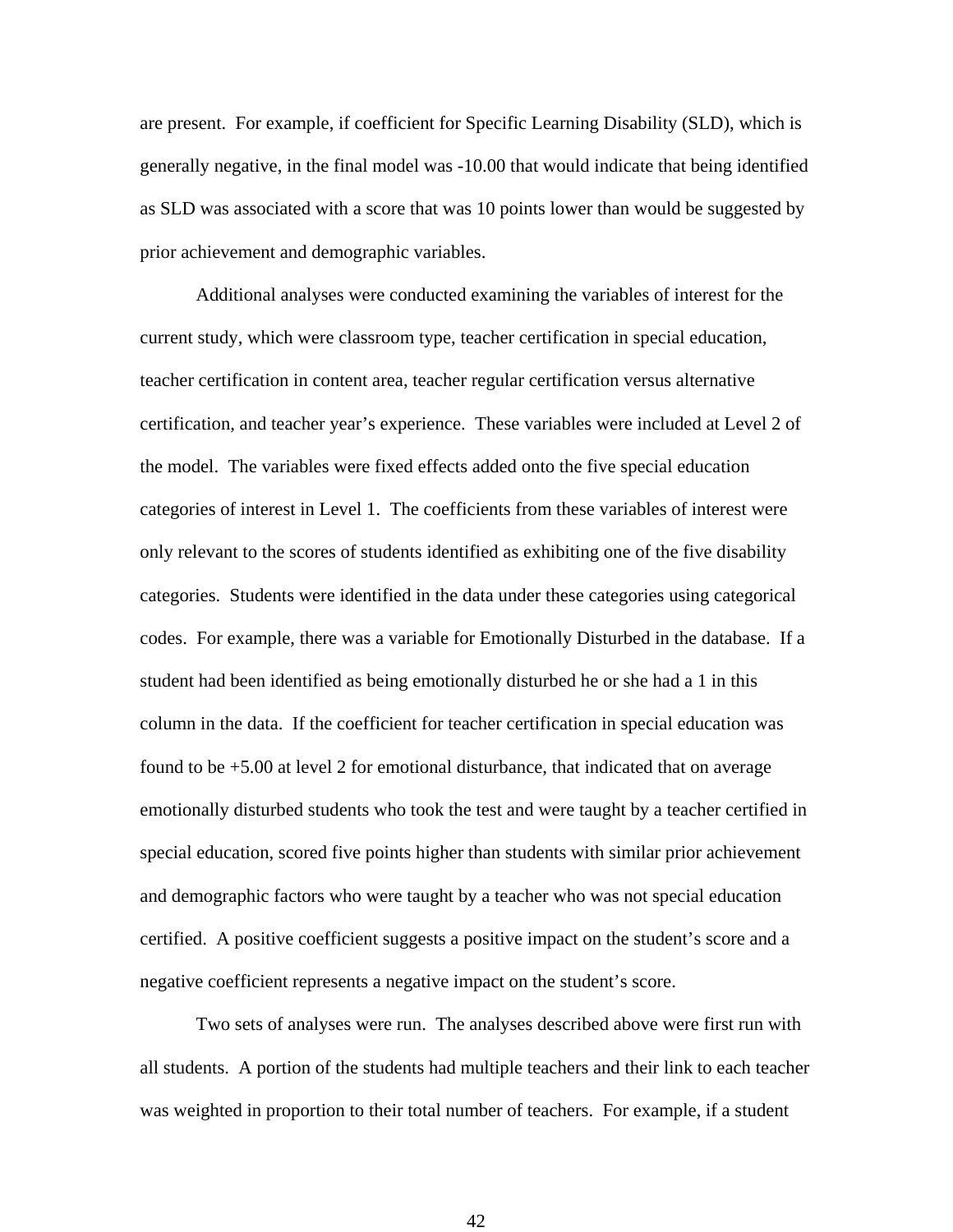are present. For example, if coefficient for Specific Learning Disability (SLD), which is generally negative, in the final model was -10.00 that would indicate that being identified as SLD was associated with a score that was 10 points lower than would be suggested by prior achievement and demographic variables.

Additional analyses were conducted examining the variables of interest for the current study, which were classroom type, teacher certification in special education, teacher certification in content area, teacher regular certification versus alternative certification, and teacher year's experience. These variables were included at Level 2 of the model. The variables were fixed effects added onto the five special education categories of interest in Level 1. The coefficients from these variables of interest were only relevant to the scores of students identified as exhibiting one of the five disability categories. Students were identified in the data under these categories using categorical codes. For example, there was a variable for Emotionally Disturbed in the database. If a student had been identified as being emotionally disturbed he or she had a 1 in this column in the data. If the coefficient for teacher certification in special education was found to be +5.00 at level 2 for emotional disturbance, that indicated that on average emotionally disturbed students who took the test and were taught by a teacher certified in special education, scored five points higher than students with similar prior achievement and demographic factors who were taught by a teacher who was not special education certified. A positive coefficient suggests a positive impact on the student's score and a negative coefficient represents a negative impact on the student's score.

Two sets of analyses were run. The analyses described above were first run with all students. A portion of the students had multiple teachers and their link to each teacher was weighted in proportion to their total number of teachers. For example, if a student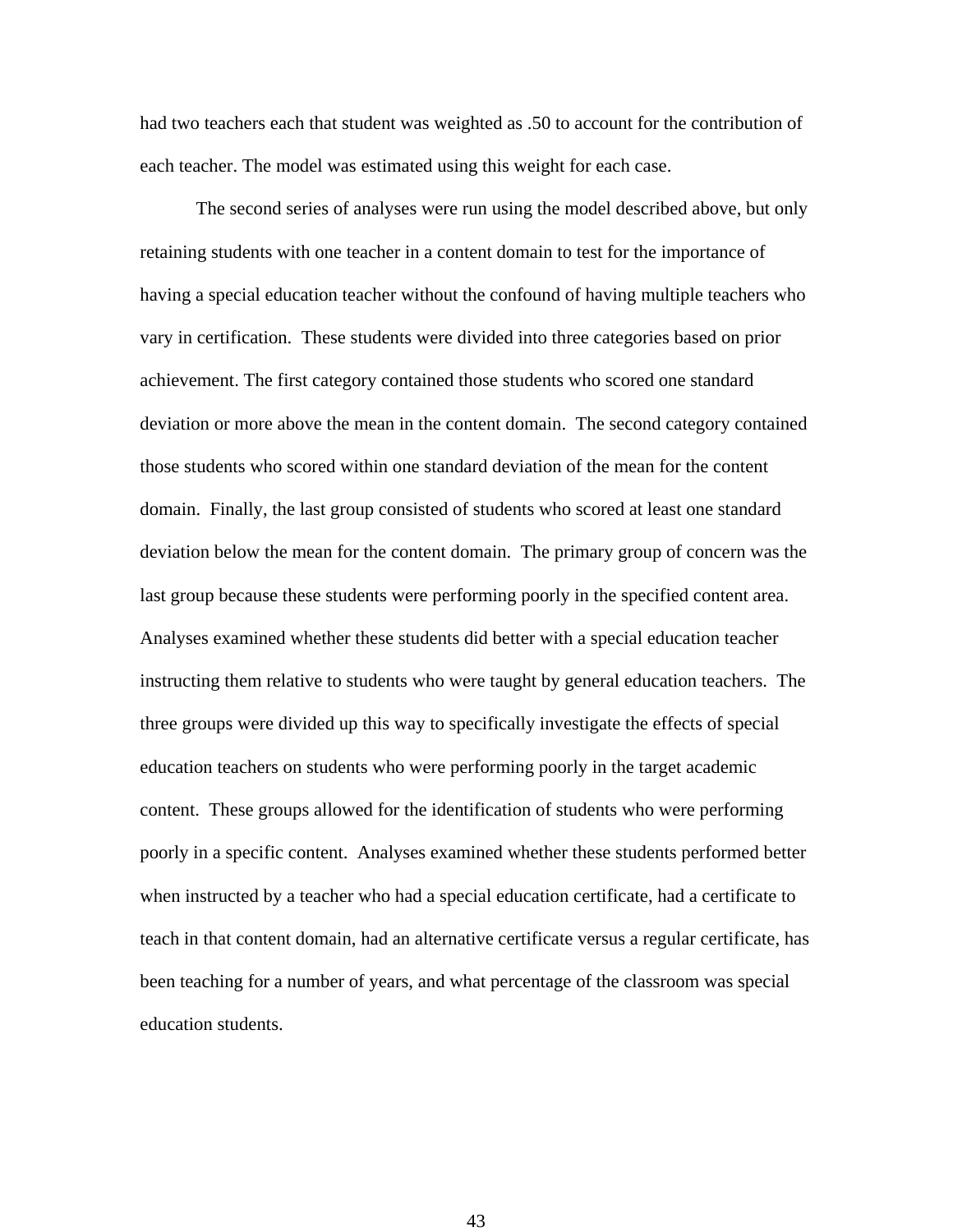had two teachers each that student was weighted as .50 to account for the contribution of each teacher. The model was estimated using this weight for each case.

The second series of analyses were run using the model described above, but only retaining students with one teacher in a content domain to test for the importance of having a special education teacher without the confound of having multiple teachers who vary in certification. These students were divided into three categories based on prior achievement. The first category contained those students who scored one standard deviation or more above the mean in the content domain. The second category contained those students who scored within one standard deviation of the mean for the content domain. Finally, the last group consisted of students who scored at least one standard deviation below the mean for the content domain. The primary group of concern was the last group because these students were performing poorly in the specified content area. Analyses examined whether these students did better with a special education teacher instructing them relative to students who were taught by general education teachers. The three groups were divided up this way to specifically investigate the effects of special education teachers on students who were performing poorly in the target academic content. These groups allowed for the identification of students who were performing poorly in a specific content. Analyses examined whether these students performed better when instructed by a teacher who had a special education certificate, had a certificate to teach in that content domain, had an alternative certificate versus a regular certificate, has been teaching for a number of years, and what percentage of the classroom was special education students.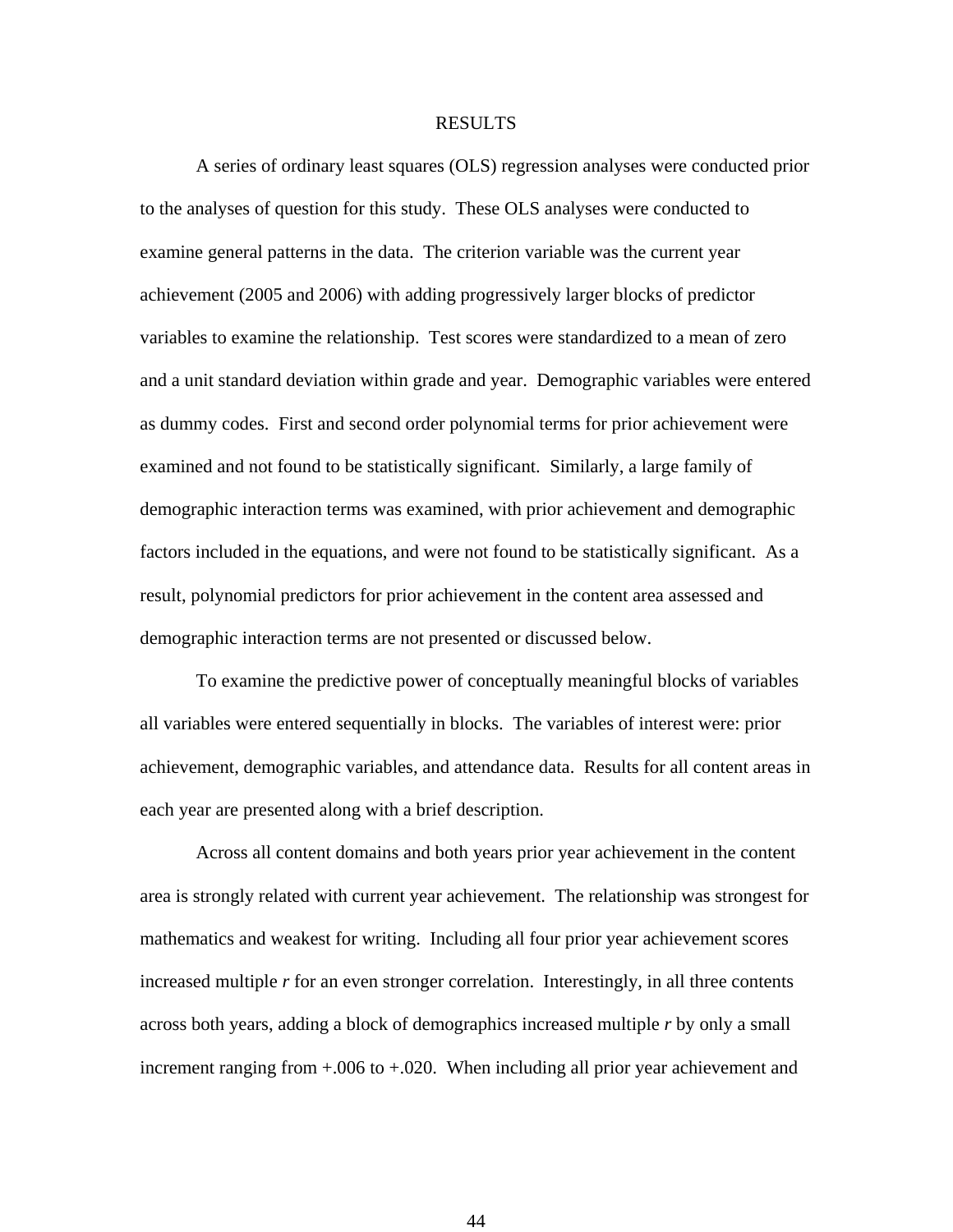# RESULTS

A series of ordinary least squares (OLS) regression analyses were conducted prior to the analyses of question for this study. These OLS analyses were conducted to examine general patterns in the data. The criterion variable was the current year achievement (2005 and 2006) with adding progressively larger blocks of predictor variables to examine the relationship. Test scores were standardized to a mean of zero and a unit standard deviation within grade and year. Demographic variables were entered as dummy codes. First and second order polynomial terms for prior achievement were examined and not found to be statistically significant. Similarly, a large family of demographic interaction terms was examined, with prior achievement and demographic factors included in the equations, and were not found to be statistically significant. As a result, polynomial predictors for prior achievement in the content area assessed and demographic interaction terms are not presented or discussed below.

To examine the predictive power of conceptually meaningful blocks of variables all variables were entered sequentially in blocks. The variables of interest were: prior achievement, demographic variables, and attendance data. Results for all content areas in each year are presented along with a brief description.

Across all content domains and both years prior year achievement in the content area is strongly related with current year achievement. The relationship was strongest for mathematics and weakest for writing. Including all four prior year achievement scores increased multiple $r$ for an even stronger correlation. Interestingly, in all three contents across both years, adding a block of demographics increased multiple $r$ by only a small increment ranging from +.006 to +.020. When including all prior year achievement and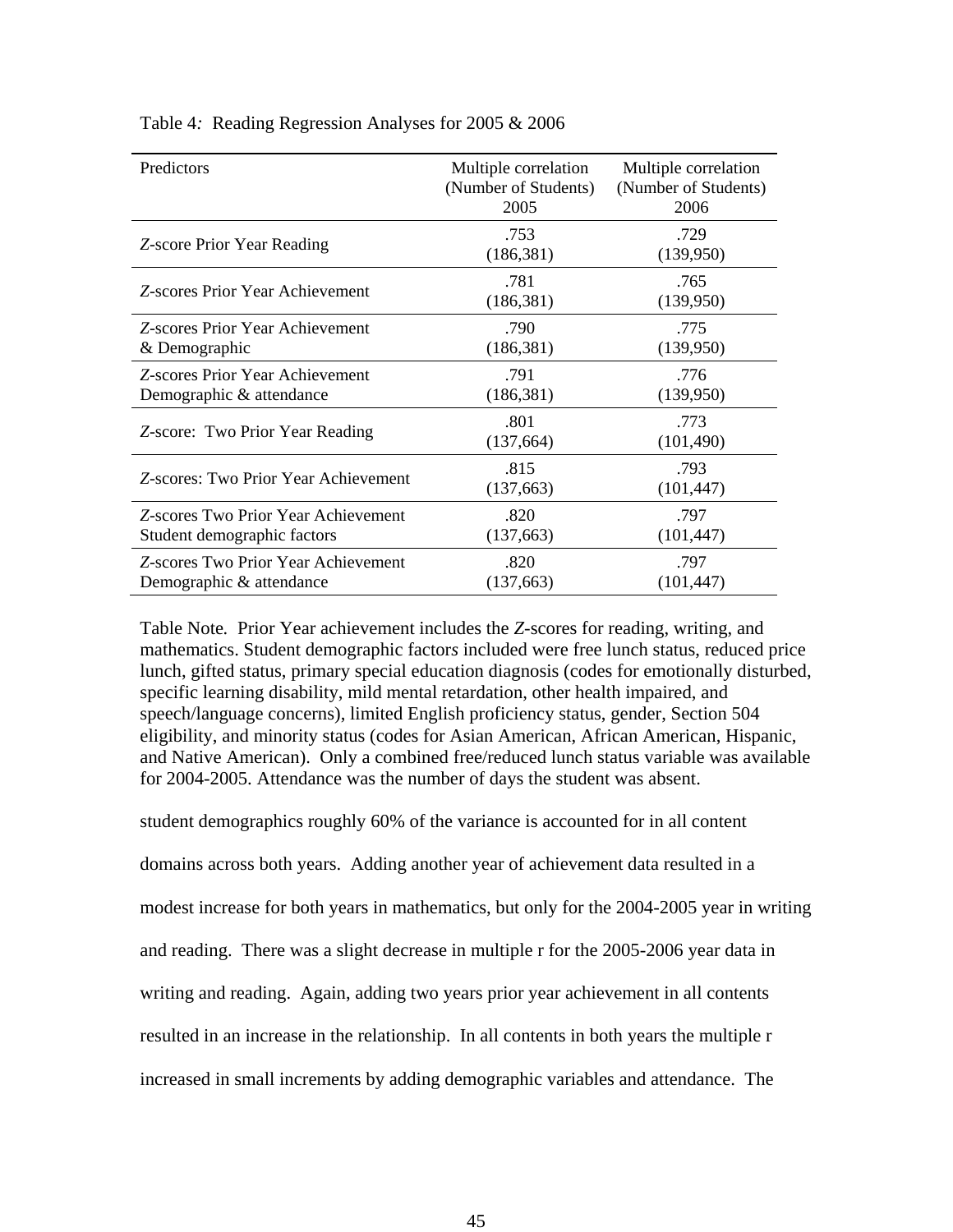Table 4*:* Reading Regression Analyses for 2005 & 2006

| Predictors | Multiple correlation (Number of Students) 2005 | Multiple correlation (Number of Students) 2006 |
|---|---|---|
| *Z*-score Prior Year Reading | .753 (186,381) | .729 (139,950) |
| *Z*-scores Prior Year Achievement | .781 (186,381) | .765 (139,950) |
| *Z*-scores Prior Year Achievement & Demographic | .790 (186,381) | .775 (139,950) |
| *Z*-scores Prior Year Achievement Demographic & attendance | .791 (186,381) | .776 (139,950) |
| *Z*-score: Two Prior Year Reading | .801 (137,664) | .773 (101,490) |
| *Z*-scores: Two Prior Year Achievement | .815 (137,663) | .793 (101,447) |
| *Z*-scores Two Prior Year Achievement Student demographic factors | .820 (137,663) | .797 (101,447) |
| *Z*-scores Two Prior Year Achievement Demographic & attendance | .820 (137,663) | .797 (101,447) |

Table Note*.* Prior Year achievement includes the *Z*-scores for reading, writing, and mathematics. Student demographic factors included were free lunch status, reduced price lunch, gifted status, primary special education diagnosis (codes for emotionally disturbed, specific learning disability, mild mental retardation, other health impaired, and speech/language concerns), limited English proficiency status, gender, Section 504 eligibility, and minority status (codes for Asian American, African American, Hispanic, and Native American). Only a combined free/reduced lunch status variable was available for 2004-2005. Attendance was the number of days the student was absent.

student demographics roughly 60% of the variance is accounted for in all content domains across both years. Adding another year of achievement data resulted in a modest increase for both years in mathematics, but only for the 2004-2005 year in writing and reading. There was a slight decrease in multiple r for the 2005-2006 year data in writing and reading. Again, adding two years prior year achievement in all contents resulted in an increase in the relationship. In all contents in both years the multiple r increased in small increments by adding demographic variables and attendance. The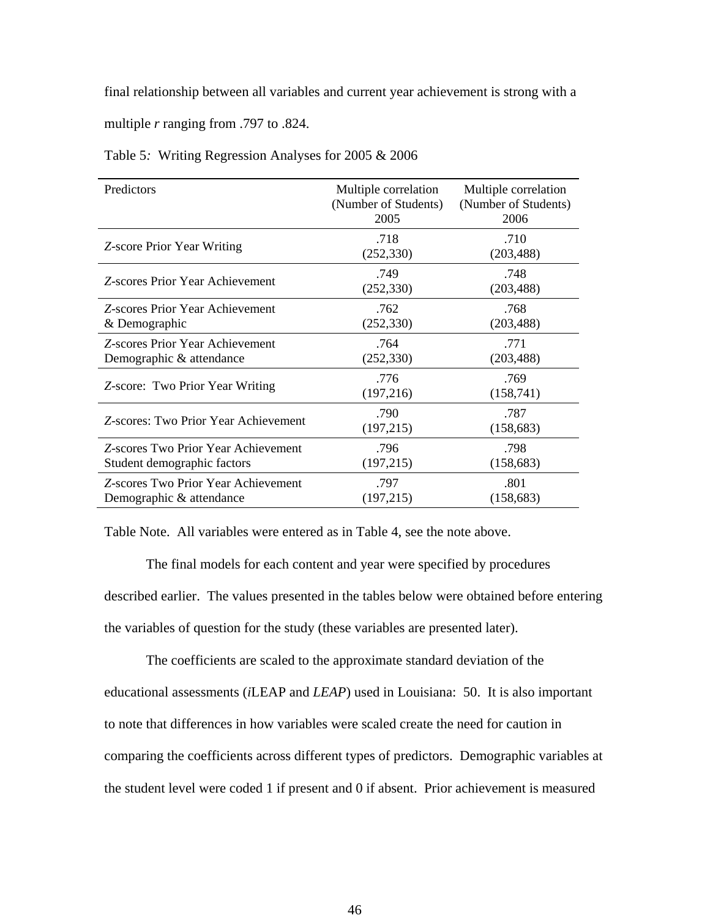final relationship between all variables and current year achievement is strong with a multiple *r* ranging from .797 to .824.

Table 5*:* Writing Regression Analyses for 2005 & 2006

| Predictors | Multiple correlation (Number of Students) 2005 | Multiple correlation (Number of Students) 2006 |
|---|---|---|
| *Z*-score Prior Year Writing | .718 (252,330) | .710 (203,488) |
| *Z*-scores Prior Year Achievement | .749 (252,330) | .748 (203,488) |
| *Z*-scores Prior Year Achievement & Demographic | .762 (252,330) | .768 (203,488) |
| *Z*-scores Prior Year Achievement Demographic & attendance | .764 (252,330) | .771 (203,488) |
| *Z*-score: Two Prior Year Writing | .776 (197,216) | .769 (158,741) |
| *Z*-scores: Two Prior Year Achievement | .790 (197,215) | .787 (158,683) |
| *Z*-scores Two Prior Year Achievement Student demographic factors | .796 (197,215) | .798 (158,683) |
| *Z*-scores Two Prior Year Achievement Demographic & attendance | .797 (197,215) | .801 (158,683) |

Table Note. All variables were entered as in Table 4, see the note above.

The final models for each content and year were specified by procedures described earlier. The values presented in the tables below were obtained before entering the variables of question for the study (these variables are presented later).

The coefficients are scaled to the approximate standard deviation of the educational assessments (*i*LEAP and *LEAP*) used in Louisiana: 50. It is also important to note that differences in how variables were scaled create the need for caution in comparing the coefficients across different types of predictors. Demographic variables at the student level were coded 1 if present and 0 if absent. Prior achievement is measured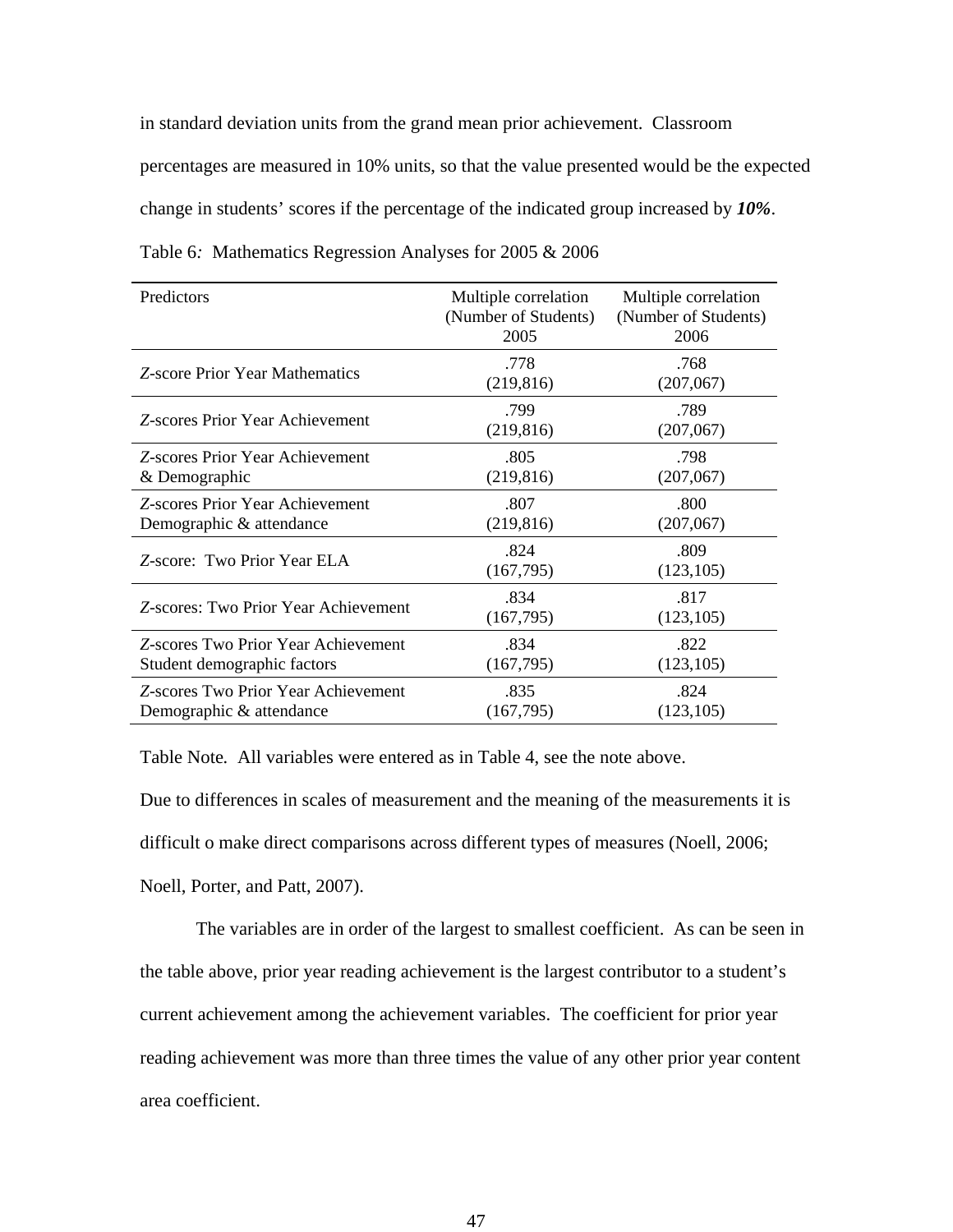in standard deviation units from the grand mean prior achievement. Classroom percentages are measured in 10% units, so that the value presented would be the expected change in students' scores if the percentage of the indicated group increased by ***10%***.

Table 6*:* Mathematics Regression Analyses for 2005 & 2006

| Predictors | Multiple correlation (Number of Students) 2005 | Multiple correlation (Number of Students) 2006 |
|---|---|---|
| *Z*-score Prior Year Mathematics | .778 (219,816) | .768 (207,067) |
| *Z*-scores Prior Year Achievement | .799 (219,816) | .789 (207,067) |
| *Z*-scores Prior Year Achievement & Demographic | .805 (219,816) | .798 (207,067) |
| *Z*-scores Prior Year Achievement Demographic & attendance | .807 (219,816) | .800 (207,067) |
| *Z*-score: Two Prior Year ELA | .824 (167,795) | .809 (123,105) |
| *Z*-scores: Two Prior Year Achievement | .834 (167,795) | .817 (123,105) |
| *Z*-scores Two Prior Year Achievement Student demographic factors | .834 (167,795) | .822 (123,105) |
| *Z*-scores Two Prior Year Achievement Demographic & attendance | .835 (167,795) | .824 (123,105) |

Table Note*.* All variables were entered as in Table 4, see the note above.

Due to differences in scales of measurement and the meaning of the measurements it is difficult o make direct comparisons across different types of measures (Noell, 2006; Noell, Porter, and Patt, 2007).

The variables are in order of the largest to smallest coefficient. As can be seen in the table above, prior year reading achievement is the largest contributor to a student's current achievement among the achievement variables. The coefficient for prior year reading achievement was more than three times the value of any other prior year content area coefficient.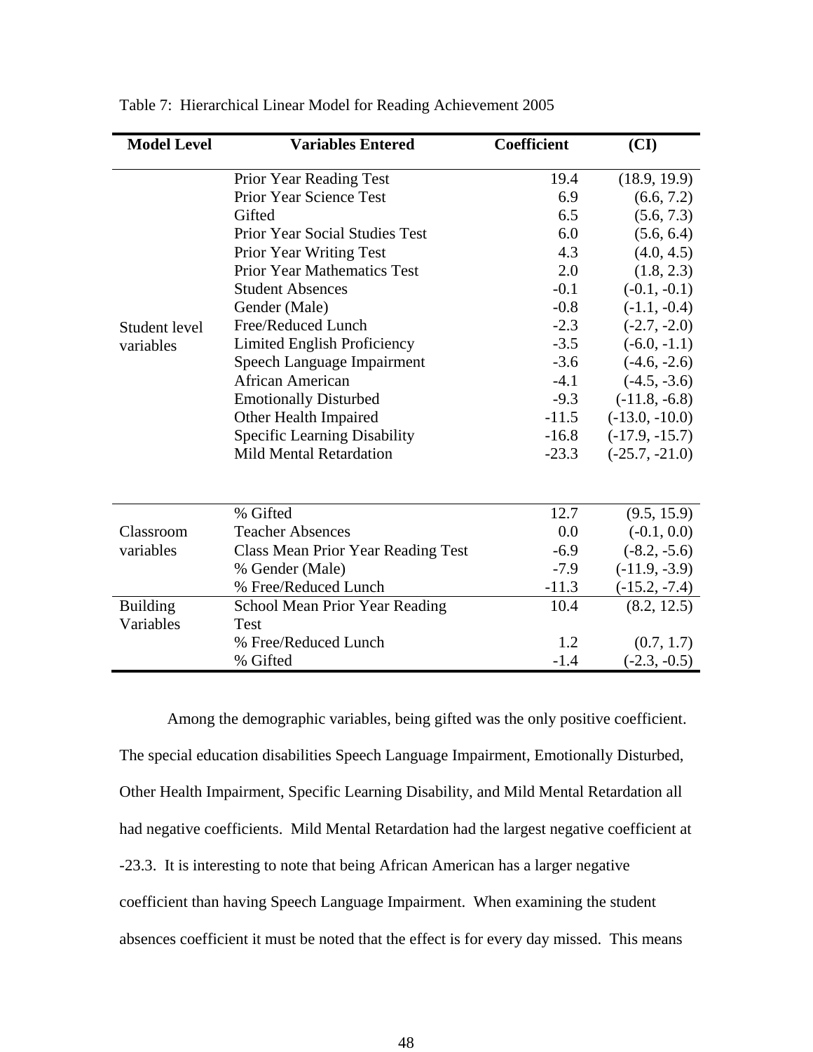Table 7: Hierarchical Linear Model for Reading Achievement 2005

| Model Level | Variables Entered | Coefficient | (CI) |
|---|---|---|---|
| Student level variables | Prior Year Reading Test | 19.4 | (18.9, 19.9) |
| | Prior Year Science Test | 6.9 | (6.6, 7.2) |
| | Gifted | 6.5 | (5.6, 7.3) |
| | Prior Year Social Studies Test | 6.0 | (5.6, 6.4) |
| | Prior Year Writing Test | 4.3 | (4.0, 4.5) |
| | Prior Year Mathematics Test | 2.0 | (1.8, 2.3) |
| | Student Absences | -0.1 | (-0.1, -0.1) |
| | Gender (Male) | -0.8 | (-1.1, -0.4) |
| | Free/Reduced Lunch | -2.3 | (-2.7, -2.0) |
| | Limited English Proficiency | -3.5 | (-6.0, -1.1) |
| | Speech Language Impairment | -3.6 | (-4.6, -2.6) |
| | African American | -4.1 | (-4.5, -3.6) |
| | Emotionally Disturbed | -9.3 | (-11.8, -6.8) |
| | Other Health Impaired | -11.5 | (-13.0, -10.0) |
| | Specific Learning Disability | -16.8 | (-17.9, -15.7) |
| | Mild Mental Retardation | -23.3 | (-25.7, -21.0) |
| Classroom variables | % Gifted | 12.7 | (9.5, 15.9) |
| | Teacher Absences | 0.0 | (-0.1, 0.0) |
| | Class Mean Prior Year Reading Test | -6.9 | (-8.2, -5.6) |
| | % Gender (Male) | -7.9 | (-11.9, -3.9) |
| | % Free/Reduced Lunch | -11.3 | (-15.2, -7.4) |
| Building Variables | School Mean Prior Year Reading Test | 10.4 | (8.2, 12.5) |
| | % Free/Reduced Lunch | 1.2 | (0.7, 1.7) |
| | % Gifted | -1.4 | (-2.3, -0.5) |

Among the demographic variables, being gifted was the only positive coefficient. The special education disabilities Speech Language Impairment, Emotionally Disturbed, Other Health Impairment, Specific Learning Disability, and Mild Mental Retardation all had negative coefficients. Mild Mental Retardation had the largest negative coefficient at -23.3. It is interesting to note that being African American has a larger negative coefficient than having Speech Language Impairment. When examining the student absences coefficient it must be noted that the effect is for every day missed. This means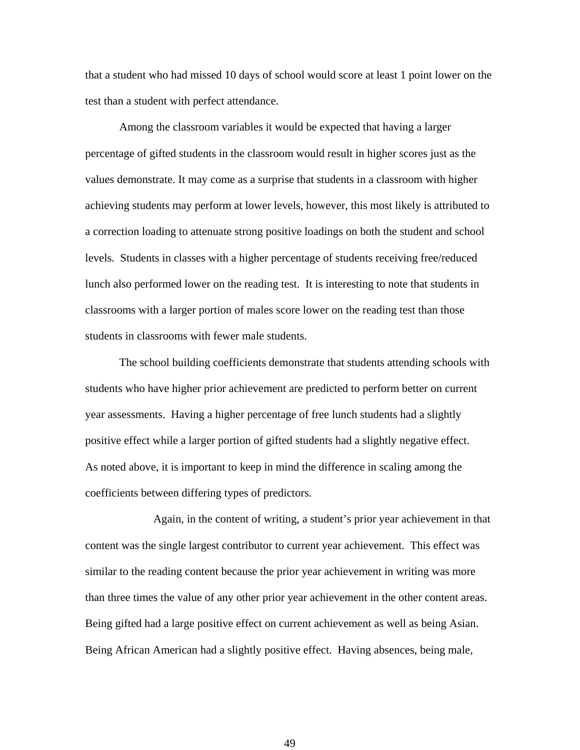that a student who had missed 10 days of school would score at least 1 point lower on the test than a student with perfect attendance.

Among the classroom variables it would be expected that having a larger percentage of gifted students in the classroom would result in higher scores just as the values demonstrate. It may come as a surprise that students in a classroom with higher achieving students may perform at lower levels, however, this most likely is attributed to a correction loading to attenuate strong positive loadings on both the student and school levels. Students in classes with a higher percentage of students receiving free/reduced lunch also performed lower on the reading test. It is interesting to note that students in classrooms with a larger portion of males score lower on the reading test than those students in classrooms with fewer male students.

The school building coefficients demonstrate that students attending schools with students who have higher prior achievement are predicted to perform better on current year assessments. Having a higher percentage of free lunch students had a slightly positive effect while a larger portion of gifted students had a slightly negative effect. As noted above, it is important to keep in mind the difference in scaling among the coefficients between differing types of predictors.

Again, in the content of writing, a student's prior year achievement in that content was the single largest contributor to current year achievement. This effect was similar to the reading content because the prior year achievement in writing was more than three times the value of any other prior year achievement in the other content areas. Being gifted had a large positive effect on current achievement as well as being Asian. Being African American had a slightly positive effect. Having absences, being male,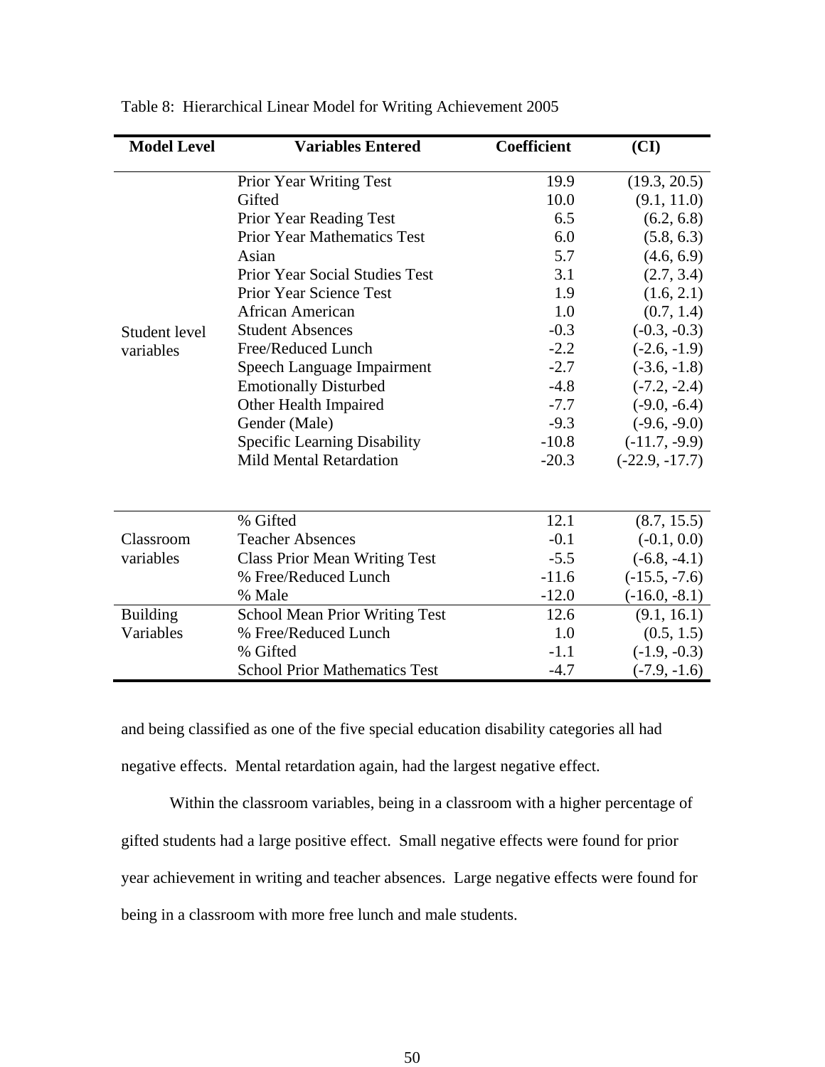Table 8: Hierarchical Linear Model for Writing Achievement 2005

| Model Level | Variables Entered | Coefficient | (CI) |
|---|---|---|---|
| Student level variables | Prior Year Writing Test | 19.9 | (19.3, 20.5) |
| | Gifted | 10.0 | (9.1, 11.0) |
| | Prior Year Reading Test | 6.5 | (6.2, 6.8) |
| | Prior Year Mathematics Test | 6.0 | (5.8, 6.3) |
| | Asian | 5.7 | (4.6, 6.9) |
| | Prior Year Social Studies Test | 3.1 | (2.7, 3.4) |
| | Prior Year Science Test | 1.9 | (1.6, 2.1) |
| | African American | 1.0 | (0.7, 1.4) |
| | Student Absences | -0.3 | (-0.3, -0.3) |
| | Free/Reduced Lunch | -2.2 | (-2.6, -1.9) |
| | Speech Language Impairment | -2.7 | (-3.6, -1.8) |
| | Emotionally Disturbed | -4.8 | (-7.2, -2.4) |
| | Other Health Impaired | -7.7 | (-9.0, -6.4) |
| | Gender (Male) | -9.3 | (-9.6, -9.0) |
| | Specific Learning Disability | -10.8 | (-11.7, -9.9) |
| | Mild Mental Retardation | -20.3 | (-22.9, -17.7) |
| Classroom variables | % Gifted | 12.1 | (8.7, 15.5) |
| | Teacher Absences | -0.1 | (-0.1, 0.0) |
| | Class Prior Mean Writing Test | -5.5 | (-6.8, -4.1) |
| | % Free/Reduced Lunch | -11.6 | (-15.5, -7.6) |
| | % Male | -12.0 | (-16.0, -8.1) |
| Building Variables | School Mean Prior Writing Test | 12.6 | (9.1, 16.1) |
| | % Free/Reduced Lunch | 1.0 | (0.5, 1.5) |
| | % Gifted | -1.1 | (-1.9, -0.3) |
| | School Prior Mathematics Test | -4.7 | (-7.9, -1.6) |

and being classified as one of the five special education disability categories all had negative effects. Mental retardation again, had the largest negative effect.

Within the classroom variables, being in a classroom with a higher percentage of gifted students had a large positive effect. Small negative effects were found for prior year achievement in writing and teacher absences. Large negative effects were found for being in a classroom with more free lunch and male students.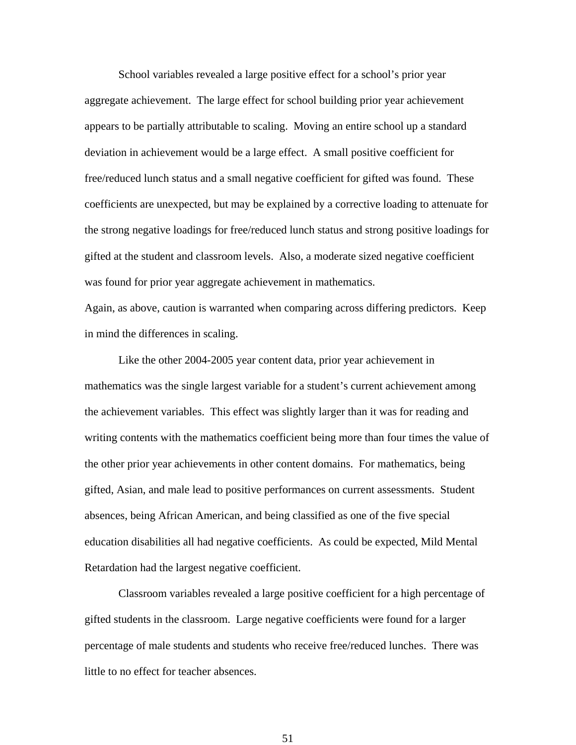School variables revealed a large positive effect for a school's prior year aggregate achievement. The large effect for school building prior year achievement appears to be partially attributable to scaling. Moving an entire school up a standard deviation in achievement would be a large effect. A small positive coefficient for free/reduced lunch status and a small negative coefficient for gifted was found. These coefficients are unexpected, but may be explained by a corrective loading to attenuate for the strong negative loadings for free/reduced lunch status and strong positive loadings for gifted at the student and classroom levels. Also, a moderate sized negative coefficient was found for prior year aggregate achievement in mathematics.
Again, as above, caution is warranted when comparing across differing predictors. Keep in mind the differences in scaling.

Like the other 2004-2005 year content data, prior year achievement in mathematics was the single largest variable for a student's current achievement among the achievement variables. This effect was slightly larger than it was for reading and writing contents with the mathematics coefficient being more than four times the value of the other prior year achievements in other content domains. For mathematics, being gifted, Asian, and male lead to positive performances on current assessments. Student absences, being African American, and being classified as one of the five special education disabilities all had negative coefficients. As could be expected, Mild Mental Retardation had the largest negative coefficient.

Classroom variables revealed a large positive coefficient for a high percentage of gifted students in the classroom. Large negative coefficients were found for a larger percentage of male students and students who receive free/reduced lunches. There was little to no effect for teacher absences.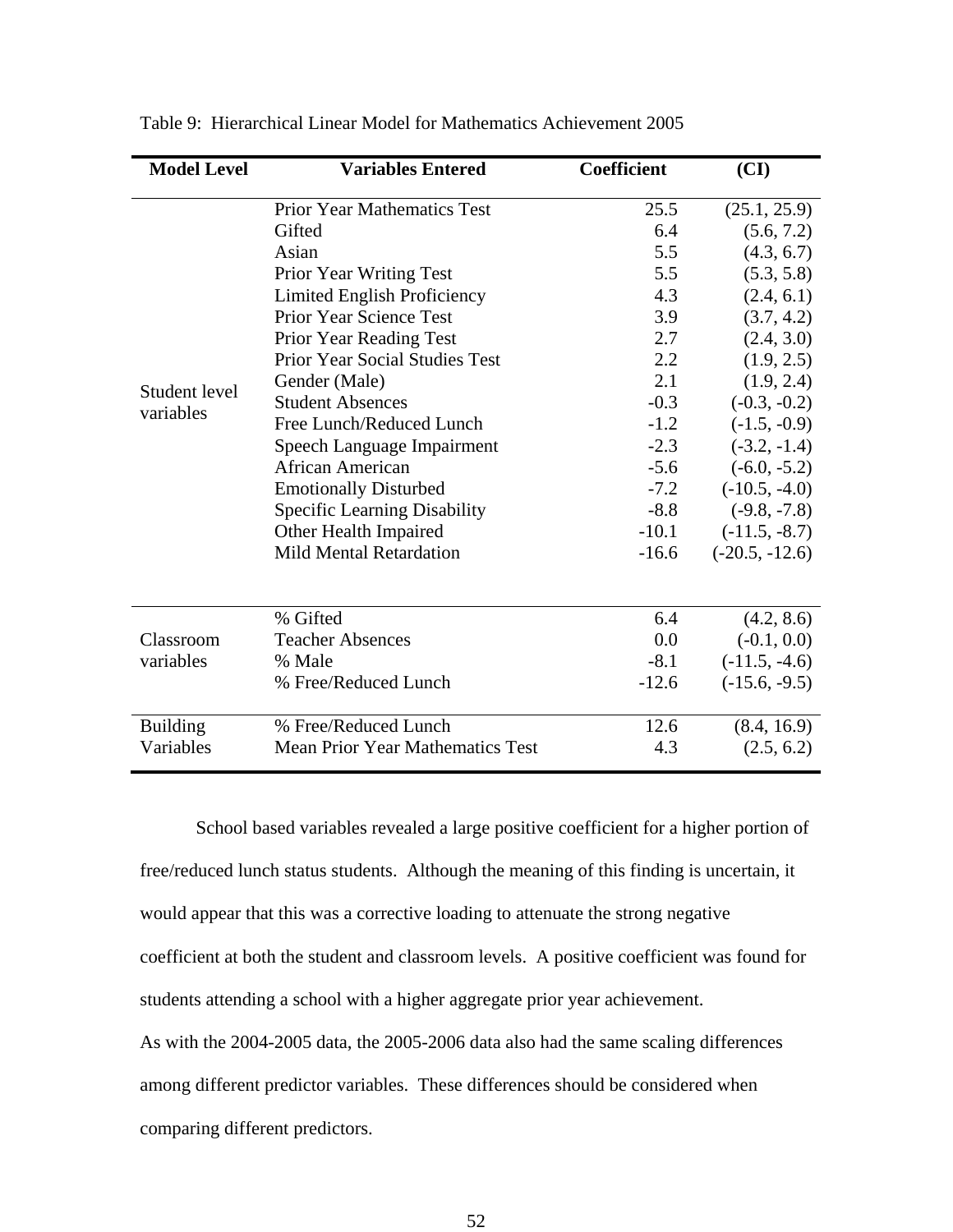Table 9: Hierarchical Linear Model for Mathematics Achievement 2005

| Model Level | Variables Entered | Coefficient | (CI) |
|---|---|---|---|
| Student level variables | Prior Year Mathematics Test | 25.5 | (25.1, 25.9) |
| | Gifted | 6.4 | (5.6, 7.2) |
| | Asian | 5.5 | (4.3, 6.7) |
| | Prior Year Writing Test | 5.5 | (5.3, 5.8) |
| | Limited English Proficiency | 4.3 | (2.4, 6.1) |
| | Prior Year Science Test | 3.9 | (3.7, 4.2) |
| | Prior Year Reading Test | 2.7 | (2.4, 3.0) |
| | Prior Year Social Studies Test | 2.2 | (1.9, 2.5) |
| | Gender (Male) | 2.1 | (1.9, 2.4) |
| | Student Absences | -0.3 | (-0.3, -0.2) |
| | Free Lunch/Reduced Lunch | -1.2 | (-1.5, -0.9) |
| | Speech Language Impairment | -2.3 | (-3.2, -1.4) |
| | African American | -5.6 | (-6.0, -5.2) |
| | Emotionally Disturbed | -7.2 | (-10.5, -4.0) |
| | Specific Learning Disability | -8.8 | (-9.8, -7.8) |
| | Other Health Impaired | -10.1 | (-11.5, -8.7) |
| | Mild Mental Retardation | -16.6 | (-20.5, -12.6) |
| Classroom variables | % Gifted | 6.4 | (4.2, 8.6) |
| | Teacher Absences | 0.0 | (-0.1, 0.0) |
| | % Male | -8.1 | (-11.5, -4.6) |
| | % Free/Reduced Lunch | -12.6 | (-15.6, -9.5) |
| Building Variables | % Free/Reduced Lunch | 12.6 | (8.4, 16.9) |
| | Mean Prior Year Mathematics Test | 4.3 | (2.5, 6.2) |

School based variables revealed a large positive coefficient for a higher portion of free/reduced lunch status students. Although the meaning of this finding is uncertain, it would appear that this was a corrective loading to attenuate the strong negative coefficient at both the student and classroom levels. A positive coefficient was found for students attending a school with a higher aggregate prior year achievement.

As with the 2004-2005 data, the 2005-2006 data also had the same scaling differences among different predictor variables. These differences should be considered when comparing different predictors.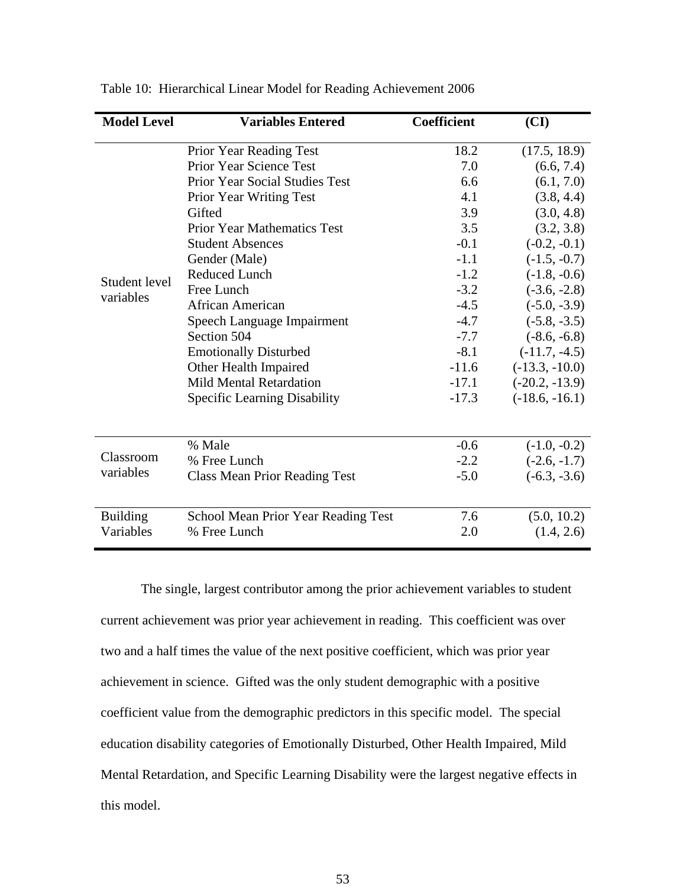Table 10: Hierarchical Linear Model for Reading Achievement 2006

| Model Level | Variables Entered | Coefficient | (CI) |
|---|---|---|---|
| Student level variables | Prior Year Reading Test | 18.2 | (17.5, 18.9) |
| | Prior Year Science Test | 7.0 | (6.6, 7.4) |
| | Prior Year Social Studies Test | 6.6 | (6.1, 7.0) |
| | Prior Year Writing Test | 4.1 | (3.8, 4.4) |
| | Gifted | 3.9 | (3.0, 4.8) |
| | Prior Year Mathematics Test | 3.5 | (3.2, 3.8) |
| | Student Absences | -0.1 | (-0.2, -0.1) |
| | Gender (Male) | -1.1 | (-1.5, -0.7) |
| | Reduced Lunch | -1.2 | (-1.8, -0.6) |
| | Free Lunch | -3.2 | (-3.6, -2.8) |
| | African American | -4.5 | (-5.0, -3.9) |
| | Speech Language Impairment | -4.7 | (-5.8, -3.5) |
| | Section 504 | -7.7 | (-8.6, -6.8) |
| | Emotionally Disturbed | -8.1 | (-11.7, -4.5) |
| | Other Health Impaired | -11.6 | (-13.3, -10.0) |
| | Mild Mental Retardation | -17.1 | (-20.2, -13.9) |
| | Specific Learning Disability | -17.3 | (-18.6, -16.1) |
| Classroom variables | % Male | -0.6 | (-1.0, -0.2) |
| | % Free Lunch | -2.2 | (-2.6, -1.7) |
| | Class Mean Prior Reading Test | -5.0 | (-6.3, -3.6) |
| Building Variables | School Mean Prior Year Reading Test | 7.6 | (5.0, 10.2) |
| | % Free Lunch | 2.0 | (1.4, 2.6) |

The single, largest contributor among the prior achievement variables to student current achievement was prior year achievement in reading. This coefficient was over two and a half times the value of the next positive coefficient, which was prior year achievement in science. Gifted was the only student demographic with a positive coefficient value from the demographic predictors in this specific model. The special education disability categories of Emotionally Disturbed, Other Health Impaired, Mild Mental Retardation, and Specific Learning Disability were the largest negative effects in this model.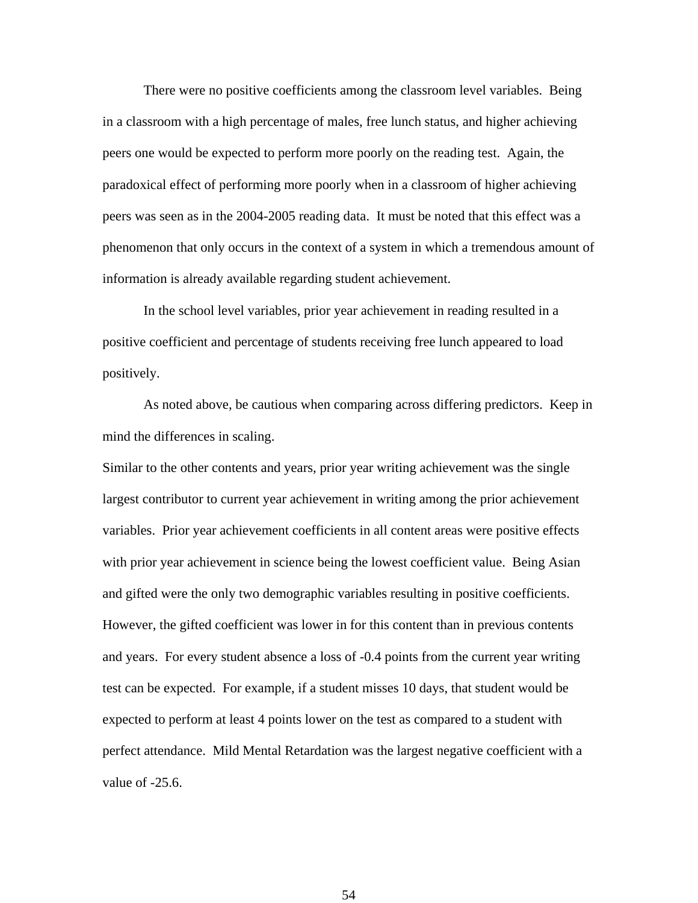There were no positive coefficients among the classroom level variables. Being in a classroom with a high percentage of males, free lunch status, and higher achieving peers one would be expected to perform more poorly on the reading test. Again, the paradoxical effect of performing more poorly when in a classroom of higher achieving peers was seen as in the 2004-2005 reading data. It must be noted that this effect was a phenomenon that only occurs in the context of a system in which a tremendous amount of information is already available regarding student achievement.

In the school level variables, prior year achievement in reading resulted in a positive coefficient and percentage of students receiving free lunch appeared to load positively.

As noted above, be cautious when comparing across differing predictors. Keep in mind the differences in scaling.

Similar to the other contents and years, prior year writing achievement was the single largest contributor to current year achievement in writing among the prior achievement variables. Prior year achievement coefficients in all content areas were positive effects with prior year achievement in science being the lowest coefficient value. Being Asian and gifted were the only two demographic variables resulting in positive coefficients. However, the gifted coefficient was lower in for this content than in previous contents and years. For every student absence a loss of -0.4 points from the current year writing test can be expected. For example, if a student misses 10 days, that student would be expected to perform at least 4 points lower on the test as compared to a student with perfect attendance. Mild Mental Retardation was the largest negative coefficient with a value of -25.6.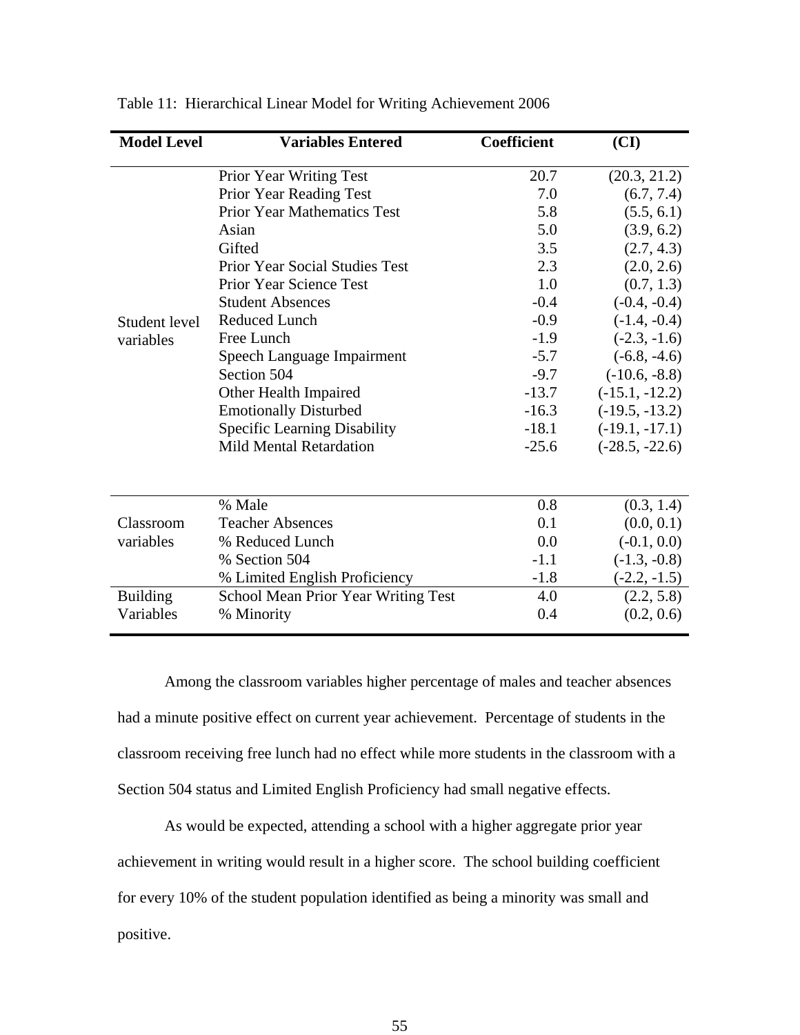Table 11: Hierarchical Linear Model for Writing Achievement 2006

| Model Level | Variables Entered | Coefficient | (CI) |
|---|---|---|---|
| Student level variables | Prior Year Writing Test | 20.7 | (20.3, 21.2) |
| | Prior Year Reading Test | 7.0 | (6.7, 7.4) |
| | Prior Year Mathematics Test | 5.8 | (5.5, 6.1) |
| | Asian | 5.0 | (3.9, 6.2) |
| | Gifted | 3.5 | (2.7, 4.3) |
| | Prior Year Social Studies Test | 2.3 | (2.0, 2.6) |
| | Prior Year Science Test | 1.0 | (0.7, 1.3) |
| | Student Absences | -0.4 | (-0.4, -0.4) |
| | Reduced Lunch | -0.9 | (-1.4, -0.4) |
| | Free Lunch | -1.9 | (-2.3, -1.6) |
| | Speech Language Impairment | -5.7 | (-6.8, -4.6) |
| | Section 504 | -9.7 | (-10.6, -8.8) |
| | Other Health Impaired | -13.7 | (-15.1, -12.2) |
| | Emotionally Disturbed | -16.3 | (-19.5, -13.2) |
| | Specific Learning Disability | -18.1 | (-19.1, -17.1) |
| | Mild Mental Retardation | -25.6 | (-28.5, -22.6) |
| Classroom variables | % Male | 0.8 | (0.3, 1.4) |
| | Teacher Absences | 0.1 | (0.0, 0.1) |
| | % Reduced Lunch | 0.0 | (-0.1, 0.0) |
| | % Section 504 | -1.1 | (-1.3, -0.8) |
| | % Limited English Proficiency | -1.8 | (-2.2, -1.5) |
| Building Variables | School Mean Prior Year Writing Test | 4.0 | (2.2, 5.8) |
| | % Minority | 0.4 | (0.2, 0.6) |

Among the classroom variables higher percentage of males and teacher absences had a minute positive effect on current year achievement. Percentage of students in the classroom receiving free lunch had no effect while more students in the classroom with a Section 504 status and Limited English Proficiency had small negative effects.

As would be expected, attending a school with a higher aggregate prior year achievement in writing would result in a higher score. The school building coefficient for every 10% of the student population identified as being a minority was small and positive.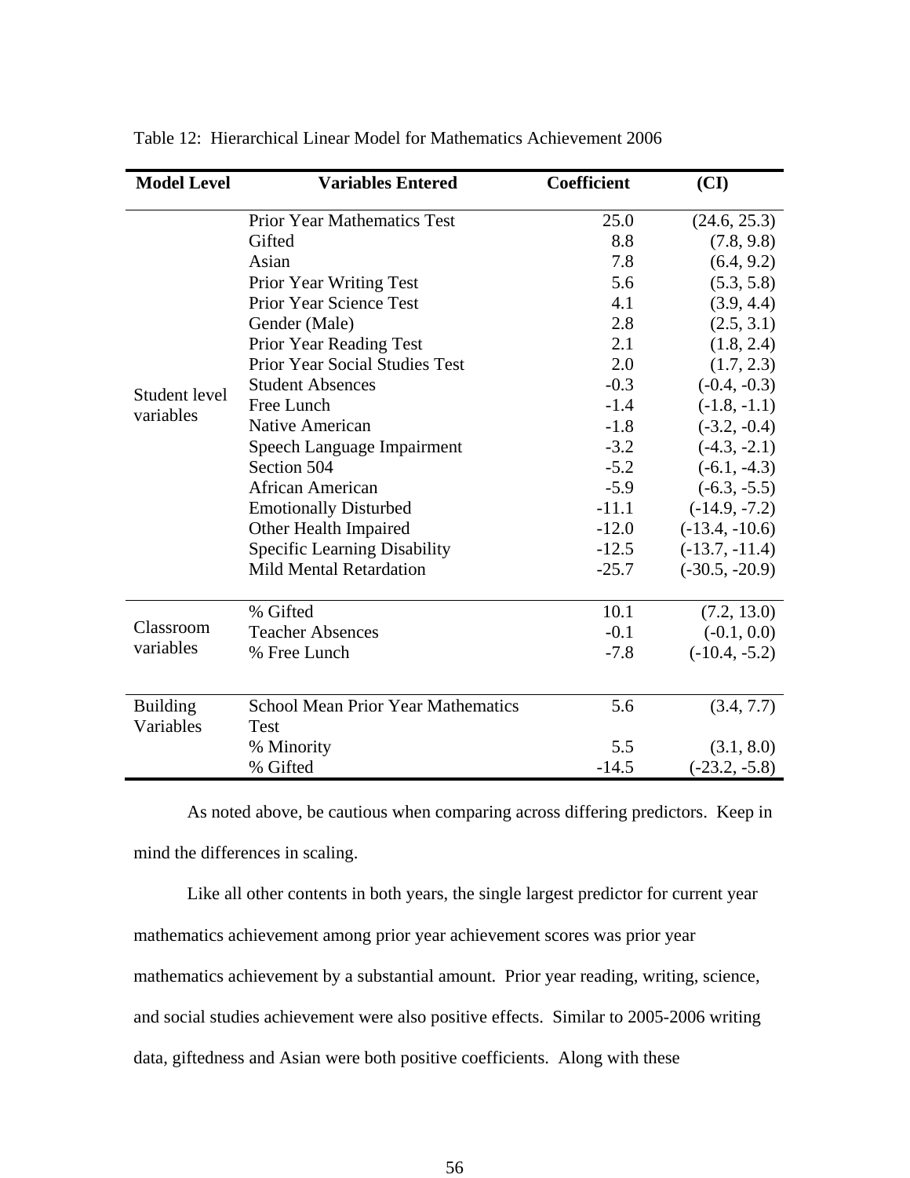Table 12: Hierarchical Linear Model for Mathematics Achievement 2006

| Model Level | Variables Entered | Coefficient | (CI) |
|---|---|---|---|
| Student level variables | Prior Year Mathematics Test | 25.0 | (24.6, 25.3) |
| | Gifted | 8.8 | (7.8, 9.8) |
| | Asian | 7.8 | (6.4, 9.2) |
| | Prior Year Writing Test | 5.6 | (5.3, 5.8) |
| | Prior Year Science Test | 4.1 | (3.9, 4.4) |
| | Gender (Male) | 2.8 | (2.5, 3.1) |
| | Prior Year Reading Test | 2.1 | (1.8, 2.4) |
| | Prior Year Social Studies Test | 2.0 | (1.7, 2.3) |
| | Student Absences | -0.3 | (-0.4, -0.3) |
| | Free Lunch | -1.4 | (-1.8, -1.1) |
| | Native American | -1.8 | (-3.2, -0.4) |
| | Speech Language Impairment | -3.2 | (-4.3, -2.1) |
| | Section 504 | -5.2 | (-6.1, -4.3) |
| | African American | -5.9 | (-6.3, -5.5) |
| | Emotionally Disturbed | -11.1 | (-14.9, -7.2) |
| | Other Health Impaired | -12.0 | (-13.4, -10.6) |
| | Specific Learning Disability | -12.5 | (-13.7, -11.4) |
| | Mild Mental Retardation | -25.7 | (-30.5, -20.9) |
| Classroom variables | % Gifted | 10.1 | (7.2, 13.0) |
| | Teacher Absences | -0.1 | (-0.1, 0.0) |
| | % Free Lunch | -7.8 | (-10.4, -5.2) |
| Building Variables | School Mean Prior Year Mathematics Test | 5.6 | (3.4, 7.7) |
| | % Minority | 5.5 | (3.1, 8.0) |
| | % Gifted | -14.5 | (-23.2, -5.8) |

As noted above, be cautious when comparing across differing predictors. Keep in mind the differences in scaling.

Like all other contents in both years, the single largest predictor for current year mathematics achievement among prior year achievement scores was prior year mathematics achievement by a substantial amount. Prior year reading, writing, science, and social studies achievement were also positive effects. Similar to 2005-2006 writing data, giftedness and Asian were both positive coefficients. Along with these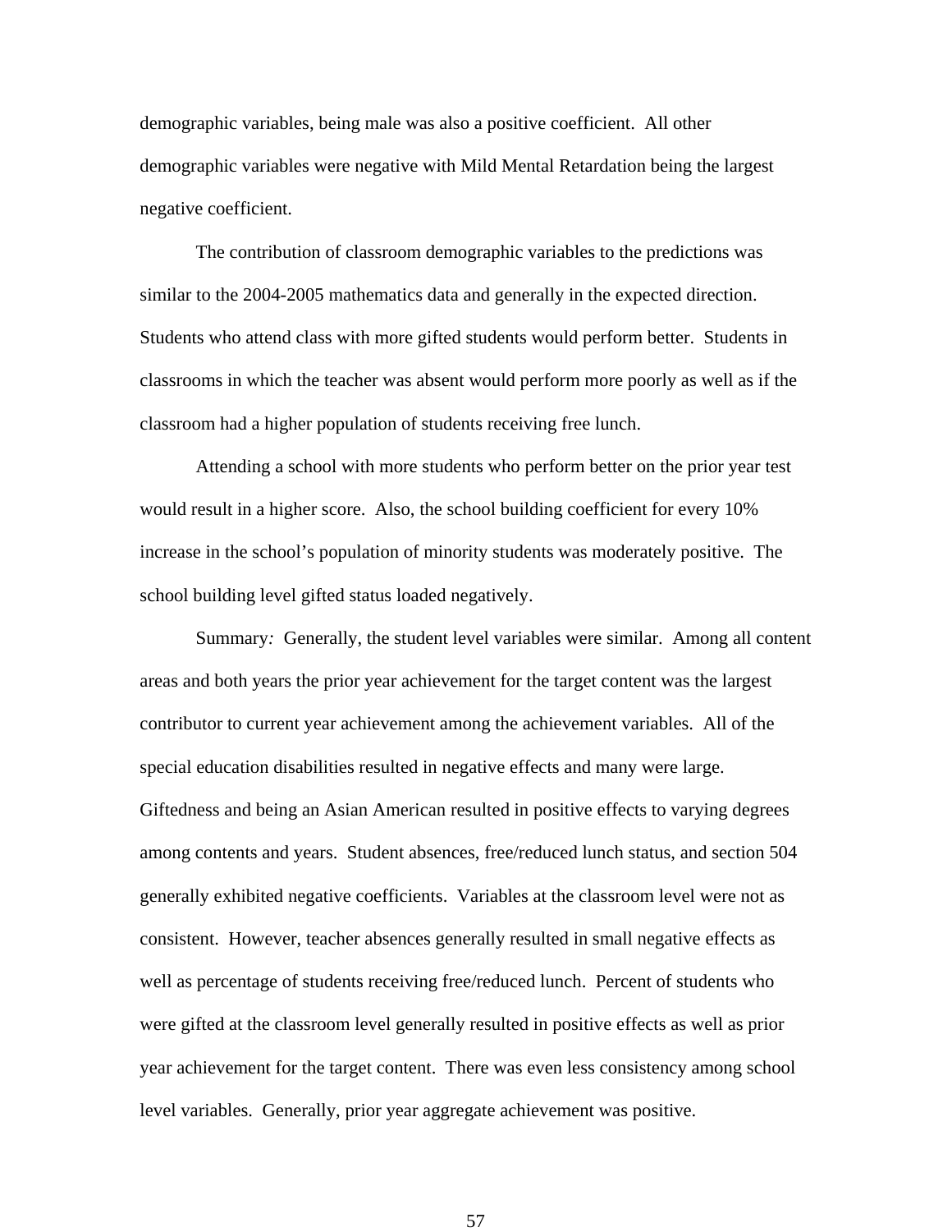demographic variables, being male was also a positive coefficient. All other demographic variables were negative with Mild Mental Retardation being the largest negative coefficient.

The contribution of classroom demographic variables to the predictions was similar to the 2004-2005 mathematics data and generally in the expected direction. Students who attend class with more gifted students would perform better. Students in classrooms in which the teacher was absent would perform more poorly as well as if the classroom had a higher population of students receiving free lunch.

Attending a school with more students who perform better on the prior year test would result in a higher score. Also, the school building coefficient for every 10% increase in the school's population of minority students was moderately positive. The school building level gifted status loaded negatively.

Summary*:* Generally, the student level variables were similar. Among all content areas and both years the prior year achievement for the target content was the largest contributor to current year achievement among the achievement variables. All of the special education disabilities resulted in negative effects and many were large. Giftedness and being an Asian American resulted in positive effects to varying degrees among contents and years. Student absences, free/reduced lunch status, and section 504 generally exhibited negative coefficients. Variables at the classroom level were not as consistent. However, teacher absences generally resulted in small negative effects as well as percentage of students receiving free/reduced lunch. Percent of students who were gifted at the classroom level generally resulted in positive effects as well as prior year achievement for the target content. There was even less consistency among school level variables. Generally, prior year aggregate achievement was positive.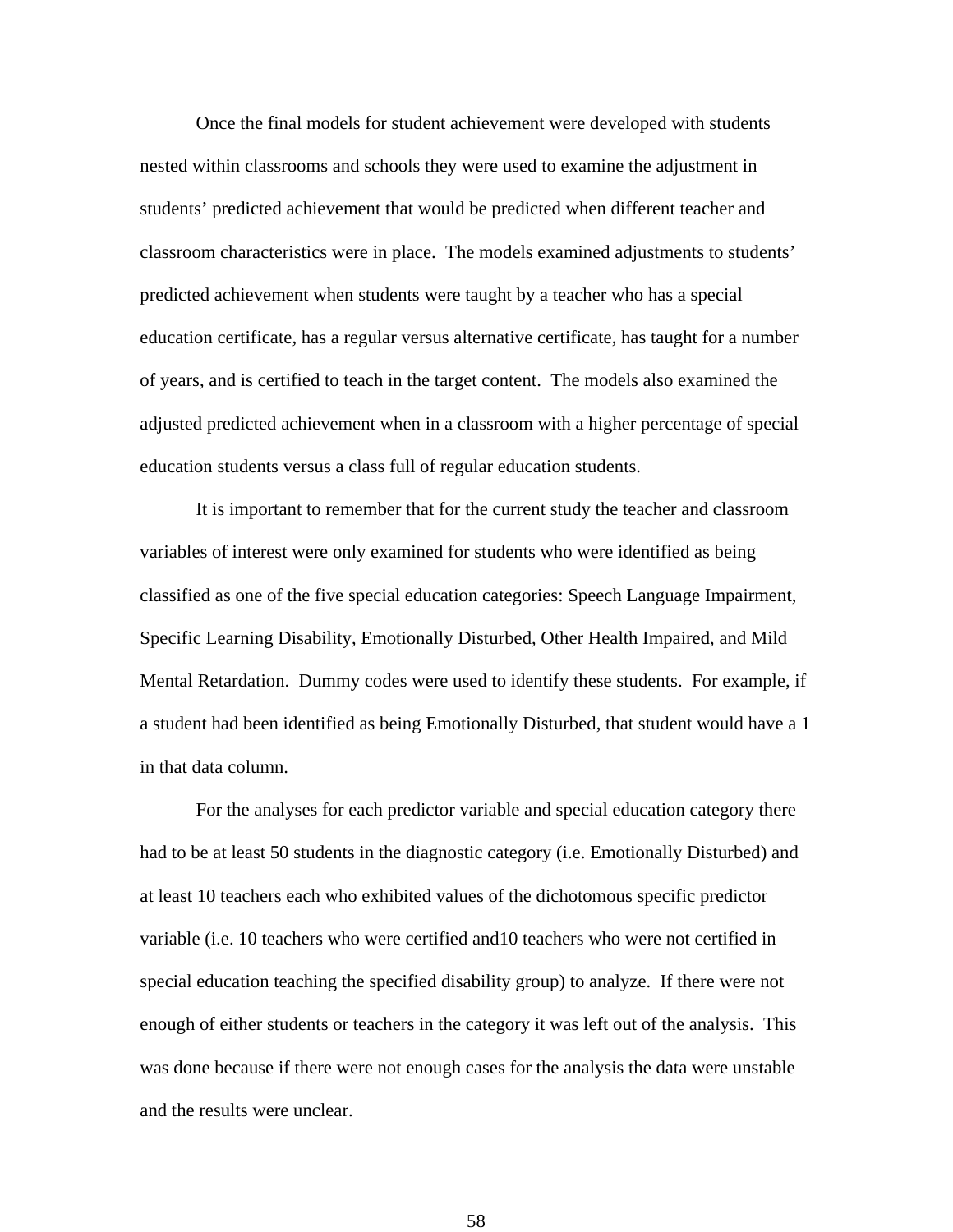Once the final models for student achievement were developed with students nested within classrooms and schools they were used to examine the adjustment in students' predicted achievement that would be predicted when different teacher and classroom characteristics were in place. The models examined adjustments to students' predicted achievement when students were taught by a teacher who has a special education certificate, has a regular versus alternative certificate, has taught for a number of years, and is certified to teach in the target content. The models also examined the adjusted predicted achievement when in a classroom with a higher percentage of special education students versus a class full of regular education students.

It is important to remember that for the current study the teacher and classroom variables of interest were only examined for students who were identified as being classified as one of the five special education categories: Speech Language Impairment, Specific Learning Disability, Emotionally Disturbed, Other Health Impaired, and Mild Mental Retardation. Dummy codes were used to identify these students. For example, if a student had been identified as being Emotionally Disturbed, that student would have a 1 in that data column.

For the analyses for each predictor variable and special education category there had to be at least 50 students in the diagnostic category (i.e. Emotionally Disturbed) and at least 10 teachers each who exhibited values of the dichotomous specific predictor variable (i.e. 10 teachers who were certified and10 teachers who were not certified in special education teaching the specified disability group) to analyze. If there were not enough of either students or teachers in the category it was left out of the analysis. This was done because if there were not enough cases for the analysis the data were unstable and the results were unclear.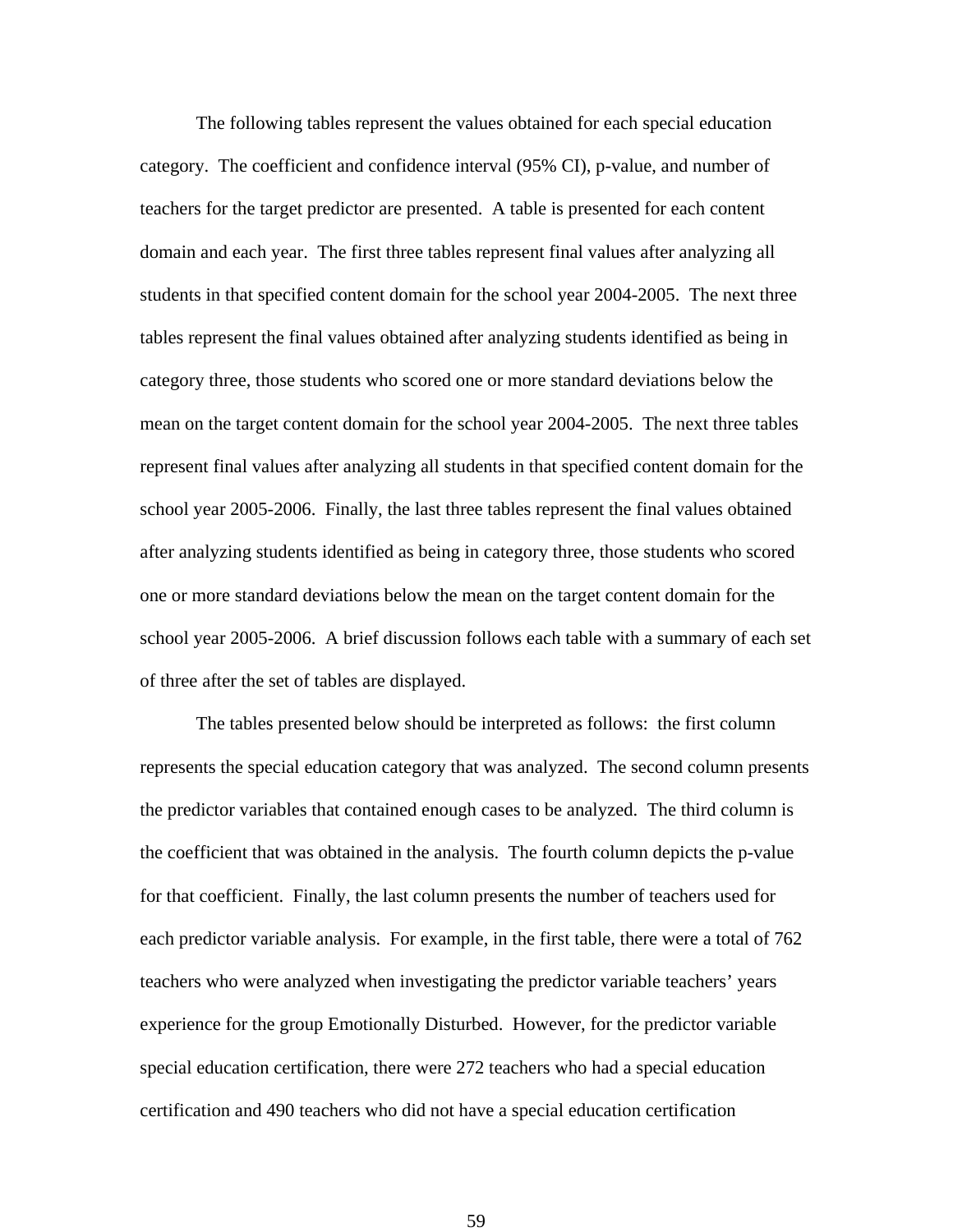The following tables represent the values obtained for each special education category. The coefficient and confidence interval (95% CI), p-value, and number of teachers for the target predictor are presented. A table is presented for each content domain and each year. The first three tables represent final values after analyzing all students in that specified content domain for the school year 2004-2005. The next three tables represent the final values obtained after analyzing students identified as being in category three, those students who scored one or more standard deviations below the mean on the target content domain for the school year 2004-2005. The next three tables represent final values after analyzing all students in that specified content domain for the school year 2005-2006. Finally, the last three tables represent the final values obtained after analyzing students identified as being in category three, those students who scored one or more standard deviations below the mean on the target content domain for the school year 2005-2006. A brief discussion follows each table with a summary of each set of three after the set of tables are displayed.

The tables presented below should be interpreted as follows: the first column represents the special education category that was analyzed. The second column presents the predictor variables that contained enough cases to be analyzed. The third column is the coefficient that was obtained in the analysis. The fourth column depicts the p-value for that coefficient. Finally, the last column presents the number of teachers used for each predictor variable analysis. For example, in the first table, there were a total of 762 teachers who were analyzed when investigating the predictor variable teachers' years experience for the group Emotionally Disturbed. However, for the predictor variable special education certification, there were 272 teachers who had a special education certification and 490 teachers who did not have a special education certification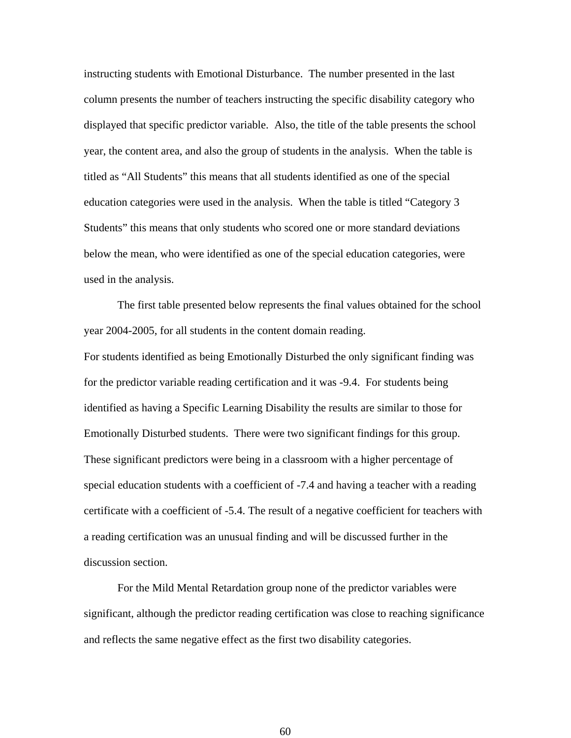instructing students with Emotional Disturbance. The number presented in the last column presents the number of teachers instructing the specific disability category who displayed that specific predictor variable. Also, the title of the table presents the school year, the content area, and also the group of students in the analysis. When the table is titled as “All Students” this means that all students identified as one of the special education categories were used in the analysis. When the table is titled “Category 3 Students” this means that only students who scored one or more standard deviations below the mean, who were identified as one of the special education categories, were used in the analysis.

The first table presented below represents the final values obtained for the school year 2004-2005, for all students in the content domain reading.

For students identified as being Emotionally Disturbed the only significant finding was for the predictor variable reading certification and it was -9.4. For students being identified as having a Specific Learning Disability the results are similar to those for Emotionally Disturbed students. There were two significant findings for this group. These significant predictors were being in a classroom with a higher percentage of special education students with a coefficient of -7.4 and having a teacher with a reading certificate with a coefficient of -5.4. The result of a negative coefficient for teachers with a reading certification was an unusual finding and will be discussed further in the discussion section.

For the Mild Mental Retardation group none of the predictor variables were significant, although the predictor reading certification was close to reaching significance and reflects the same negative effect as the first two disability categories.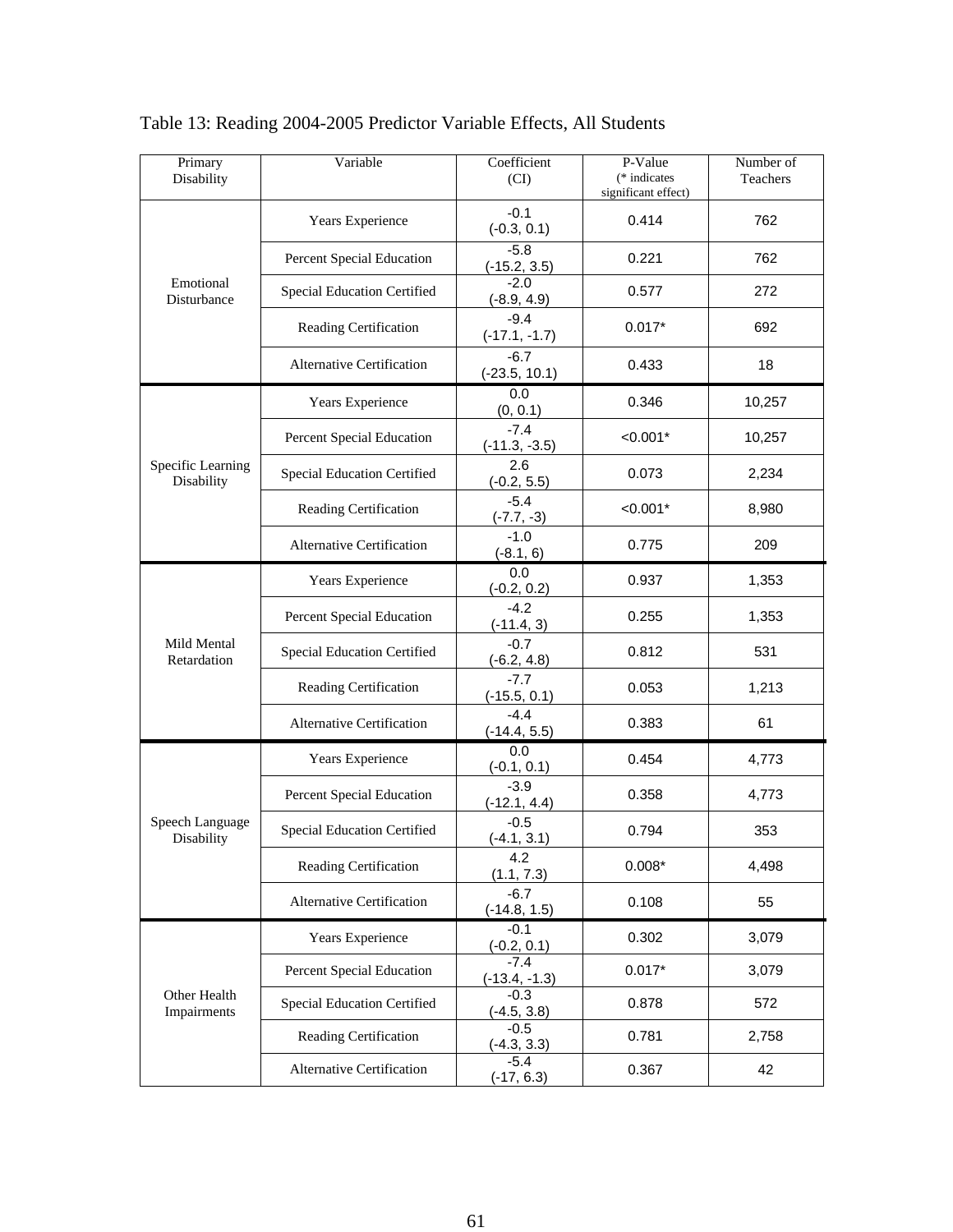Table 13: Reading 2004-2005 Predictor Variable Effects, All Students

| Primary Disability | Variable | Coefficient (CI) | P-Value (* indicates significant effect) | Number of Teachers |
|---|---|---|---|---|
| Emotional Disturbance | Years Experience | -0.1 (-0.3, 0.1) | 0.414 | 762 |
| | Percent Special Education | -5.8 (-15.2, 3.5) | 0.221 | 762 |
| | Special Education Certified | -2.0 (-8.9, 4.9) | 0.577 | 272 |
| | Reading Certification | -9.4 (-17.1, -1.7) | 0.017* | 692 |
| | Alternative Certification | -6.7 (-23.5, 10.1) | 0.433 | 18 |
| Specific Learning Disability | Years Experience | 0.0 (0, 0.1) | 0.346 | 10,257 |
| | Percent Special Education | -7.4 (-11.3, -3.5) | <0.001* | 10,257 |
| | Special Education Certified | 2.6 (-0.2, 5.5) | 0.073 | 2,234 |
| | Reading Certification | -5.4 (-7.7, -3) | <0.001* | 8,980 |
| | Alternative Certification | -1.0 (-8.1, 6) | 0.775 | 209 |
| Mild Mental Retardation | Years Experience | 0.0 (-0.2, 0.2) | 0.937 | 1,353 |
| | Percent Special Education | -4.2 (-11.4, 3) | 0.255 | 1,353 |
| | Special Education Certified | -0.7 (-6.2, 4.8) | 0.812 | 531 |
| | Reading Certification | -7.7 (-15.5, 0.1) | 0.053 | 1,213 |
| | Alternative Certification | -4.4 (-14.4, 5.5) | 0.383 | 61 |
| Speech Language Disability | Years Experience | 0.0 (-0.1, 0.1) | 0.454 | 4,773 |
| | Percent Special Education | -3.9 (-12.1, 4.4) | 0.358 | 4,773 |
| | Special Education Certified | -0.5 (-4.1, 3.1) | 0.794 | 353 |
| | Reading Certification | 4.2 (1.1, 7.3) | 0.008* | 4,498 |
| | Alternative Certification | -6.7 (-14.8, 1.5) | 0.108 | 55 |
| Other Health Impairments | Years Experience | -0.1 (-0.2, 0.1) | 0.302 | 3,079 |
| | Percent Special Education | -7.4 (-13.4, -1.3) | 0.017* | 3,079 |
| | Special Education Certified | -0.3 (-4.5, 3.8) | 0.878 | 572 |
| | Reading Certification | -0.5 (-4.3, 3.3) | 0.781 | 2,758 |
| | Alternative Certification | -5.4 (-17, 6.3) | 0.367 | 42 |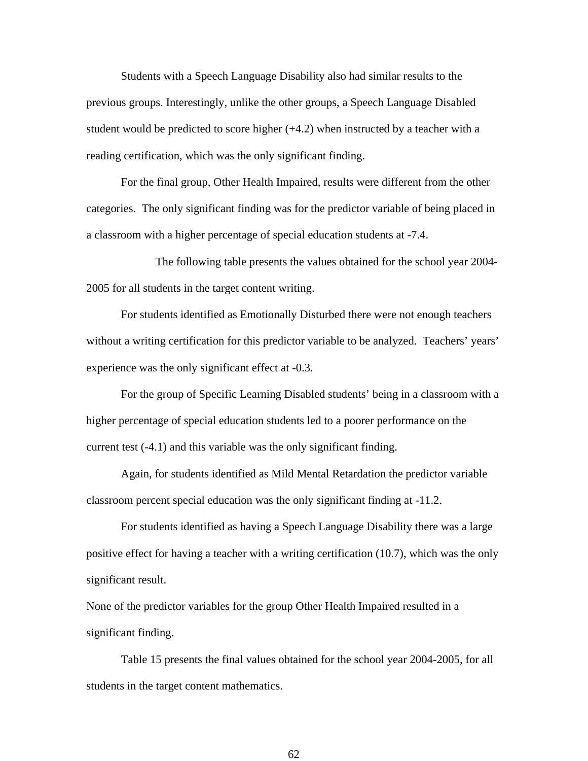Students with a Speech Language Disability also had similar results to the previous groups. Interestingly, unlike the other groups, a Speech Language Disabled student would be predicted to score higher (+4.2) when instructed by a teacher with a reading certification, which was the only significant finding.

For the final group, Other Health Impaired, results were different from the other categories. The only significant finding was for the predictor variable of being placed in a classroom with a higher percentage of special education students at -7.4.

The following table presents the values obtained for the school year 2004-2005 for all students in the target content writing.

For students identified as Emotionally Disturbed there were not enough teachers without a writing certification for this predictor variable to be analyzed. Teachers' years' experience was the only significant effect at -0.3.

For the group of Specific Learning Disabled students' being in a classroom with a higher percentage of special education students led to a poorer performance on the current test (-4.1) and this variable was the only significant finding.

Again, for students identified as Mild Mental Retardation the predictor variable classroom percent special education was the only significant finding at -11.2.

For students identified as having a Speech Language Disability there was a large positive effect for having a teacher with a writing certification (10.7), which was the only significant result.

None of the predictor variables for the group Other Health Impaired resulted in a significant finding.

Table 15 presents the final values obtained for the school year 2004-2005, for all students in the target content mathematics.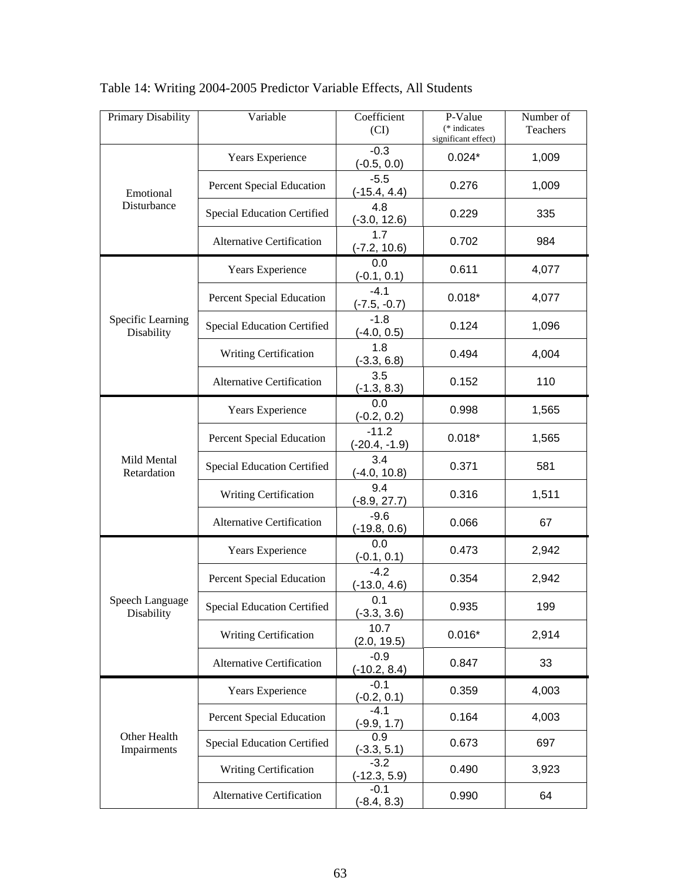Table 14: Writing 2004-2005 Predictor Variable Effects, All Students

| Primary Disability | Variable | Coefficient (CI) | P-Value (* indicates significant effect) | Number of Teachers |
|---|---|---|---|---|
| Emotional Disturbance | Years Experience | -0.3 (-0.5, 0.0) | 0.024* | 1,009 |
| | Percent Special Education | -5.5 (-15.4, 4.4) | 0.276 | 1,009 |
| | Special Education Certified | 4.8 (-3.0, 12.6) | 0.229 | 335 |
| | Alternative Certification | 1.7 (-7.2, 10.6) | 0.702 | 984 |
| Specific Learning Disability | Years Experience | 0.0 (-0.1, 0.1) | 0.611 | 4,077 |
| | Percent Special Education | -4.1 (-7.5, -0.7) | 0.018* | 4,077 |
| | Special Education Certified | -1.8 (-4.0, 0.5) | 0.124 | 1,096 |
| | Writing Certification | 1.8 (-3.3, 6.8) | 0.494 | 4,004 |
| | Alternative Certification | 3.5 (-1.3, 8.3) | 0.152 | 110 |
| Mild Mental Retardation | Years Experience | 0.0 (-0.2, 0.2) | 0.998 | 1,565 |
| | Percent Special Education | -11.2 (-20.4, -1.9) | 0.018* | 1,565 |
| | Special Education Certified | 3.4 (-4.0, 10.8) | 0.371 | 581 |
| | Writing Certification | 9.4 (-8.9, 27.7) | 0.316 | 1,511 |
| | Alternative Certification | -9.6 (-19.8, 0.6) | 0.066 | 67 |
| Speech Language Disability | Years Experience | 0.0 (-0.1, 0.1) | 0.473 | 2,942 |
| | Percent Special Education | -4.2 (-13.0, 4.6) | 0.354 | 2,942 |
| | Special Education Certified | 0.1 (-3.3, 3.6) | 0.935 | 199 |
| | Writing Certification | 10.7 (2.0, 19.5) | 0.016* | 2,914 |
| | Alternative Certification | -0.9 (-10.2, 8.4) | 0.847 | 33 |
| Other Health Impairments | Years Experience | -0.1 (-0.2, 0.1) | 0.359 | 4,003 |
| | Percent Special Education | -4.1 (-9.9, 1.7) | 0.164 | 4,003 |
| | Special Education Certified | 0.9 (-3.3, 5.1) | 0.673 | 697 |
| | Writing Certification | -3.2 (-12.3, 5.9) | 0.490 | 3,923 |
| | Alternative Certification | -0.1 (-8.4, 8.3) | 0.990 | 64 |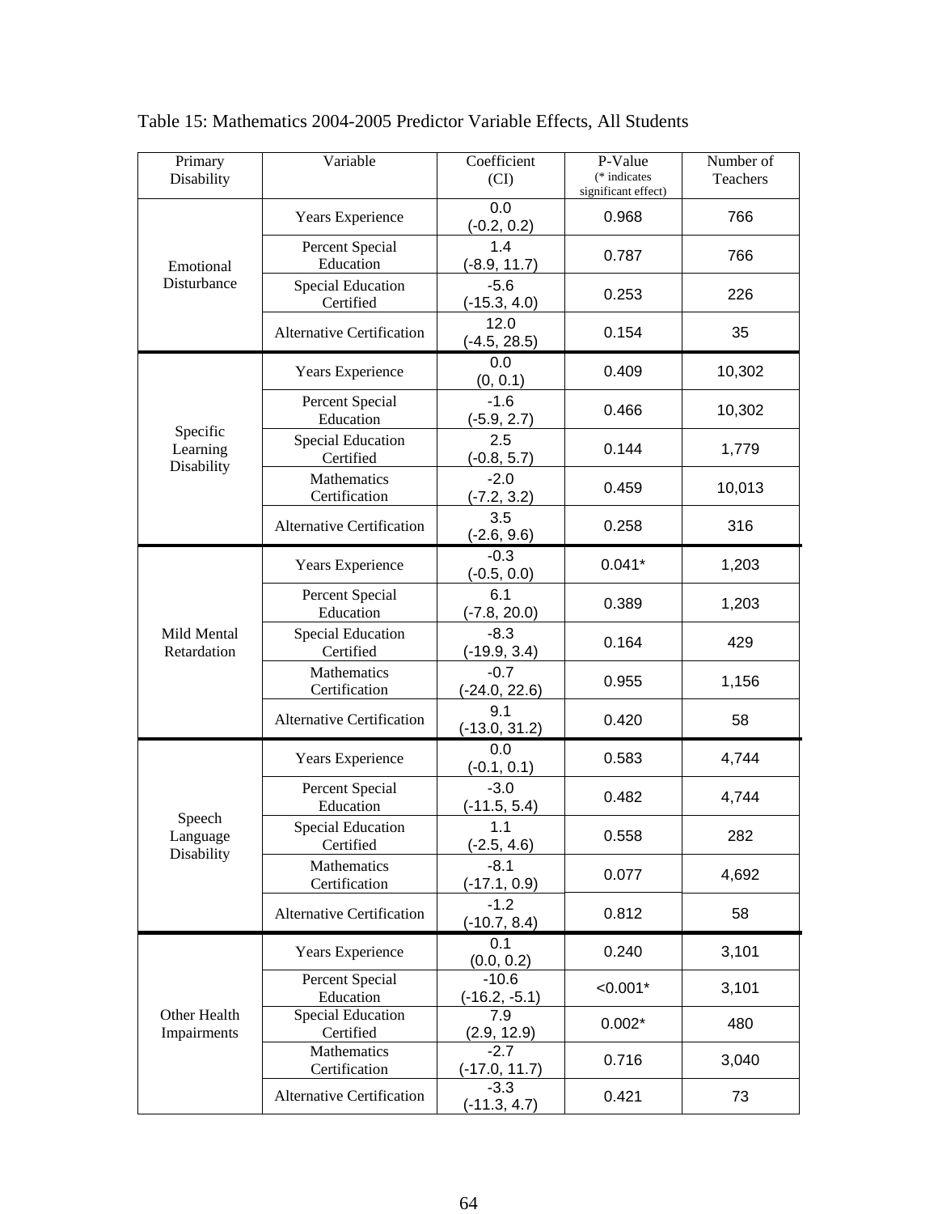Table 15: Mathematics 2004-2005 Predictor Variable Effects, All Students

| Primary Disability | Variable | Coefficient (CI) | P-Value (* indicates significant effect) | Number of Teachers |
|---|---|---|---|---|
| Emotional Disturbance | Years Experience | 0.0 (-0.2, 0.2) | 0.968 | 766 |
| | Percent Special Education | 1.4 (-8.9, 11.7) | 0.787 | 766 |
| | Special Education Certified | -5.6 (-15.3, 4.0) | 0.253 | 226 |
| | Alternative Certification | 12.0 (-4.5, 28.5) | 0.154 | 35 |
| Specific Learning Disability | Years Experience | 0.0 (0, 0.1) | 0.409 | 10,302 |
| | Percent Special Education | -1.6 (-5.9, 2.7) | 0.466 | 10,302 |
| | Special Education Certified | 2.5 (-0.8, 5.7) | 0.144 | 1,779 |
| | Mathematics Certification | -2.0 (-7.2, 3.2) | 0.459 | 10,013 |
| | Alternative Certification | 3.5 (-2.6, 9.6) | 0.258 | 316 |
| Mild Mental Retardation | Years Experience | -0.3 (-0.5, 0.0) | 0.041* | 1,203 |
| | Percent Special Education | 6.1 (-7.8, 20.0) | 0.389 | 1,203 |
| | Special Education Certified | -8.3 (-19.9, 3.4) | 0.164 | 429 |
| | Mathematics Certification | -0.7 (-24.0, 22.6) | 0.955 | 1,156 |
| | Alternative Certification | 9.1 (-13.0, 31.2) | 0.420 | 58 |
| Speech Language Disability | Years Experience | 0.0 (-0.1, 0.1) | 0.583 | 4,744 |
| | Percent Special Education | -3.0 (-11.5, 5.4) | 0.482 | 4,744 |
| | Special Education Certified | 1.1 (-2.5, 4.6) | 0.558 | 282 |
| | Mathematics Certification | -8.1 (-17.1, 0.9) | 0.077 | 4,692 |
| | Alternative Certification | -1.2 (-10.7, 8.4) | 0.812 | 58 |
| Other Health Impairments | Years Experience | 0.1 (0.0, 0.2) | 0.240 | 3,101 |
| | Percent Special Education | -10.6 (-16.2, -5.1) | <0.001* | 3,101 |
| | Special Education Certified | 7.9 (2.9, 12.9) | 0.002* | 480 |
| | Mathematics Certification | -2.7 (-17.0, 11.7) | 0.716 | 3,040 |
| | Alternative Certification | -3.3 (-11.3, 4.7) | 0.421 | 73 |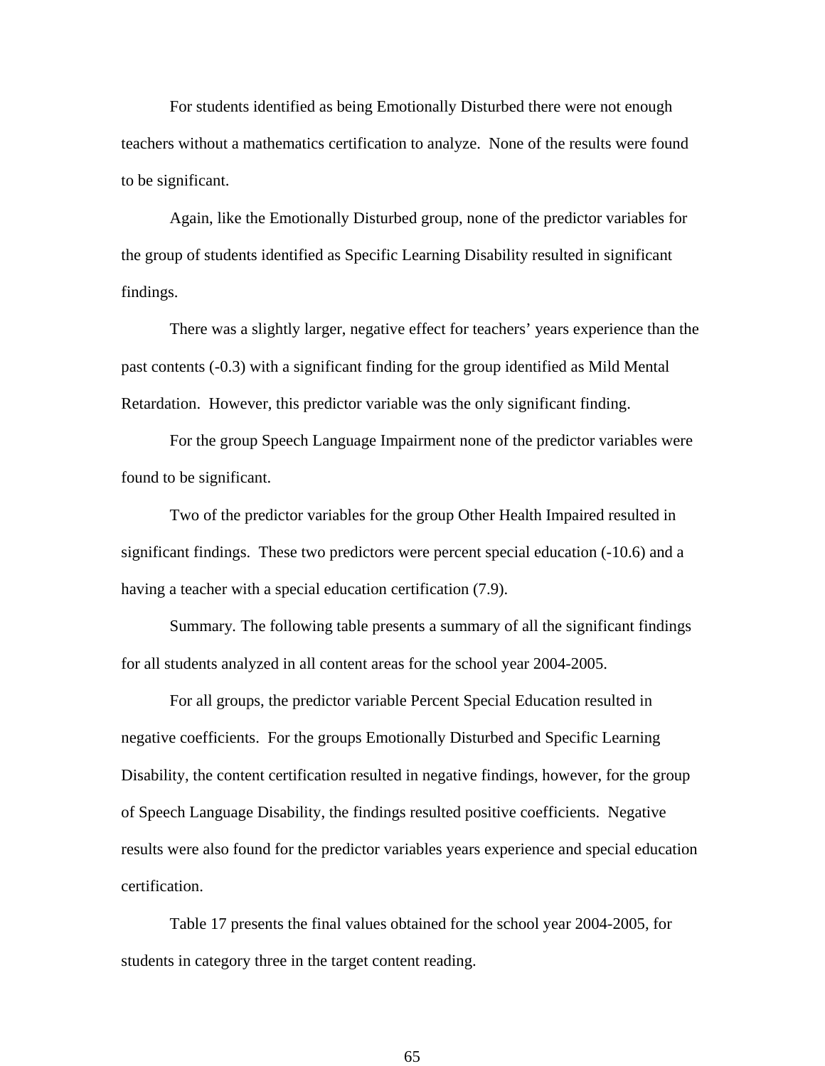For students identified as being Emotionally Disturbed there were not enough teachers without a mathematics certification to analyze. None of the results were found to be significant.

Again, like the Emotionally Disturbed group, none of the predictor variables for the group of students identified as Specific Learning Disability resulted in significant findings.

There was a slightly larger, negative effect for teachers' years experience than the past contents (-0.3) with a significant finding for the group identified as Mild Mental Retardation. However, this predictor variable was the only significant finding.

For the group Speech Language Impairment none of the predictor variables were found to be significant.

Two of the predictor variables for the group Other Health Impaired resulted in significant findings. These two predictors were percent special education (-10.6) and a having a teacher with a special education certification (7.9).

Summary. The following table presents a summary of all the significant findings for all students analyzed in all content areas for the school year 2004-2005.

For all groups, the predictor variable Percent Special Education resulted in negative coefficients. For the groups Emotionally Disturbed and Specific Learning Disability, the content certification resulted in negative findings, however, for the group of Speech Language Disability, the findings resulted positive coefficients. Negative results were also found for the predictor variables years experience and special education certification.

Table 17 presents the final values obtained for the school year 2004-2005, for students in category three in the target content reading.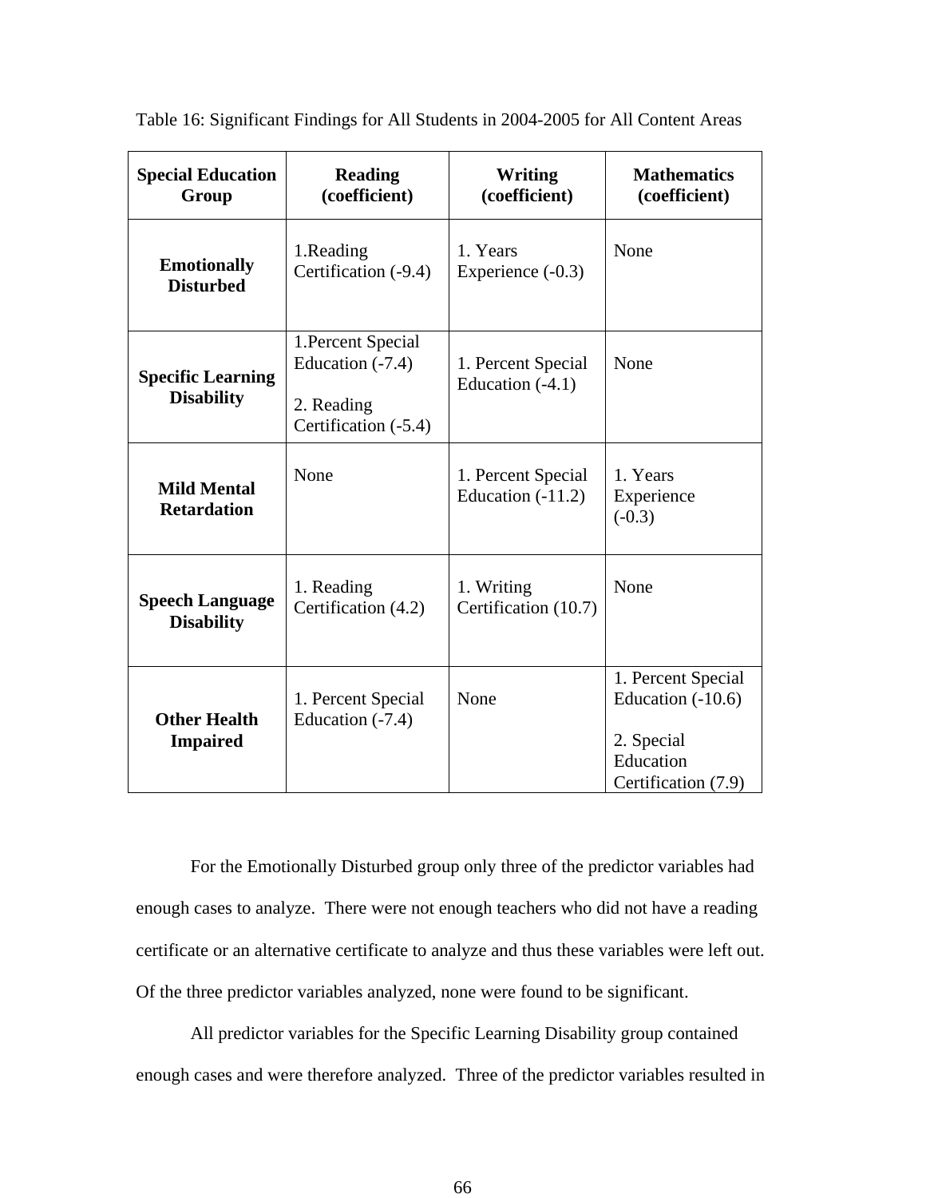Table 16: Significant Findings for All Students in 2004-2005 for All Content Areas

| Special Education Group | Reading (coefficient) | Writing (coefficient) | Mathematics (coefficient) |
|---|---|---|---|
| **Emotionally Disturbed** | 1.Reading Certification (-9.4) | 1. Years Experience (-0.3) | None |
| **Specific Learning Disability** | 1.Percent Special Education (-7.4)<br><br>2. Reading Certification (-5.4) | 1. Percent Special Education (-4.1) | None |
| **Mild Mental Retardation** | None | 1. Percent Special Education (-11.2) | 1. Years Experience (-0.3) |
| **Speech Language Disability** | 1. Reading Certification (4.2) | 1. Writing Certification (10.7) | None |
| **Other Health Impaired** | 1. Percent Special Education (-7.4) | None | 1. Percent Special Education (-10.6)<br><br>2. Special Education Certification (7.9) |

For the Emotionally Disturbed group only three of the predictor variables had enough cases to analyze. There were not enough teachers who did not have a reading certificate or an alternative certificate to analyze and thus these variables were left out. Of the three predictor variables analyzed, none were found to be significant.

All predictor variables for the Specific Learning Disability group contained enough cases and were therefore analyzed. Three of the predictor variables resulted in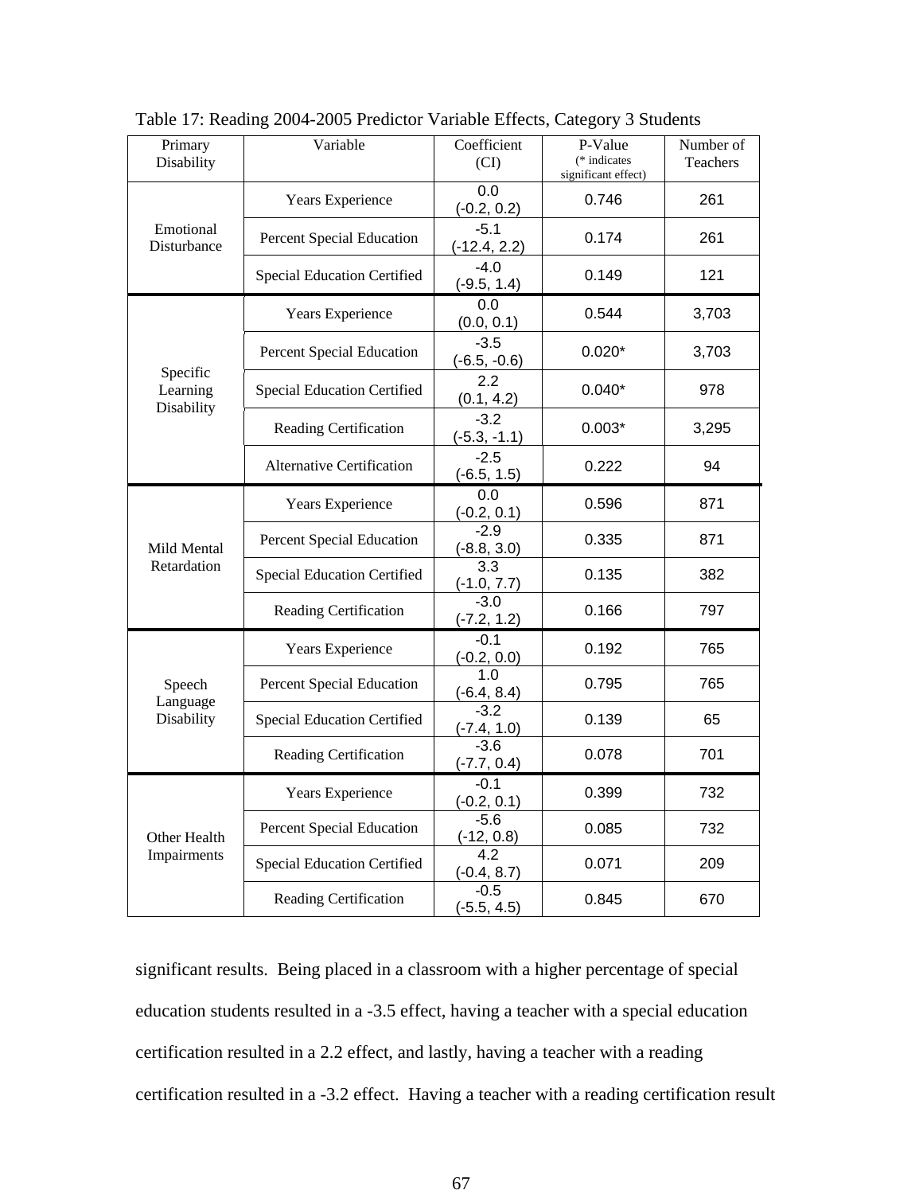Table 17: Reading 2004-2005 Predictor Variable Effects, Category 3 Students

| Primary Disability | Variable | Coefficient (CI) | P-Value (* indicates significant effect) | Number of Teachers |
|---|---|---|---|---|
| Emotional Disturbance | Years Experience | 0.0 (-0.2, 0.2) | 0.746 | 261 |
| | Percent Special Education | -5.1 (-12.4, 2.2) | 0.174 | 261 |
| | Special Education Certified | -4.0 (-9.5, 1.4) | 0.149 | 121 |
| Specific Learning Disability | Years Experience | 0.0 (0.0, 0.1) | 0.544 | 3,703 |
| | Percent Special Education | -3.5 (-6.5, -0.6) | 0.020* | 3,703 |
| | Special Education Certified | 2.2 (0.1, 4.2) | 0.040* | 978 |
| | Reading Certification | -3.2 (-5.3, -1.1) | 0.003* | 3,295 |
| | Alternative Certification | -2.5 (-6.5, 1.5) | 0.222 | 94 |
| Mild Mental Retardation | Years Experience | 0.0 (-0.2, 0.1) | 0.596 | 871 |
| | Percent Special Education | -2.9 (-8.8, 3.0) | 0.335 | 871 |
| | Special Education Certified | 3.3 (-1.0, 7.7) | 0.135 | 382 |
| | Reading Certification | -3.0 (-7.2, 1.2) | 0.166 | 797 |
| Speech Language Disability | Years Experience | -0.1 (-0.2, 0.0) | 0.192 | 765 |
| | Percent Special Education | 1.0 (-6.4, 8.4) | 0.795 | 765 |
| | Special Education Certified | -3.2 (-7.4, 1.0) | 0.139 | 65 |
| | Reading Certification | -3.6 (-7.7, 0.4) | 0.078 | 701 |
| Other Health Impairments | Years Experience | -0.1 (-0.2, 0.1) | 0.399 | 732 |
| | Percent Special Education | -5.6 (-12, 0.8) | 0.085 | 732 |
| | Special Education Certified | 4.2 (-0.4, 8.7) | 0.071 | 209 |
| | Reading Certification | -0.5 (-5.5, 4.5) | 0.845 | 670 |

significant results. Being placed in a classroom with a higher percentage of special education students resulted in a -3.5 effect, having a teacher with a special education certification resulted in a 2.2 effect, and lastly, having a teacher with a reading certification resulted in a -3.2 effect. Having a teacher with a reading certification result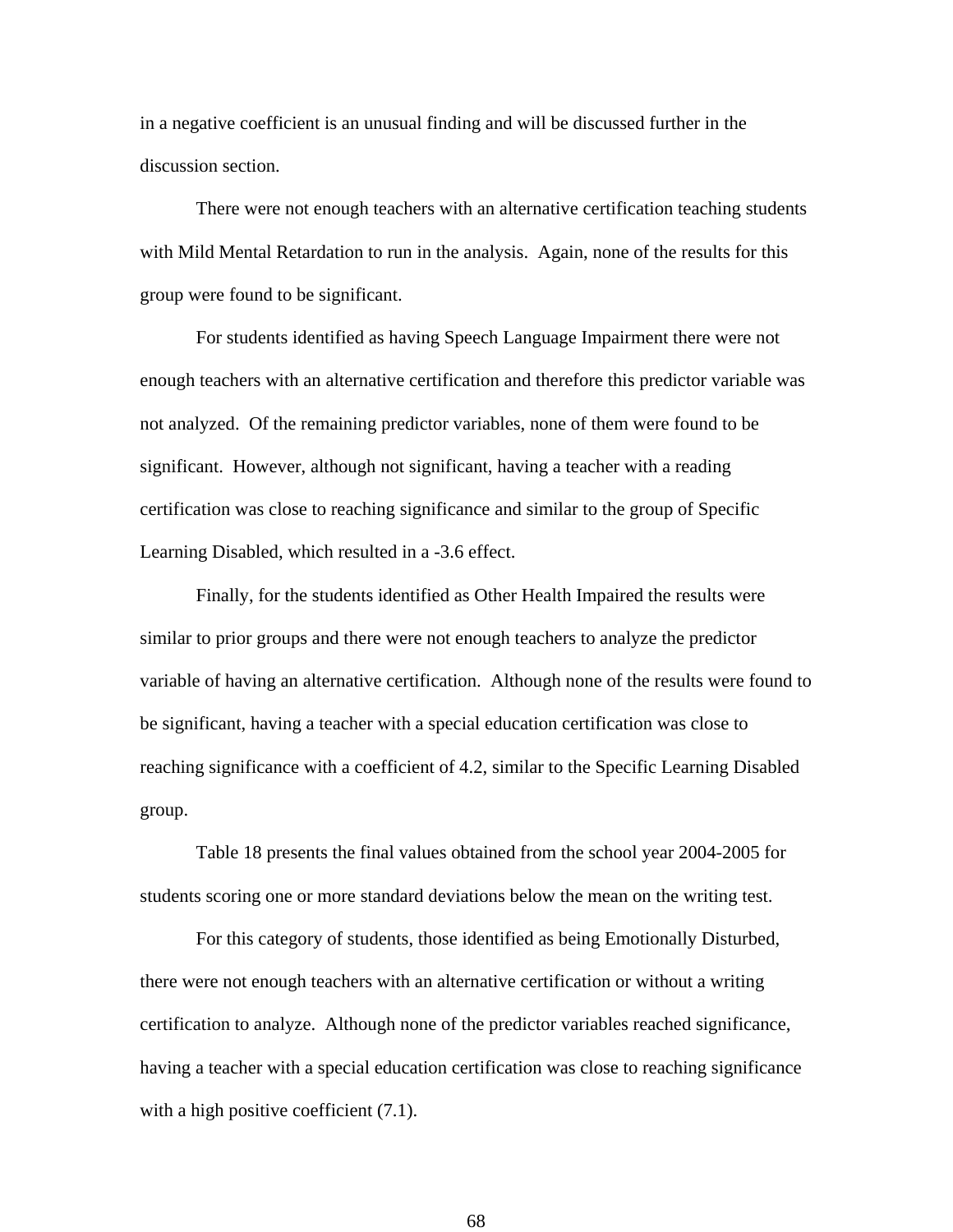in a negative coefficient is an unusual finding and will be discussed further in the discussion section.

There were not enough teachers with an alternative certification teaching students with Mild Mental Retardation to run in the analysis. Again, none of the results for this group were found to be significant.

For students identified as having Speech Language Impairment there were not enough teachers with an alternative certification and therefore this predictor variable was not analyzed. Of the remaining predictor variables, none of them were found to be significant. However, although not significant, having a teacher with a reading certification was close to reaching significance and similar to the group of Specific Learning Disabled, which resulted in a -3.6 effect.

Finally, for the students identified as Other Health Impaired the results were similar to prior groups and there were not enough teachers to analyze the predictor variable of having an alternative certification. Although none of the results were found to be significant, having a teacher with a special education certification was close to reaching significance with a coefficient of 4.2, similar to the Specific Learning Disabled group.

Table 18 presents the final values obtained from the school year 2004-2005 for students scoring one or more standard deviations below the mean on the writing test.

For this category of students, those identified as being Emotionally Disturbed, there were not enough teachers with an alternative certification or without a writing certification to analyze. Although none of the predictor variables reached significance, having a teacher with a special education certification was close to reaching significance with a high positive coefficient (7.1).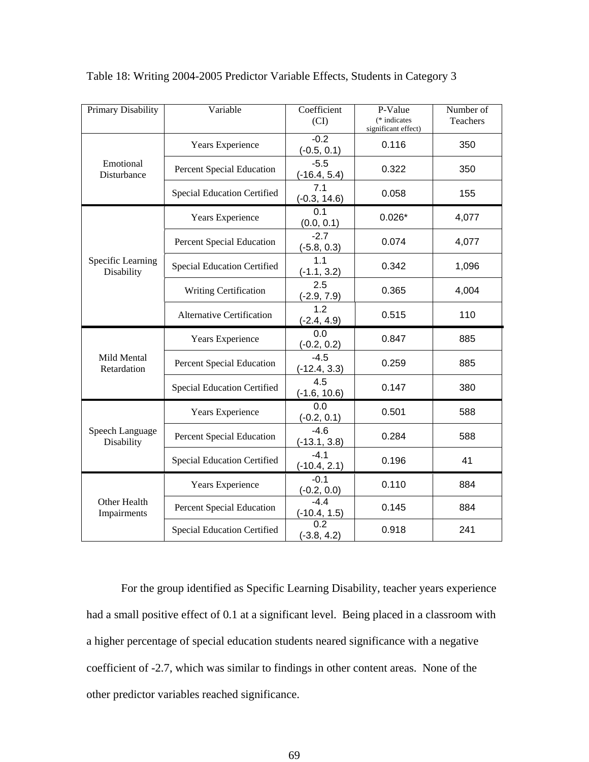Table 18: Writing 2004-2005 Predictor Variable Effects, Students in Category 3

| Primary Disability | Variable | Coefficient (CI) | P-Value (* indicates significant effect) | Number of Teachers |
|---|---|---|---|---|
| Emotional Disturbance | Years Experience | -0.2 (-0.5, 0.1) | 0.116 | 350 |
| | Percent Special Education | -5.5 (-16.4, 5.4) | 0.322 | 350 |
| | Special Education Certified | 7.1 (-0.3, 14.6) | 0.058 | 155 |
| Specific Learning Disability | Years Experience | 0.1 (0.0, 0.1) | 0.026* | 4,077 |
| | Percent Special Education | -2.7 (-5.8, 0.3) | 0.074 | 4,077 |
| | Special Education Certified | 1.1 (-1.1, 3.2) | 0.342 | 1,096 |
| | Writing Certification | 2.5 (-2.9, 7.9) | 0.365 | 4,004 |
| | Alternative Certification | 1.2 (-2.4, 4.9) | 0.515 | 110 |
| Mild Mental Retardation | Years Experience | 0.0 (-0.2, 0.2) | 0.847 | 885 |
| | Percent Special Education | -4.5 (-12.4, 3.3) | 0.259 | 885 |
| | Special Education Certified | 4.5 (-1.6, 10.6) | 0.147 | 380 |
| Speech Language Disability | Years Experience | 0.0 (-0.2, 0.1) | 0.501 | 588 |
| | Percent Special Education | -4.6 (-13.1, 3.8) | 0.284 | 588 |
| | Special Education Certified | -4.1 (-10.4, 2.1) | 0.196 | 41 |
| Other Health Impairments | Years Experience | -0.1 (-0.2, 0.0) | 0.110 | 884 |
| | Percent Special Education | -4.4 (-10.4, 1.5) | 0.145 | 884 |
| | Special Education Certified | 0.2 (-3.8, 4.2) | 0.918 | 241 |

For the group identified as Specific Learning Disability, teacher years experience had a small positive effect of 0.1 at a significant level. Being placed in a classroom with a higher percentage of special education students neared significance with a negative coefficient of -2.7, which was similar to findings in other content areas. None of the other predictor variables reached significance.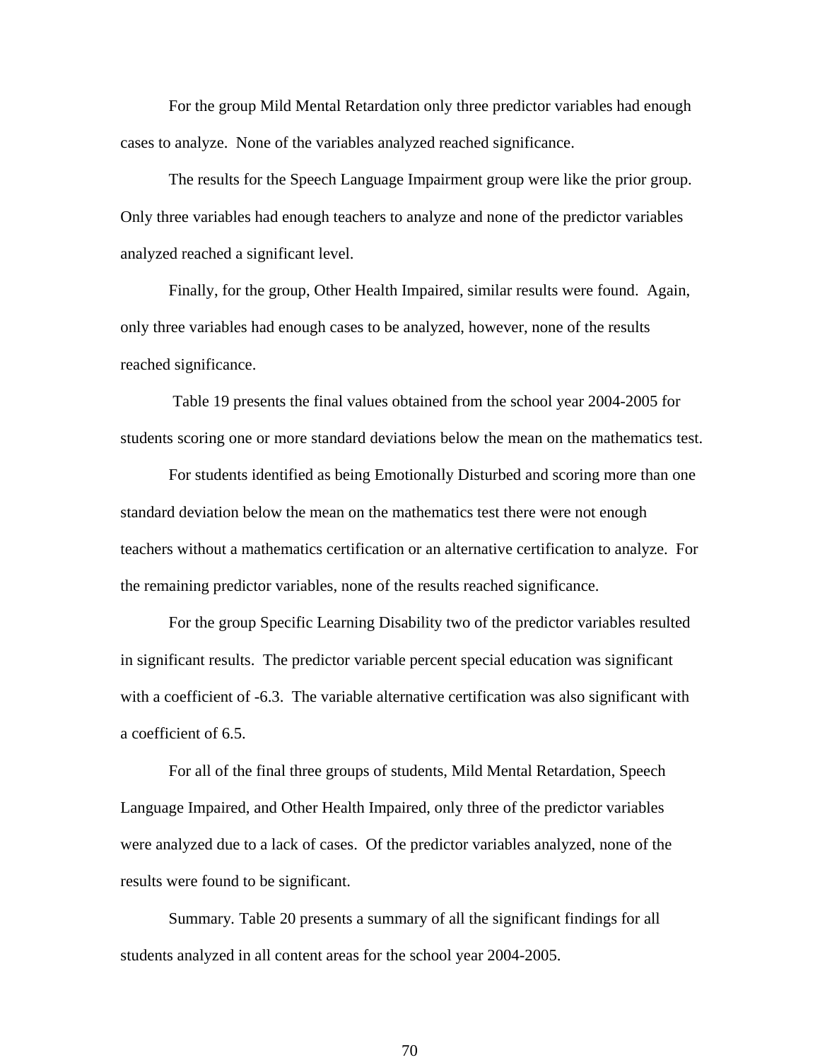For the group Mild Mental Retardation only three predictor variables had enough cases to analyze. None of the variables analyzed reached significance.

The results for the Speech Language Impairment group were like the prior group. Only three variables had enough teachers to analyze and none of the predictor variables analyzed reached a significant level.

Finally, for the group, Other Health Impaired, similar results were found. Again, only three variables had enough cases to be analyzed, however, none of the results reached significance.

Table 19 presents the final values obtained from the school year 2004-2005 for students scoring one or more standard deviations below the mean on the mathematics test.

For students identified as being Emotionally Disturbed and scoring more than one standard deviation below the mean on the mathematics test there were not enough teachers without a mathematics certification or an alternative certification to analyze. For the remaining predictor variables, none of the results reached significance.

For the group Specific Learning Disability two of the predictor variables resulted in significant results. The predictor variable percent special education was significant with a coefficient of -6.3. The variable alternative certification was also significant with a coefficient of 6.5.

For all of the final three groups of students, Mild Mental Retardation, Speech Language Impaired, and Other Health Impaired, only three of the predictor variables were analyzed due to a lack of cases. Of the predictor variables analyzed, none of the results were found to be significant.

Summary. Table 20 presents a summary of all the significant findings for all students analyzed in all content areas for the school year 2004-2005.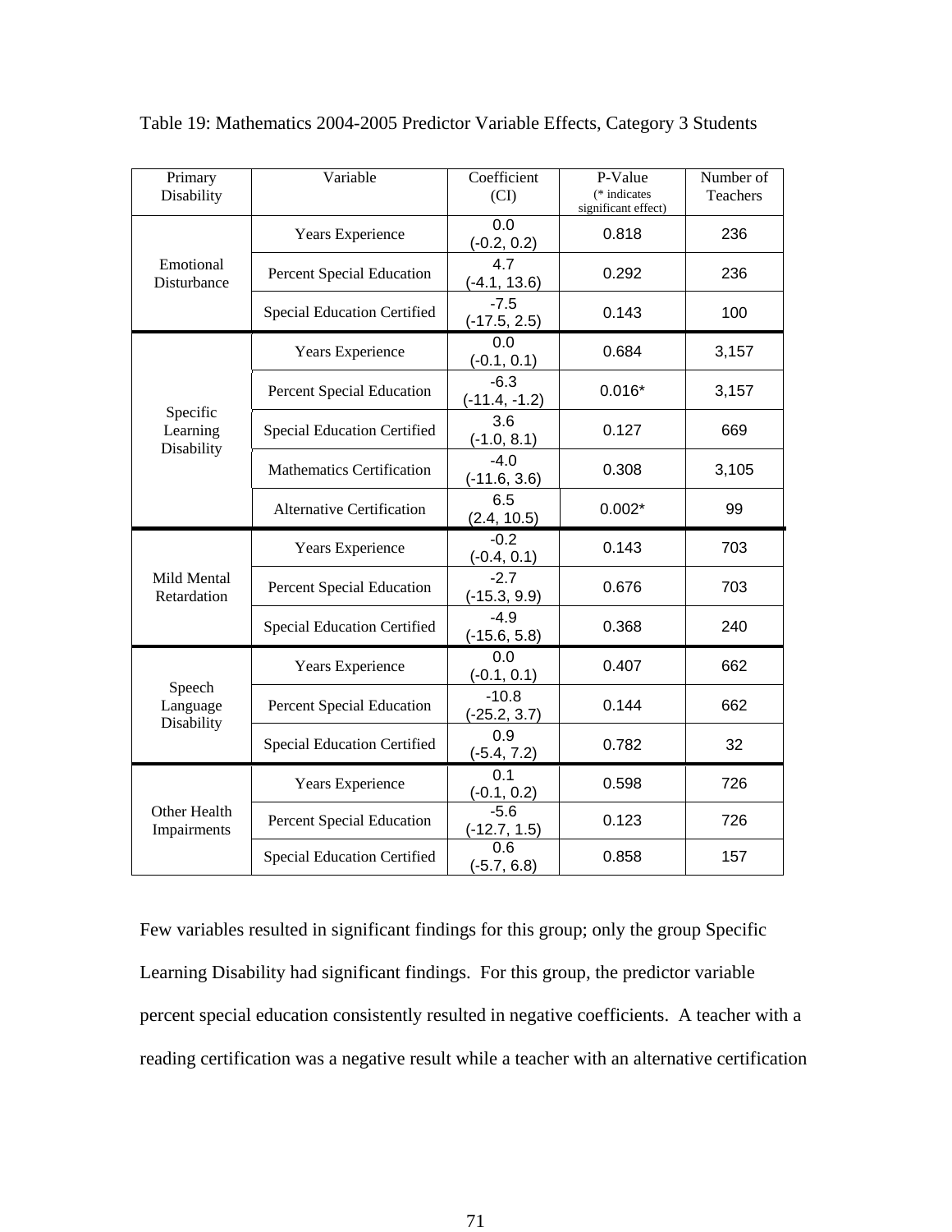Table 19: Mathematics 2004-2005 Predictor Variable Effects, Category 3 Students

| Primary Disability | Variable | Coefficient (CI) | P-Value (* indicates significant effect) | Number of Teachers |
|---|---|---|---|---|
| Emotional Disturbance | Years Experience | 0.0 (-0.2, 0.2) | 0.818 | 236 |
| | Percent Special Education | 4.7 (-4.1, 13.6) | 0.292 | 236 |
| | Special Education Certified | -7.5 (-17.5, 2.5) | 0.143 | 100 |
| Specific Learning Disability | Years Experience | 0.0 (-0.1, 0.1) | 0.684 | 3,157 |
| | Percent Special Education | -6.3 (-11.4, -1.2) | 0.016* | 3,157 |
| | Special Education Certified | 3.6 (-1.0, 8.1) | 0.127 | 669 |
| | Mathematics Certification | -4.0 (-11.6, 3.6) | 0.308 | 3,105 |
| | Alternative Certification | 6.5 (2.4, 10.5) | 0.002* | 99 |
| Mild Mental Retardation | Years Experience | -0.2 (-0.4, 0.1) | 0.143 | 703 |
| | Percent Special Education | -2.7 (-15.3, 9.9) | 0.676 | 703 |
| | Special Education Certified | -4.9 (-15.6, 5.8) | 0.368 | 240 |
| Speech Language Disability | Years Experience | 0.0 (-0.1, 0.1) | 0.407 | 662 |
| | Percent Special Education | -10.8 (-25.2, 3.7) | 0.144 | 662 |
| | Special Education Certified | 0.9 (-5.4, 7.2) | 0.782 | 32 |
| Other Health Impairments | Years Experience | 0.1 (-0.1, 0.2) | 0.598 | 726 |
| | Percent Special Education | -5.6 (-12.7, 1.5) | 0.123 | 726 |
| | Special Education Certified | 0.6 (-5.7, 6.8) | 0.858 | 157 |

Few variables resulted in significant findings for this group; only the group Specific Learning Disability had significant findings. For this group, the predictor variable percent special education consistently resulted in negative coefficients. A teacher with a reading certification was a negative result while a teacher with an alternative certification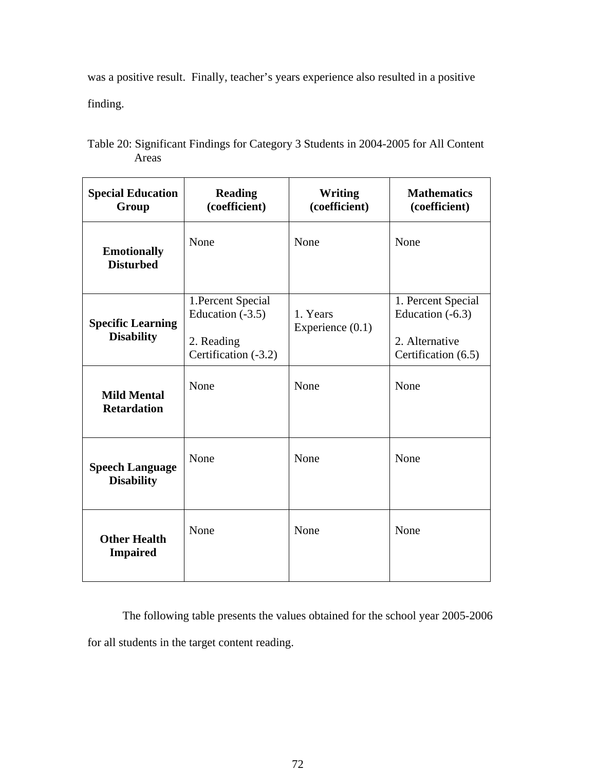was a positive result. Finally, teacher's years experience also resulted in a positive finding.

Table 20: Significant Findings for Category 3 Students in 2004-2005 for All Content Areas

| Special Education Group | Reading (coefficient) | Writing (coefficient) | Mathematics (coefficient) |
|---|---|---|---|
| **Emotionally Disturbed** | None | None | None |
| **Specific Learning Disability** | 1.Percent Special Education (-3.5)<br><br>2. Reading Certification (-3.2) | 1. Years Experience (0.1) | 1. Percent Special Education (-6.3)<br><br>2. Alternative Certification (6.5) |
| **Mild Mental Retardation** | None | None | None |
| **Speech Language Disability** | None | None | None |
| **Other Health Impaired** | None | None | None |

The following table presents the values obtained for the school year 2005-2006 for all students in the target content reading.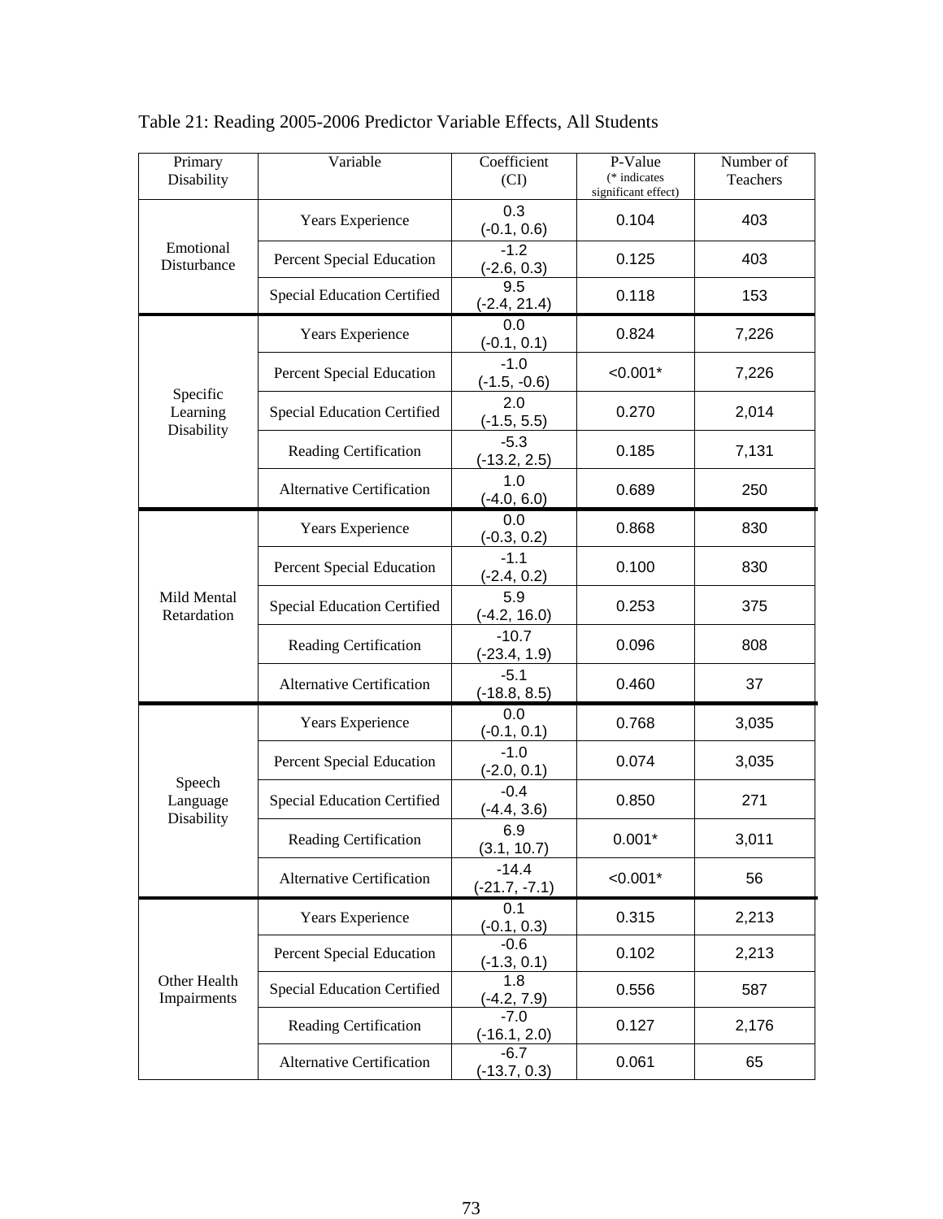Table 21: Reading 2005-2006 Predictor Variable Effects, All Students

| Primary Disability | Variable | Coefficient (CI) | P-Value (* indicates significant effect) | Number of Teachers |
|---|---|---|---|---|
| Emotional Disturbance | Years Experience | 0.3 (-0.1, 0.6) | 0.104 | 403 |
| | Percent Special Education | -1.2 (-2.6, 0.3) | 0.125 | 403 |
| | Special Education Certified | 9.5 (-2.4, 21.4) | 0.118 | 153 |
| Specific Learning Disability | Years Experience | 0.0 (-0.1, 0.1) | 0.824 | 7,226 |
| | Percent Special Education | -1.0 (-1.5, -0.6) | <0.001* | 7,226 |
| | Special Education Certified | 2.0 (-1.5, 5.5) | 0.270 | 2,014 |
| | Reading Certification | -5.3 (-13.2, 2.5) | 0.185 | 7,131 |
| | Alternative Certification | 1.0 (-4.0, 6.0) | 0.689 | 250 |
| Mild Mental Retardation | Years Experience | 0.0 (-0.3, 0.2) | 0.868 | 830 |
| | Percent Special Education | -1.1 (-2.4, 0.2) | 0.100 | 830 |
| | Special Education Certified | 5.9 (-4.2, 16.0) | 0.253 | 375 |
| | Reading Certification | -10.7 (-23.4, 1.9) | 0.096 | 808 |
| | Alternative Certification | -5.1 (-18.8, 8.5) | 0.460 | 37 |
| Speech Language Disability | Years Experience | 0.0 (-0.1, 0.1) | 0.768 | 3,035 |
| | Percent Special Education | -1.0 (-2.0, 0.1) | 0.074 | 3,035 |
| | Special Education Certified | -0.4 (-4.4, 3.6) | 0.850 | 271 |
| | Reading Certification | 6.9 (3.1, 10.7) | 0.001* | 3,011 |
| | Alternative Certification | -14.4 (-21.7, -7.1) | <0.001* | 56 |
| Other Health Impairments | Years Experience | 0.1 (-0.1, 0.3) | 0.315 | 2,213 |
| | Percent Special Education | -0.6 (-1.3, 0.1) | 0.102 | 2,213 |
| | Special Education Certified | 1.8 (-4.2, 7.9) | 0.556 | 587 |
| | Reading Certification | -7.0 (-16.1, 2.0) | 0.127 | 2,176 |
| | Alternative Certification | -6.7 (-13.7, 0.3) | 0.061 | 65 |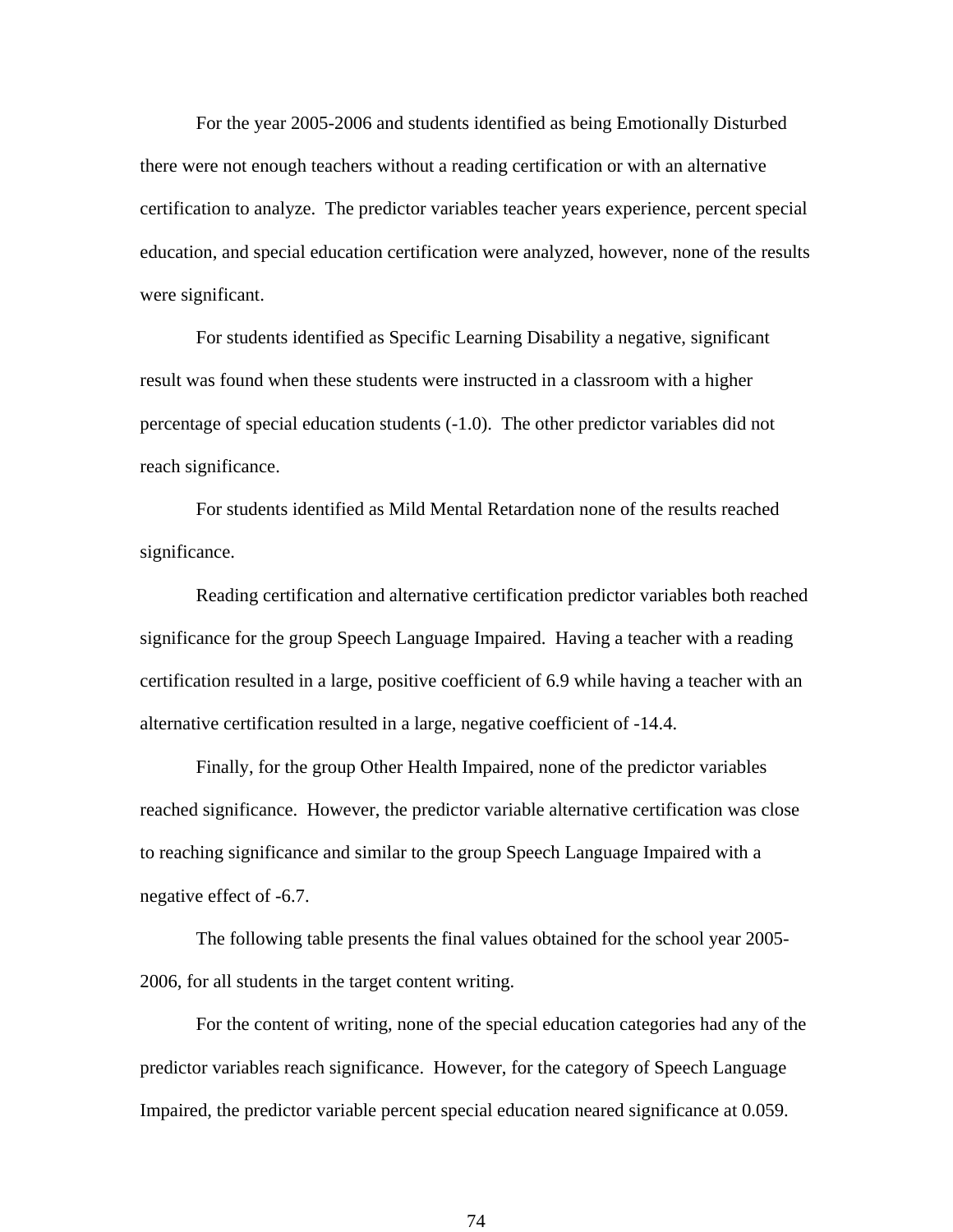For the year 2005-2006 and students identified as being Emotionally Disturbed there were not enough teachers without a reading certification or with an alternative certification to analyze.  The predictor variables teacher years experience, percent special education, and special education certification were analyzed, however, none of the results were significant.

For students identified as Specific Learning Disability a negative, significant result was found when these students were instructed in a classroom with a higher percentage of special education students (-1.0).  The other predictor variables did not reach significance.

For students identified as Mild Mental Retardation none of the results reached significance.

Reading certification and alternative certification predictor variables both reached significance for the group Speech Language Impaired.  Having a teacher with a reading certification resulted in a large, positive coefficient of 6.9 while having a teacher with an alternative certification resulted in a large, negative coefficient of -14.4.

Finally, for the group Other Health Impaired, none of the predictor variables reached significance.  However, the predictor variable alternative certification was close to reaching significance and similar to the group Speech Language Impaired with a negative effect of -6.7.

The following table presents the final values obtained for the school year 2005-2006, for all students in the target content writing.

For the content of writing, none of the special education categories had any of the predictor variables reach significance.  However, for the category of Speech Language Impaired, the predictor variable percent special education neared significance at 0.059.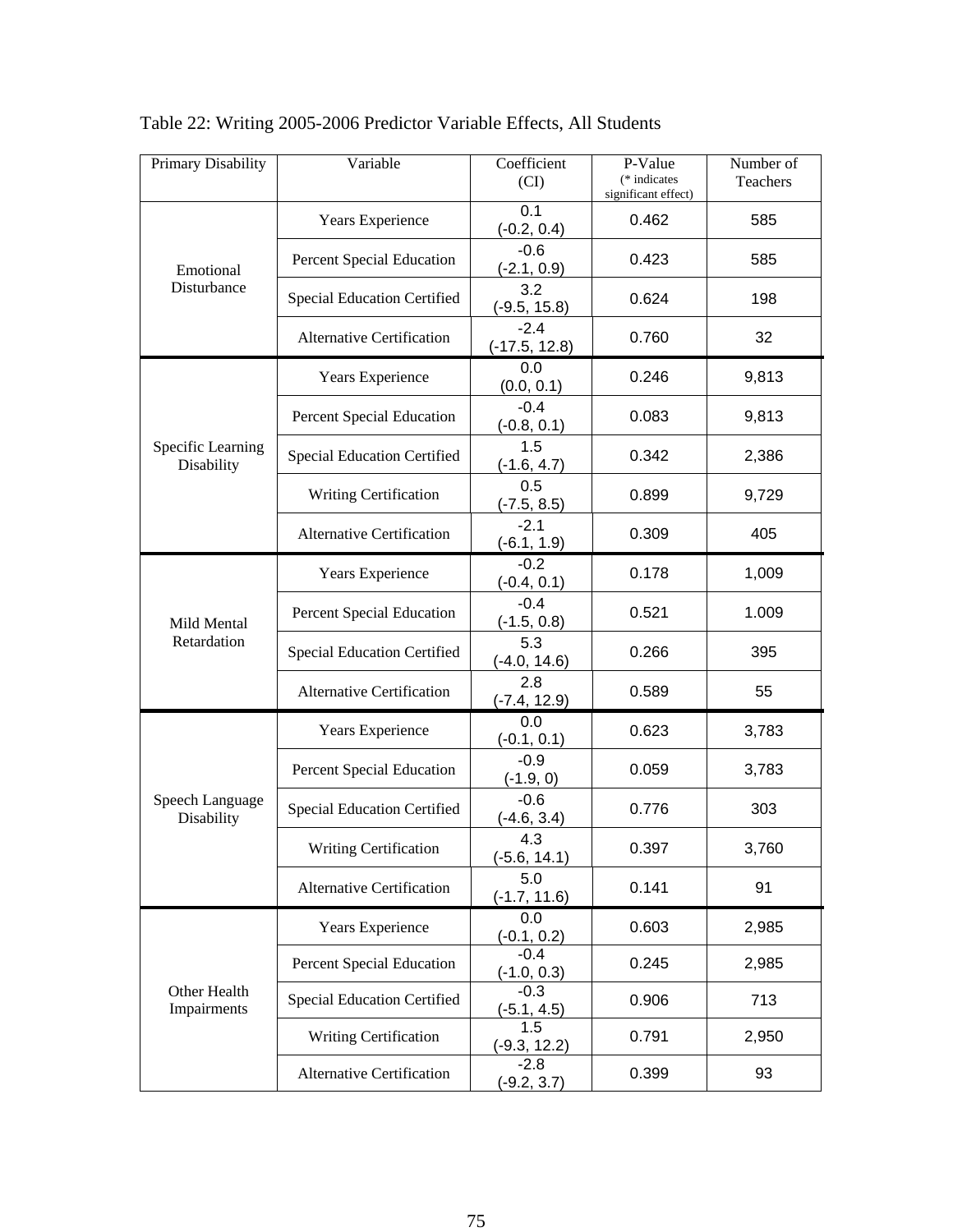Table 22: Writing 2005-2006 Predictor Variable Effects, All Students

| Primary Disability | Variable | Coefficient (CI) | P-Value (* indicates significant effect) | Number of Teachers |
|---|---|---|---|---|
| Emotional Disturbance | Years Experience | 0.1 (-0.2, 0.4) | 0.462 | 585 |
| | Percent Special Education | -0.6 (-2.1, 0.9) | 0.423 | 585 |
| | Special Education Certified | 3.2 (-9.5, 15.8) | 0.624 | 198 |
| | Alternative Certification | -2.4 (-17.5, 12.8) | 0.760 | 32 |
| Specific Learning Disability | Years Experience | 0.0 (0.0, 0.1) | 0.246 | 9,813 |
| | Percent Special Education | -0.4 (-0.8, 0.1) | 0.083 | 9,813 |
| | Special Education Certified | 1.5 (-1.6, 4.7) | 0.342 | 2,386 |
| | Writing Certification | 0.5 (-7.5, 8.5) | 0.899 | 9,729 |
| | Alternative Certification | -2.1 (-6.1, 1.9) | 0.309 | 405 |
| Mild Mental Retardation | Years Experience | -0.2 (-0.4, 0.1) | 0.178 | 1,009 |
| | Percent Special Education | -0.4 (-1.5, 0.8) | 0.521 | 1.009 |
| | Special Education Certified | 5.3 (-4.0, 14.6) | 0.266 | 395 |
| | Alternative Certification | 2.8 (-7.4, 12.9) | 0.589 | 55 |
| Speech Language Disability | Years Experience | 0.0 (-0.1, 0.1) | 0.623 | 3,783 |
| | Percent Special Education | -0.9 (-1.9, 0) | 0.059 | 3,783 |
| | Special Education Certified | -0.6 (-4.6, 3.4) | 0.776 | 303 |
| | Writing Certification | 4.3 (-5.6, 14.1) | 0.397 | 3,760 |
| | Alternative Certification | 5.0 (-1.7, 11.6) | 0.141 | 91 |
| Other Health Impairments | Years Experience | 0.0 (-0.1, 0.2) | 0.603 | 2,985 |
| | Percent Special Education | -0.4 (-1.0, 0.3) | 0.245 | 2,985 |
| | Special Education Certified | -0.3 (-5.1, 4.5) | 0.906 | 713 |
| | Writing Certification | 1.5 (-9.3, 12.2) | 0.791 | 2,950 |
| | Alternative Certification | -2.8 (-9.2, 3.7) | 0.399 | 93 |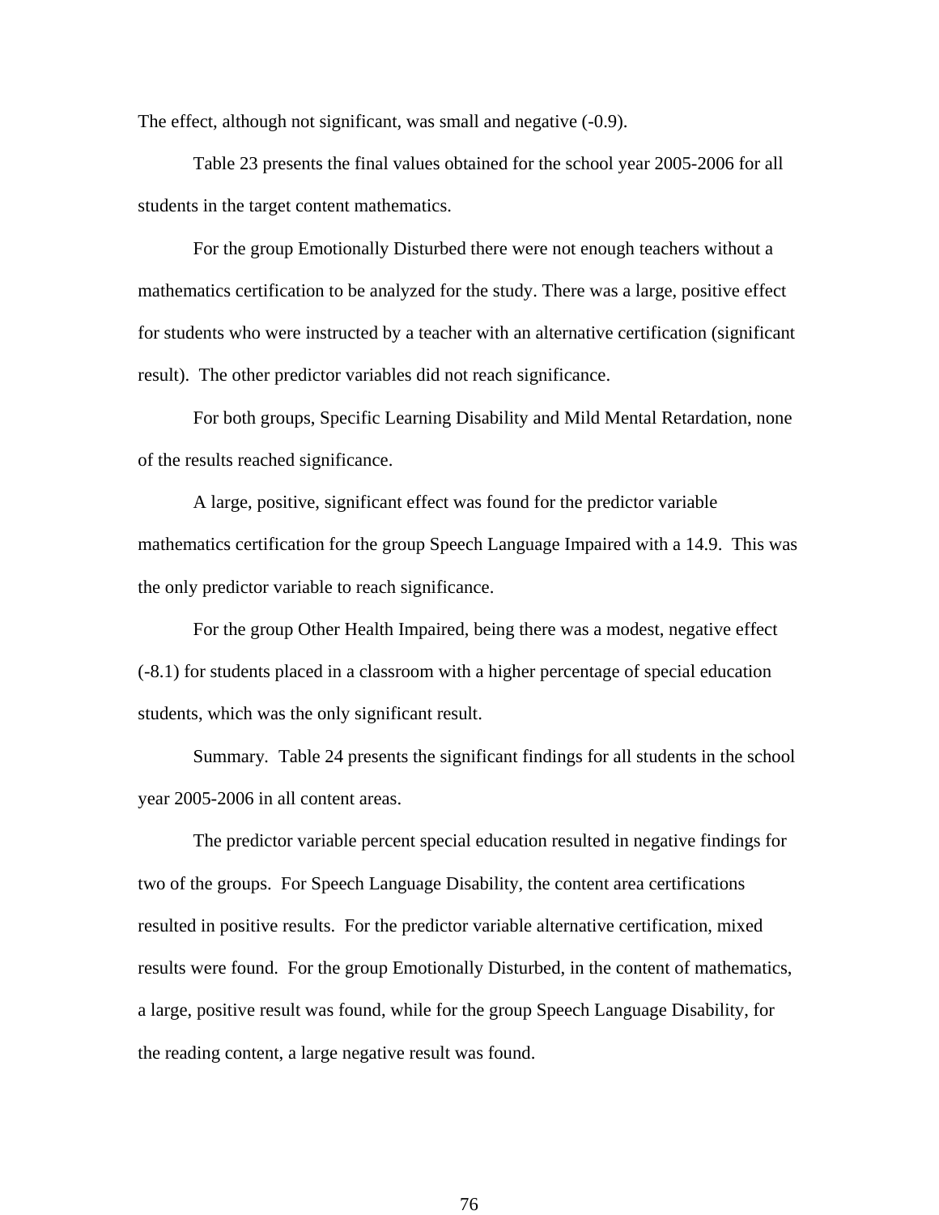The effect, although not significant, was small and negative (-0.9).

Table 23 presents the final values obtained for the school year 2005-2006 for all students in the target content mathematics.

For the group Emotionally Disturbed there were not enough teachers without a mathematics certification to be analyzed for the study. There was a large, positive effect for students who were instructed by a teacher with an alternative certification (significant result). The other predictor variables did not reach significance.

For both groups, Specific Learning Disability and Mild Mental Retardation, none of the results reached significance.

A large, positive, significant effect was found for the predictor variable mathematics certification for the group Speech Language Impaired with a 14.9. This was the only predictor variable to reach significance.

For the group Other Health Impaired, being there was a modest, negative effect (-8.1) for students placed in a classroom with a higher percentage of special education students, which was the only significant result.

Summary. Table 24 presents the significant findings for all students in the school year 2005-2006 in all content areas.

The predictor variable percent special education resulted in negative findings for two of the groups. For Speech Language Disability, the content area certifications resulted in positive results. For the predictor variable alternative certification, mixed results were found. For the group Emotionally Disturbed, in the content of mathematics, a large, positive result was found, while for the group Speech Language Disability, for the reading content, a large negative result was found.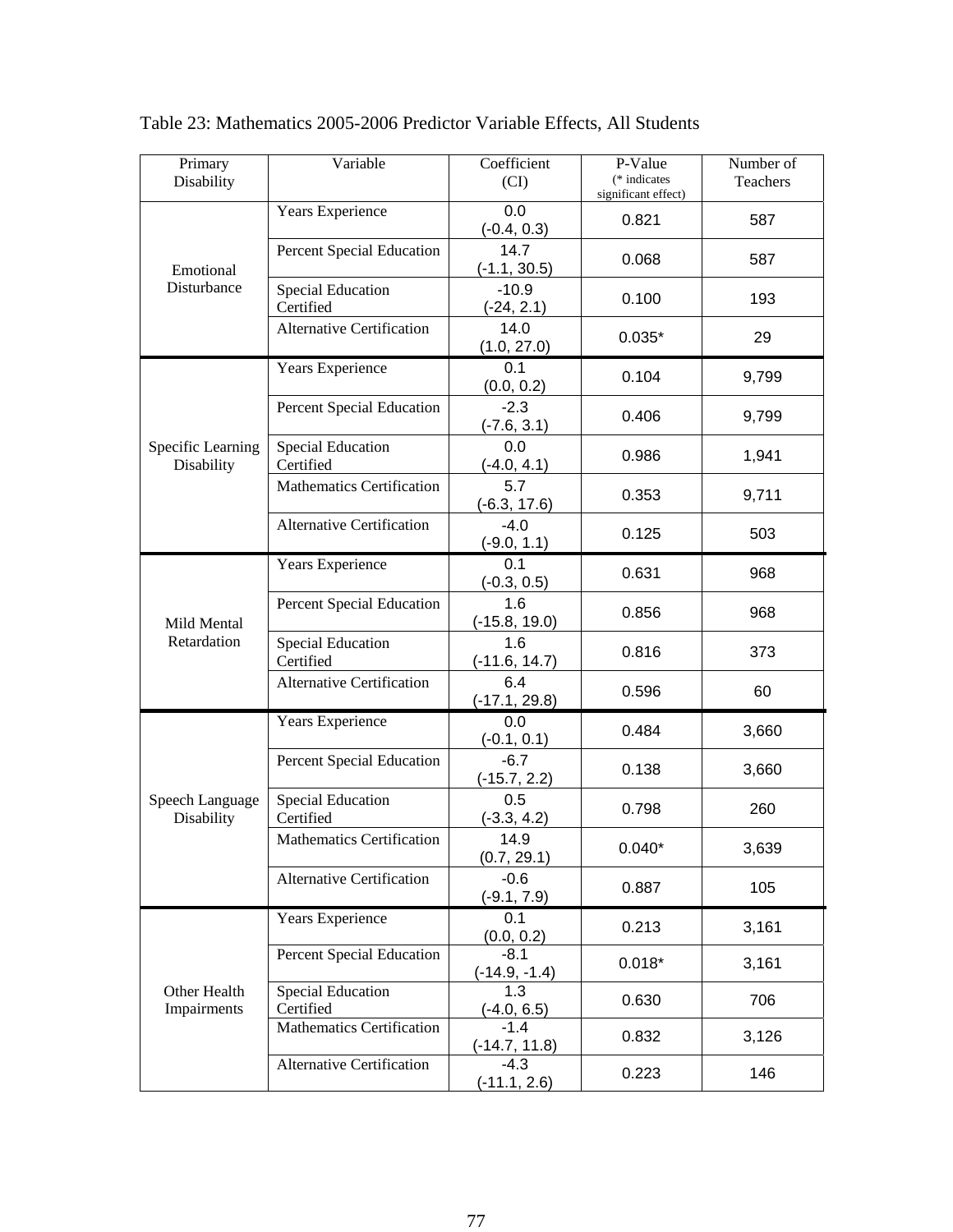Table 23: Mathematics 2005-2006 Predictor Variable Effects, All Students

| Primary Disability | Variable | Coefficient (CI) | P-Value (* indicates significant effect) | Number of Teachers |
|---|---|---|---|---|
| Emotional Disturbance | Years Experience | 0.0 (-0.4, 0.3) | 0.821 | 587 |
| | Percent Special Education | 14.7 (-1.1, 30.5) | 0.068 | 587 |
| | Special Education Certified | -10.9 (-24, 2.1) | 0.100 | 193 |
| | Alternative Certification | 14.0 (1.0, 27.0) | 0.035* | 29 |
| Specific Learning Disability | Years Experience | 0.1 (0.0, 0.2) | 0.104 | 9,799 |
| | Percent Special Education | -2.3 (-7.6, 3.1) | 0.406 | 9,799 |
| | Special Education Certified | 0.0 (-4.0, 4.1) | 0.986 | 1,941 |
| | Mathematics Certification | 5.7 (-6.3, 17.6) | 0.353 | 9,711 |
| | Alternative Certification | -4.0 (-9.0, 1.1) | 0.125 | 503 |
| Mild Mental Retardation | Years Experience | 0.1 (-0.3, 0.5) | 0.631 | 968 |
| | Percent Special Education | 1.6 (-15.8, 19.0) | 0.856 | 968 |
| | Special Education Certified | 1.6 (-11.6, 14.7) | 0.816 | 373 |
| | Alternative Certification | 6.4 (-17.1, 29.8) | 0.596 | 60 |
| Speech Language Disability | Years Experience | 0.0 (-0.1, 0.1) | 0.484 | 3,660 |
| | Percent Special Education | -6.7 (-15.7, 2.2) | 0.138 | 3,660 |
| | Special Education Certified | 0.5 (-3.3, 4.2) | 0.798 | 260 |
| | Mathematics Certification | 14.9 (0.7, 29.1) | 0.040* | 3,639 |
| | Alternative Certification | -0.6 (-9.1, 7.9) | 0.887 | 105 |
| Other Health Impairments | Years Experience | 0.1 (0.0, 0.2) | 0.213 | 3,161 |
| | Percent Special Education | -8.1 (-14.9, -1.4) | 0.018* | 3,161 |
| | Special Education Certified | 1.3 (-4.0, 6.5) | 0.630 | 706 |
| | Mathematics Certification | -1.4 (-14.7, 11.8) | 0.832 | 3,126 |
| | Alternative Certification | -4.3 (-11.1, 2.6) | 0.223 | 146 |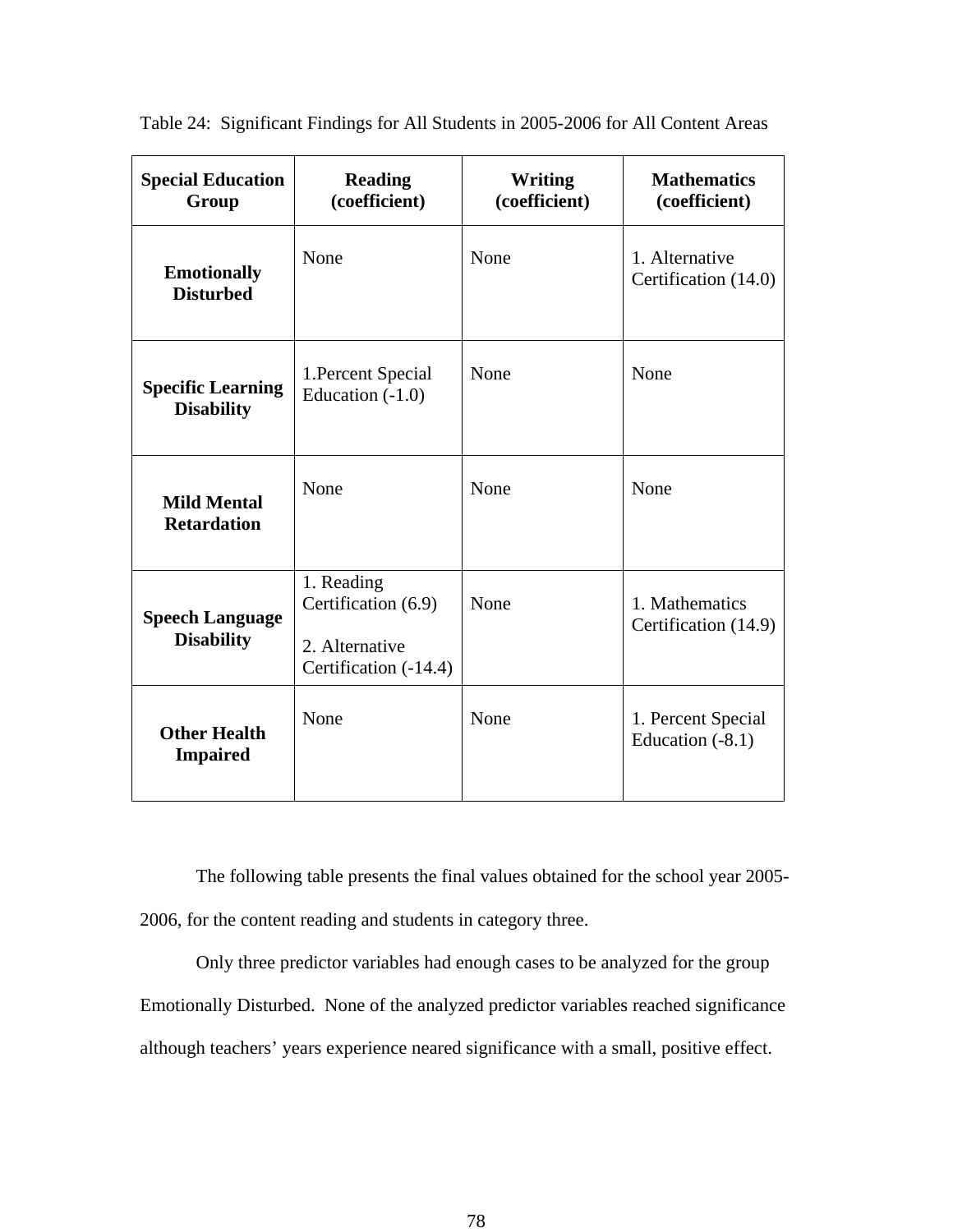Table 24: Significant Findings for All Students in 2005-2006 for All Content Areas

| Special Education Group | Reading (coefficient) | Writing (coefficient) | Mathematics (coefficient) |
|---|---|---|---|
| **Emotionally Disturbed** | None | None | 1. Alternative Certification (14.0) |
| **Specific Learning Disability** | 1.Percent Special Education (-1.0) | None | None |
| **Mild Mental Retardation** | None | None | None |
| **Speech Language Disability** | 1. Reading Certification (6.9)<br><br>2. Alternative Certification (-14.4) | None | 1. Mathematics Certification (14.9) |
| **Other Health Impaired** | None | None | 1. Percent Special Education (-8.1) |

The following table presents the final values obtained for the school year 2005-2006, for the content reading and students in category three.

Only three predictor variables had enough cases to be analyzed for the group Emotionally Disturbed. None of the analyzed predictor variables reached significance although teachers' years experience neared significance with a small, positive effect.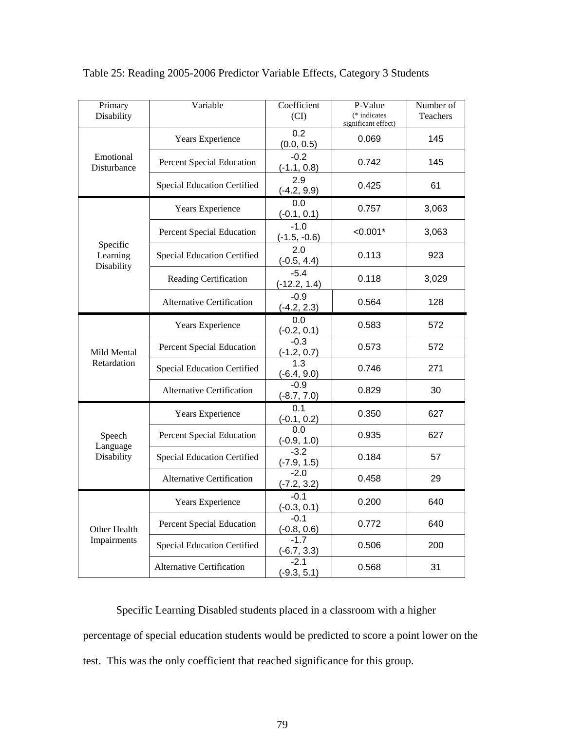Table 25: Reading 2005-2006 Predictor Variable Effects, Category 3 Students

| Primary Disability | Variable | Coefficient (CI) | P-Value (* indicates significant effect) | Number of Teachers |
|---|---|---|---|---|
| Emotional Disturbance | Years Experience | 0.2 (0.0, 0.5) | 0.069 | 145 |
| | Percent Special Education | -0.2 (-1.1, 0.8) | 0.742 | 145 |
| | Special Education Certified | 2.9 (-4.2, 9.9) | 0.425 | 61 |
| Specific Learning Disability | Years Experience | 0.0 (-0.1, 0.1) | 0.757 | 3,063 |
| | Percent Special Education | -1.0 (-1.5, -0.6) | <0.001* | 3,063 |
| | Special Education Certified | 2.0 (-0.5, 4.4) | 0.113 | 923 |
| | Reading Certification | -5.4 (-12.2, 1.4) | 0.118 | 3,029 |
| | Alternative Certification | -0.9 (-4.2, 2.3) | 0.564 | 128 |
| Mild Mental Retardation | Years Experience | 0.0 (-0.2, 0.1) | 0.583 | 572 |
| | Percent Special Education | -0.3 (-1.2, 0.7) | 0.573 | 572 |
| | Special Education Certified | 1.3 (-6.4, 9.0) | 0.746 | 271 |
| | Alternative Certification | -0.9 (-8.7, 7.0) | 0.829 | 30 |
| Speech Language Disability | Years Experience | 0.1 (-0.1, 0.2) | 0.350 | 627 |
| | Percent Special Education | 0.0 (-0.9, 1.0) | 0.935 | 627 |
| | Special Education Certified | -3.2 (-7.9, 1.5) | 0.184 | 57 |
| | Alternative Certification | -2.0 (-7.2, 3.2) | 0.458 | 29 |
| Other Health Impairments | Years Experience | -0.1 (-0.3, 0.1) | 0.200 | 640 |
| | Percent Special Education | -0.1 (-0.8, 0.6) | 0.772 | 640 |
| | Special Education Certified | -1.7 (-6.7, 3.3) | 0.506 | 200 |
| | Alternative Certification | -2.1 (-9.3, 5.1) | 0.568 | 31 |

Specific Learning Disabled students placed in a classroom with a higher percentage of special education students would be predicted to score a point lower on the test. This was the only coefficient that reached significance for this group.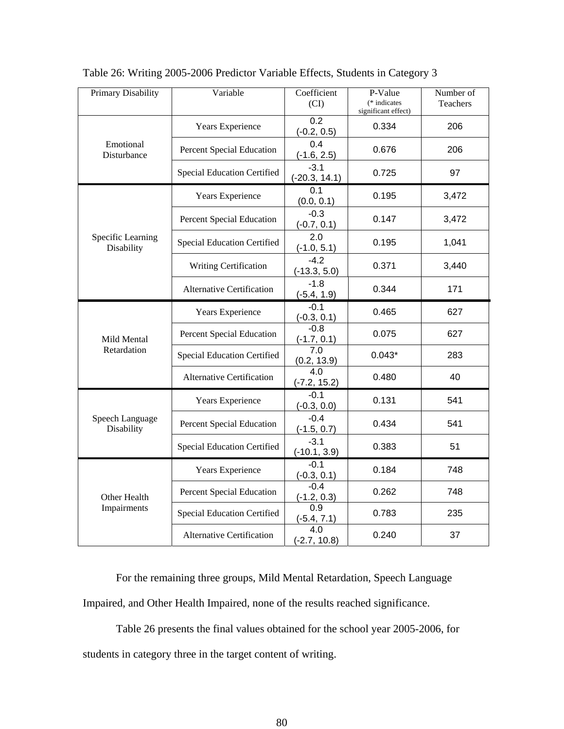Table 26: Writing 2005-2006 Predictor Variable Effects, Students in Category 3

| Primary Disability | Variable | Coefficient (CI) | P-Value (* indicates significant effect) | Number of Teachers |
|---|---|---|---|---|
| Emotional Disturbance | Years Experience | 0.2 (-0.2, 0.5) | 0.334 | 206 |
| | Percent Special Education | 0.4 (-1.6, 2.5) | 0.676 | 206 |
| | Special Education Certified | -3.1 (-20.3, 14.1) | 0.725 | 97 |
| Specific Learning Disability | Years Experience | 0.1 (0.0, 0.1) | 0.195 | 3,472 |
| | Percent Special Education | -0.3 (-0.7, 0.1) | 0.147 | 3,472 |
| | Special Education Certified | 2.0 (-1.0, 5.1) | 0.195 | 1,041 |
| | Writing Certification | -4.2 (-13.3, 5.0) | 0.371 | 3,440 |
| | Alternative Certification | -1.8 (-5.4, 1.9) | 0.344 | 171 |
| Mild Mental Retardation | Years Experience | -0.1 (-0.3, 0.1) | 0.465 | 627 |
| | Percent Special Education | -0.8 (-1.7, 0.1) | 0.075 | 627 |
| | Special Education Certified | 7.0 (0.2, 13.9) | 0.043* | 283 |
| | Alternative Certification | 4.0 (-7.2, 15.2) | 0.480 | 40 |
| Speech Language Disability | Years Experience | -0.1 (-0.3, 0.0) | 0.131 | 541 |
| | Percent Special Education | -0.4 (-1.5, 0.7) | 0.434 | 541 |
| | Special Education Certified | -3.1 (-10.1, 3.9) | 0.383 | 51 |
| Other Health Impairments | Years Experience | -0.1 (-0.3, 0.1) | 0.184 | 748 |
| | Percent Special Education | -0.4 (-1.2, 0.3) | 0.262 | 748 |
| | Special Education Certified | 0.9 (-5.4, 7.1) | 0.783 | 235 |
| | Alternative Certification | 4.0 (-2.7, 10.8) | 0.240 | 37 |

For the remaining three groups, Mild Mental Retardation, Speech Language Impaired, and Other Health Impaired, none of the results reached significance.

Table 26 presents the final values obtained for the school year 2005-2006, for students in category three in the target content of writing.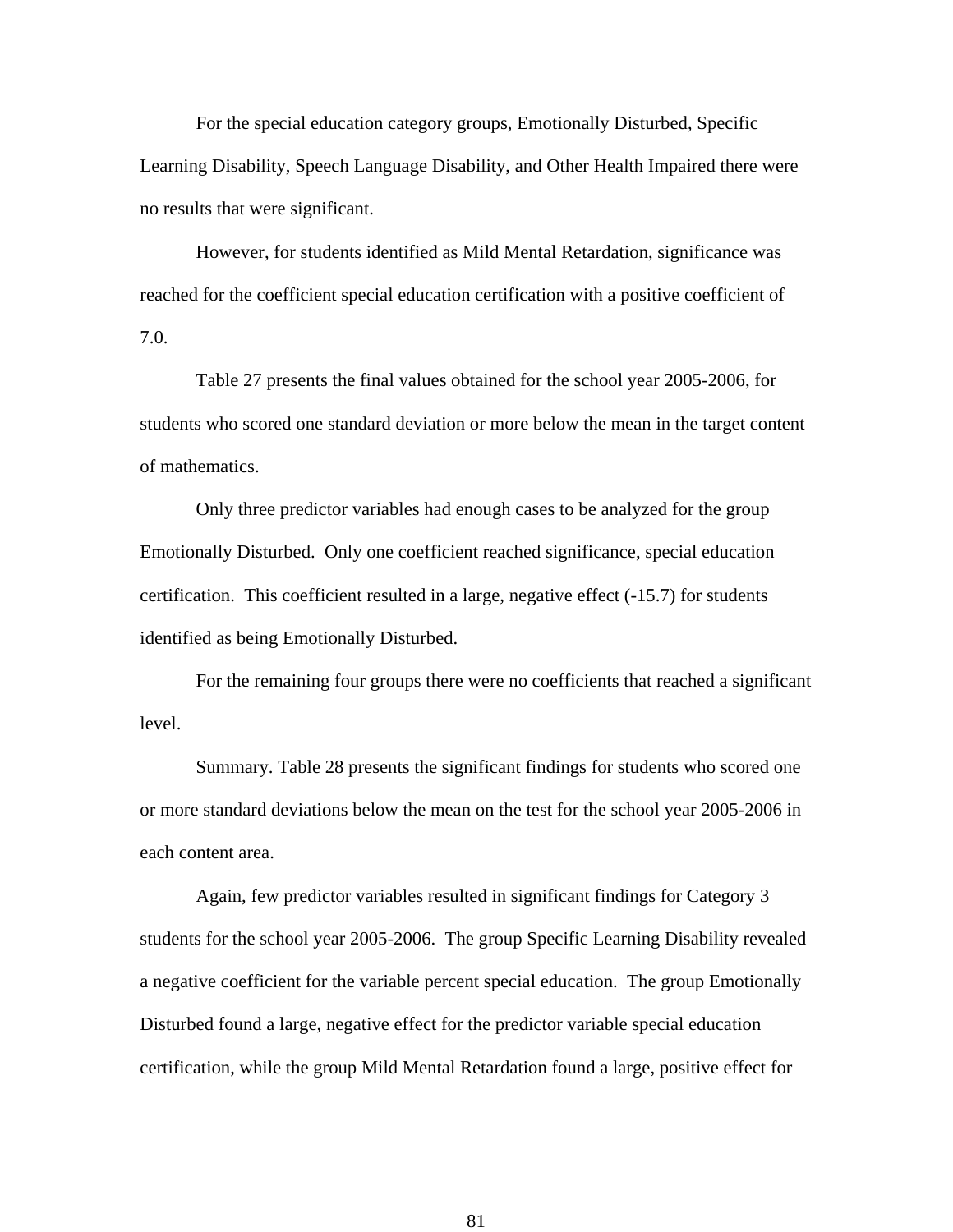For the special education category groups, Emotionally Disturbed, Specific Learning Disability, Speech Language Disability, and Other Health Impaired there were no results that were significant.

However, for students identified as Mild Mental Retardation, significance was reached for the coefficient special education certification with a positive coefficient of 7.0.

Table 27 presents the final values obtained for the school year 2005-2006, for students who scored one standard deviation or more below the mean in the target content of mathematics.

Only three predictor variables had enough cases to be analyzed for the group Emotionally Disturbed. Only one coefficient reached significance, special education certification. This coefficient resulted in a large, negative effect (-15.7) for students identified as being Emotionally Disturbed.

For the remaining four groups there were no coefficients that reached a significant level.

Summary. Table 28 presents the significant findings for students who scored one or more standard deviations below the mean on the test for the school year 2005-2006 in each content area.

Again, few predictor variables resulted in significant findings for Category 3 students for the school year 2005-2006. The group Specific Learning Disability revealed a negative coefficient for the variable percent special education. The group Emotionally Disturbed found a large, negative effect for the predictor variable special education certification, while the group Mild Mental Retardation found a large, positive effect for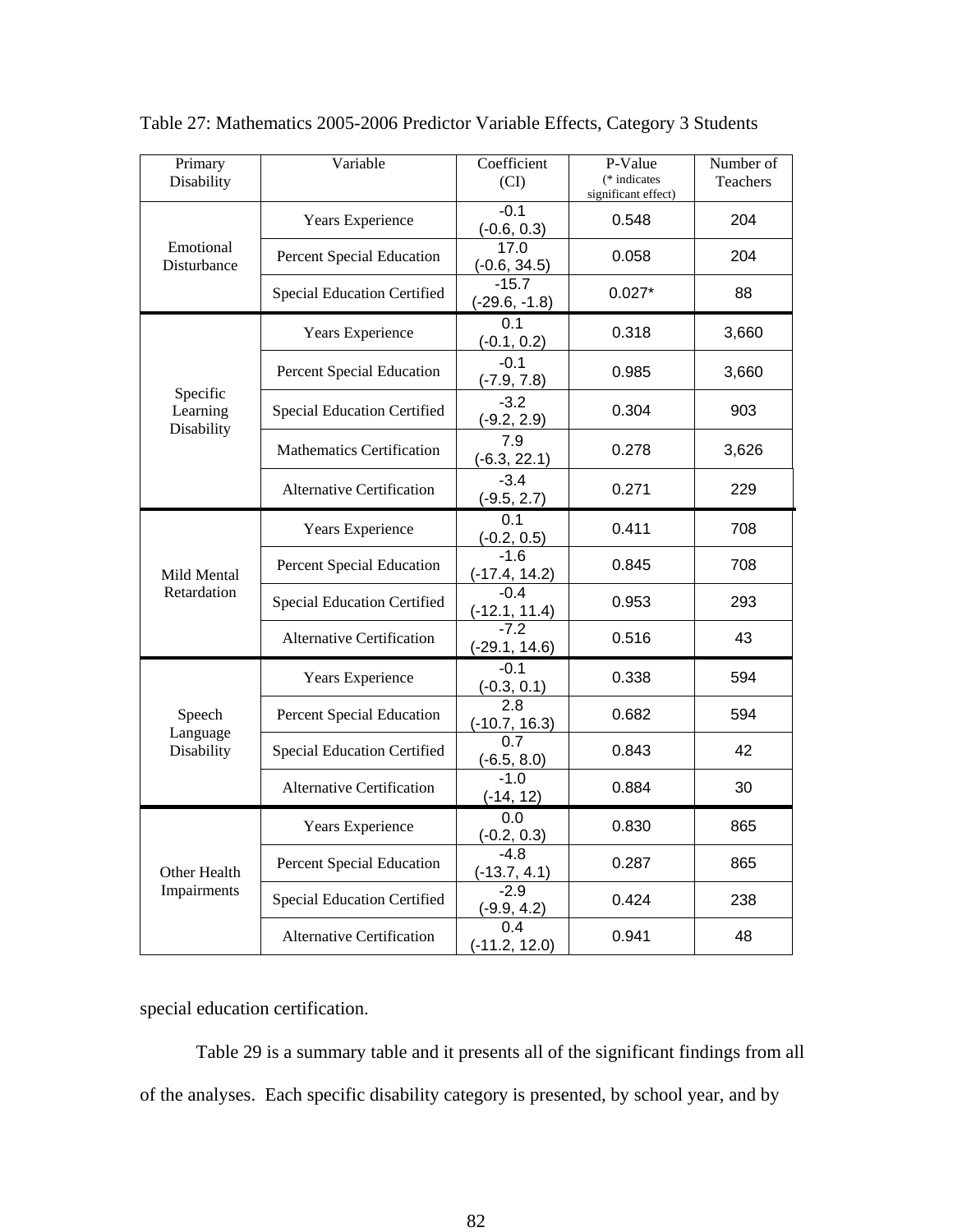Table 27: Mathematics 2005-2006 Predictor Variable Effects, Category 3 Students

| Primary Disability | Variable | Coefficient (CI) | P-Value (* indicates significant effect) | Number of Teachers |
|---|---|---|---|---|
| Emotional Disturbance | Years Experience | -0.1 (-0.6, 0.3) | 0.548 | 204 |
| | Percent Special Education | 17.0 (-0.6, 34.5) | 0.058 | 204 |
| | Special Education Certified | -15.7 (-29.6, -1.8) | 0.027* | 88 |
| Specific Learning Disability | Years Experience | 0.1 (-0.1, 0.2) | 0.318 | 3,660 |
| | Percent Special Education | -0.1 (-7.9, 7.8) | 0.985 | 3,660 |
| | Special Education Certified | -3.2 (-9.2, 2.9) | 0.304 | 903 |
| | Mathematics Certification | 7.9 (-6.3, 22.1) | 0.278 | 3,626 |
| | Alternative Certification | -3.4 (-9.5, 2.7) | 0.271 | 229 |
| Mild Mental Retardation | Years Experience | 0.1 (-0.2, 0.5) | 0.411 | 708 |
| | Percent Special Education | -1.6 (-17.4, 14.2) | 0.845 | 708 |
| | Special Education Certified | -0.4 (-12.1, 11.4) | 0.953 | 293 |
| | Alternative Certification | -7.2 (-29.1, 14.6) | 0.516 | 43 |
| Speech Language Disability | Years Experience | -0.1 (-0.3, 0.1) | 0.338 | 594 |
| | Percent Special Education | 2.8 (-10.7, 16.3) | 0.682 | 594 |
| | Special Education Certified | 0.7 (-6.5, 8.0) | 0.843 | 42 |
| | Alternative Certification | -1.0 (-14, 12) | 0.884 | 30 |
| Other Health Impairments | Years Experience | 0.0 (-0.2, 0.3) | 0.830 | 865 |
| | Percent Special Education | -4.8 (-13.7, 4.1) | 0.287 | 865 |
| | Special Education Certified | -2.9 (-9.9, 4.2) | 0.424 | 238 |
| | Alternative Certification | 0.4 (-11.2, 12.0) | 0.941 | 48 |

special education certification.

Table 29 is a summary table and it presents all of the significant findings from all of the analyses. Each specific disability category is presented, by school year, and by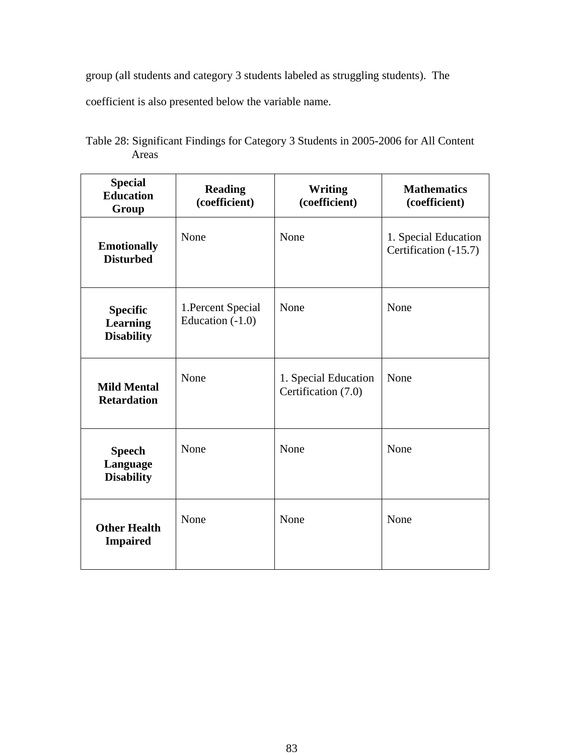group (all students and category 3 students labeled as struggling students). The coefficient is also presented below the variable name.

Table 28: Significant Findings for Category 3 Students in 2005-2006 for All Content Areas

| Special Education Group | Reading (coefficient) | Writing (coefficient) | Mathematics (coefficient) |
|---|---|---|---|
| **Emotionally Disturbed** | None | None | 1. Special Education Certification (-15.7) |
| **Specific Learning Disability** | 1.Percent Special Education (-1.0) | None | None |
| **Mild Mental Retardation** | None | 1. Special Education Certification (7.0) | None |
| **Speech Language Disability** | None | None | None |
| **Other Health Impaired** | None | None | None |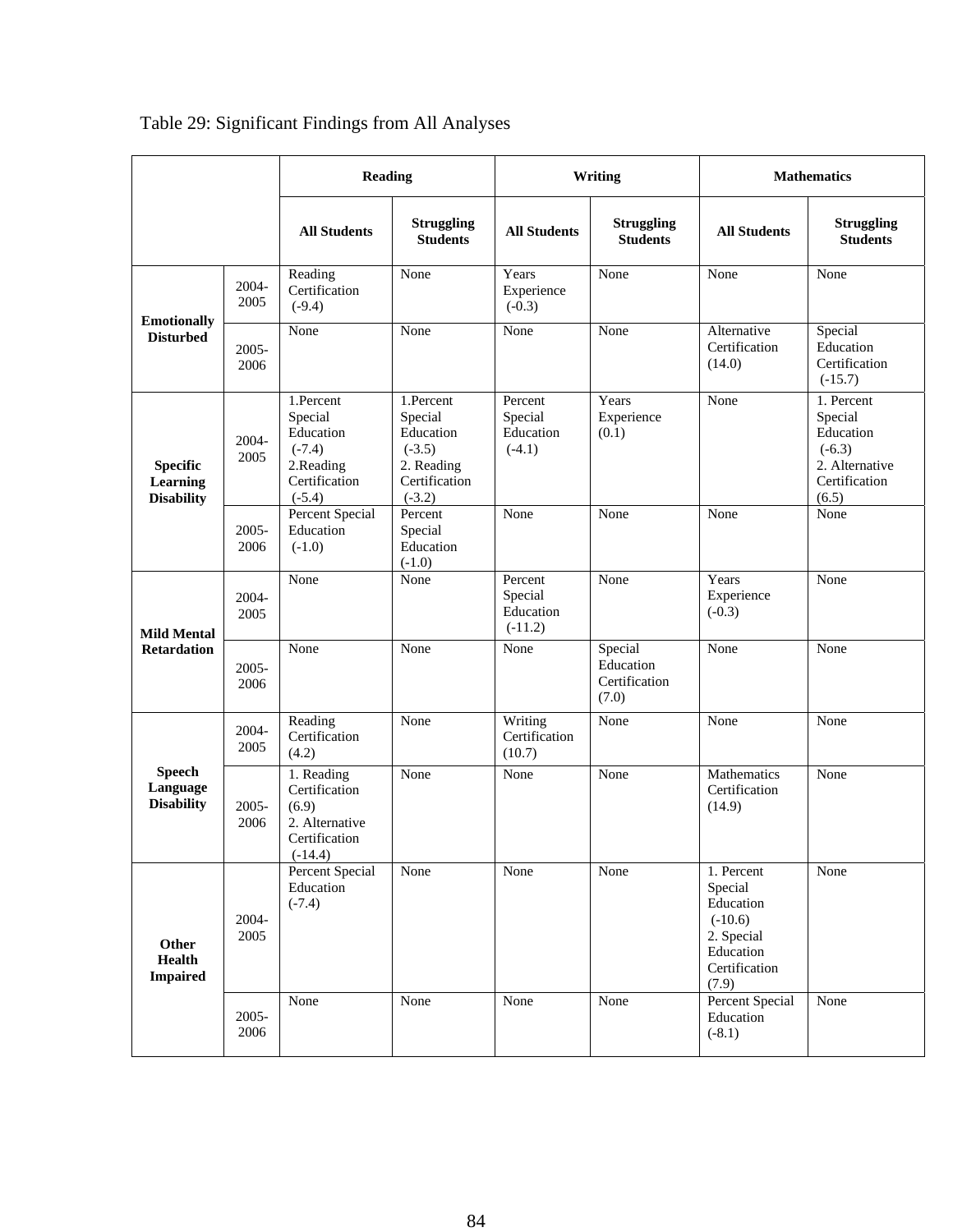Table 29: Significant Findings from All Analyses

| | | Reading | | Writing | | Mathematics | |
|---|---|---|---|---|---|---|---|
| | | All Students | Struggling Students | All Students | Struggling Students | All Students | Struggling Students |
| **Emotionally Disturbed** | 2004-2005 | Reading Certification (-9.4) | None | Years Experience (-0.3) | None | None | None |
| | 2005-2006 | None | None | None | None | Alternative Certification (14.0) | Special Education Certification (-15.7) |
| **Specific Learning Disability** | 2004-2005 | 1.Percent Special Education (-7.4) 2.Reading Certification (-5.4) | 1.Percent Special Education (-3.5) 2. Reading Certification (-3.2) | Percent Special Education (-4.1) | Years Experience (0.1) | None | 1. Percent Special Education (-6.3) 2. Alternative Certification (6.5) |
| | 2005-2006 | Percent Special Education (-1.0) | Percent Special Education (-1.0) | None | None | None | None |
| **Mild Mental Retardation** | 2004-2005 | None | None | Percent Special Education (-11.2) | None | Years Experience (-0.3) | None |
| | 2005-2006 | None | None | None | Special Education Certification (7.0) | None | None |
| **Speech Language Disability** | 2004-2005 | Reading Certification (4.2) | None | Writing Certification (10.7) | None | None | None |
| | 2005-2006 | 1. Reading Certification (6.9) 2. Alternative Certification (-14.4) | None | None | None | Mathematics Certification (14.9) | None |
| **Other Health Impaired** | 2004-2005 | Percent Special Education (-7.4) | None | None | None | 1. Percent Special Education (-10.6) 2. Special Education Certification (7.9) | None |
| | 2005-2006 | None | None | None | None | Percent Special Education (-8.1) | None |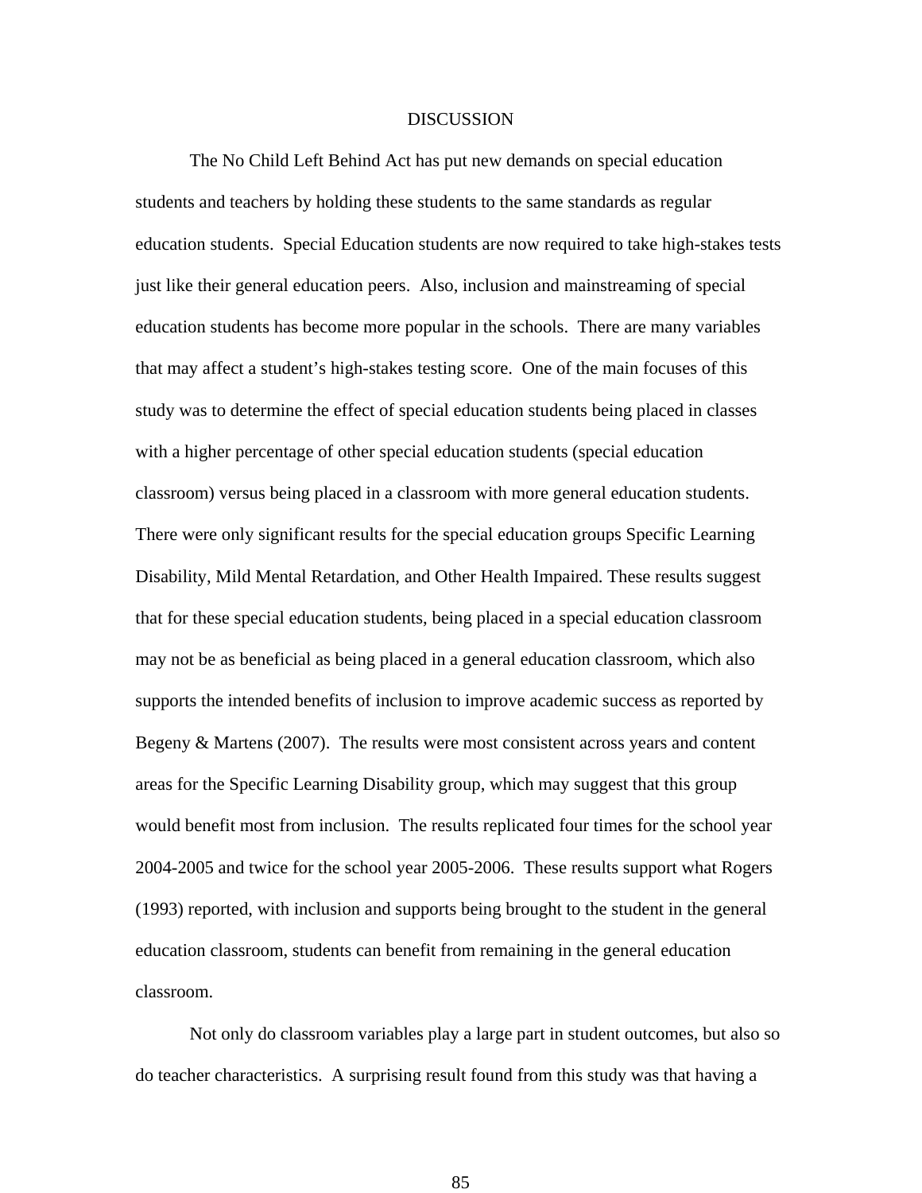# DISCUSSION

The No Child Left Behind Act has put new demands on special education students and teachers by holding these students to the same standards as regular education students. Special Education students are now required to take high-stakes tests just like their general education peers. Also, inclusion and mainstreaming of special education students has become more popular in the schools. There are many variables that may affect a student's high-stakes testing score. One of the main focuses of this study was to determine the effect of special education students being placed in classes with a higher percentage of other special education students (special education classroom) versus being placed in a classroom with more general education students. There were only significant results for the special education groups Specific Learning Disability, Mild Mental Retardation, and Other Health Impaired. These results suggest that for these special education students, being placed in a special education classroom may not be as beneficial as being placed in a general education classroom, which also supports the intended benefits of inclusion to improve academic success as reported by Begeny & Martens (2007). The results were most consistent across years and content areas for the Specific Learning Disability group, which may suggest that this group would benefit most from inclusion. The results replicated four times for the school year 2004-2005 and twice for the school year 2005-2006. These results support what Rogers (1993) reported, with inclusion and supports being brought to the student in the general education classroom, students can benefit from remaining in the general education classroom.

Not only do classroom variables play a large part in student outcomes, but also so do teacher characteristics. A surprising result found from this study was that having a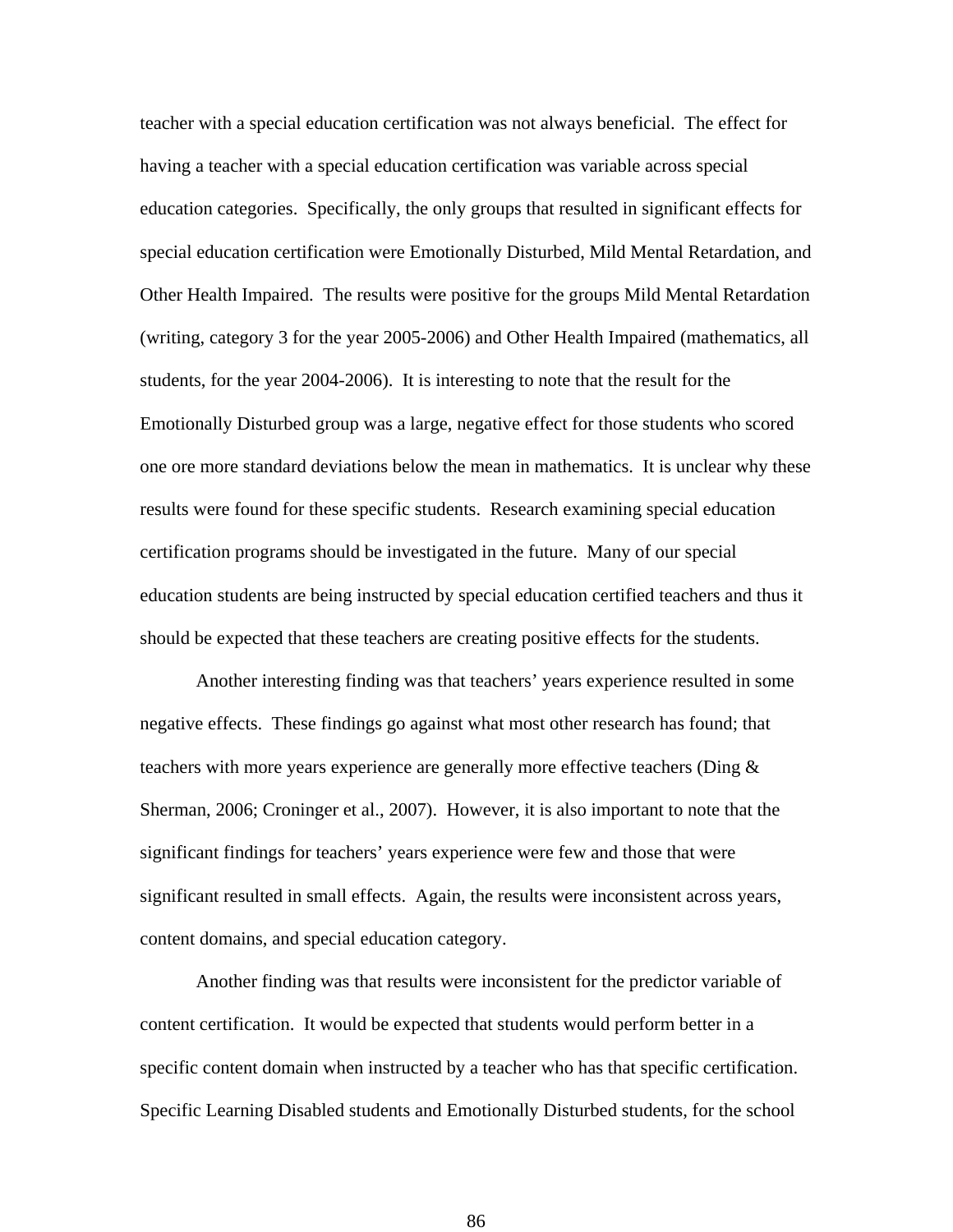teacher with a special education certification was not always beneficial. The effect for having a teacher with a special education certification was variable across special education categories. Specifically, the only groups that resulted in significant effects for special education certification were Emotionally Disturbed, Mild Mental Retardation, and Other Health Impaired. The results were positive for the groups Mild Mental Retardation (writing, category 3 for the year 2005-2006) and Other Health Impaired (mathematics, all students, for the year 2004-2006). It is interesting to note that the result for the Emotionally Disturbed group was a large, negative effect for those students who scored one ore more standard deviations below the mean in mathematics. It is unclear why these results were found for these specific students. Research examining special education certification programs should be investigated in the future. Many of our special education students are being instructed by special education certified teachers and thus it should be expected that these teachers are creating positive effects for the students.

Another interesting finding was that teachers' years experience resulted in some negative effects. These findings go against what most other research has found; that teachers with more years experience are generally more effective teachers (Ding & Sherman, 2006; Croninger et al., 2007). However, it is also important to note that the significant findings for teachers' years experience were few and those that were significant resulted in small effects. Again, the results were inconsistent across years, content domains, and special education category.

Another finding was that results were inconsistent for the predictor variable of content certification. It would be expected that students would perform better in a specific content domain when instructed by a teacher who has that specific certification. Specific Learning Disabled students and Emotionally Disturbed students, for the school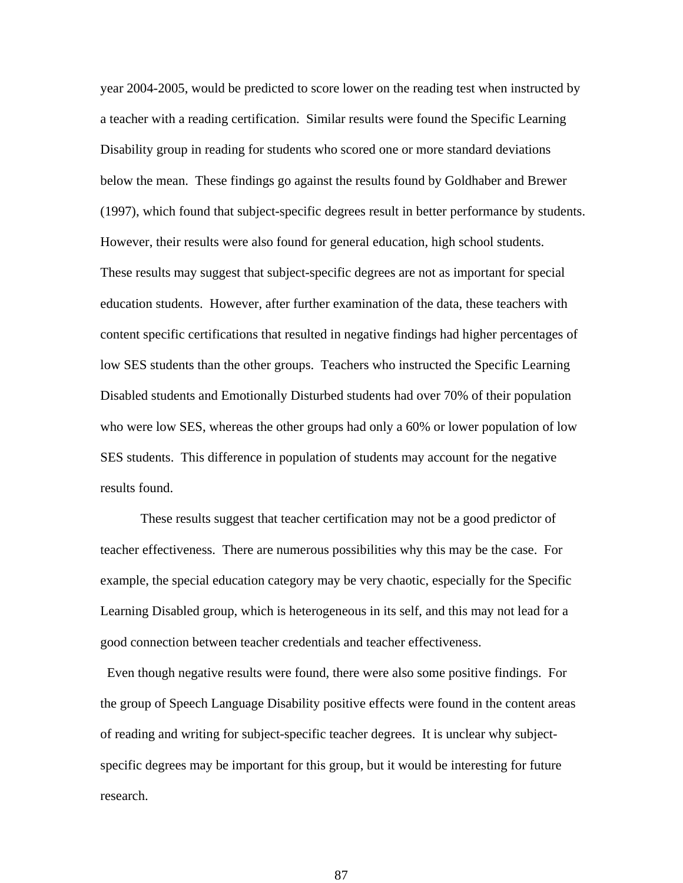year 2004-2005, would be predicted to score lower on the reading test when instructed by a teacher with a reading certification. Similar results were found the Specific Learning Disability group in reading for students who scored one or more standard deviations below the mean. These findings go against the results found by Goldhaber and Brewer (1997), which found that subject-specific degrees result in better performance by students. However, their results were also found for general education, high school students. These results may suggest that subject-specific degrees are not as important for special education students. However, after further examination of the data, these teachers with content specific certifications that resulted in negative findings had higher percentages of low SES students than the other groups. Teachers who instructed the Specific Learning Disabled students and Emotionally Disturbed students had over 70% of their population who were low SES, whereas the other groups had only a 60% or lower population of low SES students. This difference in population of students may account for the negative results found.

These results suggest that teacher certification may not be a good predictor of teacher effectiveness. There are numerous possibilities why this may be the case. For example, the special education category may be very chaotic, especially for the Specific Learning Disabled group, which is heterogeneous in its self, and this may not lead for a good connection between teacher credentials and teacher effectiveness.

Even though negative results were found, there were also some positive findings. For the group of Speech Language Disability positive effects were found in the content areas of reading and writing for subject-specific teacher degrees. It is unclear why subject-specific degrees may be important for this group, but it would be interesting for future research.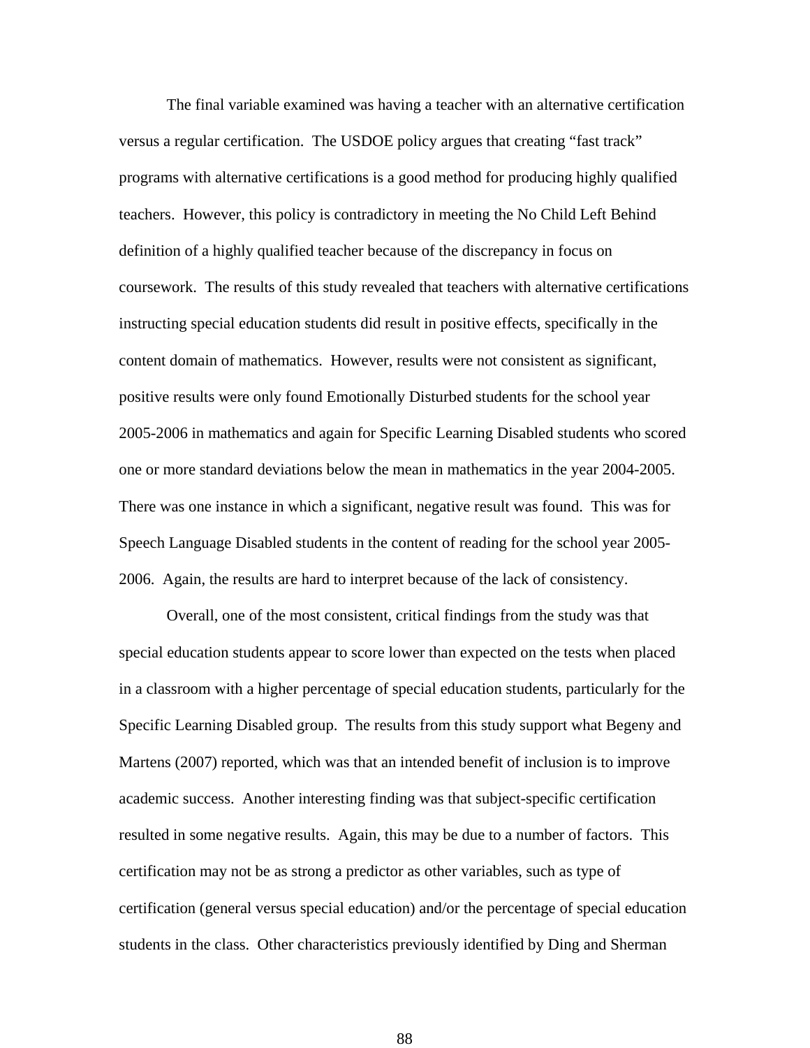The final variable examined was having a teacher with an alternative certification versus a regular certification. The USDOE policy argues that creating "fast track" programs with alternative certifications is a good method for producing highly qualified teachers. However, this policy is contradictory in meeting the No Child Left Behind definition of a highly qualified teacher because of the discrepancy in focus on coursework. The results of this study revealed that teachers with alternative certifications instructing special education students did result in positive effects, specifically in the content domain of mathematics. However, results were not consistent as significant, positive results were only found Emotionally Disturbed students for the school year 2005-2006 in mathematics and again for Specific Learning Disabled students who scored one or more standard deviations below the mean in mathematics in the year 2004-2005. There was one instance in which a significant, negative result was found. This was for Speech Language Disabled students in the content of reading for the school year 2005-2006. Again, the results are hard to interpret because of the lack of consistency.

Overall, one of the most consistent, critical findings from the study was that special education students appear to score lower than expected on the tests when placed in a classroom with a higher percentage of special education students, particularly for the Specific Learning Disabled group. The results from this study support what Begeny and Martens (2007) reported, which was that an intended benefit of inclusion is to improve academic success. Another interesting finding was that subject-specific certification resulted in some negative results. Again, this may be due to a number of factors. This certification may not be as strong a predictor as other variables, such as type of certification (general versus special education) and/or the percentage of special education students in the class. Other characteristics previously identified by Ding and Sherman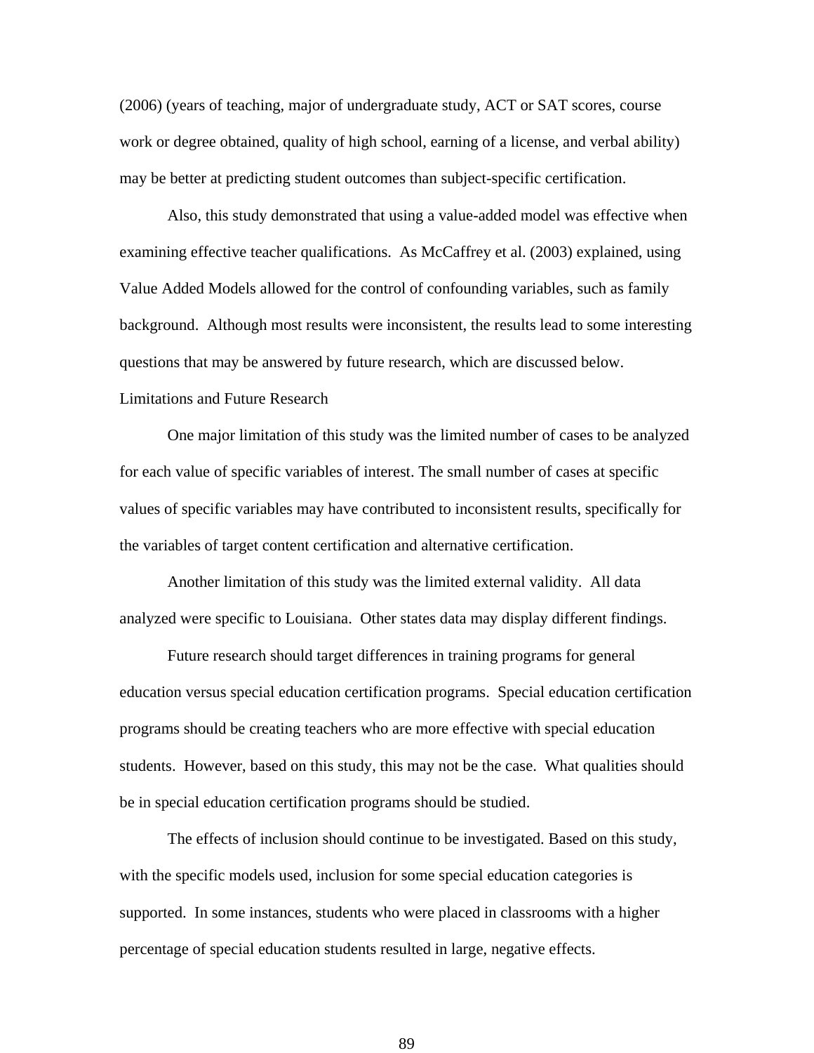(2006) (years of teaching, major of undergraduate study, ACT or SAT scores, course work or degree obtained, quality of high school, earning of a license, and verbal ability) may be better at predicting student outcomes than subject-specific certification.

Also, this study demonstrated that using a value-added model was effective when examining effective teacher qualifications. As McCaffrey et al. (2003) explained, using Value Added Models allowed for the control of confounding variables, such as family background. Although most results were inconsistent, the results lead to some interesting questions that may be answered by future research, which are discussed below.

## Limitations and Future Research

One major limitation of this study was the limited number of cases to be analyzed for each value of specific variables of interest. The small number of cases at specific values of specific variables may have contributed to inconsistent results, specifically for the variables of target content certification and alternative certification.

Another limitation of this study was the limited external validity. All data analyzed were specific to Louisiana. Other states data may display different findings.

Future research should target differences in training programs for general education versus special education certification programs. Special education certification programs should be creating teachers who are more effective with special education students. However, based on this study, this may not be the case. What qualities should be in special education certification programs should be studied.

The effects of inclusion should continue to be investigated. Based on this study, with the specific models used, inclusion for some special education categories is supported. In some instances, students who were placed in classrooms with a higher percentage of special education students resulted in large, negative effects.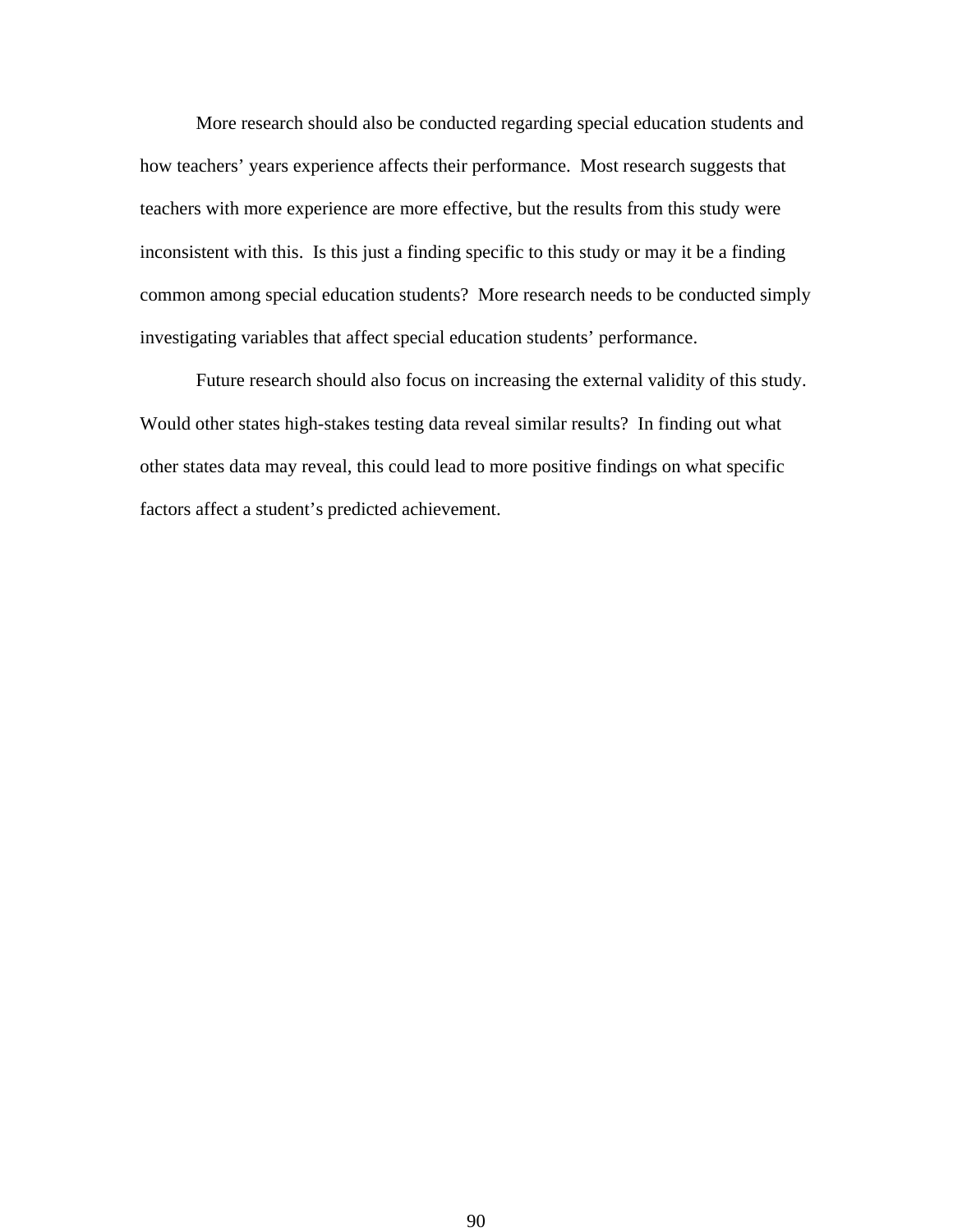More research should also be conducted regarding special education students and how teachers' years experience affects their performance. Most research suggests that teachers with more experience are more effective, but the results from this study were inconsistent with this. Is this just a finding specific to this study or may it be a finding common among special education students? More research needs to be conducted simply investigating variables that affect special education students' performance.

Future research should also focus on increasing the external validity of this study. Would other states high-stakes testing data reveal similar results? In finding out what other states data may reveal, this could lead to more positive findings on what specific factors affect a student's predicted achievement.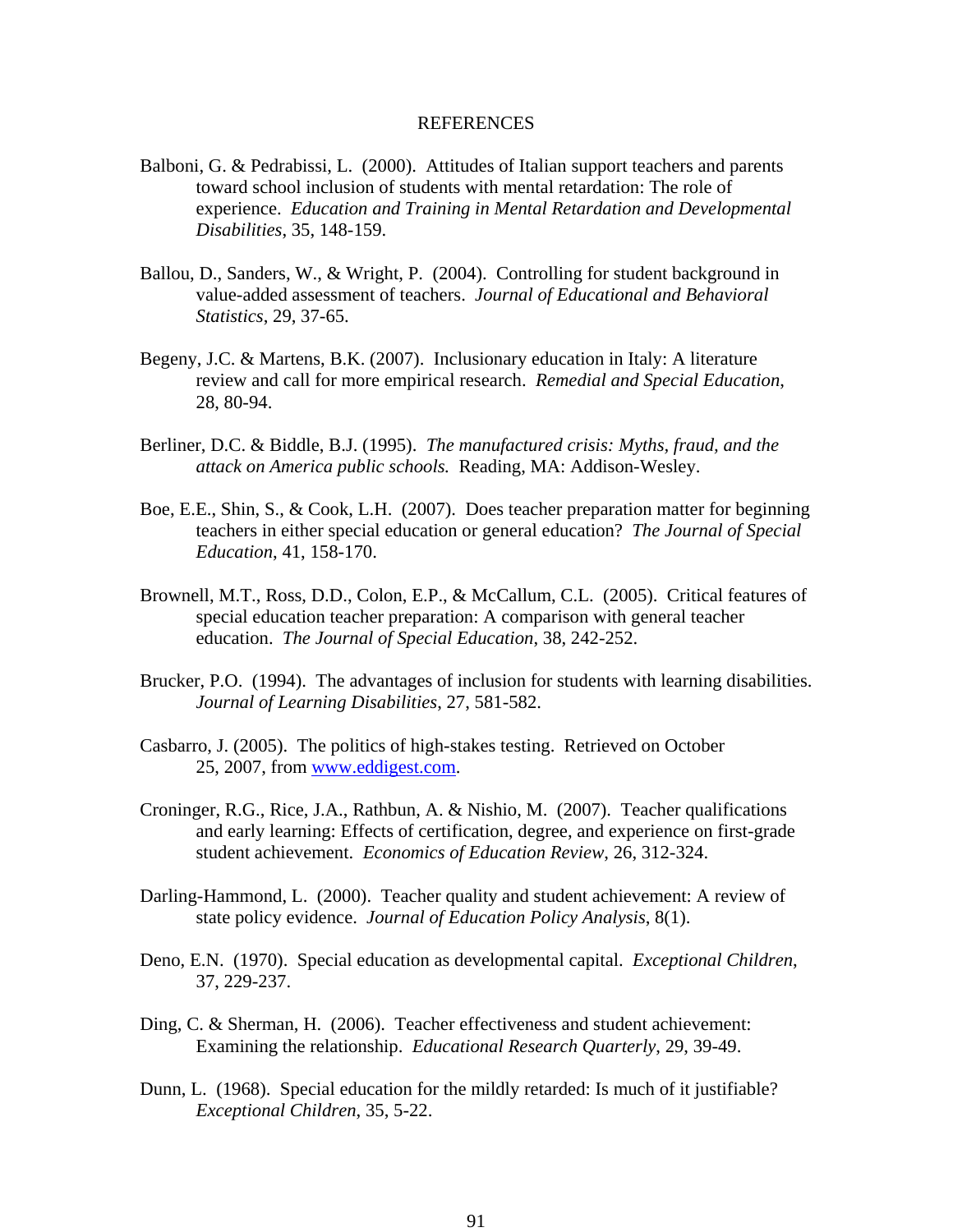# REFERENCES

Balboni, G. & Pedrabissi, L. (2000). Attitudes of Italian support teachers and parents toward school inclusion of students with mental retardation: The role of experience. *Education and Training in Mental Retardation and Developmental Disabilities*, 35, 148-159.

Ballou, D., Sanders, W., & Wright, P. (2004). Controlling for student background in value-added assessment of teachers. *Journal of Educational and Behavioral Statistics*, 29, 37-65.

Begeny, J.C. & Martens, B.K. (2007). Inclusionary education in Italy: A literature review and call for more empirical research. *Remedial and Special Education*, 28, 80-94.

Berliner, D.C. & Biddle, B.J. (1995). *The manufactured crisis: Myths, fraud, and the attack on America public schools.* Reading, MA: Addison-Wesley.

Boe, E.E., Shin, S., & Cook, L.H. (2007). Does teacher preparation matter for beginning teachers in either special education or general education? *The Journal of Special Education*, 41, 158-170.

Brownell, M.T., Ross, D.D., Colon, E.P., & McCallum, C.L. (2005). Critical features of special education teacher preparation: A comparison with general teacher education. *The Journal of Special Education*, 38, 242-252.

Brucker, P.O. (1994). The advantages of inclusion for students with learning disabilities. *Journal of Learning Disabilities*, 27, 581-582.

Casbarro, J. (2005). The politics of high-stakes testing. Retrieved on October 25, 2007, from [www.eddigest.com](www.eddigest.com).

Croninger, R.G., Rice, J.A., Rathbun, A. & Nishio, M. (2007). Teacher qualifications and early learning: Effects of certification, degree, and experience on first-grade student achievement. *Economics of Education Review*, 26, 312-324.

Darling-Hammond, L. (2000). Teacher quality and student achievement: A review of state policy evidence. *Journal of Education Policy Analysis*, 8(1).

Deno, E.N. (1970). Special education as developmental capital. *Exceptional Children*, 37, 229-237.

Ding, C. & Sherman, H. (2006). Teacher effectiveness and student achievement: Examining the relationship. *Educational Research Quarterly*, 29, 39-49.

Dunn, L. (1968). Special education for the mildly retarded: Is much of it justifiable? *Exceptional Children*, 35, 5-22.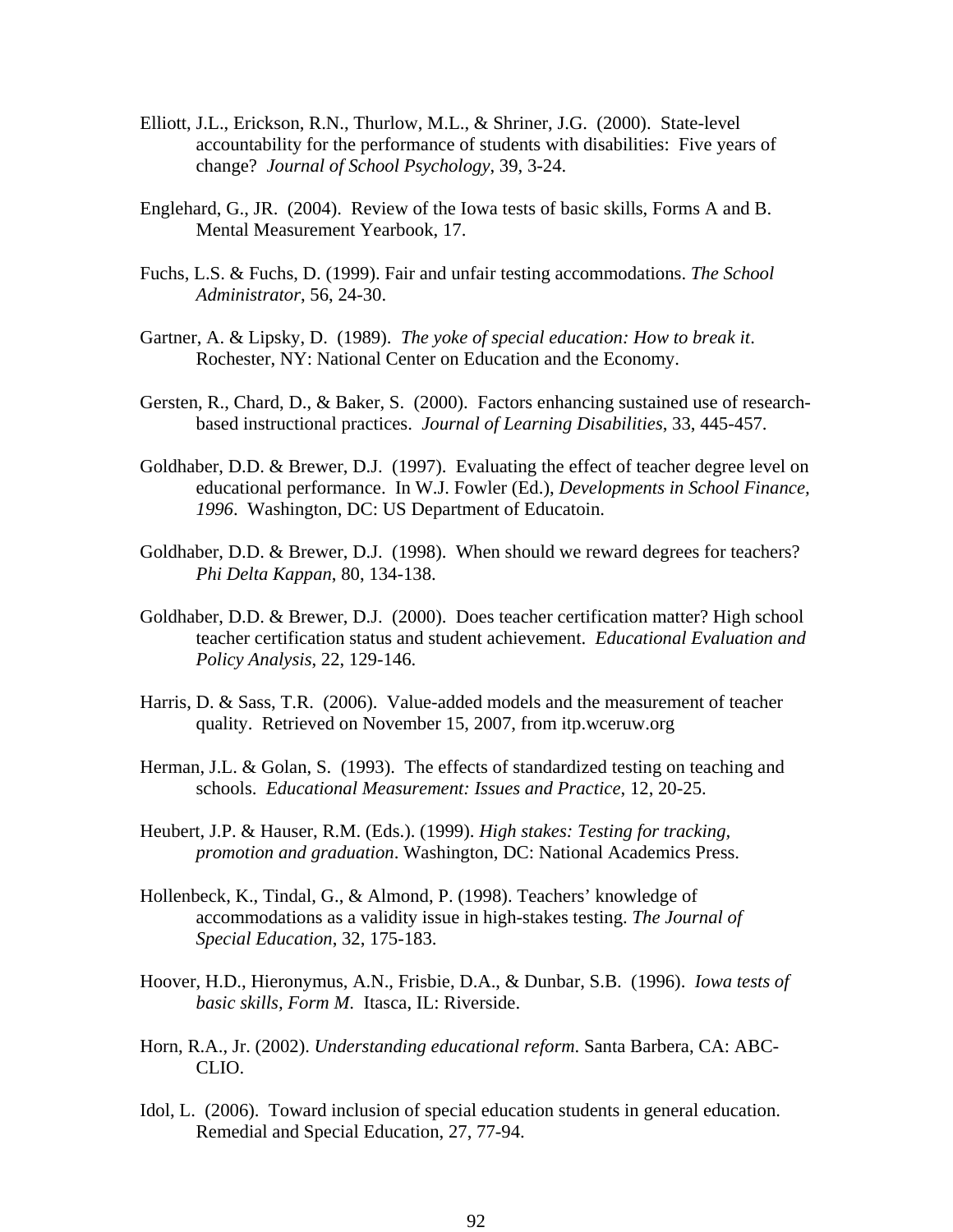Elliott, J.L., Erickson, R.N., Thurlow, M.L., & Shriner, J.G. (2000). State-level accountability for the performance of students with disabilities: Five years of change? *Journal of School Psychology,* 39, 3-24.

Englehard, G., JR. (2004). Review of the Iowa tests of basic skills, Forms A and B. Mental Measurement Yearbook, 17.

Fuchs, L.S. & Fuchs, D. (1999). Fair and unfair testing accommodations. *The School Administrator*, 56, 24-30.

Gartner, A. & Lipsky, D. (1989). *The yoke of special education: How to break it*. Rochester, NY: National Center on Education and the Economy.

Gersten, R., Chard, D., & Baker, S. (2000). Factors enhancing sustained use of research-based instructional practices. *Journal of Learning Disabilities*, 33, 445-457.

Goldhaber, D.D. & Brewer, D.J. (1997). Evaluating the effect of teacher degree level on educational performance. In W.J. Fowler (Ed.), *Developments in School Finance, 1996*. Washington, DC: US Department of Educatoin.

Goldhaber, D.D. & Brewer, D.J. (1998). When should we reward degrees for teachers? *Phi Delta Kappan*, 80, 134-138.

Goldhaber, D.D. & Brewer, D.J. (2000). Does teacher certification matter? High school teacher certification status and student achievement. *Educational Evaluation and Policy Analysis*, 22, 129-146.

Harris, D. & Sass, T.R. (2006). Value-added models and the measurement of teacher quality. Retrieved on November 15, 2007, from itp.wceruw.org

Herman, J.L. & Golan, S. (1993). The effects of standardized testing on teaching and schools. *Educational Measurement: Issues and Practice*, 12, 20-25.

Heubert, J.P. & Hauser, R.M. (Eds.). (1999). *High stakes: Testing for tracking, promotion and graduation*. Washington, DC: National Academics Press.

Hollenbeck, K., Tindal, G., & Almond, P. (1998). Teachers' knowledge of accommodations as a validity issue in high-stakes testing. *The Journal of Special Education*, 32, 175-183.

Hoover, H.D., Hieronymus, A.N., Frisbie, D.A., & Dunbar, S.B. (1996). *Iowa tests of basic skills, Form M*. Itasca, IL: Riverside.

Horn, R.A., Jr. (2002). *Understanding educational reform*. Santa Barbera, CA: ABC-CLIO.

Idol, L. (2006). Toward inclusion of special education students in general education. Remedial and Special Education, 27, 77-94.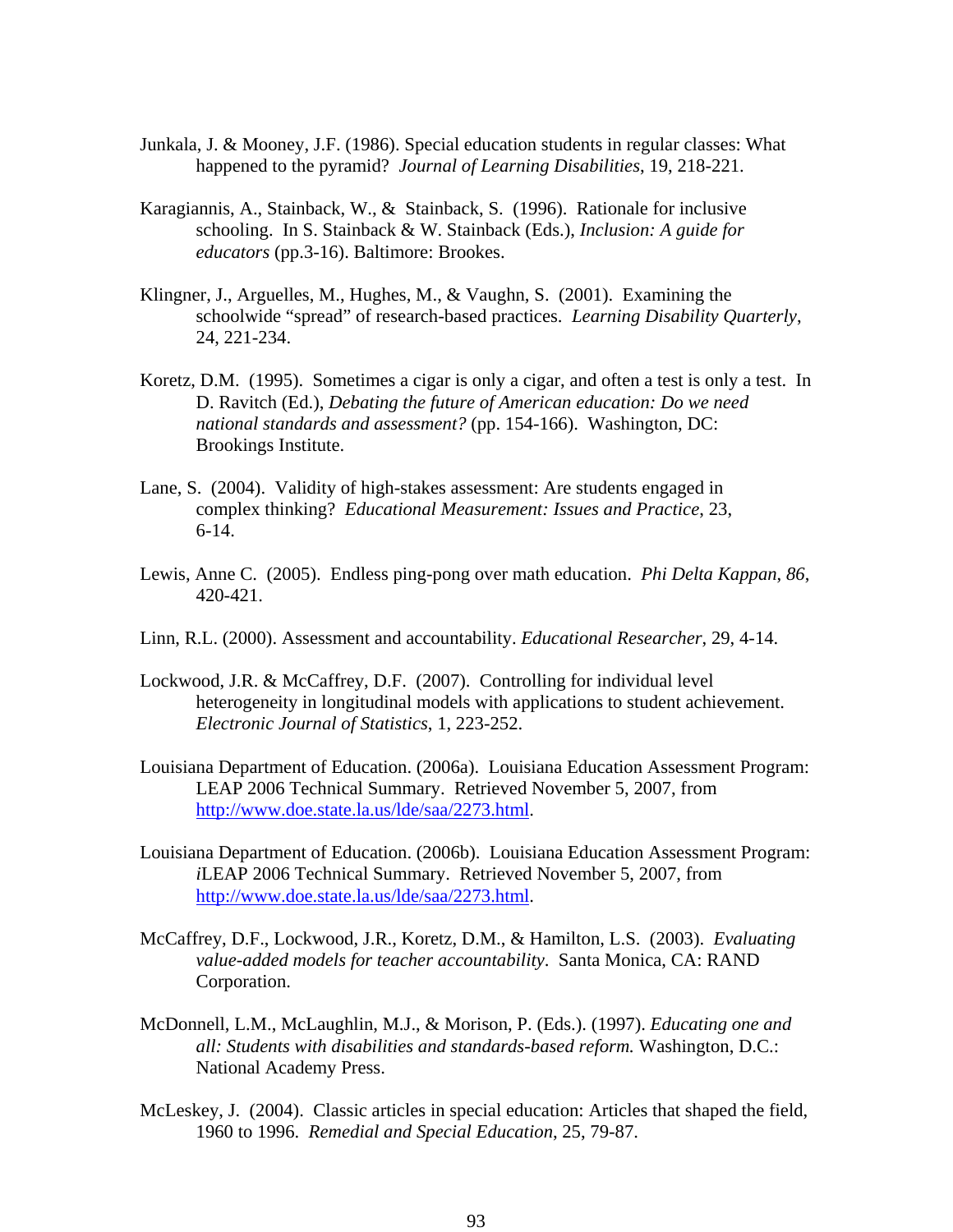Junkala, J. & Mooney, J.F. (1986). Special education students in regular classes: What happened to the pyramid? *Journal of Learning Disabilities*, 19, 218-221.

Karagiannis, A., Stainback, W., & Stainback, S. (1996). Rationale for inclusive schooling. In S. Stainback & W. Stainback (Eds.), *Inclusion: A guide for educators* (pp.3-16). Baltimore: Brookes.

Klingner, J., Arguelles, M., Hughes, M., & Vaughn, S. (2001). Examining the schoolwide "spread" of research-based practices. *Learning Disability Quarterly*, 24, 221-234.

Koretz, D.M. (1995). Sometimes a cigar is only a cigar, and often a test is only a test. In D. Ravitch (Ed.), *Debating the future of American education: Do we need national standards and assessment?* (pp. 154-166). Washington, DC: Brookings Institute.

Lane, S. (2004). Validity of high-stakes assessment: Are students engaged in complex thinking? *Educational Measurement: Issues and Practice*, 23, 6-14.

Lewis, Anne C. (2005). Endless ping-pong over math education. *Phi Delta Kappan*, *86*, 420-421.

Linn, R.L. (2000). Assessment and accountability. *Educational Researcher*, 29, 4-14.

Lockwood, J.R. & McCaffrey, D.F. (2007). Controlling for individual level heterogeneity in longitudinal models with applications to student achievement. *Electronic Journal of Statistics*, 1, 223-252.

Louisiana Department of Education. (2006a). Louisiana Education Assessment Program: LEAP 2006 Technical Summary. Retrieved November 5, 2007, from http://www.doe.state.la.us/lde/saa/2273.html.

Louisiana Department of Education. (2006b). Louisiana Education Assessment Program: *i*LEAP 2006 Technical Summary. Retrieved November 5, 2007, from http://www.doe.state.la.us/lde/saa/2273.html.

McCaffrey, D.F., Lockwood, J.R., Koretz, D.M., & Hamilton, L.S. (2003). *Evaluating value-added models for teacher accountability*. Santa Monica, CA: RAND Corporation.

McDonnell, L.M., McLaughlin, M.J., & Morison, P. (Eds.). (1997). *Educating one and all: Students with disabilities and standards-based reform.* Washington, D.C.: National Academy Press.

McLeskey, J. (2004). Classic articles in special education: Articles that shaped the field, 1960 to 1996. *Remedial and Special Education*, 25, 79-87.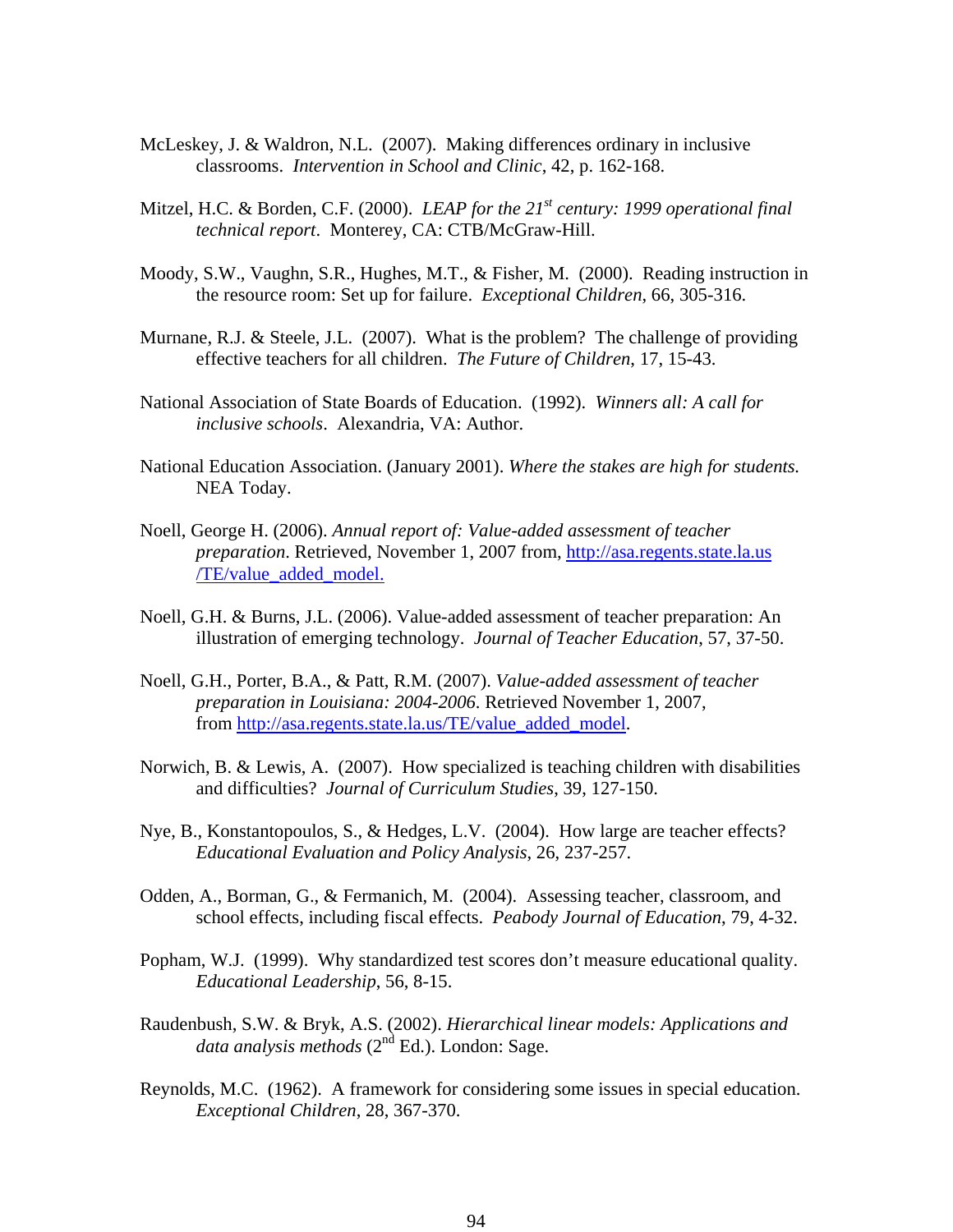McLeskey, J. & Waldron, N.L. (2007). Making differences ordinary in inclusive classrooms. *Intervention in School and Clinic*, 42, p. 162-168.

Mitzel, H.C. & Borden, C.F. (2000). *LEAP for the 21st century: 1999 operational final technical report*. Monterey, CA: CTB/McGraw-Hill.

Moody, S.W., Vaughn, S.R., Hughes, M.T., & Fisher, M. (2000). Reading instruction in the resource room: Set up for failure. *Exceptional Children*, 66, 305-316.

Murnane, R.J. & Steele, J.L. (2007). What is the problem? The challenge of providing effective teachers for all children. *The Future of Children*, 17, 15-43.

National Association of State Boards of Education. (1992). *Winners all: A call for inclusive schools*. Alexandria, VA: Author.

National Education Association. (January 2001). *Where the stakes are high for students.* NEA Today.

Noell, George H. (2006). *Annual report of: Value-added assessment of teacher preparation*. Retrieved, November 1, 2007 from, http://asa.regents.state.la.us /TE/value_added_model.

Noell, G.H. & Burns, J.L. (2006). Value-added assessment of teacher preparation: An illustration of emerging technology. *Journal of Teacher Education*, 57, 37-50.

Noell, G.H., Porter, B.A., & Patt, R.M. (2007). *Value-added assessment of teacher preparation in Louisiana: 2004-2006*. Retrieved November 1, 2007, from http://asa.regents.state.la.us/TE/value_added_model.

Norwich, B. & Lewis, A. (2007). How specialized is teaching children with disabilities and difficulties? *Journal of Curriculum Studies*, 39, 127-150.

Nye, B., Konstantopoulos, S., & Hedges, L.V. (2004). How large are teacher effects? *Educational Evaluation and Policy Analysis*, 26, 237-257.

Odden, A., Borman, G., & Fermanich, M. (2004). Assessing teacher, classroom, and school effects, including fiscal effects. *Peabody Journal of Education*, 79, 4-32.

Popham, W.J. (1999). Why standardized test scores don't measure educational quality. *Educational Leadership*, 56, 8-15.

Raudenbush, S.W. & Bryk, A.S. (2002). *Hierarchical linear models: Applications and data analysis methods* (2nd Ed.). London: Sage.

Reynolds, M.C. (1962). A framework for considering some issues in special education. *Exceptional Children*, 28, 367-370.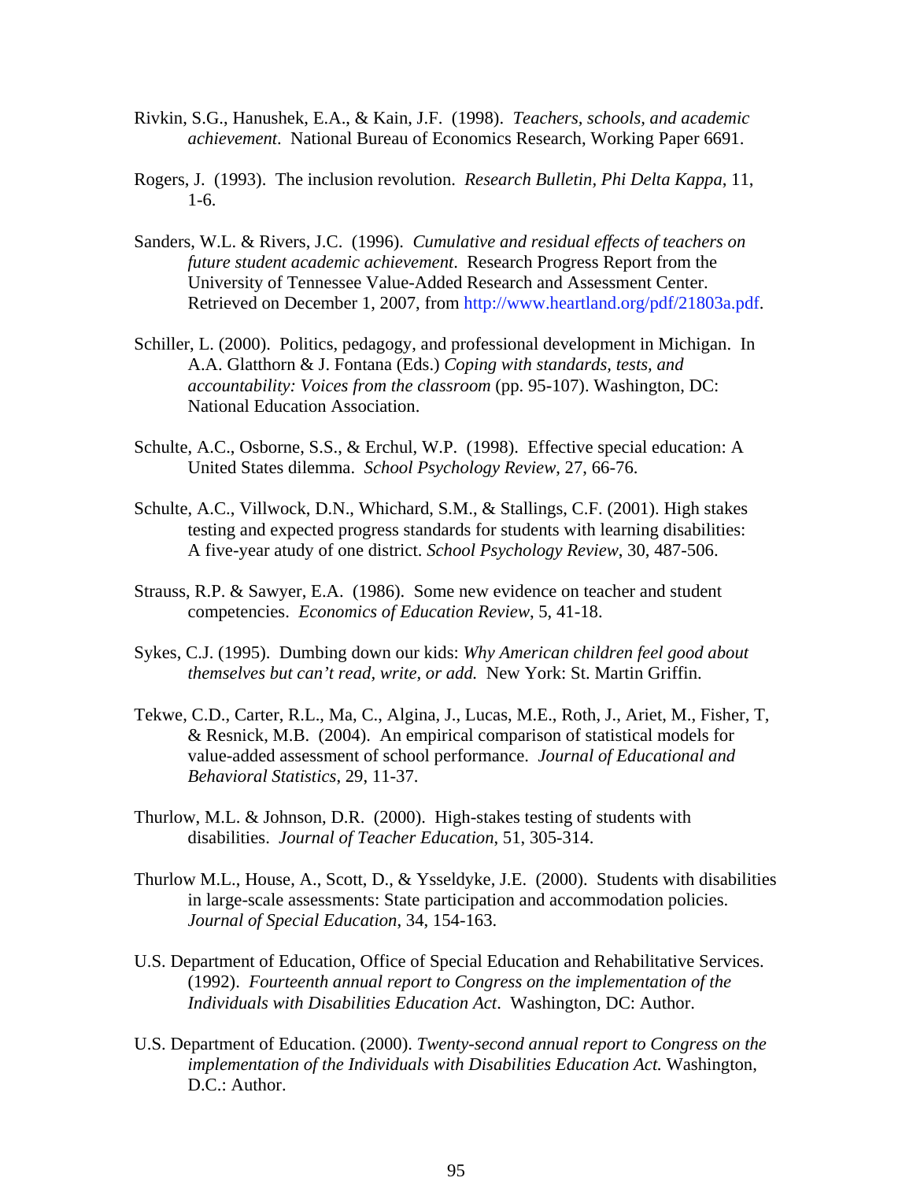Rivkin, S.G., Hanushek, E.A., & Kain, J.F. (1998). *Teachers, schools, and academic achievement*. National Bureau of Economics Research, Working Paper 6691.

Rogers, J. (1993). The inclusion revolution. *Research Bulletin, Phi Delta Kappa*, 11, 1-6.

Sanders, W.L. & Rivers, J.C. (1996). *Cumulative and residual effects of teachers on future student academic achievement*. Research Progress Report from the University of Tennessee Value-Added Research and Assessment Center. Retrieved on December 1, 2007, from http://www.heartland.org/pdf/21803a.pdf.

Schiller, L. (2000). Politics, pedagogy, and professional development in Michigan. In A.A. Glatthorn & J. Fontana (Eds.) *Coping with standards, tests, and accountability: Voices from the classroom* (pp. 95-107). Washington, DC: National Education Association.

Schulte, A.C., Osborne, S.S., & Erchul, W.P. (1998). Effective special education: A United States dilemma. *School Psychology Review*, 27, 66-76.

Schulte, A.C., Villwock, D.N., Whichard, S.M., & Stallings, C.F. (2001). High stakes testing and expected progress standards for students with learning disabilities: A five-year atudy of one district. *School Psychology Review*, 30, 487-506.

Strauss, R.P. & Sawyer, E.A. (1986). Some new evidence on teacher and student competencies. *Economics of Education Review*, 5, 41-18.

Sykes, C.J. (1995). Dumbing down our kids: *Why American children feel good about themselves but can't read, write, or add.* New York: St. Martin Griffin.

Tekwe, C.D., Carter, R.L., Ma, C., Algina, J., Lucas, M.E., Roth, J., Ariet, M., Fisher, T, & Resnick, M.B. (2004). An empirical comparison of statistical models for value-added assessment of school performance. *Journal of Educational and Behavioral Statistics*, 29, 11-37.

Thurlow, M.L. & Johnson, D.R. (2000). High-stakes testing of students with disabilities. *Journal of Teacher Education*, 51, 305-314.

Thurlow M.L., House, A., Scott, D., & Ysseldyke, J.E. (2000). Students with disabilities in large-scale assessments: State participation and accommodation policies. *Journal of Special Education*, 34, 154-163.

U.S. Department of Education, Office of Special Education and Rehabilitative Services. (1992). *Fourteenth annual report to Congress on the implementation of the Individuals with Disabilities Education Act*. Washington, DC: Author.

U.S. Department of Education. (2000). *Twenty-second annual report to Congress on the implementation of the Individuals with Disabilities Education Act.* Washington, D.C.: Author.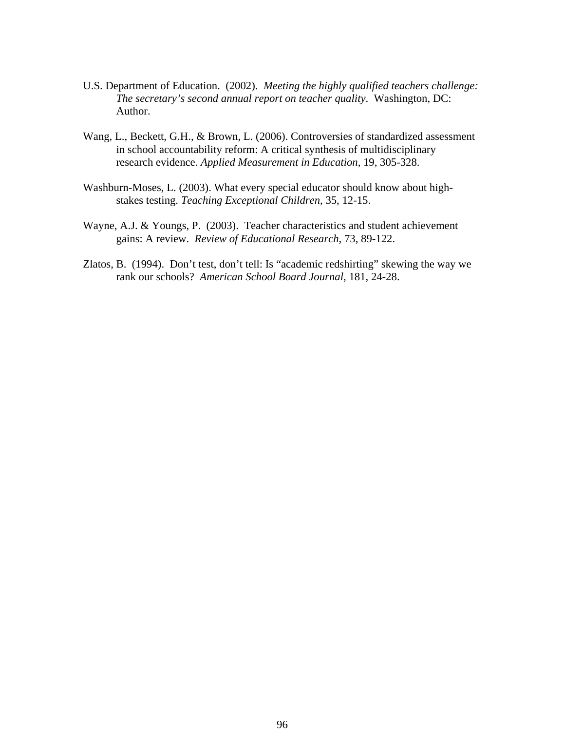U.S. Department of Education. (2002). *Meeting the highly qualified teachers challenge: The secretary's second annual report on teacher quality*. Washington, DC: Author.

Wang, L., Beckett, G.H., & Brown, L. (2006). Controversies of standardized assessment in school accountability reform: A critical synthesis of multidisciplinary research evidence. *Applied Measurement in Education*, 19, 305-328.

Washburn-Moses, L. (2003). What every special educator should know about high-stakes testing. *Teaching Exceptional Children*, 35, 12-15.

Wayne, A.J. & Youngs, P. (2003). Teacher characteristics and student achievement gains: A review. *Review of Educational Research*, 73, 89-122.

Zlatos, B. (1994). Don't test, don't tell: Is "academic redshirting" skewing the way we rank our schools? *American School Board Journal*, 181, 24-28.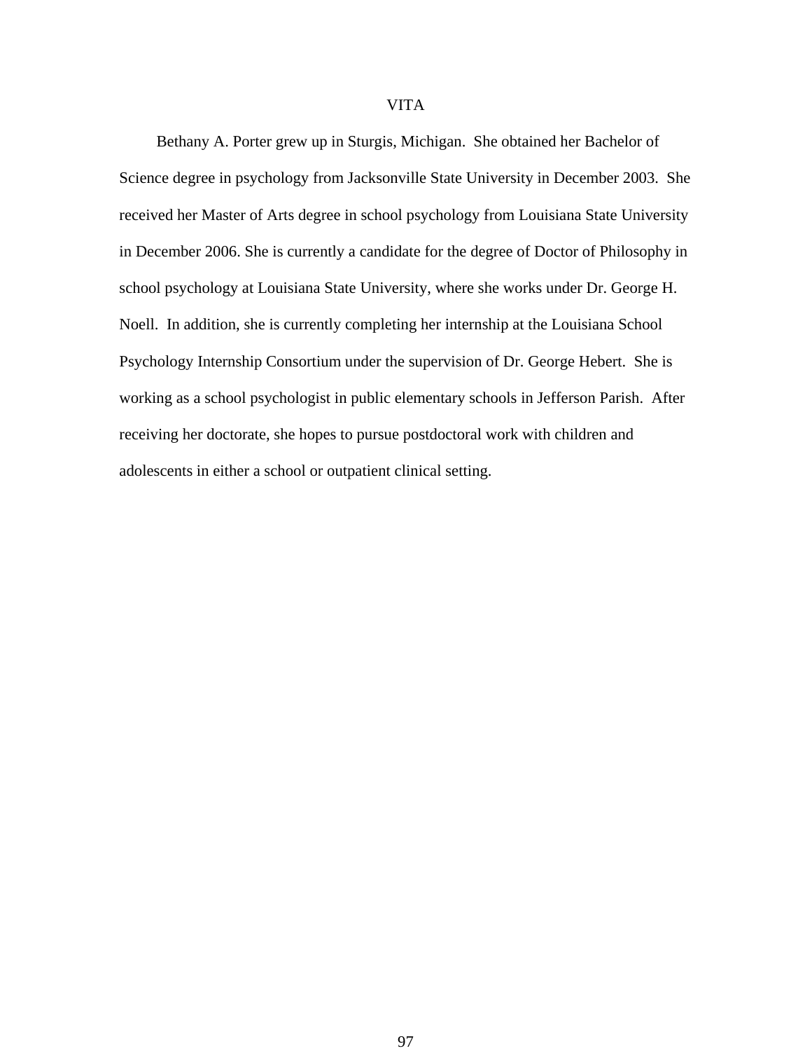# VITA

Bethany A. Porter grew up in Sturgis, Michigan. She obtained her Bachelor of Science degree in psychology from Jacksonville State University in December 2003. She received her Master of Arts degree in school psychology from Louisiana State University in December 2006. She is currently a candidate for the degree of Doctor of Philosophy in school psychology at Louisiana State University, where she works under Dr. George H. Noell. In addition, she is currently completing her internship at the Louisiana School Psychology Internship Consortium under the supervision of Dr. George Hebert. She is working as a school psychologist in public elementary schools in Jefferson Parish. After receiving her doctorate, she hopes to pursue postdoctoral work with children and adolescents in either a school or outpatient clinical setting.